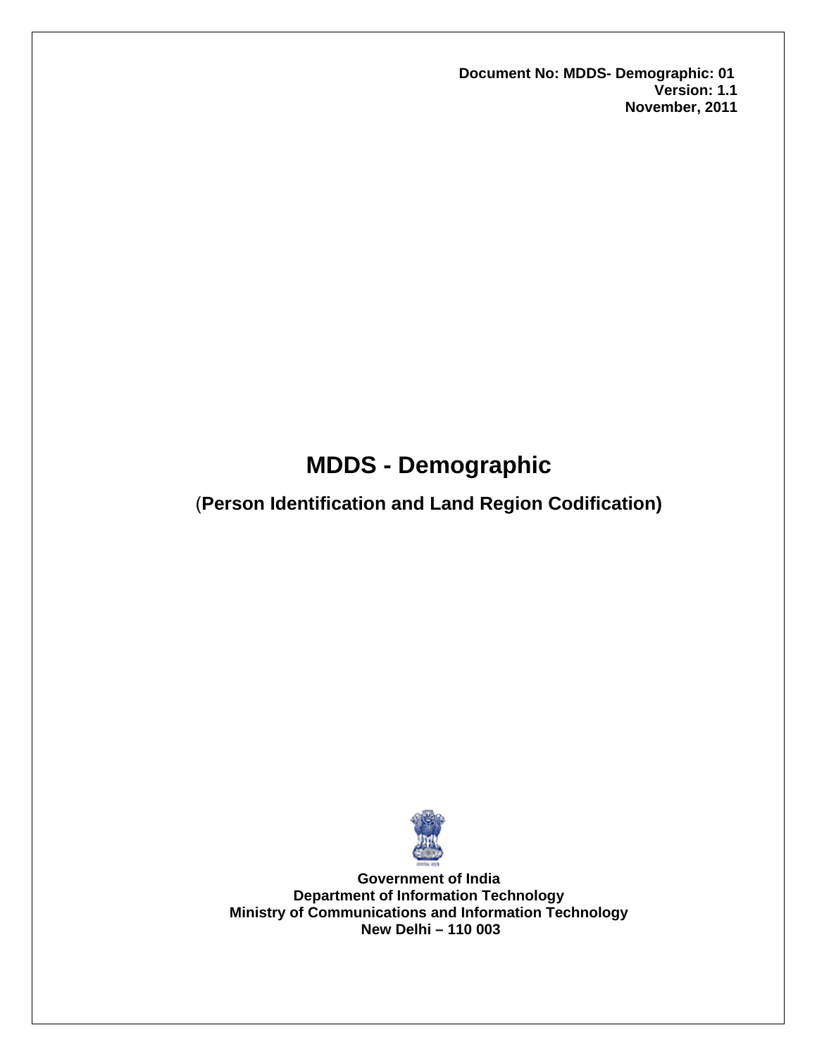**Document No: MDDS- Demographic: 01**
**Version: 1.1**
**November, 2011**

# MDDS - Demographic

## (Person Identification and Land Region Codification)

**Government of India**
**Department of Information Technology**
**Ministry of Communications and Information Technology**
**New Delhi – 110 003**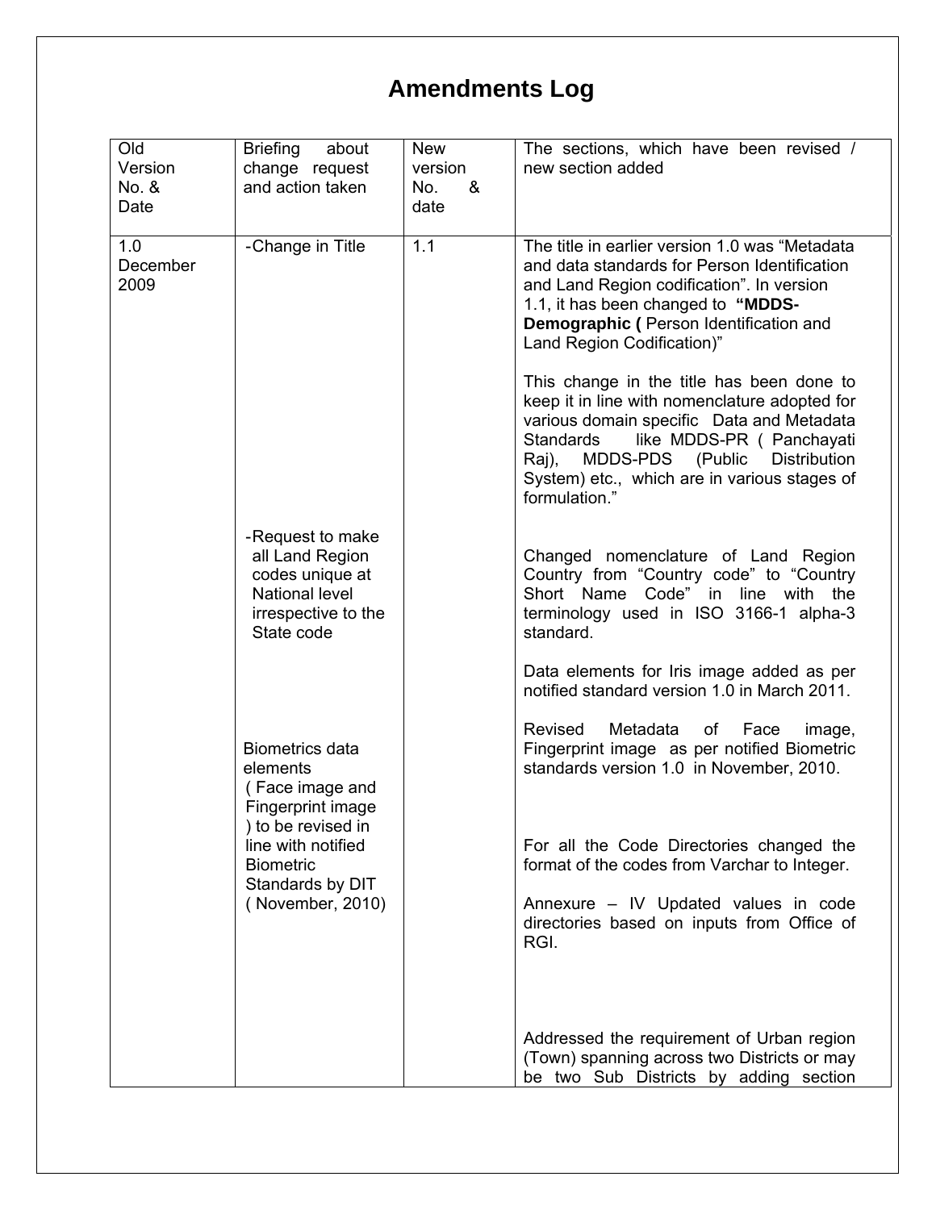# Amendments Log

| Old Version No. & Date | Briefing about change request and action taken | New version No. & date | The sections, which have been revised / new section added |
|---|---|---|---|
| 1.0 December 2009 | -Change in Title<br><br>-Request to make all Land Region codes unique at National level irrespective to the State code<br><br>Biometrics data elements ( Face image and Fingerprint image ) to be revised in line with notified Biometric Standards by DIT ( November, 2010) | 1.1 | The title in earlier version 1.0 was "Metadata and data standards for Person Identification and Land Region codification". In version 1.1, it has been changed to **"MDDS-Demographic (** Person Identification and Land Region Codification)"<br><br>This change in the title has been done to keep it in line with nomenclature adopted for various domain specific Data and Metadata Standards like MDDS-PR ( Panchayati Raj), MDDS-PDS (Public Distribution System) etc., which are in various stages of formulation."<br><br>Changed nomenclature of Land Region Country from "Country code" to "Country Short Name Code" in line with the terminology used in ISO 3166-1 alpha-3 standard.<br><br>Data elements for Iris image added as per notified standard version 1.0 in March 2011.<br><br>Revised Metadata of Face image, Fingerprint image as per notified Biometric standards version 1.0 in November, 2010.<br><br>For all the Code Directories changed the format of the codes from Varchar to Integer.<br><br>Annexure – IV Updated values in code directories based on inputs from Office of RGI.<br><br>Addressed the requirement of Urban region (Town) spanning across two Districts or may be two Sub Districts by adding section |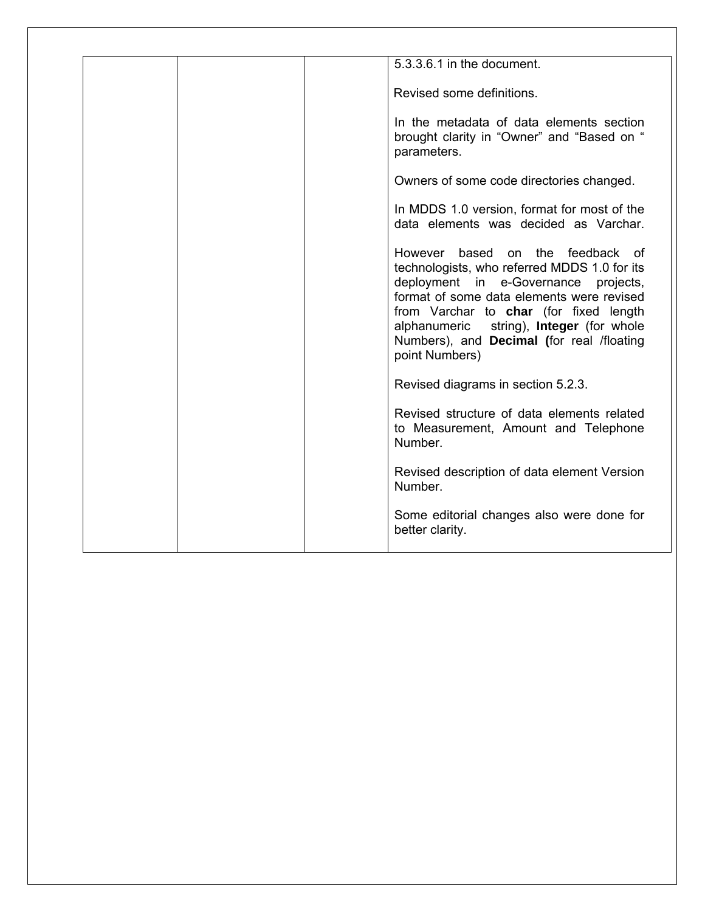|  |  |  | 5.3.3.6.1 in the document.<br><br>Revised some definitions.<br><br>In the metadata of data elements section brought clarity in “Owner” and “Based on “ parameters.<br><br>Owners of some code directories changed.<br><br>In MDDS 1.0 version, format for most of the data elements was decided as Varchar.<br><br>However based on the feedback of technologists, who referred MDDS 1.0 for its deployment in e-Governance projects, format of some data elements were revised from Varchar to **char** (for fixed length alphanumeric string), **Integer** (for whole Numbers), and **Decimal (**for real /floating point Numbers)<br><br>Revised diagrams in section 5.2.3.<br><br>Revised structure of data elements related to Measurement, Amount and Telephone Number.<br><br>Revised description of data element Version Number.<br><br>Some editorial changes also were done for better clarity. |
|---|---|---|---|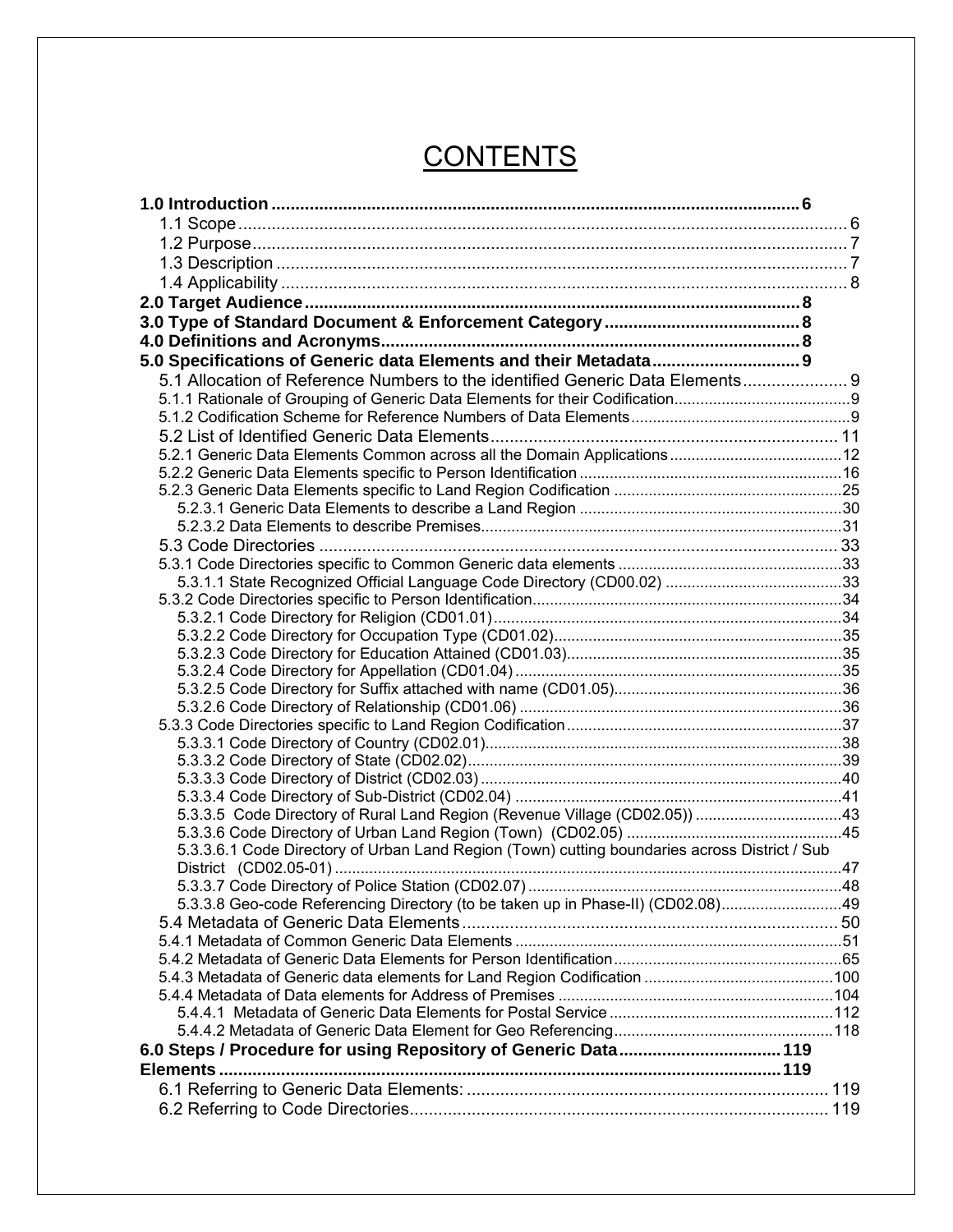# CONTENTS

**1.0 Introduction .............................................................................................................. 6**

1.1 Scope ...................................................................................................................... 6

1.2 Purpose .................................................................................................................. 7

1.3 Description ............................................................................................................ 7

1.4 Applicability ........................................................................................................... 8

**2.0 Target Audience ...................................................................................................... 8**

**3.0 Type of Standard Document & Enforcement Category ........................................ 8**

**4.0 Definitions and Acronyms ...................................................................................... 8**

**5.0 Specifications of Generic data Elements and their Metadata .............................. 9**

5.1 Allocation of Reference Numbers to the identified Generic Data Elements ..................... 9

5.1.1 Rationale of Grouping of Generic Data Elements for their Codification ........................................ 9

5.1.2 Codification Scheme for Reference Numbers of Data Elements .................................................. 9

5.2 List of Identified Generic Data Elements ......................................................................... 11

5.2.1 Generic Data Elements Common across all the Domain Applications ....................................... 12

5.2.2 Generic Data Elements specific to Person Identification ............................................................ 16

5.2.3 Generic Data Elements specific to Land Region Codification .................................................... 25

5.2.3.1 Generic Data Elements to describe a Land Region ............................................................ 30

5.2.3.2 Data Elements to describe Premises .................................................................................. 31

5.3 Code Directories .............................................................................................................. 33

5.3.1 Code Directories specific to Common Generic data elements ................................................... 33

5.3.1.1 State Recognized Official Language Code Directory (CD00.02) ......................................... 33

5.3.2 Code Directories specific to Person Identification ....................................................................... 34

5.3.2.1 Code Directory for Religion (CD01.01) ................................................................................ 34

5.3.2.2 Code Directory for Occupation Type (CD01.02) .................................................................. 35

5.3.2.3 Code Directory for Education Attained (CD01.03) ............................................................... 35

5.3.2.4 Code Directory for Appellation (CD01.04) ........................................................................... 35

5.3.2.5 Code Directory for Suffix attached with name (CD01.05) .................................................... 36

5.3.2.6 Code Directory of Relationship (CD01.06) .......................................................................... 36

5.3.3 Code Directories specific to Land Region Codification ............................................................... 37

5.3.3.1 Code Directory of Country (CD02.01) .................................................................................. 38

5.3.3.2 Code Directory of State (CD02.02) ...................................................................................... 39

5.3.3.3 Code Directory of District (CD02.03) ................................................................................... 40

5.3.3.4 Code Directory of Sub-District (CD02.04) ........................................................................... 41

5.3.3.5 Code Directory of Rural Land Region (Revenue Village (CD02.05)) .................................. 43

5.3.3.6 Code Directory of Urban Land Region (Town) (CD02.05) .................................................. 45

5.3.3.6.1 Code Directory of Urban Land Region (Town) cutting boundaries across District / Sub District (CD02.05-01) ..................................................................................................................... 47

5.3.3.7 Code Directory of Police Station (CD02.07) ........................................................................ 48

5.3.3.8 Geo-code Referencing Directory (to be taken up in Phase-II) (CD02.08) ............................ 49

5.4 Metadata of Generic Data Elements ................................................................................ 50

5.4.1 Metadata of Common Generic Data Elements ........................................................................... 51

5.4.2 Metadata of Generic Data Elements for Person Identification .................................................... 65

5.4.3 Metadata of Generic data elements for Land Region Codification ........................................... 100

5.4.4 Metadata of Data elements for Address of Premises ............................................................... 104

5.4.4.1 Metadata of Generic Data Elements for Postal Service .................................................... 112

5.4.4.2 Metadata of Generic Data Element for Geo Referencing ................................................... 118

**6.0 Steps / Procedure for using Repository of Generic Data Elements ................................................................................................................ 119**

6.1 Referring to Generic Data Elements: ............................................................................ 119

6.2 Referring to Code Directories ........................................................................................ 119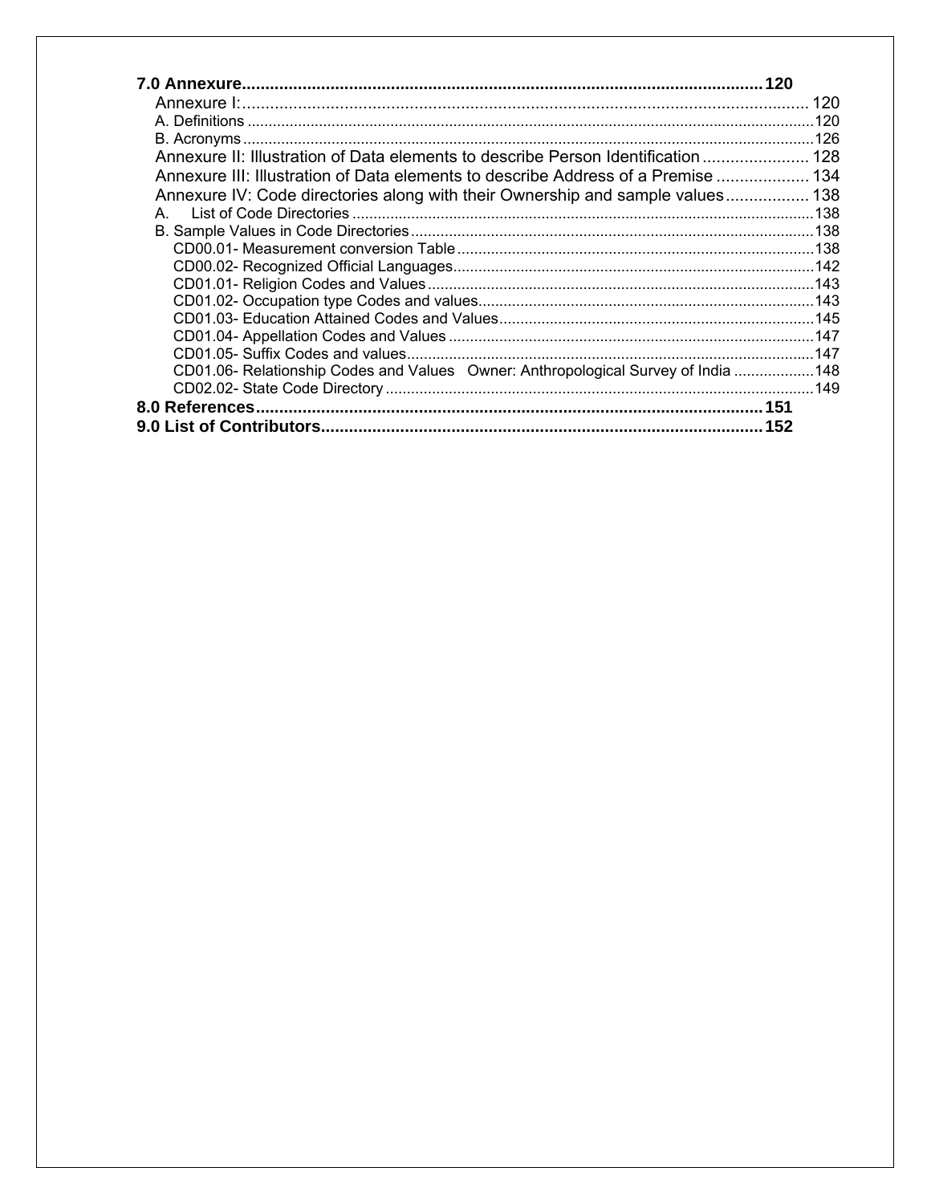**7.0 Annexure ..... 120**

- Annexure I: ..... 120
  - A. Definitions ..... 120
  - B. Acronyms ..... 126
- Annexure II: Illustration of Data elements to describe Person Identification ..... 128
- Annexure III: Illustration of Data elements to describe Address of a Premise ..... 134
- Annexure IV: Code directories along with their Ownership and sample values ..... 138
  - A. List of Code Directories ..... 138
  - B. Sample Values in Code Directories ..... 138
    - CD00.01- Measurement conversion Table ..... 138
    - CD00.02- Recognized Official Languages ..... 142
    - CD01.01- Religion Codes and Values ..... 143
    - CD01.02- Occupation type Codes and values ..... 143
    - CD01.03- Education Attained Codes and Values ..... 145
    - CD01.04- Appellation Codes and Values ..... 147
    - CD01.05- Suffix Codes and values ..... 147
    - CD01.06- Relationship Codes and Values Owner: Anthropological Survey of India ..... 148
    - CD02.02- State Code Directory ..... 149

**8.0 References ..... 151**

**9.0 List of Contributors ..... 152**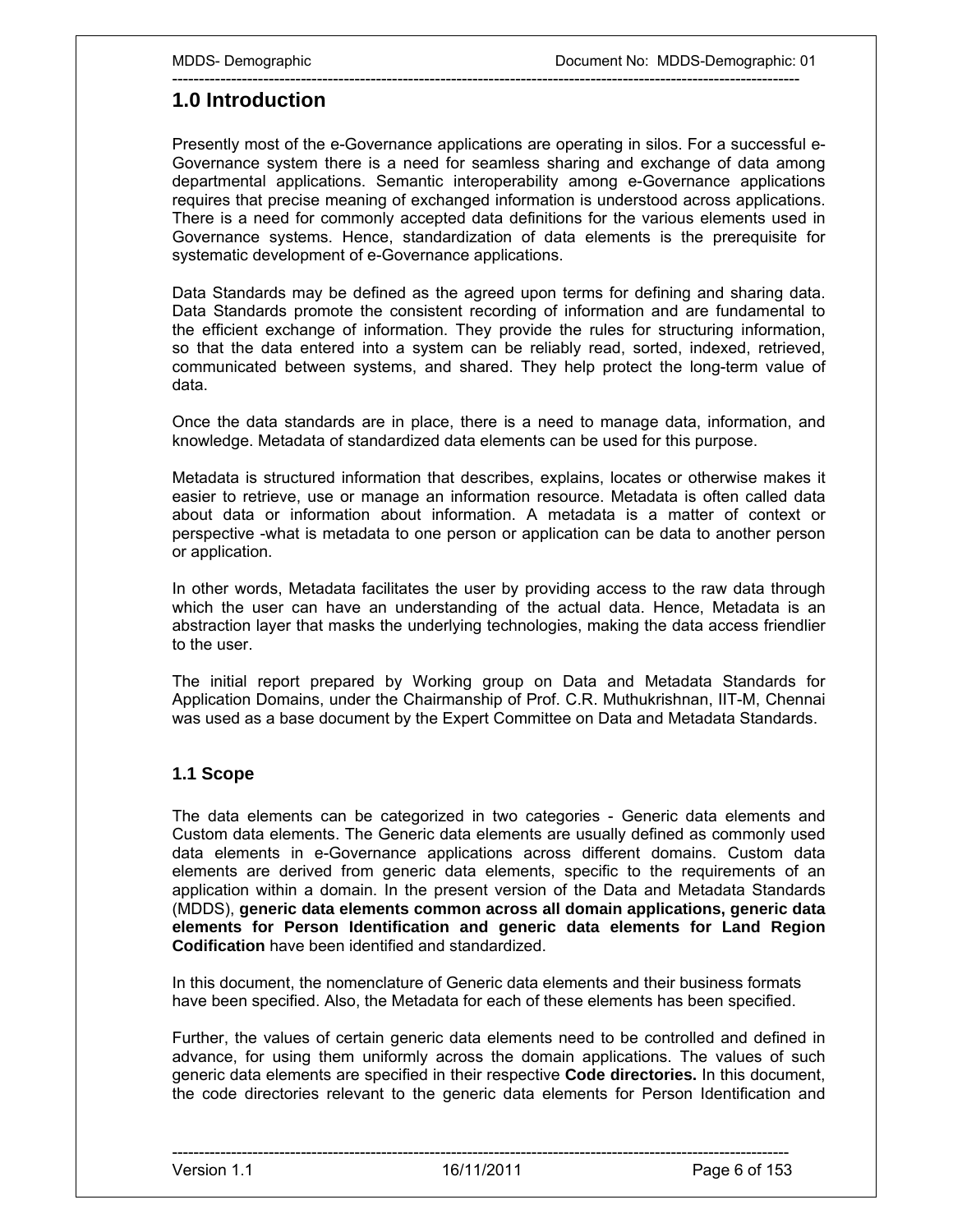# 1.0 Introduction

Presently most of the e-Governance applications are operating in silos. For a successful e-Governance system there is a need for seamless sharing and exchange of data among departmental applications. Semantic interoperability among e-Governance applications requires that precise meaning of exchanged information is understood across applications. There is a need for commonly accepted data definitions for the various elements used in Governance systems. Hence, standardization of data elements is the prerequisite for systematic development of e-Governance applications.

Data Standards may be defined as the agreed upon terms for defining and sharing data. Data Standards promote the consistent recording of information and are fundamental to the efficient exchange of information. They provide the rules for structuring information, so that the data entered into a system can be reliably read, sorted, indexed, retrieved, communicated between systems, and shared. They help protect the long-term value of data.

Once the data standards are in place, there is a need to manage data, information, and knowledge. Metadata of standardized data elements can be used for this purpose.

Metadata is structured information that describes, explains, locates or otherwise makes it easier to retrieve, use or manage an information resource. Metadata is often called data about data or information about information. A metadata is a matter of context or perspective -what is metadata to one person or application can be data to another person or application.

In other words, Metadata facilitates the user by providing access to the raw data through which the user can have an understanding of the actual data. Hence, Metadata is an abstraction layer that masks the underlying technologies, making the data access friendlier to the user.

The initial report prepared by Working group on Data and Metadata Standards for Application Domains, under the Chairmanship of Prof. C.R. Muthukrishnan, IIT-M, Chennai was used as a base document by the Expert Committee on Data and Metadata Standards.

## 1.1 Scope

The data elements can be categorized in two categories - Generic data elements and Custom data elements. The Generic data elements are usually defined as commonly used data elements in e-Governance applications across different domains. Custom data elements are derived from generic data elements, specific to the requirements of an application within a domain. In the present version of the Data and Metadata Standards (MDDS), **generic data elements common across all domain applications, generic data elements for Person Identification and generic data elements for Land Region Codification** have been identified and standardized.

In this document, the nomenclature of Generic data elements and their business formats have been specified. Also, the Metadata for each of these elements has been specified.

Further, the values of certain generic data elements need to be controlled and defined in advance, for using them uniformly across the domain applications. The values of such generic data elements are specified in their respective **Code directories.** In this document, the code directories relevant to the generic data elements for Person Identification and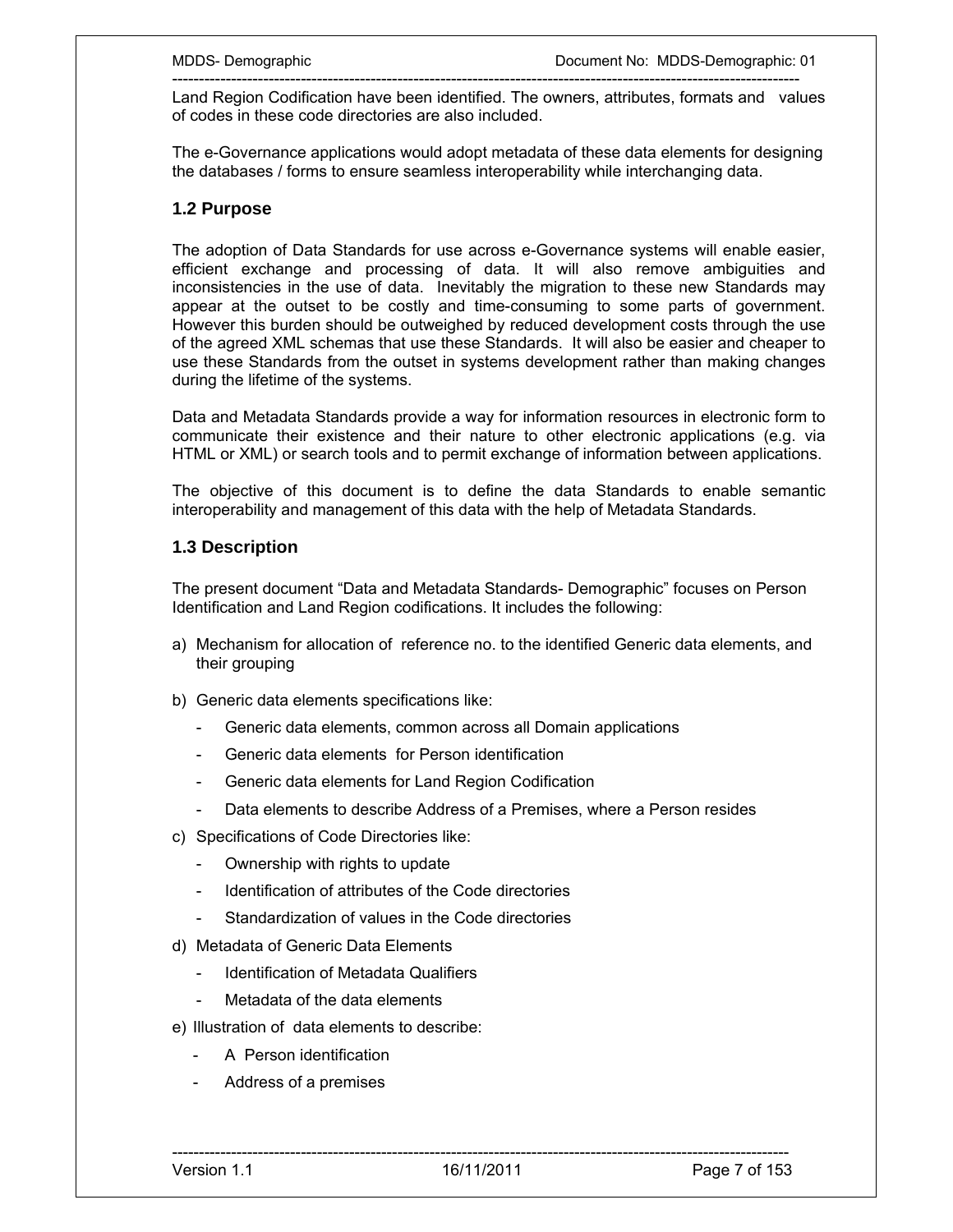Land Region Codification have been identified. The owners, attributes, formats and values of codes in these code directories are also included.

The e-Governance applications would adopt metadata of these data elements for designing the databases / forms to ensure seamless interoperability while interchanging data.

### 1.2 Purpose

The adoption of Data Standards for use across e-Governance systems will enable easier, efficient exchange and processing of data. It will also remove ambiguities and inconsistencies in the use of data. Inevitably the migration to these new Standards may appear at the outset to be costly and time-consuming to some parts of government. However this burden should be outweighed by reduced development costs through the use of the agreed XML schemas that use these Standards. It will also be easier and cheaper to use these Standards from the outset in systems development rather than making changes during the lifetime of the systems.

Data and Metadata Standards provide a way for information resources in electronic form to communicate their existence and their nature to other electronic applications (e.g. via HTML or XML) or search tools and to permit exchange of information between applications.

The objective of this document is to define the data Standards to enable semantic interoperability and management of this data with the help of Metadata Standards.

### 1.3 Description

The present document "Data and Metadata Standards- Demographic" focuses on Person Identification and Land Region codifications. It includes the following:

a) Mechanism for allocation of reference no. to the identified Generic data elements, and their grouping

b) Generic data elements specifications like:
   - Generic data elements, common across all Domain applications
   - Generic data elements for Person identification
   - Generic data elements for Land Region Codification
   - Data elements to describe Address of a Premises, where a Person resides

c) Specifications of Code Directories like:
   - Ownership with rights to update
   - Identification of attributes of the Code directories
   - Standardization of values in the Code directories

d) Metadata of Generic Data Elements
   - Identification of Metadata Qualifiers
   - Metadata of the data elements

e) Illustration of data elements to describe:
   - A Person identification
   - Address of a premises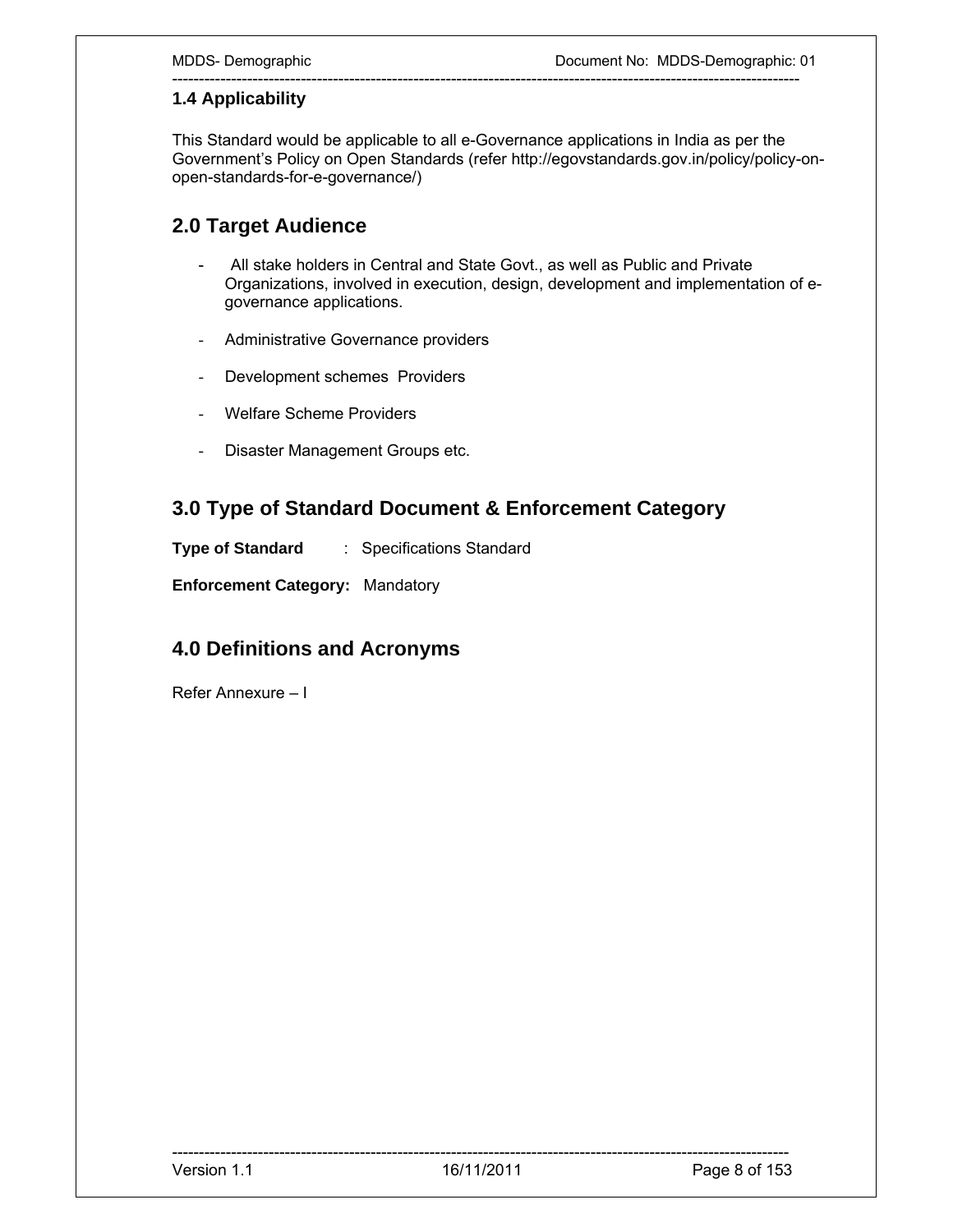### 1.4 Applicability

This Standard would be applicable to all e-Governance applications in India as per the Government's Policy on Open Standards (refer http://egovstandards.gov.in/policy/policy-on-open-standards-for-e-governance/)

## 2.0 Target Audience

- All stake holders in Central and State Govt., as well as Public and Private Organizations, involved in execution, design, development and implementation of e-governance applications.
- Administrative Governance providers
- Development schemes Providers
- Welfare Scheme Providers
- Disaster Management Groups etc.

## 3.0 Type of Standard Document & Enforcement Category

**Type of Standard** : Specifications Standard

**Enforcement Category:** Mandatory

## 4.0 Definitions and Acronyms

Refer Annexure – I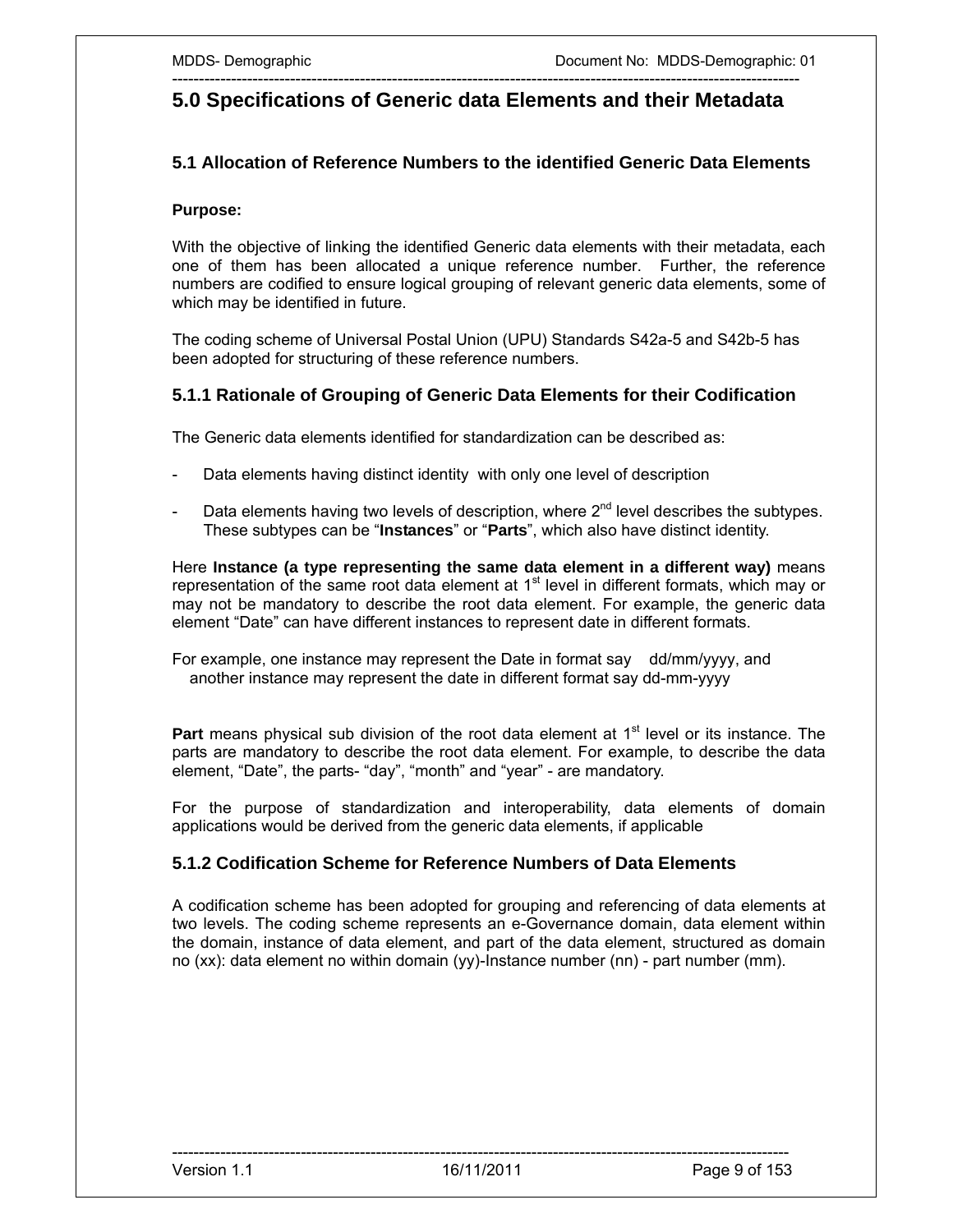# 5.0 Specifications of Generic data Elements and their Metadata

## 5.1 Allocation of Reference Numbers to the identified Generic Data Elements

**Purpose:**

With the objective of linking the identified Generic data elements with their metadata, each one of them has been allocated a unique reference number. Further, the reference numbers are codified to ensure logical grouping of relevant generic data elements, some of which may be identified in future.

The coding scheme of Universal Postal Union (UPU) Standards S42a-5 and S42b-5 has been adopted for structuring of these reference numbers.

### 5.1.1 Rationale of Grouping of Generic Data Elements for their Codification

The Generic data elements identified for standardization can be described as:

- Data elements having distinct identity with only one level of description
- Data elements having two levels of description, where 2nd level describes the subtypes. These subtypes can be "**Instances**" or "**Parts**", which also have distinct identity.

Here **Instance (a type representing the same data element in a different way)** means representation of the same root data element at 1st level in different formats, which may or may not be mandatory to describe the root data element. For example, the generic data element "Date" can have different instances to represent date in different formats.

For example, one instance may represent the Date in format say dd/mm/yyyy, and another instance may represent the date in different format say dd-mm-yyyy

**Part** means physical sub division of the root data element at 1st level or its instance. The parts are mandatory to describe the root data element. For example, to describe the data element, "Date", the parts- "day", "month" and "year" - are mandatory.

For the purpose of standardization and interoperability, data elements of domain applications would be derived from the generic data elements, if applicable

### 5.1.2 Codification Scheme for Reference Numbers of Data Elements

A codification scheme has been adopted for grouping and referencing of data elements at two levels. The coding scheme represents an e-Governance domain, data element within the domain, instance of data element, and part of the data element, structured as domain no (xx): data element no within domain (yy)-Instance number (nn) - part number (mm).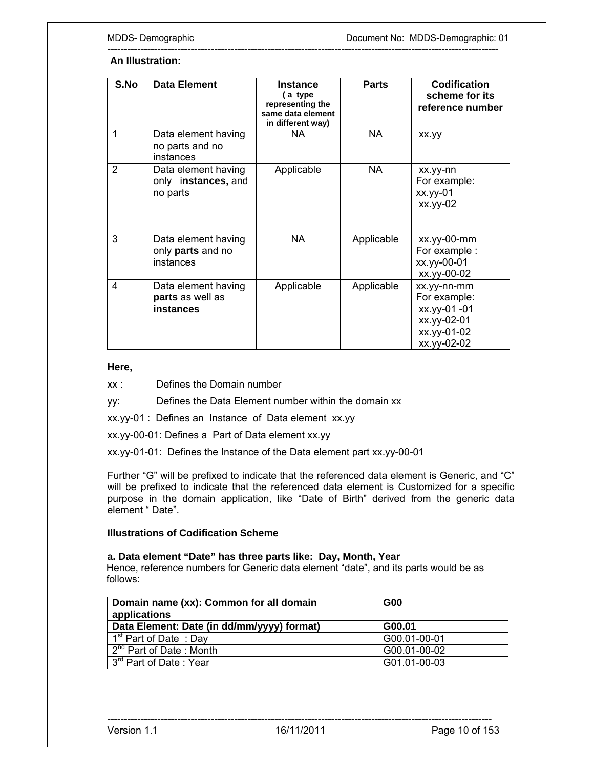**An Illustration:**

| S.No | Data Element | Instance (a type representing the same data element in different way) | Parts | Codification scheme for its reference number |
|---|---|---|---|---|
| 1 | Data element having no parts and no instances | NA | NA | xx.yy |
| 2 | Data element having only **instances,** and no parts | Applicable | NA | xx.yy-nn<br>For example:<br>xx.yy-01<br>xx.yy-02 |
| 3 | Data element having only **parts** and no instances | NA | Applicable | xx.yy-00-mm<br>For example :<br>xx.yy-00-01<br>xx.yy-00-02 |
| 4 | Data element having **parts** as well as **instances** | Applicable | Applicable | xx.yy-nn-mm<br>For example:<br>xx.yy-01 -01<br>xx.yy-02-01<br>xx.yy-01-02<br>xx.yy-02-02 |

**Here,**

xx : Defines the Domain number

yy: Defines the Data Element number within the domain xx

xx.yy-01 : Defines an Instance of Data element xx.yy

xx.yy-00-01: Defines a Part of Data element xx.yy

xx.yy-01-01: Defines the Instance of the Data element part xx.yy-00-01

Further "G" will be prefixed to indicate that the referenced data element is Generic, and "C" will be prefixed to indicate that the referenced data element is Customized for a specific purpose in the domain application, like "Date of Birth" derived from the generic data element " Date".

**Illustrations of Codification Scheme**

**a. Data element "Date" has three parts like: Day, Month, Year**

Hence, reference numbers for Generic data element "date", and its parts would be as follows:

| **Domain name (xx): Common for all domain applications** | **G00** |
|---|---|
| **Data Element: Date (in dd/mm/yyyy) format)** | **G00.01** |
| 1st Part of Date : Day | G00.01-00-01 |
| 2nd Part of Date : Month | G00.01-00-02 |
| 3rd Part of Date : Year | G01.01-00-03 |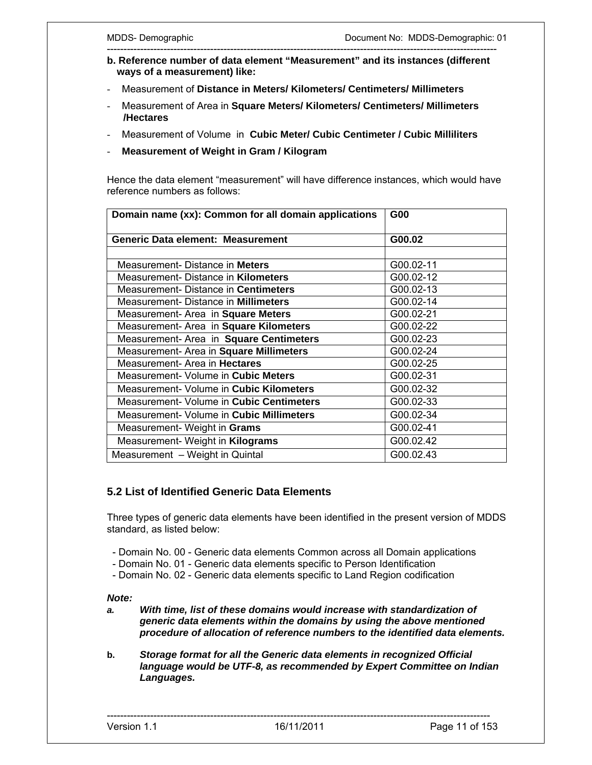**b. Reference number of data element "Measurement" and its instances (different ways of a measurement) like:**

- Measurement of **Distance in Meters/ Kilometers/ Centimeters/ Millimeters**
- Measurement of Area in **Square Meters/ Kilometers/ Centimeters/ Millimeters /Hectares**
- Measurement of Volume in **Cubic Meter/ Cubic Centimeter / Cubic Milliliters**
- **Measurement of Weight in Gram / Kilogram**

Hence the data element "measurement" will have difference instances, which would have reference numbers as follows:

| **Domain name (xx): Common for all domain applications** | **G00** |
|---|---|
| **Generic Data element: Measurement** | **G00.02** |
| | |
| Measurement- Distance in **Meters** | G00.02-11 |
| Measurement- Distance in **Kilometers** | G00.02-12 |
| Measurement- Distance in **Centimeters** | G00.02-13 |
| Measurement- Distance in **Millimeters** | G00.02-14 |
| Measurement- Area in **Square Meters** | G00.02-21 |
| Measurement- Area in **Square Kilometers** | G00.02-22 |
| Measurement- Area in **Square Centimeters** | G00.02-23 |
| Measurement- Area in **Square Millimeters** | G00.02-24 |
| Measurement- Area in **Hectares** | G00.02-25 |
| Measurement- Volume in **Cubic Meters** | G00.02-31 |
| Measurement- Volume in **Cubic Kilometers** | G00.02-32 |
| Measurement- Volume in **Cubic Centimeters** | G00.02-33 |
| Measurement- Volume in **Cubic Millimeters** | G00.02-34 |
| Measurement- Weight in **Grams** | G00.02-41 |
| Measurement- Weight in **Kilograms** | G00.02.42 |
| Measurement – Weight in Quintal | G00.02.43 |

## 5.2 List of Identified Generic Data Elements

Three types of generic data elements have been identified in the present version of MDDS standard, as listed below:

- Domain No. 00 - Generic data elements Common across all Domain applications
- Domain No. 01 - Generic data elements specific to Person Identification
- Domain No. 02 - Generic data elements specific to Land Region codification

***Note:***

**a.** ***With time, list of these domains would increase with standardization of generic data elements within the domains by using the above mentioned procedure of allocation of reference numbers to the identified data elements.***

**b.** ***Storage format for all the Generic data elements in recognized Official language would be UTF-8, as recommended by Expert Committee on Indian Languages.***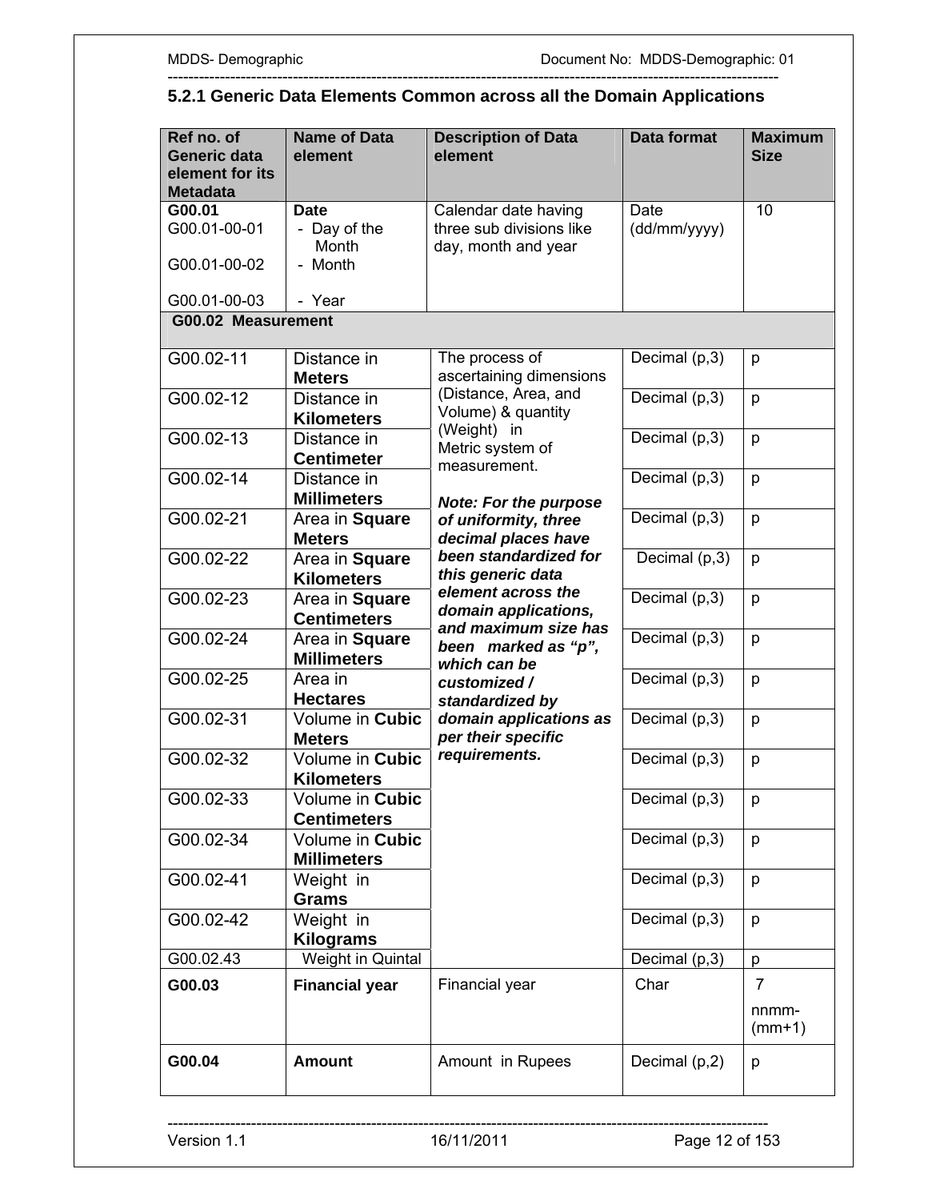### 5.2.1 Generic Data Elements Common across all the Domain Applications

| Ref no. of Generic data element for its Metadata | Name of Data element | Description of Data element | Data format | Maximum Size |
|---|---|---|---|---|
| **G00.01**<br>G00.01-00-01<br>G00.01-00-02<br>G00.01-00-03 | **Date**<br>- Day of the Month<br>- Month<br>- Year | Calendar date having three sub divisions like day, month and year | Date (dd/mm/yyyy) | 10 |
| **G00.02 Measurement** | | | | |
| G00.02-11 | Distance in **Meters** | The process of ascertaining dimensions (Distance, Area, and Volume) & quantity (Weight) in Metric system of measurement.<br><br>***Note: For the purpose of uniformity, three decimal places have been standardized for this generic data element across the domain applications, and maximum size has been marked as "p", which can be customized / standardized by domain applications as per their specific requirements.*** | Decimal (p,3) | p |
| G00.02-12 | Distance in **Kilometers** | | Decimal (p,3) | p |
| G00.02-13 | Distance in **Centimeter** | | Decimal (p,3) | p |
| G00.02-14 | Distance in **Millimeters** | | Decimal (p,3) | p |
| G00.02-21 | Area in **Square Meters** | | Decimal (p,3) | p |
| G00.02-22 | Area in **Square Kilometers** | | Decimal (p,3) | p |
| G00.02-23 | Area in **Square Centimeters** | | Decimal (p,3) | p |
| G00.02-24 | Area in **Square Millimeters** | | Decimal (p,3) | p |
| G00.02-25 | Area in **Hectares** | | Decimal (p,3) | p |
| G00.02-31 | Volume in **Cubic Meters** | | Decimal (p,3) | p |
| G00.02-32 | Volume in **Cubic Kilometers** | | Decimal (p,3) | p |
| G00.02-33 | Volume in **Cubic Centimeters** | | Decimal (p,3) | p |
| G00.02-34 | Volume in **Cubic Millimeters** | | Decimal (p,3) | p |
| G00.02-41 | Weight in **Grams** | | Decimal (p,3) | p |
| G00.02-42 | Weight in **Kilograms** | | Decimal (p,3) | p |
| G00.02.43 | Weight in Quintal | | Decimal (p,3) | p |
| **G00.03** | **Financial year** | Financial year | Char | 7<br>nnmm-(mm+1) |
| **G00.04** | **Amount** | Amount in Rupees | Decimal (p,2) | p |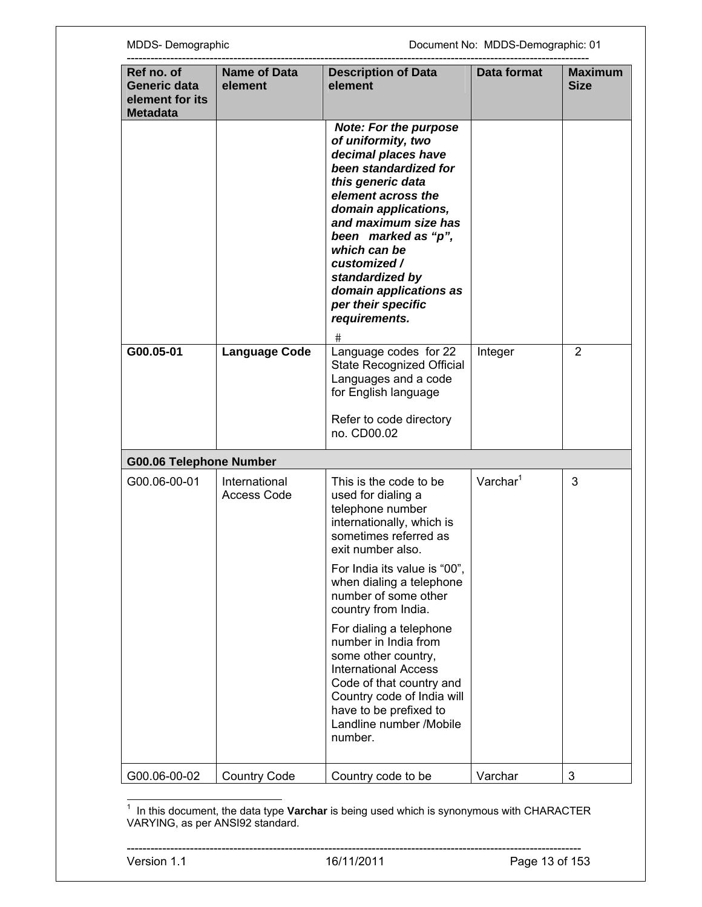| Ref no. of Generic data element for its Metadata | Name of Data element | Description of Data element | Data format | Maximum Size |
|---|---|---|---|---|
| | | ***Note: For the purpose of uniformity, two decimal places have been standardized for this generic data element across the domain applications, and maximum size has been marked as "p", which can be customized / standardized by domain applications as per their specific requirements.*** # | | |
| **G00.05-01** | **Language Code** | Language codes for 22 State Recognized Official Languages and a code for English language<br><br>Refer to code directory no. CD00.02 | Integer | 2 |
| **G00.06 Telephone Number** | | | | |
| G00.06-00-01 | International Access Code | This is the code to be used for dialing a telephone number internationally, which is sometimes referred as exit number also.<br><br>For India its value is "00", when dialing a telephone number of some other country from India.<br><br>For dialing a telephone number in India from some other country, International Access Code of that country and Country code of India will have to be prefixed to Landline number /Mobile number. | Varchar[1] | 3 |
| G00.06-00-02 | Country Code | Country code to be | Varchar | 3 |

[1] In this document, the data type **Varchar** is being used which is synonymous with CHARACTER VARYING, as per ANSI92 standard.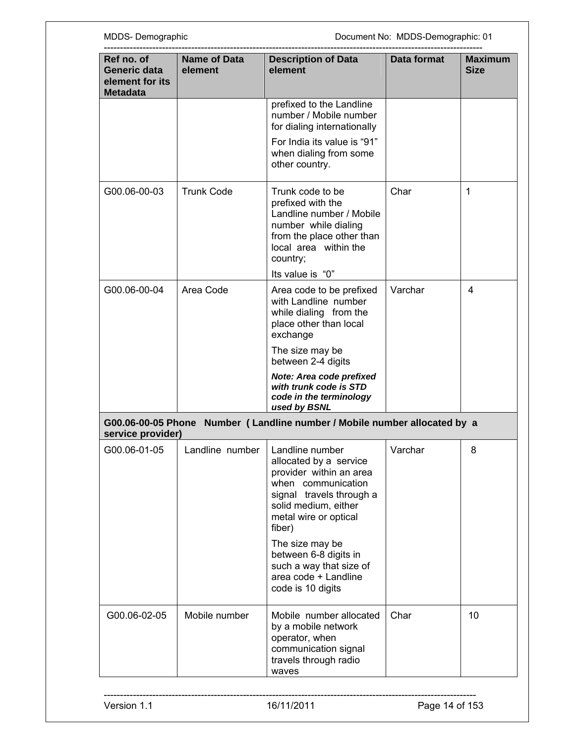| Ref no. of Generic data element for its Metadata | Name of Data element | Description of Data element | Data format | Maximum Size |
|---|---|---|---|---|
| | | prefixed to the Landline number / Mobile number for dialing internationally<br><br>For India its value is "91" when dialing from some other country. | | |
| G00.06-00-03 | Trunk Code | Trunk code to be prefixed with the Landline number / Mobile number while dialing from the place other than local area within the country;<br><br>Its value is "0" | Char | 1 |
| G00.06-00-04 | Area Code | Area code to be prefixed with Landline number while dialing from the place other than local exchange<br><br>The size may be between 2-4 digits<br><br>***Note: Area code prefixed with trunk code is STD code in the terminology used by BSNL*** | Varchar | 4 |
| **G00.06-00-05 Phone Number ( Landline number / Mobile number allocated by a service provider)** | | | | |
| G00.06-01-05 | Landline number | Landline number allocated by a service provider within an area when communication signal travels through a solid medium, either metal wire or optical fiber)<br><br>The size may be between 6-8 digits in such a way that size of area code + Landline code is 10 digits | Varchar | 8 |
| G00.06-02-05 | Mobile number | Mobile number allocated by a mobile network operator, when communication signal travels through radio waves | Char | 10 |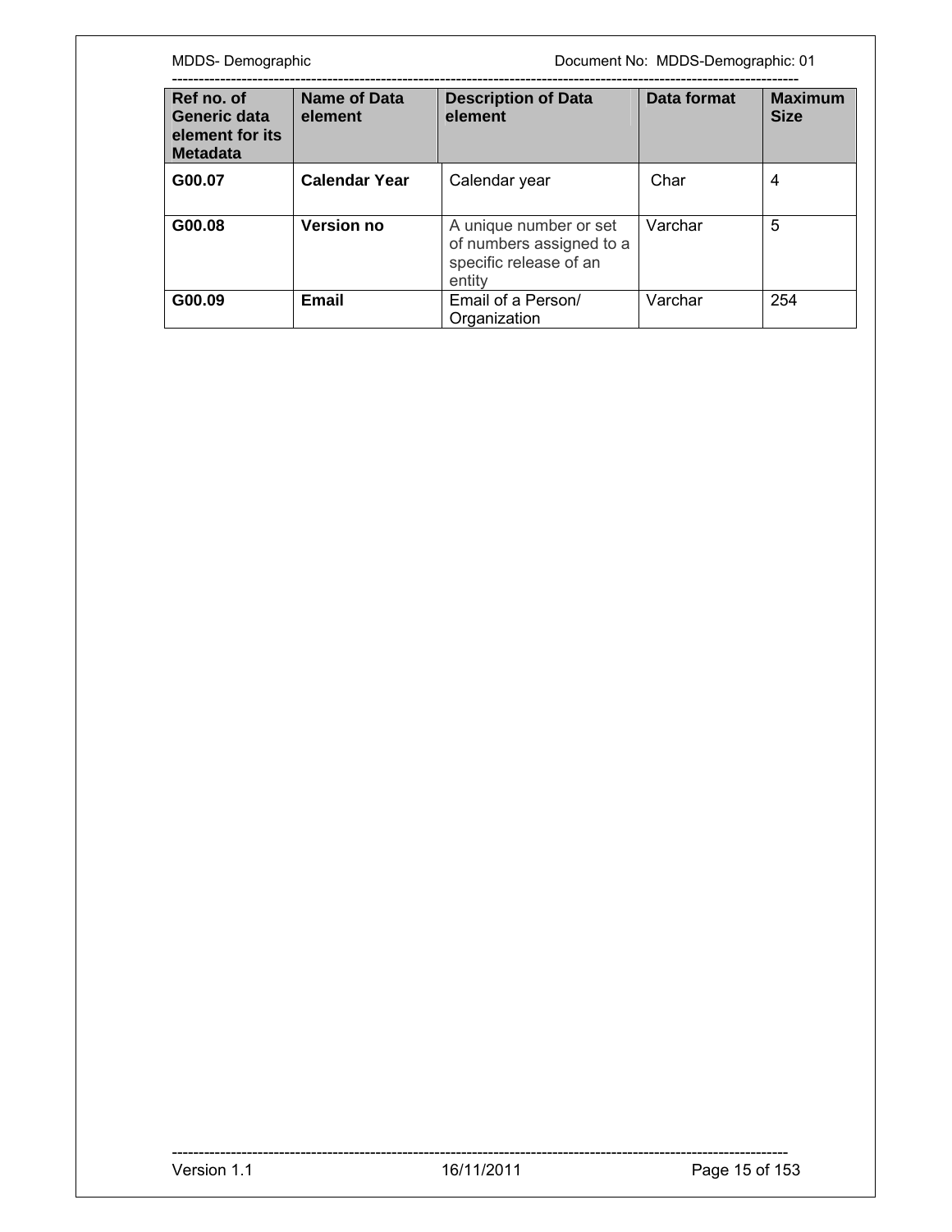| Ref no. of Generic data element for its Metadata | Name of Data element | Description of Data element | Data format | Maximum Size |
|---|---|---|---|---|
| **G00.07** | **Calendar Year** | Calendar year | Char | 4 |
| **G00.08** | **Version no** | A unique number or set of numbers assigned to a specific release of an entity | Varchar | 5 |
| **G00.09** | **Email** | Email of a Person/ Organization | Varchar | 254 |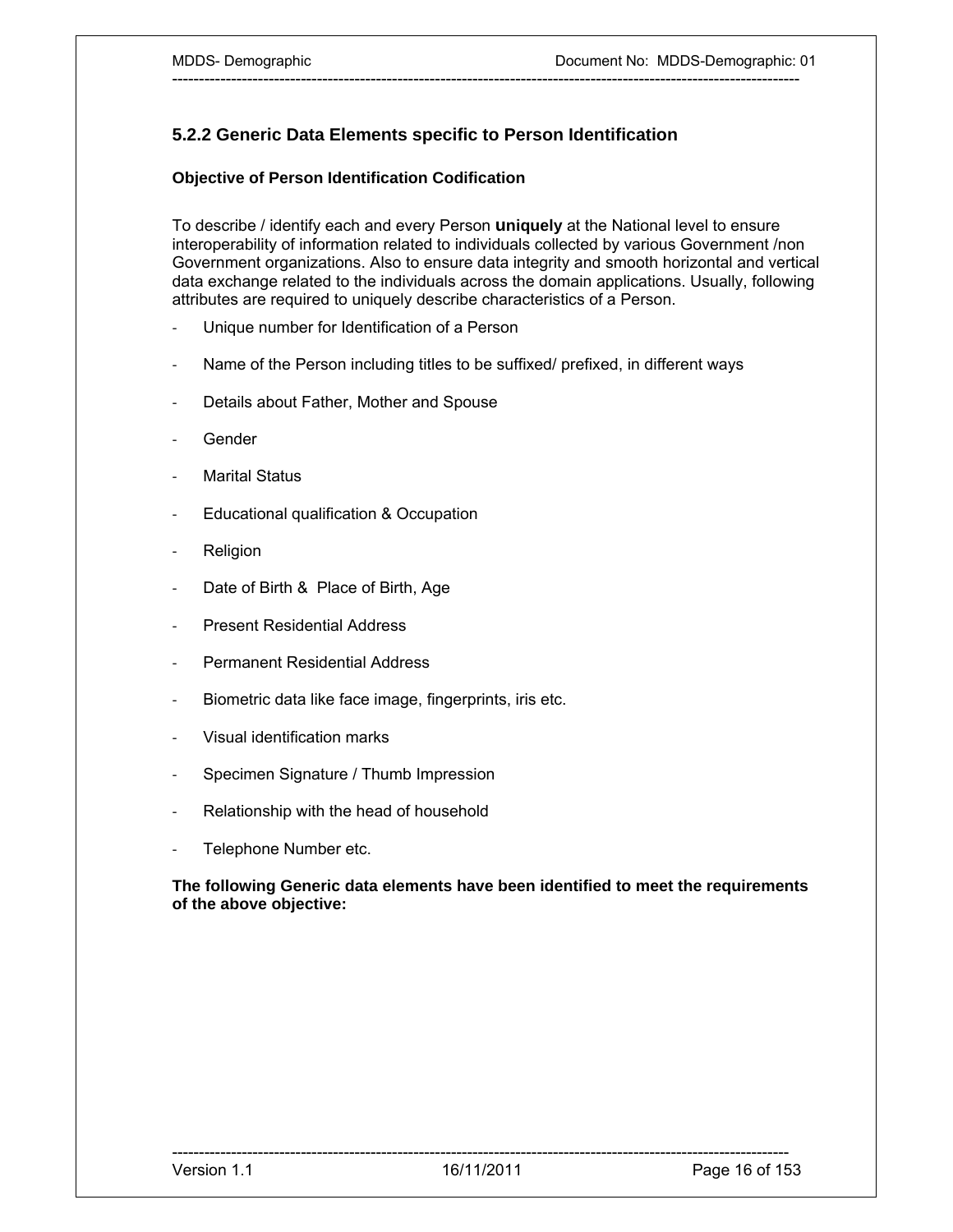### 5.2.2 Generic Data Elements specific to Person Identification

**Objective of Person Identification Codification**

To describe / identify each and every Person **uniquely** at the National level to ensure interoperability of information related to individuals collected by various Government /non Government organizations. Also to ensure data integrity and smooth horizontal and vertical data exchange related to the individuals across the domain applications. Usually, following attributes are required to uniquely describe characteristics of a Person.

- Unique number for Identification of a Person
- Name of the Person including titles to be suffixed/ prefixed, in different ways
- Details about Father, Mother and Spouse
- Gender
- Marital Status
- Educational qualification & Occupation
- Religion
- Date of Birth & Place of Birth, Age
- Present Residential Address
- Permanent Residential Address
- Biometric data like face image, fingerprints, iris etc.
- Visual identification marks
- Specimen Signature / Thumb Impression
- Relationship with the head of household
- Telephone Number etc.

**The following Generic data elements have been identified to meet the requirements of the above objective:**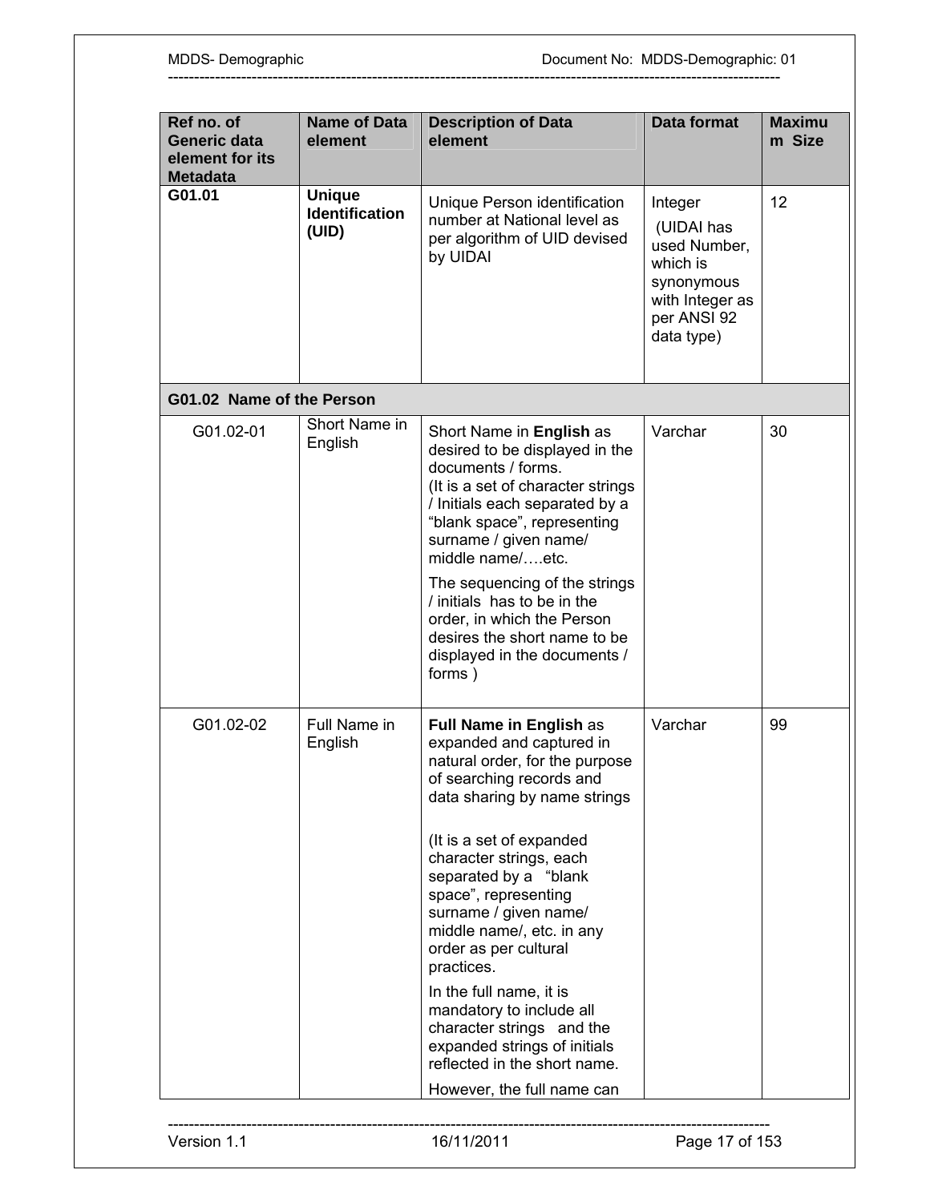| Ref no. of Generic data element for its Metadata | Name of Data element | Description of Data element | Data format | Maximum Size |
|---|---|---|---|---|
| **G01.01** | **Unique Identification (UID)** | Unique Person identification number at National level as per algorithm of UID devised by UIDAI | Integer (UIDAI has used Number, which is synonymous with Integer as per ANSI 92 data type) | 12 |
| **G01.02 Name of the Person** | | | | |
| G01.02-01 | Short Name in English | Short Name in **English** as desired to be displayed in the documents / forms. (It is a set of character strings / Initials each separated by a "blank space", representing surname / given name/ middle name/….etc. The sequencing of the strings / initials has to be in the order, in which the Person desires the short name to be displayed in the documents / forms ) | Varchar | 30 |
| G01.02-02 | Full Name in English | **Full Name in English** as expanded and captured in natural order, for the purpose of searching records and data sharing by name strings (It is a set of expanded character strings, each separated by a "blank space", representing surname / given name/ middle name/, etc. in any order as per cultural practices. In the full name, it is mandatory to include all character strings and the expanded strings of initials reflected in the short name. However, the full name can | Varchar | 99 |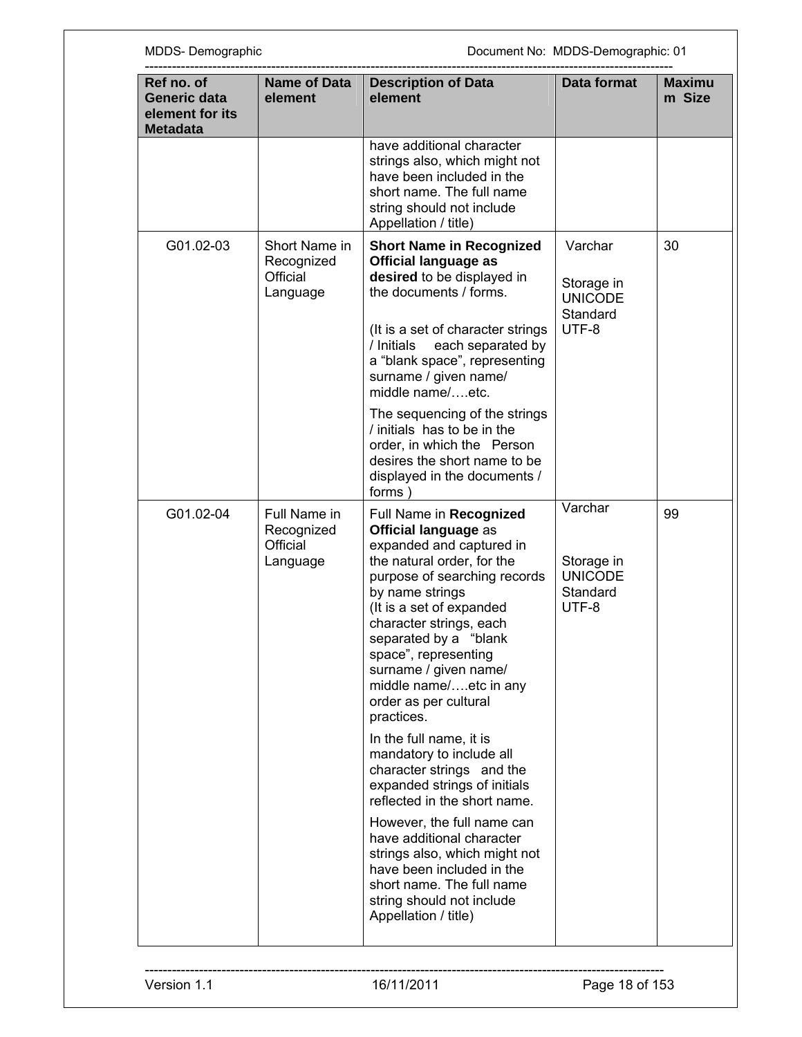| Ref no. of Generic data element for its Metadata | Name of Data element | Description of Data element | Data format | Maximum Size |
|---|---|---|---|---|
| | | have additional character strings also, which might not have been included in the short name. The full name string should not include Appellation / title) | | |
| G01.02-03 | Short Name in Recognized Official Language | **Short Name in Recognized Official language as desired** to be displayed in the documents / forms.<br><br>(It is a set of character strings / Initials each separated by a "blank space", representing surname / given name/ middle name/….etc.<br><br>The sequencing of the strings / initials has to be in the order, in which the Person desires the short name to be displayed in the documents / forms ) | Varchar<br><br>Storage in UNICODE Standard UTF-8 | 30 |
| G01.02-04 | Full Name in Recognized Official Language | Full Name in **Recognized Official language** as expanded and captured in the natural order, for the purpose of searching records by name strings<br>(It is a set of expanded character strings, each separated by a "blank space", representing surname / given name/ middle name/….etc in any order as per cultural practices.<br><br>In the full name, it is mandatory to include all character strings and the expanded strings of initials reflected in the short name.<br><br>However, the full name can have additional character strings also, which might not have been included in the short name. The full name string should not include Appellation / title) | Varchar<br><br>Storage in UNICODE Standard UTF-8 | 99 |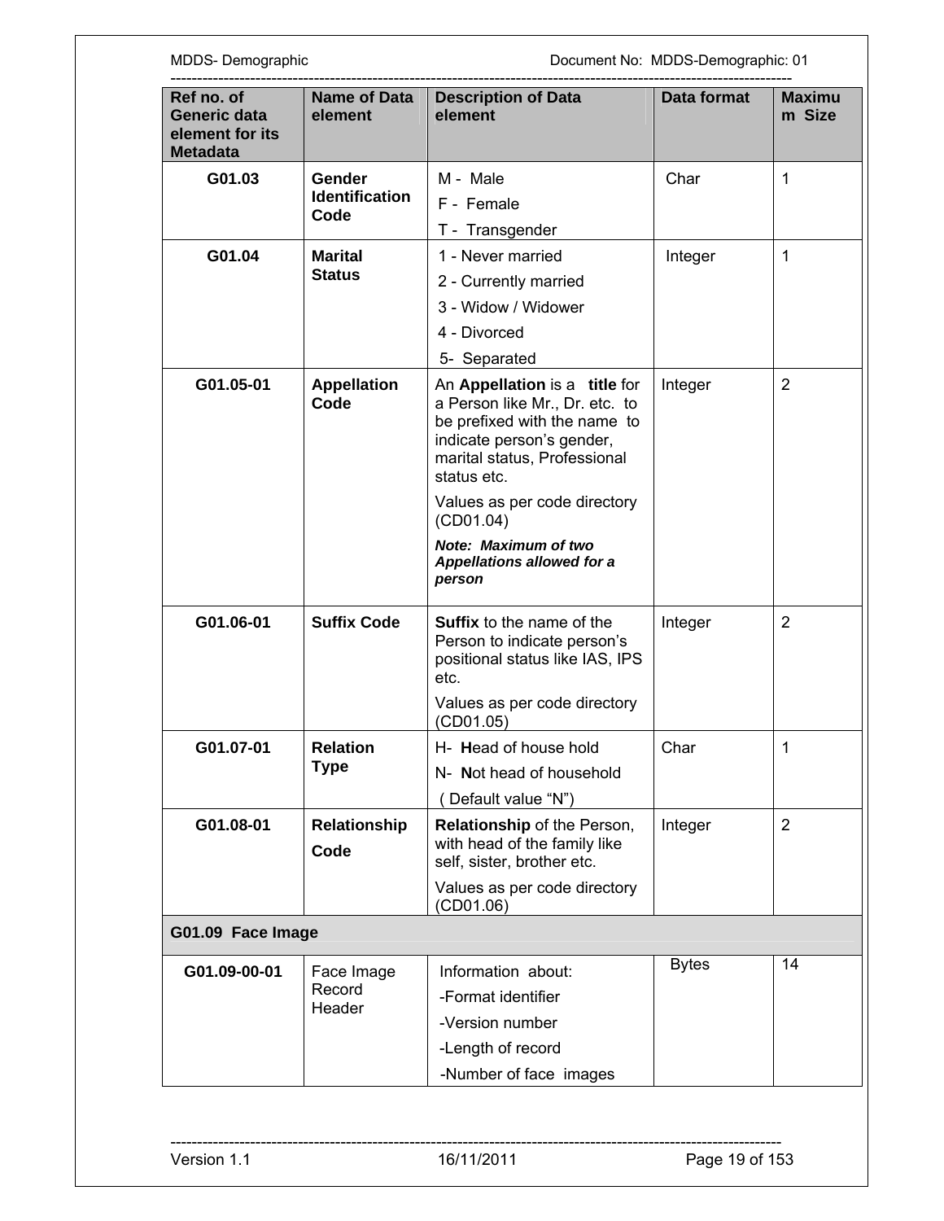| Ref no. of Generic data element for its Metadata | Name of Data element | Description of Data element | Data format | Maximum Size |
|---|---|---|---|---|
| **G01.03** | **Gender Identification Code** | M - Male<br>F - Female<br>T - Transgender | Char | 1 |
| **G01.04** | **Marital Status** | 1 - Never married<br>2 - Currently married<br>3 - Widow / Widower<br>4 - Divorced<br>5- Separated | Integer | 1 |
| **G01.05-01** | **Appellation Code** | An **Appellation** is a **title** for a Person like Mr., Dr. etc. to be prefixed with the name to indicate person's gender, marital status, Professional status etc.<br>Values as per code directory (CD01.04)<br>***Note: Maximum of two Appellations allowed for a person*** | Integer | 2 |
| **G01.06-01** | **Suffix Code** | **Suffix** to the name of the Person to indicate person's positional status like IAS, IPS etc.<br>Values as per code directory (CD01.05) | Integer | 2 |
| **G01.07-01** | **Relation Type** | H- **H**ead of house hold<br>N- **N**ot head of household<br>( Default value "N") | Char | 1 |
| **G01.08-01** | **Relationship Code** | **Relationship** of the Person, with head of the family like self, sister, brother etc.<br>Values as per code directory (CD01.06) | Integer | 2 |
| **G01.09 Face Image** | | | | |
| **G01.09-00-01** | Face Image Record Header | Information about:<br>-Format identifier<br>-Version number<br>-Length of record<br>-Number of face images | Bytes | 14 |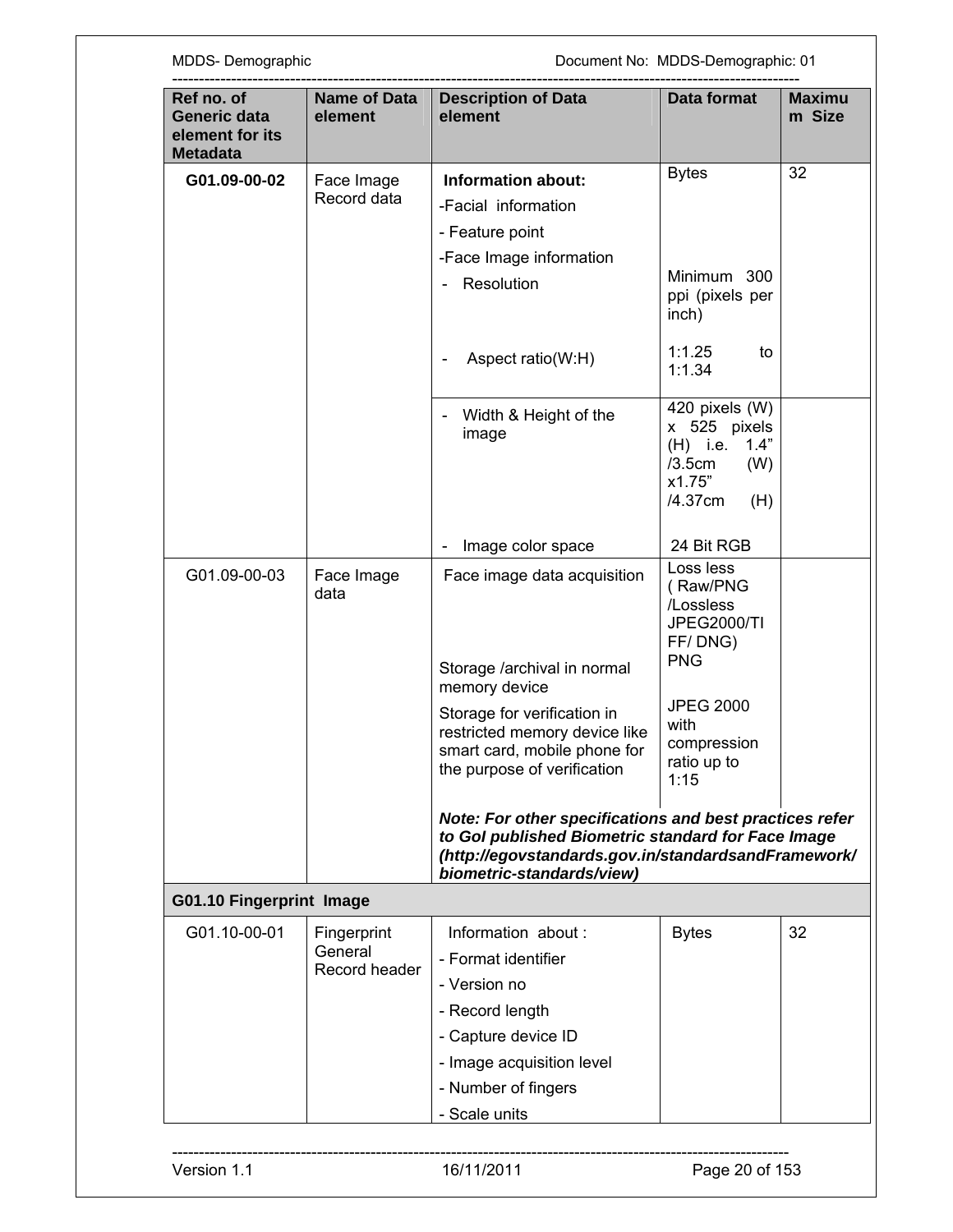| Ref no. of Generic data element for its Metadata | Name of Data element | Description of Data element | Data format | Maximum Size |
|---|---|---|---|---|
| **G01.09-00-02** | Face Image Record data | **Information about:**<br>-Facial information<br>- Feature point<br>-Face Image information<br>- Resolution<br><br>- Aspect ratio(W:H) | Bytes<br><br><br><br>Minimum 300 ppi (pixels per inch)<br><br>1:1.25 to 1:1.34 | 32 |
| | | - Width & Height of the image<br><br>- Image color space | 420 pixels (W) x 525 pixels (H) i.e. 1.4" /3.5cm (W) x1.75" /4.37cm (H)<br><br>24 Bit RGB | |
| G01.09-00-03 | Face Image data | Face image data acquisition<br><br>Storage /archival in normal memory device<br><br>Storage for verification in restricted memory device like smart card, mobile phone for the purpose of verification | Loss less ( Raw/PNG /Lossless JPEG2000/TIFF/ DNG)<br>PNG<br><br>JPEG 2000 with compression ratio up to 1:15 | |
| | | ***Note: For other specifications and best practices refer to GoI published Biometric standard for Face Image (http://egovstandards.gov.in/standardsandFramework/biometric-standards/view)*** | | |
| **G01.10 Fingerprint Image** | | | | |
| G01.10-00-01 | Fingerprint General Record header | Information about :<br>- Format identifier<br>- Version no<br>- Record length<br>- Capture device ID<br>- Image acquisition level<br>- Number of fingers<br>- Scale units | Bytes | 32 |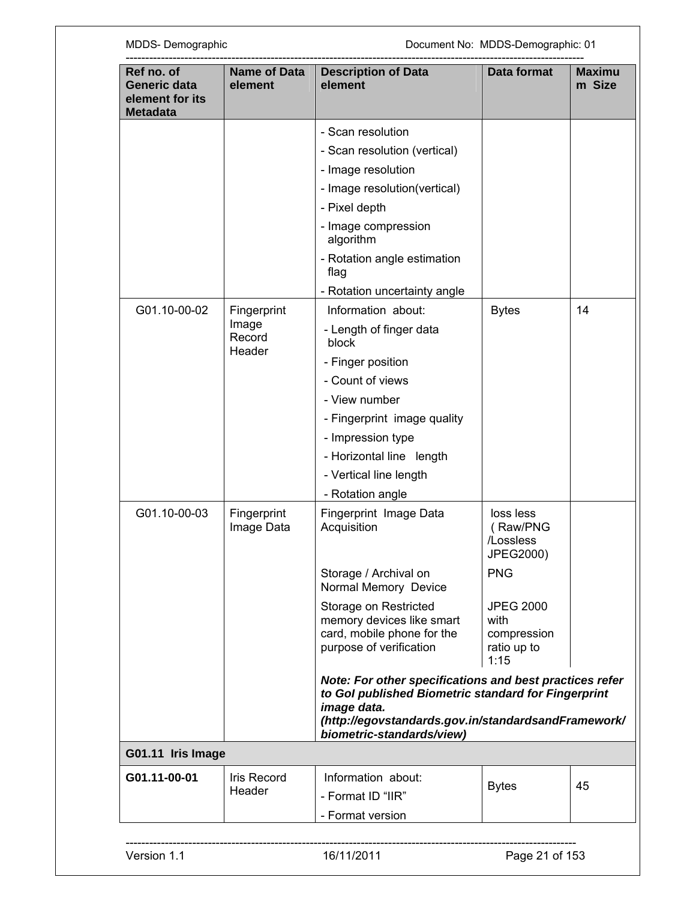| Ref no. of Generic data element for its Metadata | Name of Data element | Description of Data element | Data format | Maximum Size |
|---|---|---|---|---|
| | | - Scan resolution<br>- Scan resolution (vertical)<br>- Image resolution<br>- Image resolution(vertical)<br>- Pixel depth<br>- Image compression algorithm<br>- Rotation angle estimation flag<br>- Rotation uncertainty angle | | |
| G01.10-00-02 | Fingerprint Image Record Header | Information about:<br>- Length of finger data block<br>- Finger position<br>- Count of views<br>- View number<br>- Fingerprint image quality<br>- Impression type<br>- Horizontal line length<br>- Vertical line length<br>- Rotation angle | Bytes | 14 |
| G01.10-00-03 | Fingerprint Image Data | Fingerprint Image Data Acquisition | loss less ( Raw/PNG /Lossless JPEG2000) | |
| | | Storage / Archival on Normal Memory Device | PNG | |
| | | Storage on Restricted memory devices like smart card, mobile phone for the purpose of verification | JPEG 2000 with compression ratio up to 1:15 | |
| | | ***Note: For other specifications and best practices refer to GoI published Biometric standard for Fingerprint image data. (http://egovstandards.gov.in/standardsandFramework/biometric-standards/view)*** | | |
| **G01.11 Iris Image** | | | | |
| **G01.11-00-01** | Iris Record Header | Information about:<br>- Format ID "IIR"<br>- Format version | Bytes | 45 |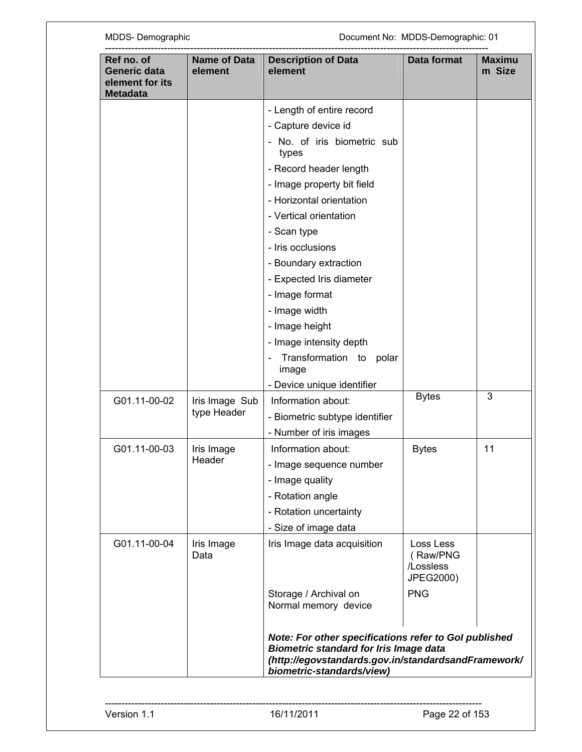| Ref no. of Generic data element for its Metadata | Name of Data element | Description of Data element | Data format | Maximum Size |
|---|---|---|---|---|
| | | - Length of entire record<br>- Capture device id<br>- No. of iris biometric sub types<br>- Record header length<br>- Image property bit field<br>- Horizontal orientation<br>- Vertical orientation<br>- Scan type<br>- Iris occlusions<br>- Boundary extraction<br>- Expected Iris diameter<br>- Image format<br>- Image width<br>- Image height<br>- Image intensity depth<br>- Transformation to polar image<br>- Device unique identifier | | |
| G01.11-00-02 | Iris Image Sub type Header | Information about:<br>- Biometric subtype identifier<br>- Number of iris images | Bytes | 3 |
| G01.11-00-03 | Iris Image Header | Information about:<br>- Image sequence number<br>- Image quality<br>- Rotation angle<br>- Rotation uncertainty<br>- Size of image data | Bytes | 11 |
| G01.11-00-04 | Iris Image Data | Iris Image data acquisition | Loss Less ( Raw/PNG /Lossless JPEG2000) | |
| | | Storage / Archival on Normal memory device | PNG | |
| | | ***Note: For other specifications refer to GoI published Biometric standard for Iris Image data (http://egovstandards.gov.in/standardsandFramework/biometric-standards/view)*** | | |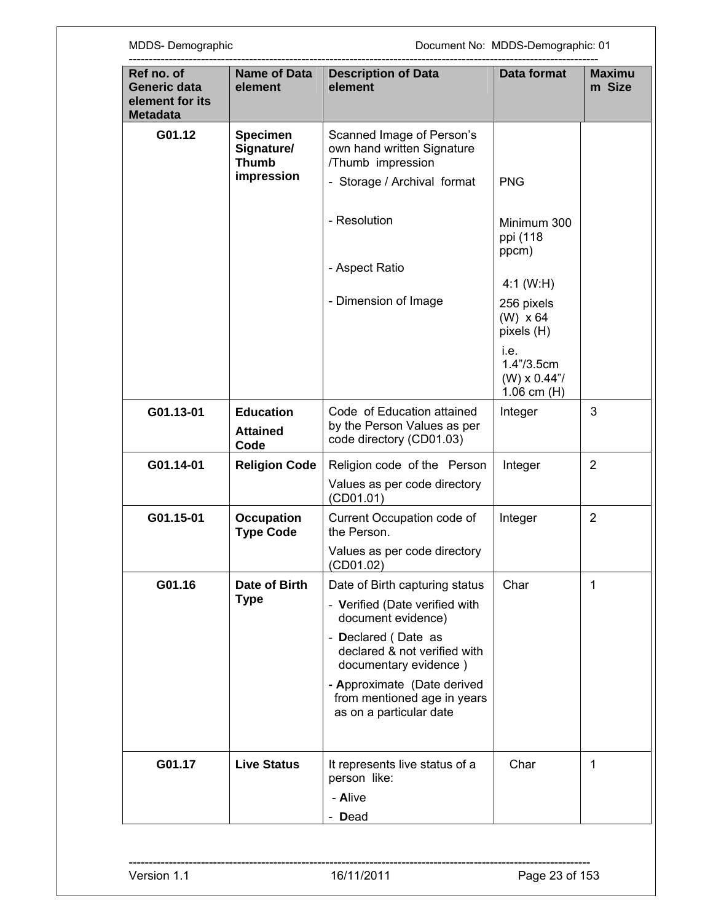| Ref no. of Generic data element for its Metadata | Name of Data element | Description of Data element | Data format | Maximum Size |
|---|---|---|---|---|
| G01.12 | **Specimen Signature/ Thumb impression** | Scanned Image of Person's own hand written Signature /Thumb impression<br>- Storage / Archival format<br>- Resolution<br>- Aspect Ratio<br>- Dimension of Image | <br>PNG<br>Minimum 300 ppi (118 ppcm)<br>4:1 (W:H)<br>256 pixels (W) x 64 pixels (H) i.e. 1.4"/3.5cm (W) x 0.44"/ 1.06 cm (H) | |
| G01.13-01 | **Education Attained Code** | Code of Education attained by the Person Values as per code directory (CD01.03) | Integer | 3 |
| G01.14-01 | **Religion Code** | Religion code of the Person<br>Values as per code directory (CD01.01) | Integer | 2 |
| G01.15-01 | **Occupation Type Code** | Current Occupation code of the Person.<br>Values as per code directory (CD01.02) | Integer | 2 |
| G01.16 | **Date of Birth Type** | Date of Birth capturing status<br>- **V**erified (Date verified with document evidence)<br>- **D**eclared ( Date as declared & not verified with documentary evidence )<br>- **A**pproximate (Date derived from mentioned age in years as on a particular date | Char | 1 |
| G01.17 | **Live Status** | It represents live status of a person like:<br>- **A**live<br>- **D**ead | Char | 1 |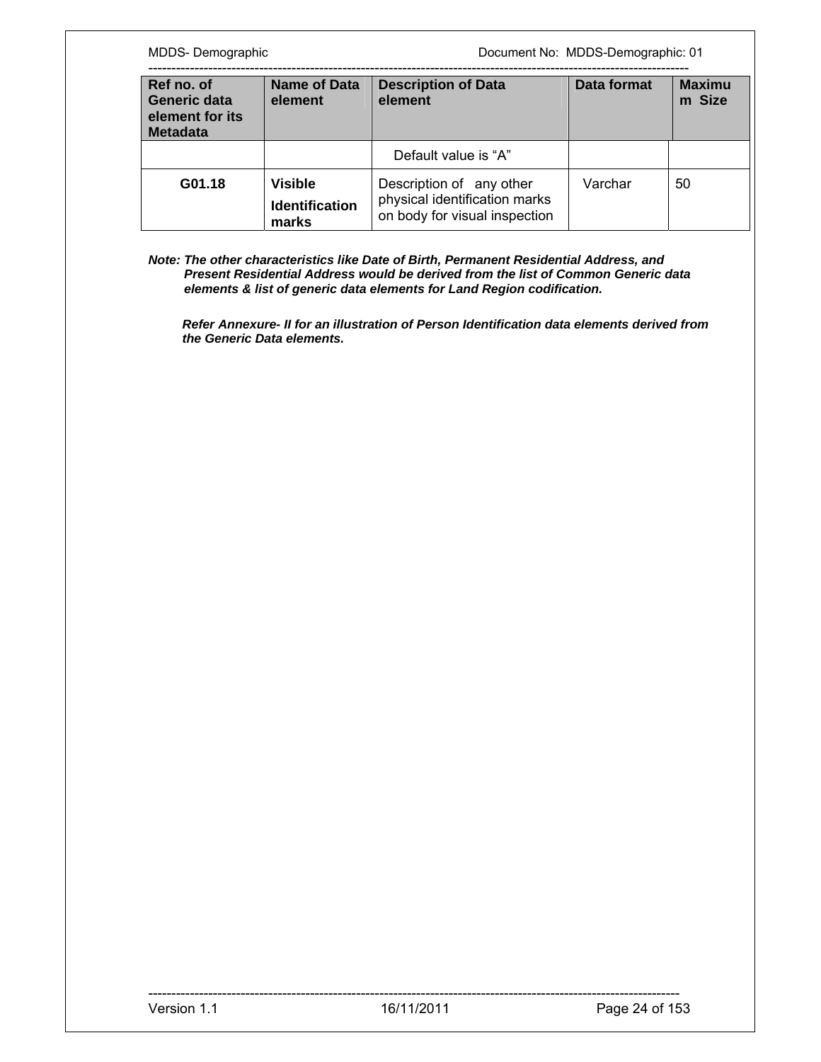| Ref no. of Generic data element for its Metadata | Name of Data element | Description of Data element | Data format | Maximum Size |
|---|---|---|---|---|
| | | Default value is “A” | | |
| **G01.18** | **Visible Identification marks** | Description of any other physical identification marks on body for visual inspection | Varchar | 50 |

***Note: The other characteristics like Date of Birth, Permanent Residential Address, and Present Residential Address would be derived from the list of Common Generic data elements & list of generic data elements for Land Region codification.***

***Refer Annexure- II for an illustration of Person Identification data elements derived from the Generic Data elements.***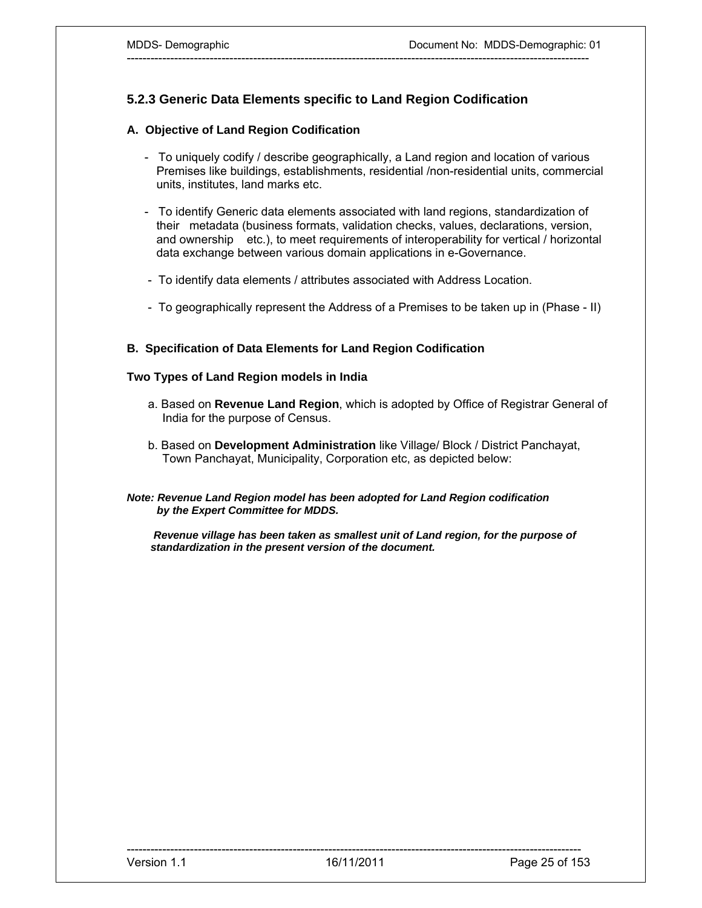### 5.2.3 Generic Data Elements specific to Land Region Codification

#### A. Objective of Land Region Codification

- To uniquely codify / describe geographically, a Land region and location of various Premises like buildings, establishments, residential /non-residential units, commercial units, institutes, land marks etc.
- To identify Generic data elements associated with land regions, standardization of their metadata (business formats, validation checks, values, declarations, version, and ownership etc.), to meet requirements of interoperability for vertical / horizontal data exchange between various domain applications in e-Governance.
- To identify data elements / attributes associated with Address Location.
- To geographically represent the Address of a Premises to be taken up in (Phase - II)

#### B. Specification of Data Elements for Land Region Codification

**Two Types of Land Region models in India**

a. Based on **Revenue Land Region**, which is adopted by Office of Registrar General of India for the purpose of Census.

b. Based on **Development Administration** like Village/ Block / District Panchayat, Town Panchayat, Municipality, Corporation etc, as depicted below:

***Note: Revenue Land Region model has been adopted for Land Region codification by the Expert Committee for MDDS.***

***Revenue village has been taken as smallest unit of Land region, for the purpose of standardization in the present version of the document.***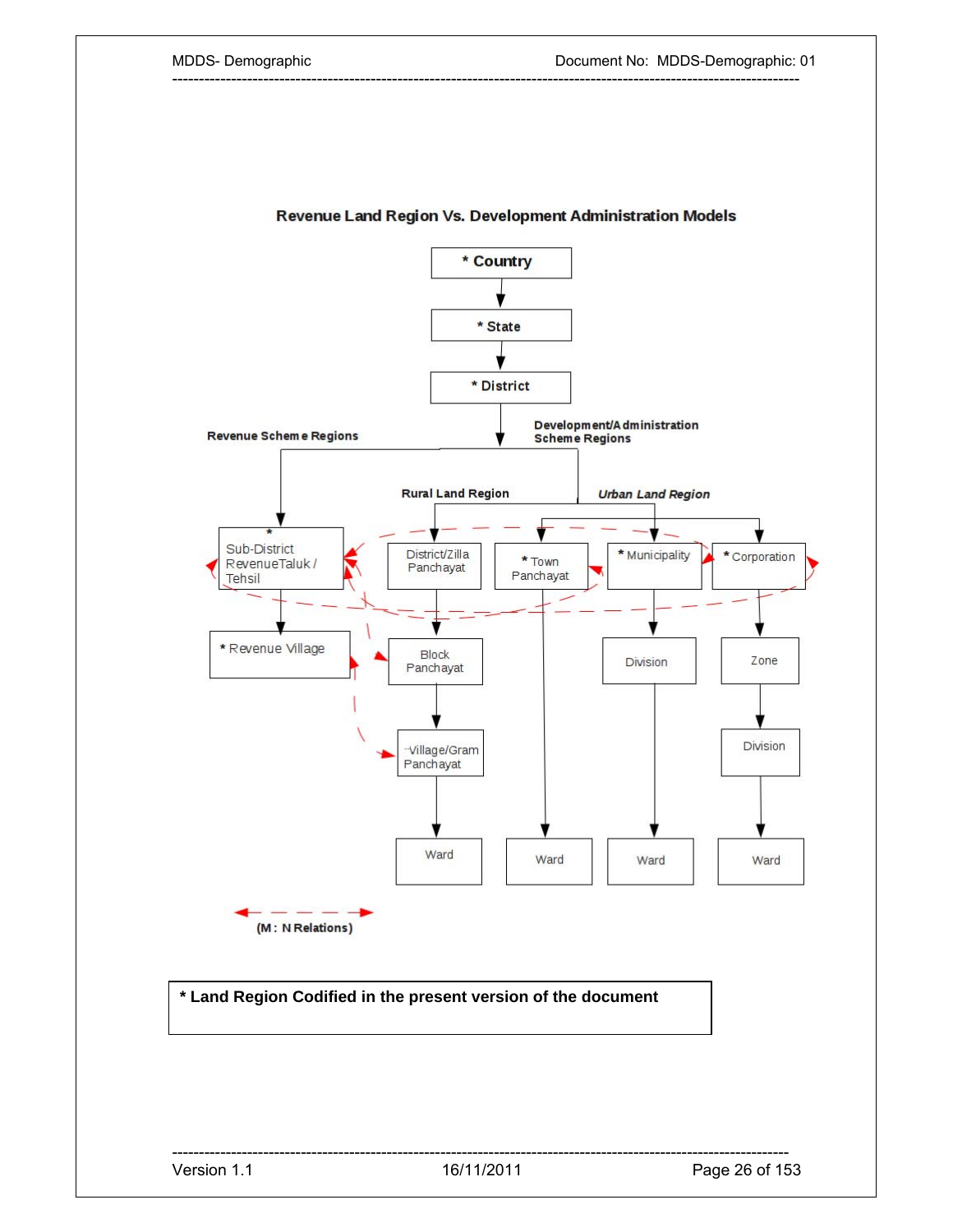**Revenue Land Region Vs. Development Administration Models**

* Country

* State

* District

Revenue Scheme Regions

Development/Administration Scheme Regions

Rural Land Region

Urban Land Region

* Sub-District RevenueTaluk / Tehsil

* Revenue Village

District/Zilla Panchayat

Block Panchayat

Village/Gram Panchayat

Ward

* Town Panchayat

Ward

* Municipality

Division

Ward

* Corporation

Zone

Division

Ward

(M : N Relations)

**\* Land Region Codified in the present version of the document**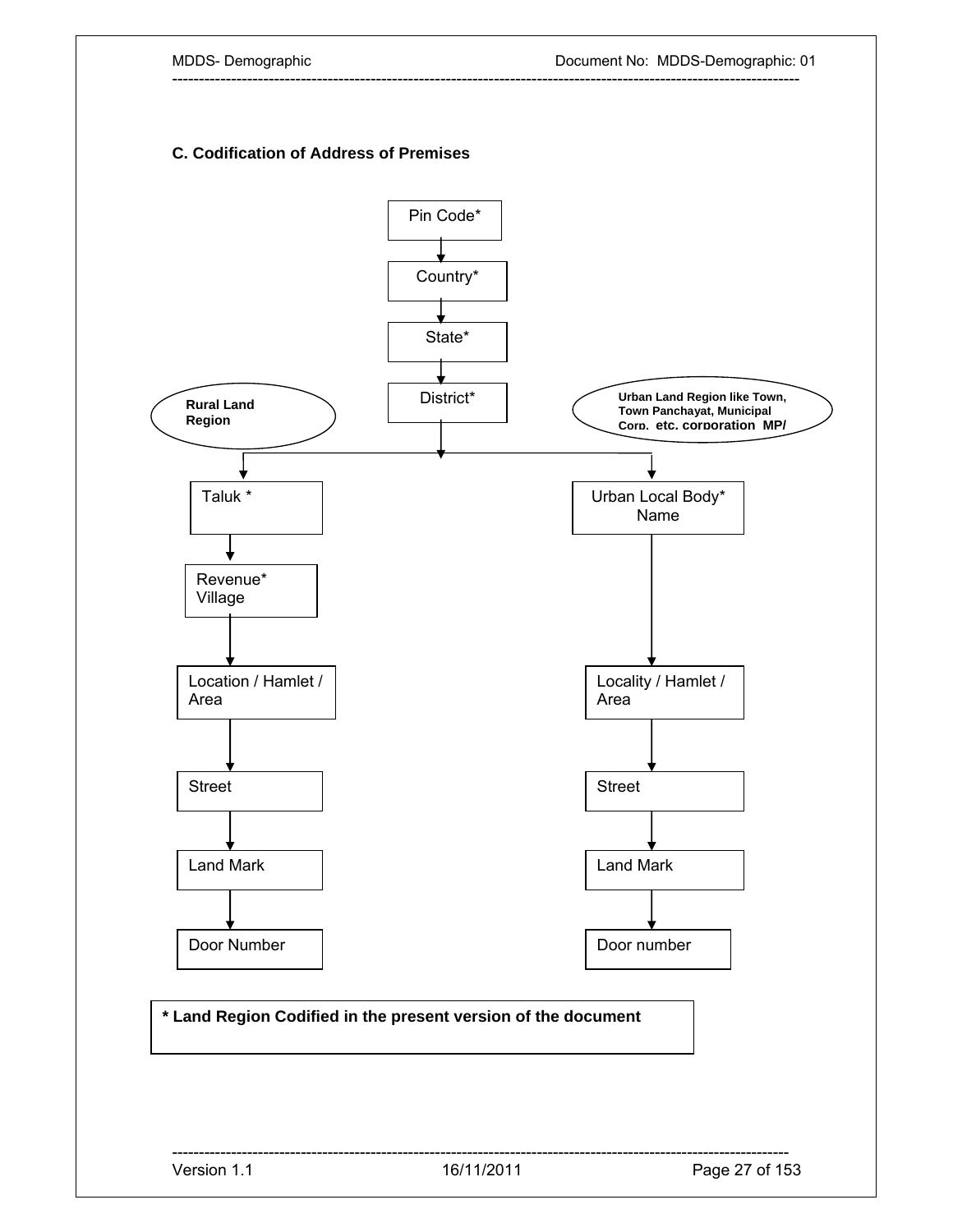### C. Codification of Address of Premises

Pin Code*

↓

Country*

↓

State*

↓

District*

**Rural Land Region**

**Urban Land Region like Town, Town Panchayat, Municipal Corp. etc. corporation MP/**

| Rural Land Region | Urban Land Region |
|---|---|
| Taluk * | Urban Local Body* Name |
| Revenue* Village | |
| Location / Hamlet / Area | Locality / Hamlet / Area |
| Street | Street |
| Land Mark | Land Mark |
| Door Number | Door number |

**\* Land Region Codified in the present version of the document**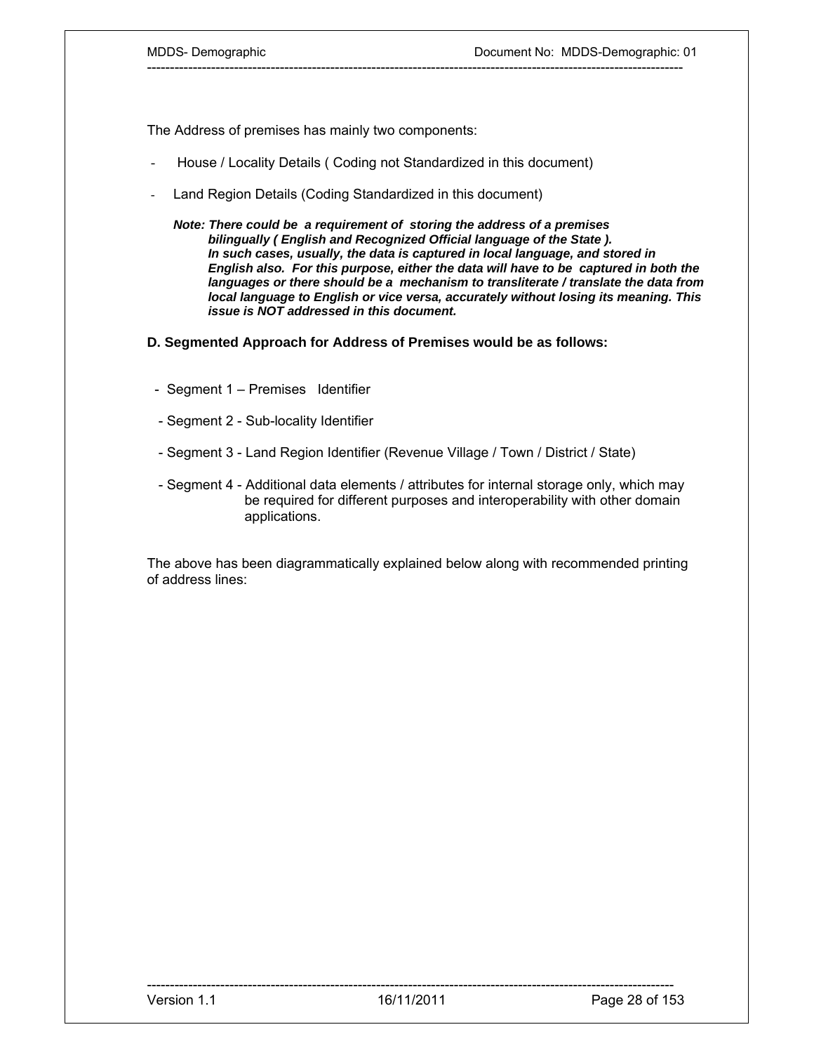The Address of premises has mainly two components:

- House / Locality Details ( Coding not Standardized in this document)
- Land Region Details (Coding Standardized in this document)

***Note: There could be a requirement of storing the address of a premises bilingually ( English and Recognized Official language of the State ). In such cases, usually, the data is captured in local language, and stored in English also. For this purpose, either the data will have to be captured in both the languages or there should be a mechanism to transliterate / translate the data from local language to English or vice versa, accurately without losing its meaning. This issue is NOT addressed in this document.***

**D. Segmented Approach for Address of Premises would be as follows:**

- Segment 1 – Premises Identifier
- Segment 2 - Sub-locality Identifier
- Segment 3 - Land Region Identifier (Revenue Village / Town / District / State)
- Segment 4 - Additional data elements / attributes for internal storage only, which may be required for different purposes and interoperability with other domain applications.

The above has been diagrammatically explained below along with recommended printing of address lines: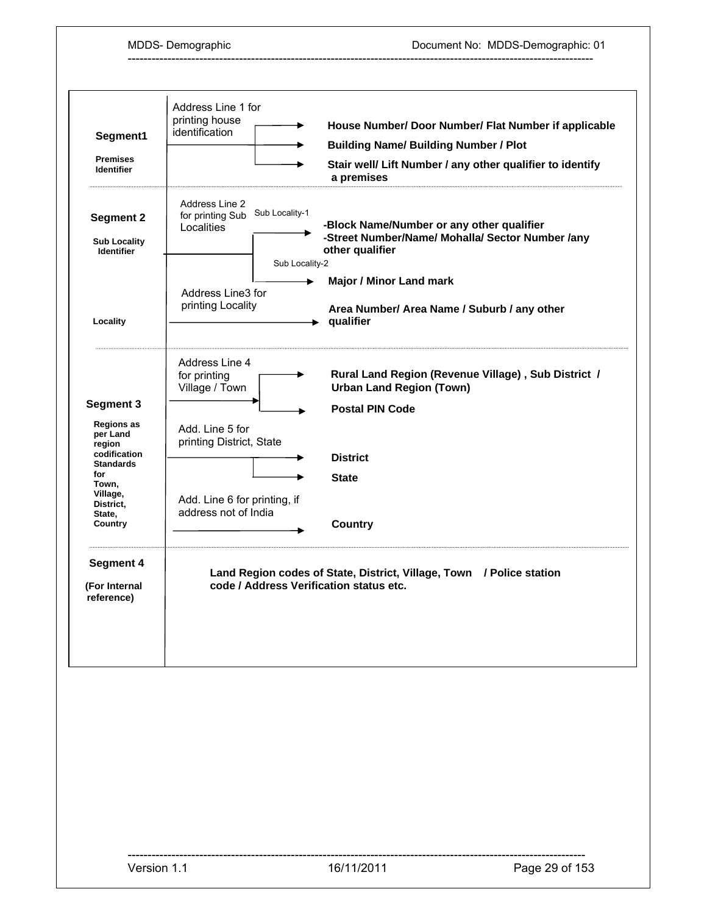| Segment | Address Line | Components |
| --- | --- | --- |
| **Segment1** **Premises Identifier** | Address Line 1 for printing house identification | **House Number/ Door Number/ Flat Number if applicable** |
| | | **Building Name/ Building Number / Plot** |
| | | **Stair well/ Lift Number / any other qualifier to identify a premises** |
| **Segment 2** **Sub Locality Identifier** | Address Line 2 for printing Sub Localities — Sub Locality-1 | **-Block Name/Number or any other qualifier** **-Street Number/Name/ Mohalla/ Sector Number /any other qualifier** |
| | Sub Locality-2 | **Major / Minor Land mark** |
| **Locality** | Address Line3 for printing Locality | **Area Number/ Area Name / Suburb / any other qualifier** |
| **Segment 3** **Regions as per Land region codification Standards for Town, Village, District, State, Country** | Address Line 4 for printing Village / Town | **Rural Land Region (Revenue Village) , Sub District / Urban Land Region (Town)** |
| | | **Postal PIN Code** |
| | Add. Line 5 for printing District, State | **District** |
| | | **State** |
| | Add. Line 6 for printing, if address not of India | **Country** |
| **Segment 4** **(For Internal reference)** | | **Land Region codes of State, District, Village, Town / Police station code / Address Verification status etc.** |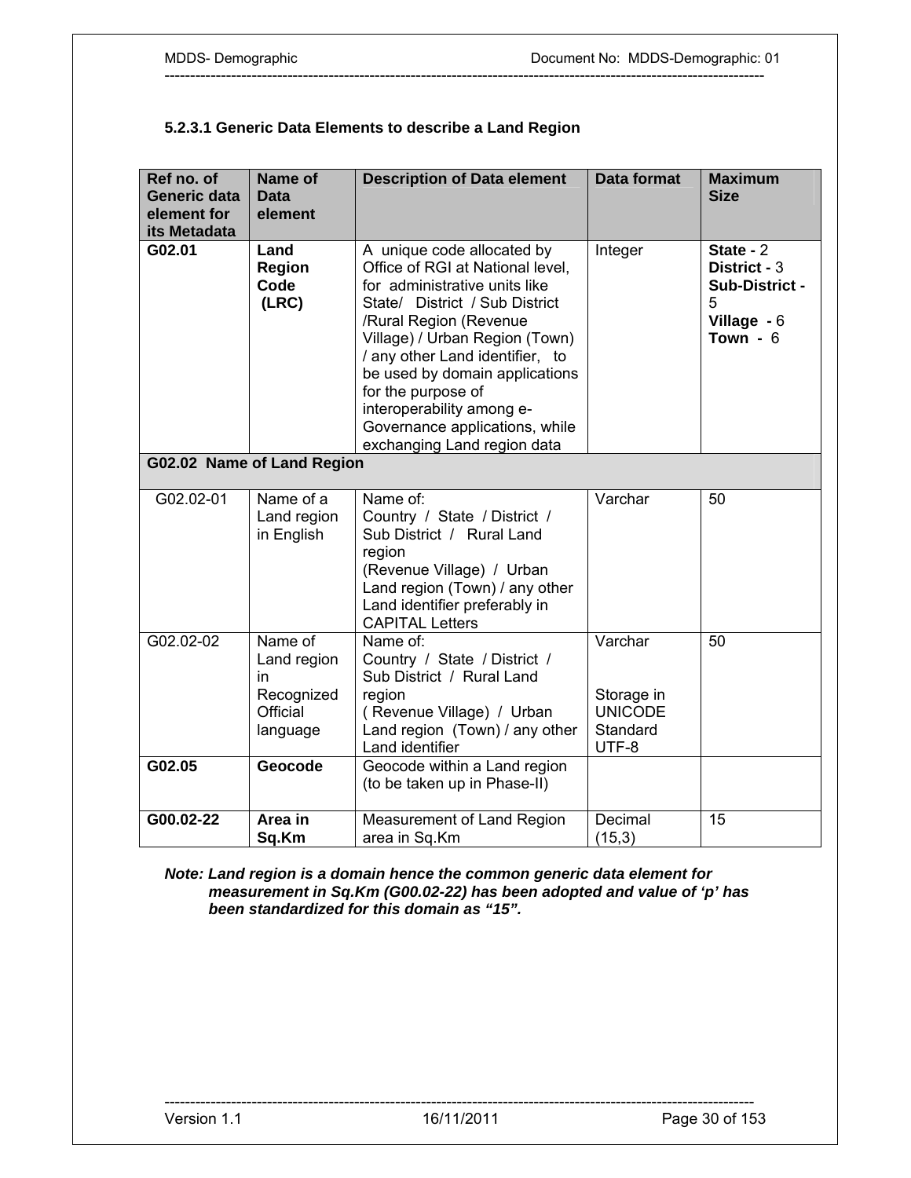### 5.2.3.1 Generic Data Elements to describe a Land Region

| Ref no. of Generic data element for its Metadata | Name of Data element | Description of Data element | Data format | Maximum Size |
|---|---|---|---|---|
| **G02.01** | **Land Region Code (LRC)** | A unique code allocated by Office of RGI at National level, for administrative units like State/ District / Sub District /Rural Region (Revenue Village) / Urban Region (Town) / any other Land identifier, to be used by domain applications for the purpose of interoperability among e-Governance applications, while exchanging Land region data | Integer | **State -** 2<br>**District -** 3<br>**Sub-District -** 5<br>**Village -** 6<br>**Town -** 6 |
| **G02.02 Name of Land Region** | | | | |
| G02.02-01 | Name of a Land region in English | Name of:<br>Country / State / District / Sub District / Rural Land region<br>(Revenue Village) / Urban Land region (Town) / any other Land identifier preferably in CAPITAL Letters | Varchar | 50 |
| G02.02-02 | Name of Land region in Recognized Official language | Name of:<br>Country / State / District / Sub District / Rural Land region<br>( Revenue Village) / Urban Land region (Town) / any other Land identifier | Varchar<br><br>Storage in UNICODE Standard UTF-8 | 50 |
| **G02.05** | **Geocode** | Geocode within a Land region (to be taken up in Phase-II) | | |
| **G00.02-22** | **Area in Sq.Km** | Measurement of Land Region area in Sq.Km | Decimal (15,3) | 15 |

***Note: Land region is a domain hence the common generic data element for measurement in Sq.Km (G00.02-22) has been adopted and value of 'p' has been standardized for this domain as "15".***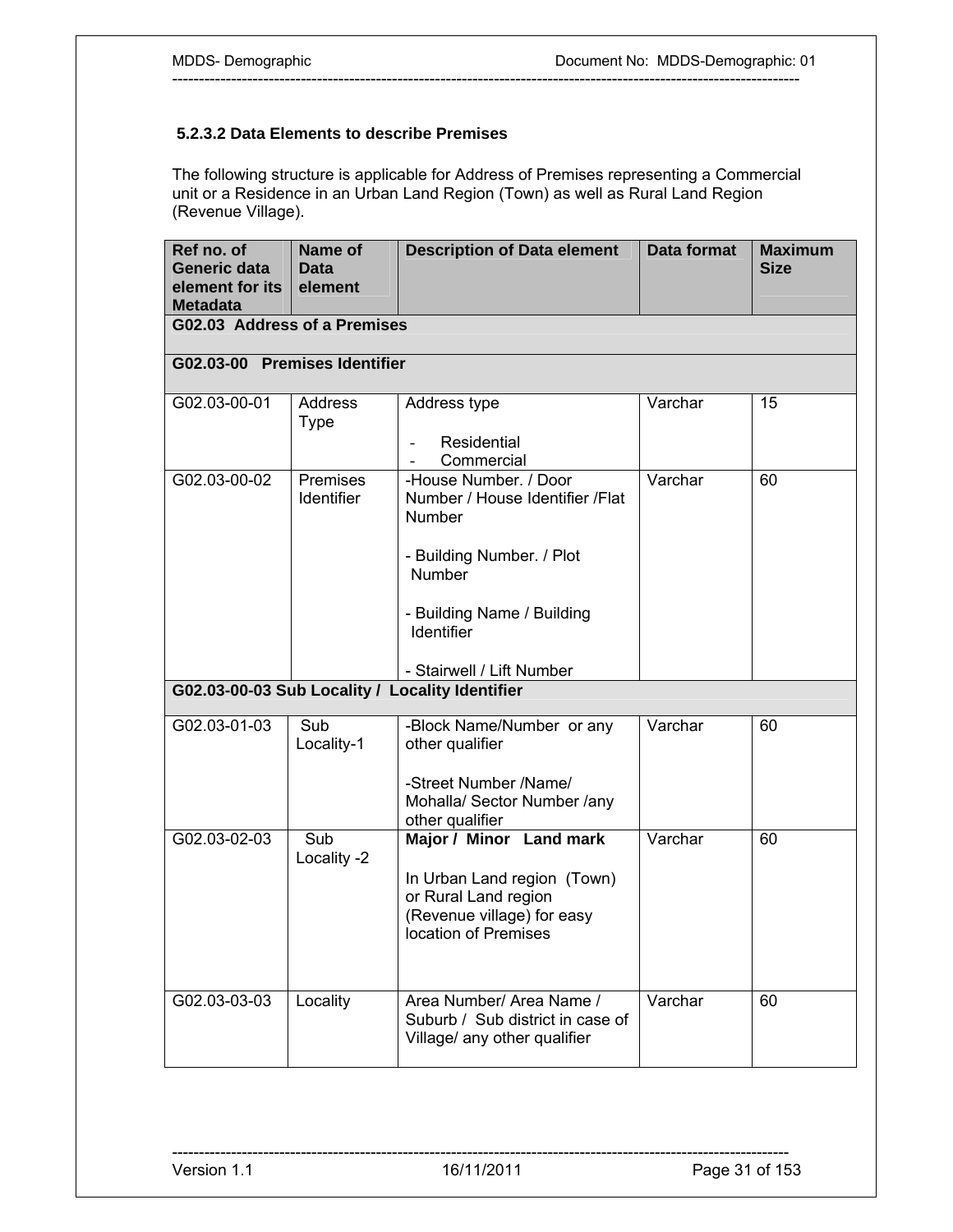### 5.2.3.2 Data Elements to describe Premises

The following structure is applicable for Address of Premises representing a Commercial unit or a Residence in an Urban Land Region (Town) as well as Rural Land Region (Revenue Village).

| Ref no. of Generic data element for its Metadata | Name of Data element | Description of Data element | Data format | Maximum Size |
|---|---|---|---|---|
| **G02.03 Address of a Premises** | | | | |
| **G02.03-00 Premises Identifier** | | | | |
| G02.03-00-01 | Address Type | Address type<br>- Residential<br>- Commercial | Varchar | 15 |
| G02.03-00-02 | Premises Identifier | -House Number. / Door Number / House Identifier /Flat Number<br>- Building Number. / Plot Number<br>- Building Name / Building Identifier<br>- Stairwell / Lift Number | Varchar | 60 |
| **G02.03-00-03 Sub Locality / Locality Identifier** | | | | |
| G02.03-01-03 | Sub Locality-1 | -Block Name/Number or any other qualifier<br>-Street Number /Name/ Mohalla/ Sector Number /any other qualifier | Varchar | 60 |
| G02.03-02-03 | Sub Locality -2 | **Major / Minor Land mark**<br>In Urban Land region (Town) or Rural Land region (Revenue village) for easy location of Premises | Varchar | 60 |
| G02.03-03-03 | Locality | Area Number/ Area Name / Suburb / Sub district in case of Village/ any other qualifier | Varchar | 60 |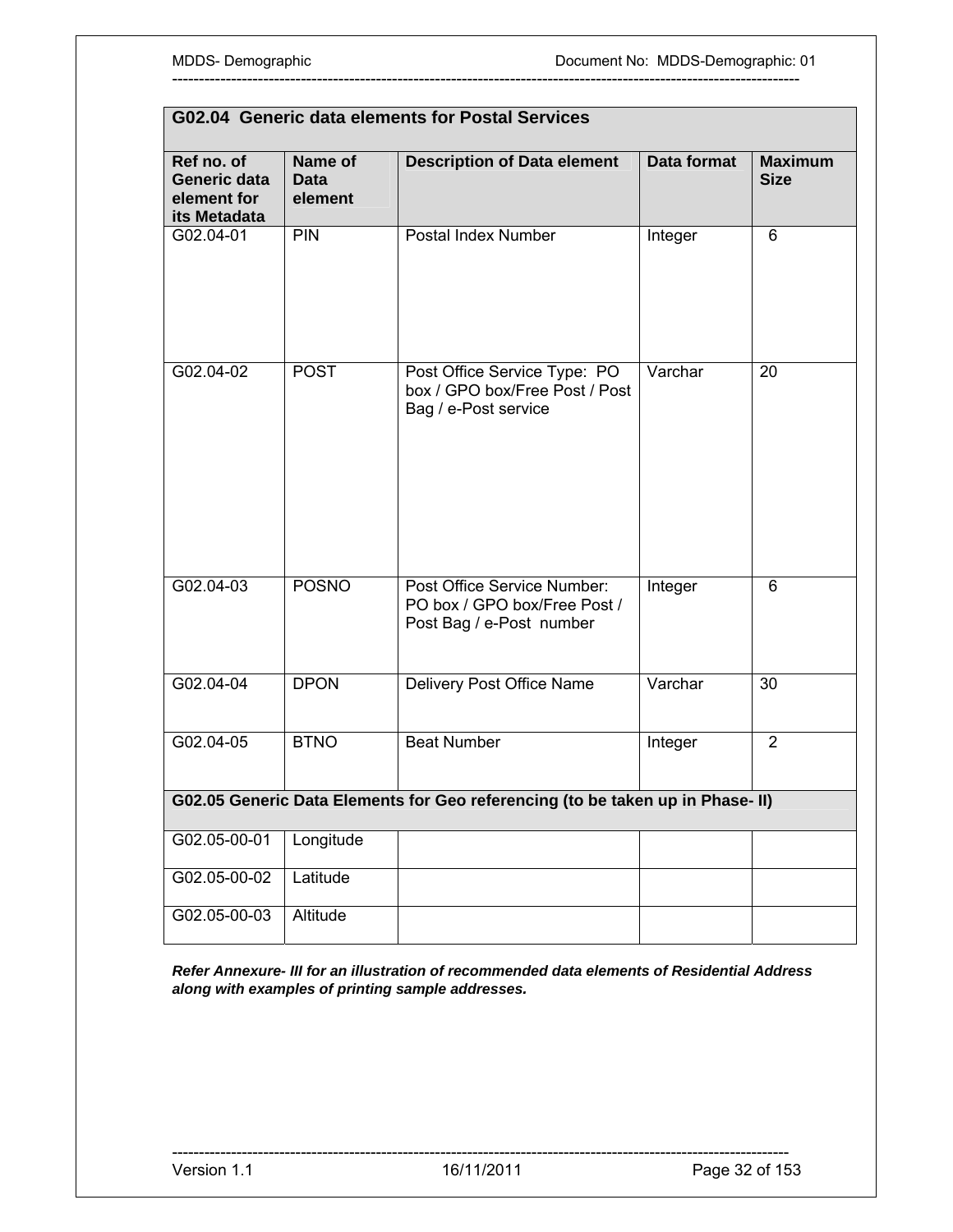| G02.04 Generic data elements for Postal Services | | | | |
|---|---|---|---|---|
| **Ref no. of Generic data element for its Metadata** | **Name of Data element** | **Description of Data element** | **Data format** | **Maximum Size** |
| G02.04-01 | PIN | Postal Index Number | Integer | 6 |
| G02.04-02 | POST | Post Office Service Type: PO box / GPO box/Free Post / Post Bag / e-Post service | Varchar | 20 |
| G02.04-03 | POSNO | Post Office Service Number: PO box / GPO box/Free Post / Post Bag / e-Post number | Integer | 6 |
| G02.04-04 | DPON | Delivery Post Office Name | Varchar | 30 |
| G02.04-05 | BTNO | Beat Number | Integer | 2 |
| **G02.05 Generic Data Elements for Geo referencing (to be taken up in Phase- II)** | | | | |
| G02.05-00-01 | Longitude | | | |
| G02.05-00-02 | Latitude | | | |
| G02.05-00-03 | Altitude | | | |

***Refer Annexure- III for an illustration of recommended data elements of Residential Address along with examples of printing sample addresses.***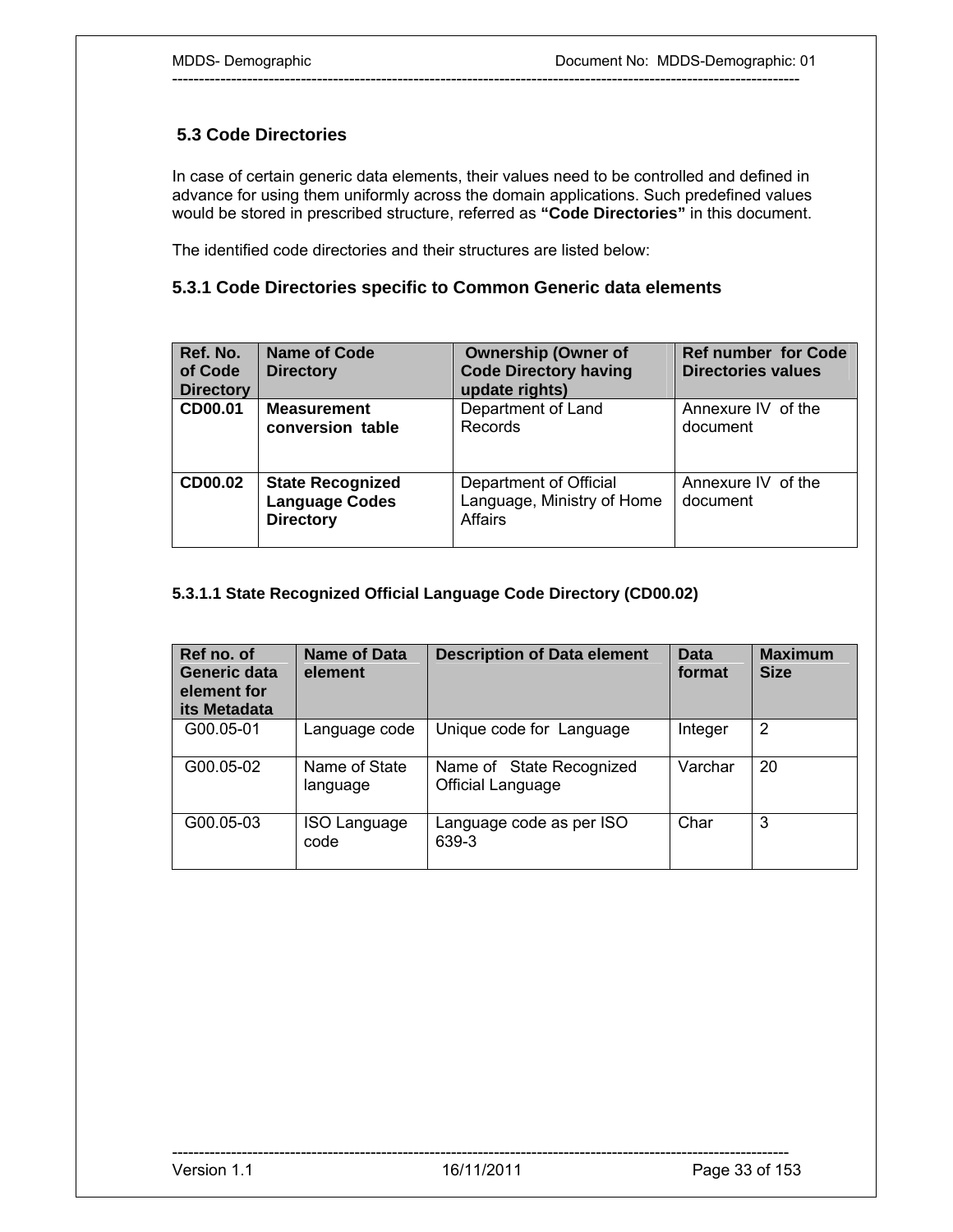## 5.3 Code Directories

In case of certain generic data elements, their values need to be controlled and defined in advance for using them uniformly across the domain applications. Such predefined values would be stored in prescribed structure, referred as **"Code Directories"** in this document.

The identified code directories and their structures are listed below:

### 5.3.1 Code Directories specific to Common Generic data elements

| Ref. No. of Code Directory | Name of Code Directory | Ownership (Owner of Code Directory having update rights) | Ref number for Code Directories values |
|---|---|---|---|
| **CD00.01** | **Measurement conversion table** | Department of Land Records | Annexure IV of the document |
| **CD00.02** | **State Recognized Language Codes Directory** | Department of Official Language, Ministry of Home Affairs | Annexure IV of the document |

#### 5.3.1.1 State Recognized Official Language Code Directory (CD00.02)

| Ref no. of Generic data element for its Metadata | Name of Data element | Description of Data element | Data format | Maximum Size |
|---|---|---|---|---|
| G00.05-01 | Language code | Unique code for Language | Integer | 2 |
| G00.05-02 | Name of State language | Name of State Recognized Official Language | Varchar | 20 |
| G00.05-03 | ISO Language code | Language code as per ISO 639-3 | Char | 3 |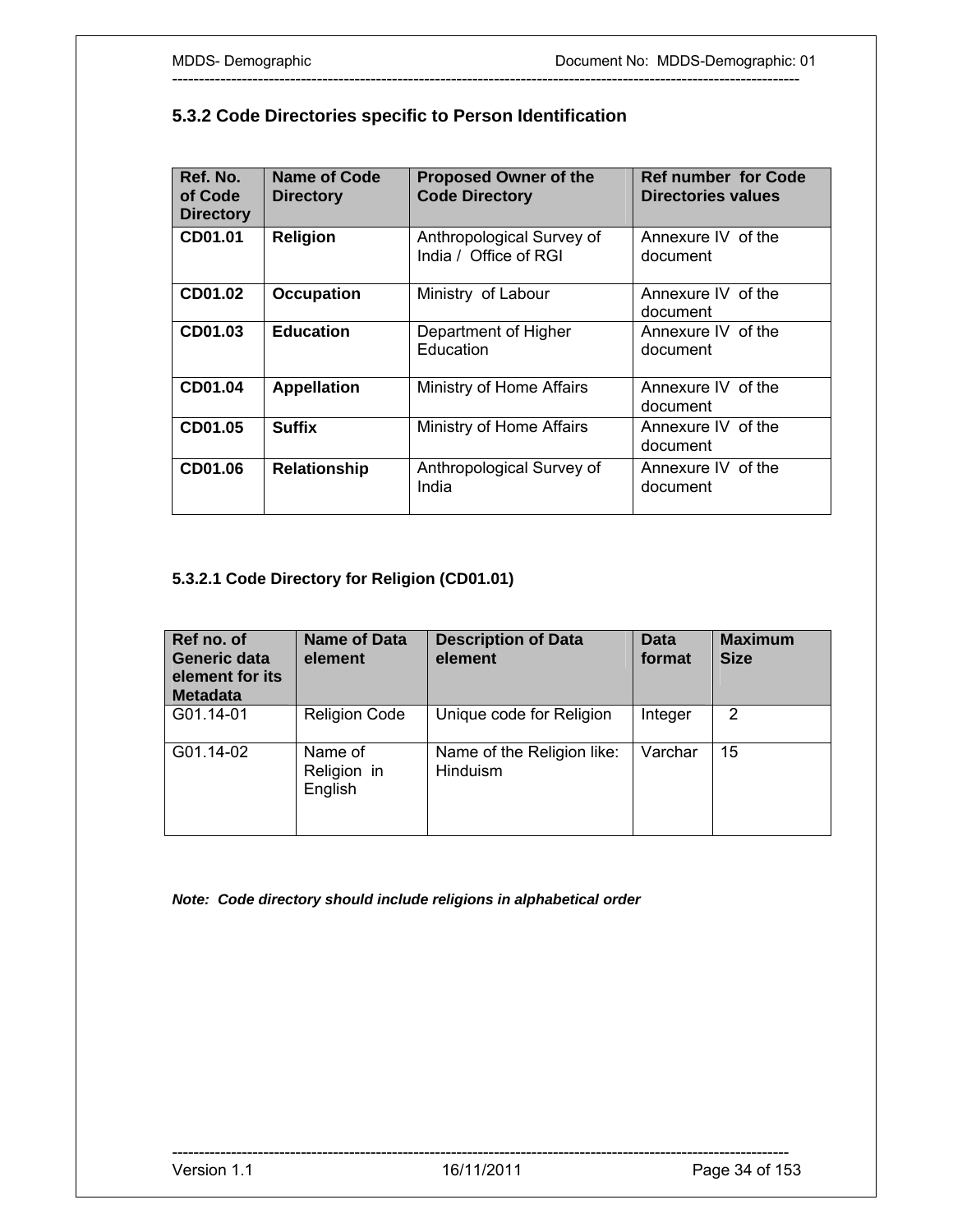### 5.3.2 Code Directories specific to Person Identification

| Ref. No. of Code Directory | Name of Code Directory | Proposed Owner of the Code Directory | Ref number for Code Directories values |
|---|---|---|---|
| **CD01.01** | **Religion** | Anthropological Survey of India / Office of RGI | Annexure IV of the document |
| **CD01.02** | **Occupation** | Ministry of Labour | Annexure IV of the document |
| **CD01.03** | **Education** | Department of Higher Education | Annexure IV of the document |
| **CD01.04** | **Appellation** | Ministry of Home Affairs | Annexure IV of the document |
| **CD01.05** | **Suffix** | Ministry of Home Affairs | Annexure IV of the document |
| **CD01.06** | **Relationship** | Anthropological Survey of India | Annexure IV of the document |

#### 5.3.2.1 Code Directory for Religion (CD01.01)

| Ref no. of Generic data element for its Metadata | Name of Data element | Description of Data element | Data format | Maximum Size |
|---|---|---|---|---|
| G01.14-01 | Religion Code | Unique code for Religion | Integer | 2 |
| G01.14-02 | Name of Religion in English | Name of the Religion like: Hinduism | Varchar | 15 |

***Note: Code directory should include religions in alphabetical order***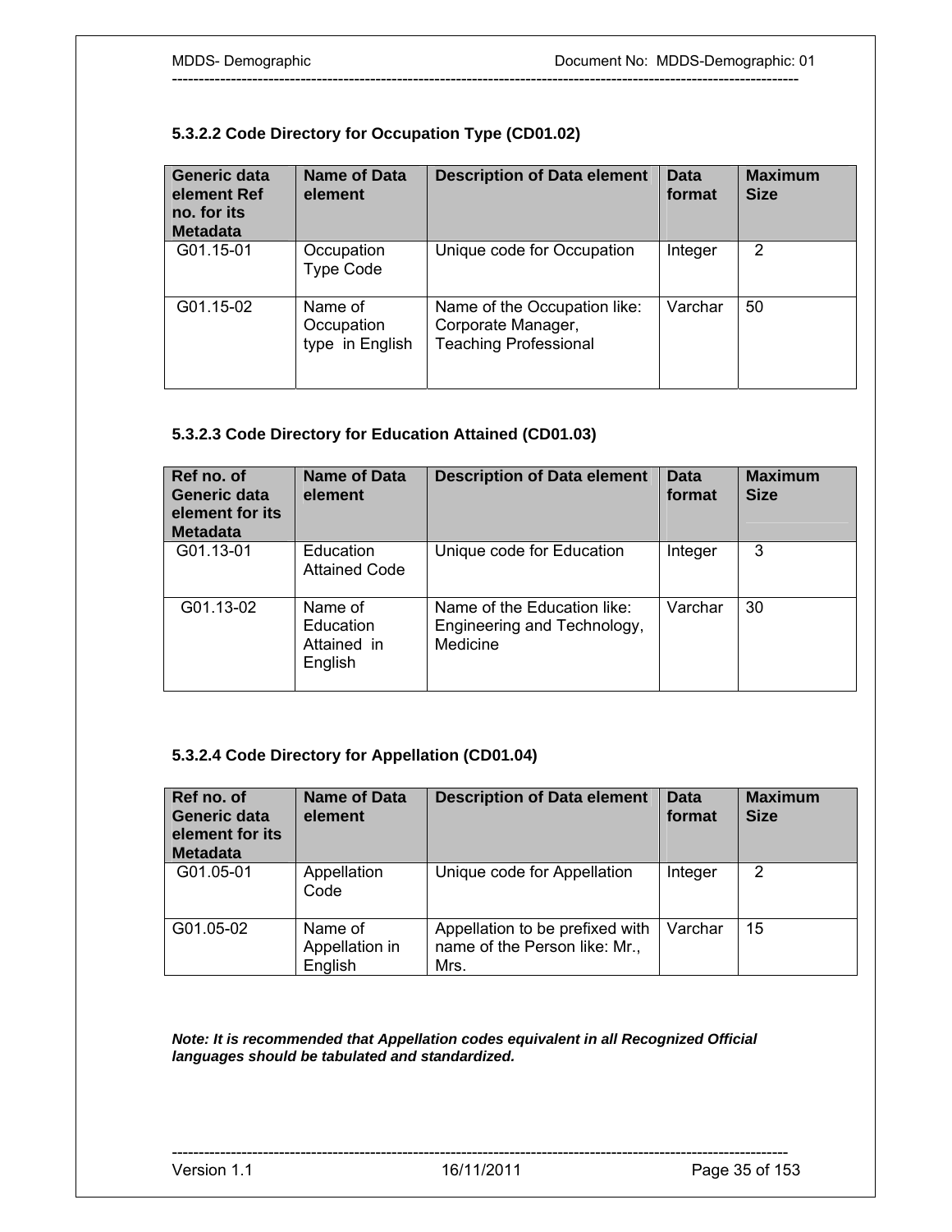#### 5.3.2.2 Code Directory for Occupation Type (CD01.02)

| Generic data element Ref no. for its Metadata | Name of Data element | Description of Data element | Data format | Maximum Size |
|---|---|---|---|---|
| G01.15-01 | Occupation Type Code | Unique code for Occupation | Integer | 2 |
| G01.15-02 | Name of Occupation type in English | Name of the Occupation like: Corporate Manager, Teaching Professional | Varchar | 50 |

#### 5.3.2.3 Code Directory for Education Attained (CD01.03)

| Ref no. of Generic data element for its Metadata | Name of Data element | Description of Data element | Data format | Maximum Size |
|---|---|---|---|---|
| G01.13-01 | Education Attained Code | Unique code for Education | Integer | 3 |
| G01.13-02 | Name of Education Attained in English | Name of the Education like: Engineering and Technology, Medicine | Varchar | 30 |

#### 5.3.2.4 Code Directory for Appellation (CD01.04)

| Ref no. of Generic data element for its Metadata | Name of Data element | Description of Data element | Data format | Maximum Size |
|---|---|---|---|---|
| G01.05-01 | Appellation Code | Unique code for Appellation | Integer | 2 |
| G01.05-02 | Name of Appellation in English | Appellation to be prefixed with name of the Person like: Mr., Mrs. | Varchar | 15 |

***Note: It is recommended that Appellation codes equivalent in all Recognized Official languages should be tabulated and standardized.***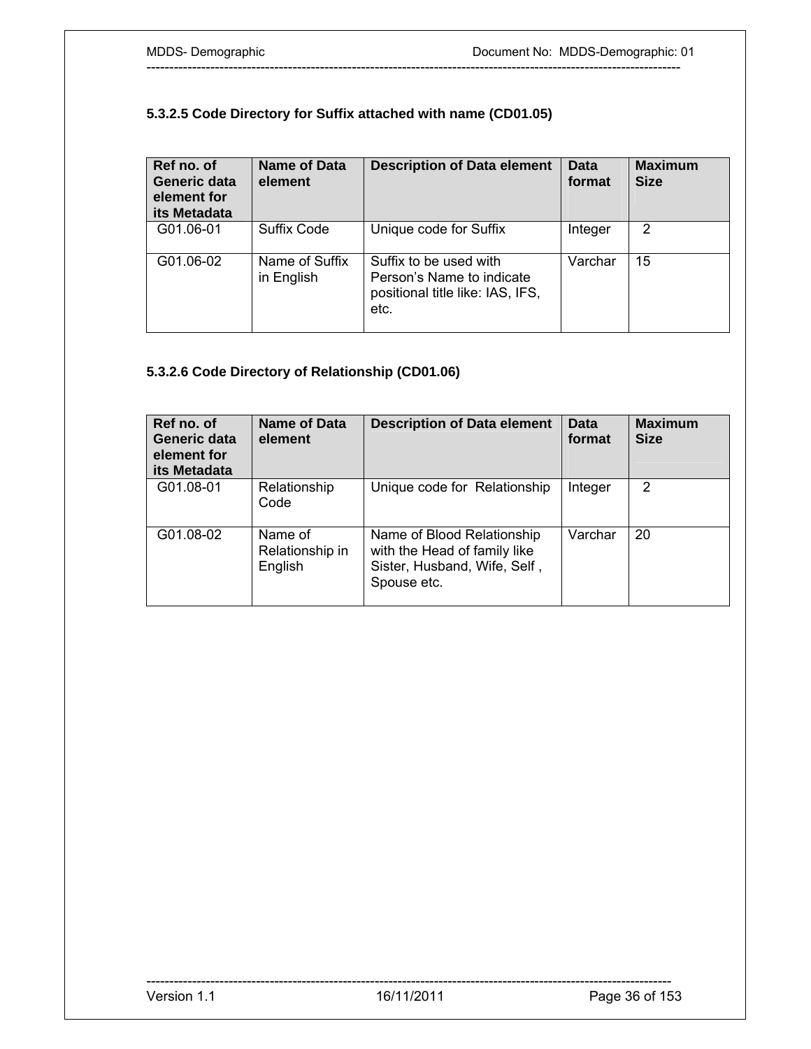### 5.3.2.5 Code Directory for Suffix attached with name (CD01.05)

| Ref no. of Generic data element for its Metadata | Name of Data element | Description of Data element | Data format | Maximum Size |
|---|---|---|---|---|
| G01.06-01 | Suffix Code | Unique code for Suffix | Integer | 2 |
| G01.06-02 | Name of Suffix in English | Suffix to be used with Person's Name to indicate positional title like: IAS, IFS, etc. | Varchar | 15 |

### 5.3.2.6 Code Directory of Relationship (CD01.06)

| Ref no. of Generic data element for its Metadata | Name of Data element | Description of Data element | Data format | Maximum Size |
|---|---|---|---|---|
| G01.08-01 | Relationship Code | Unique code for Relationship | Integer | 2 |
| G01.08-02 | Name of Relationship in English | Name of Blood Relationship with the Head of family like Sister, Husband, Wife, Self , Spouse etc. | Varchar | 20 |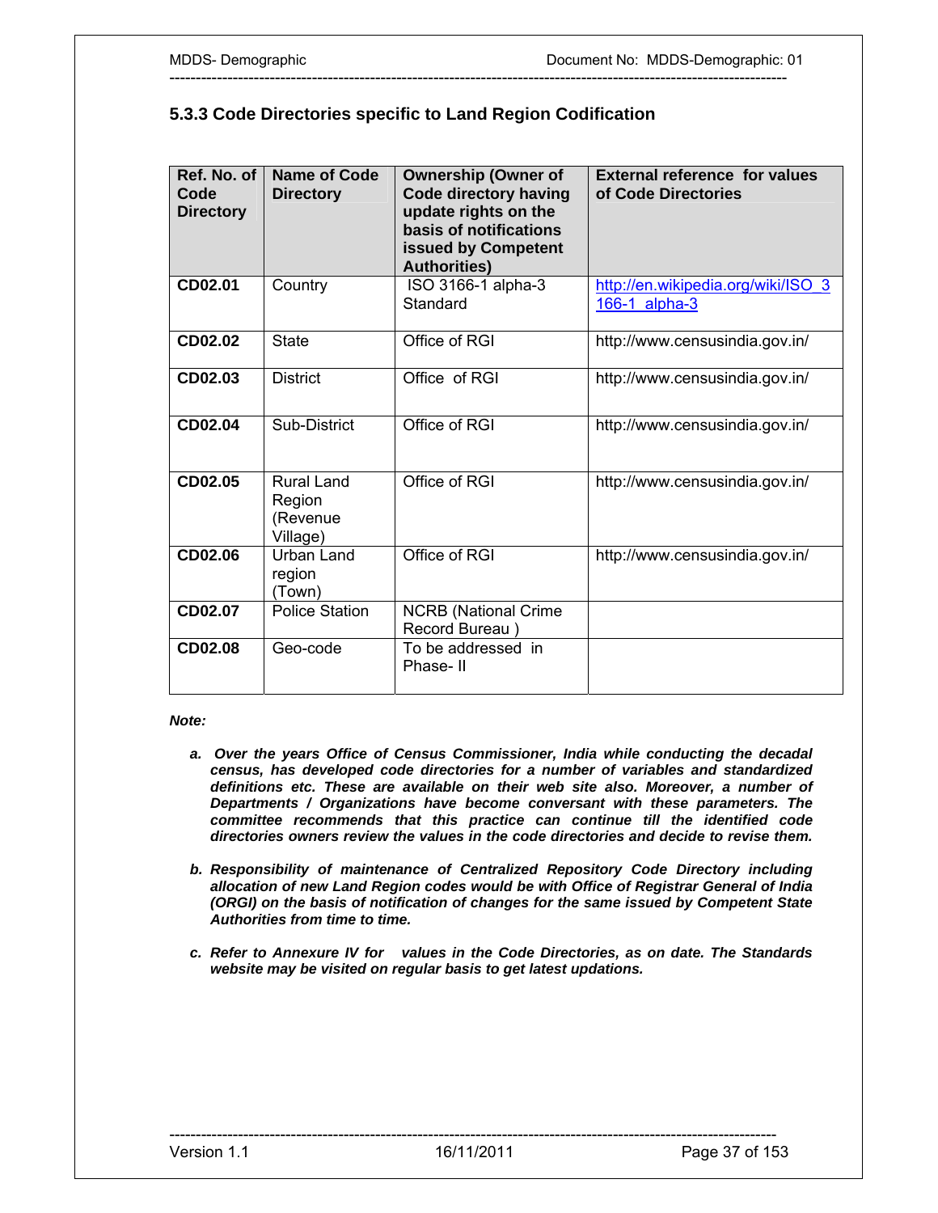### 5.3.3 Code Directories specific to Land Region Codification

| Ref. No. of Code Directory | Name of Code Directory | Ownership (Owner of Code directory having update rights on the basis of notifications issued by Competent Authorities) | External reference for values of Code Directories |
|---|---|---|---|
| **CD02.01** | Country | ISO 3166-1 alpha-3 Standard | http://en.wikipedia.org/wiki/ISO_3166-1_alpha-3 |
| **CD02.02** | State | Office of RGI | http://www.censusindia.gov.in/ |
| **CD02.03** | District | Office of RGI | http://www.censusindia.gov.in/ |
| **CD02.04** | Sub-District | Office of RGI | http://www.censusindia.gov.in/ |
| **CD02.05** | Rural Land Region (Revenue Village) | Office of RGI | http://www.censusindia.gov.in/ |
| **CD02.06** | Urban Land region (Town) | Office of RGI | http://www.censusindia.gov.in/ |
| **CD02.07** | Police Station | NCRB (National Crime Record Bureau ) | |
| **CD02.08** | Geo-code | To be addressed in Phase- II | |

***Note:***

***a. Over the years Office of Census Commissioner, India while conducting the decadal census, has developed code directories for a number of variables and standardized definitions etc. These are available on their web site also. Moreover, a number of Departments / Organizations have become conversant with these parameters. The committee recommends that this practice can continue till the identified code directories owners review the values in the code directories and decide to revise them.***

***b. Responsibility of maintenance of Centralized Repository Code Directory including allocation of new Land Region codes would be with Office of Registrar General of India (ORGI) on the basis of notification of changes for the same issued by Competent State Authorities from time to time.***

***c. Refer to Annexure IV for values in the Code Directories, as on date. The Standards website may be visited on regular basis to get latest updations.***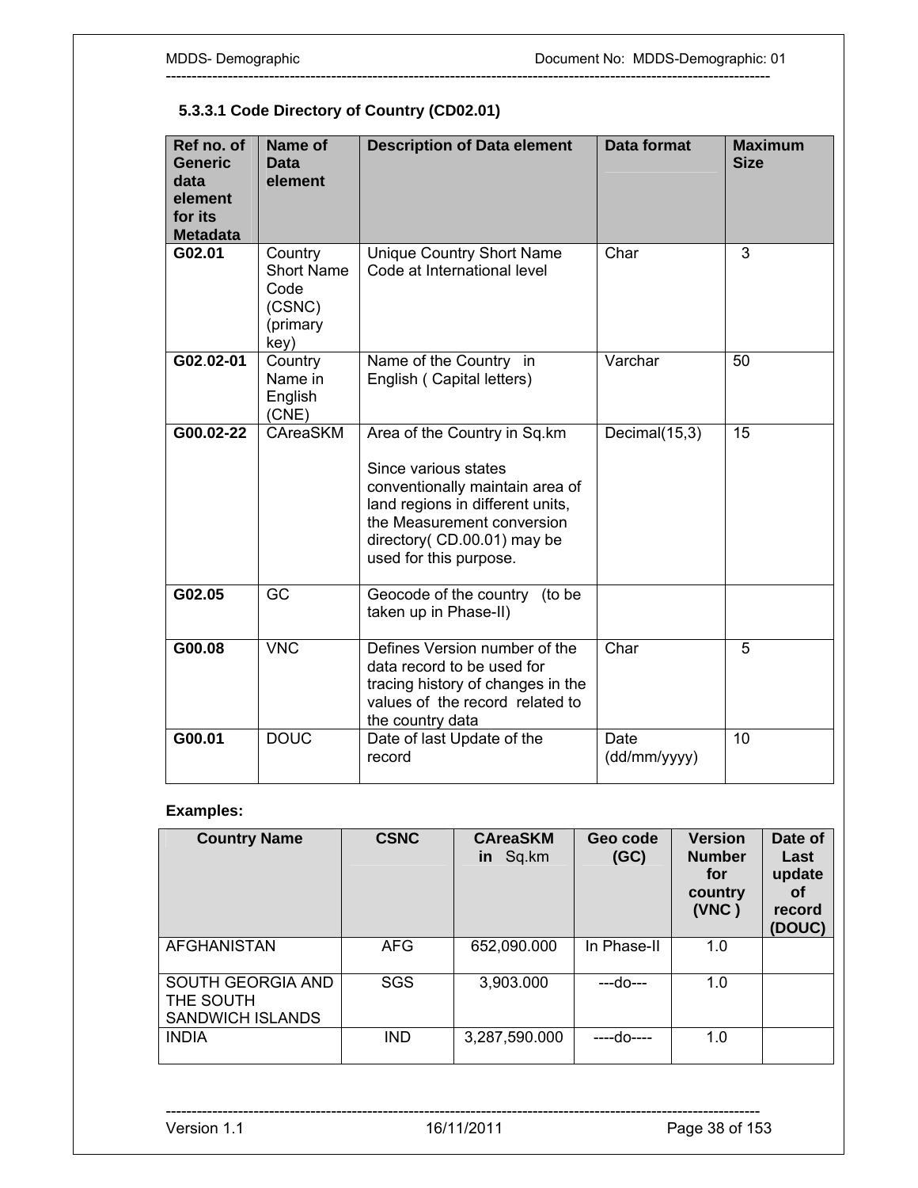### 5.3.3.1 Code Directory of Country (CD02.01)

| Ref no. of Generic data element for its Metadata | Name of Data element | Description of Data element | Data format | Maximum Size |
|---|---|---|---|---|
| **G02.01** | Country Short Name Code (CSNC) (primary key) | Unique Country Short Name Code at International level | Char | 3 |
| **G02.02-01** | Country Name in English (CNE) | Name of the Country in English ( Capital letters) | Varchar | 50 |
| **G00.02-22** | CAreaSKM | Area of the Country in Sq.km<br><br>Since various states conventionally maintain area of land regions in different units, the Measurement conversion directory( CD.00.01) may be used for this purpose. | Decimal(15,3) | 15 |
| **G02.05** | GC | Geocode of the country (to be taken up in Phase-II) | | |
| **G00.08** | VNC | Defines Version number of the data record to be used for tracing history of changes in the values of the record related to the country data | Char | 5 |
| **G00.01** | DOUC | Date of last Update of the record | Date (dd/mm/yyyy) | 10 |

**Examples:**

| Country Name | CSNC | CAreaSKM in Sq.km | Geo code (GC) | Version Number for country (VNC ) | Date of Last update of record (DOUC) |
|---|---|---|---|---|---|
| AFGHANISTAN | AFG | 652,090.000 | In Phase-II | 1.0 | |
| SOUTH GEORGIA AND THE SOUTH SANDWICH ISLANDS | SGS | 3,903.000 | ---do--- | 1.0 | |
| INDIA | IND | 3,287,590.000 | ----do---- | 1.0 | |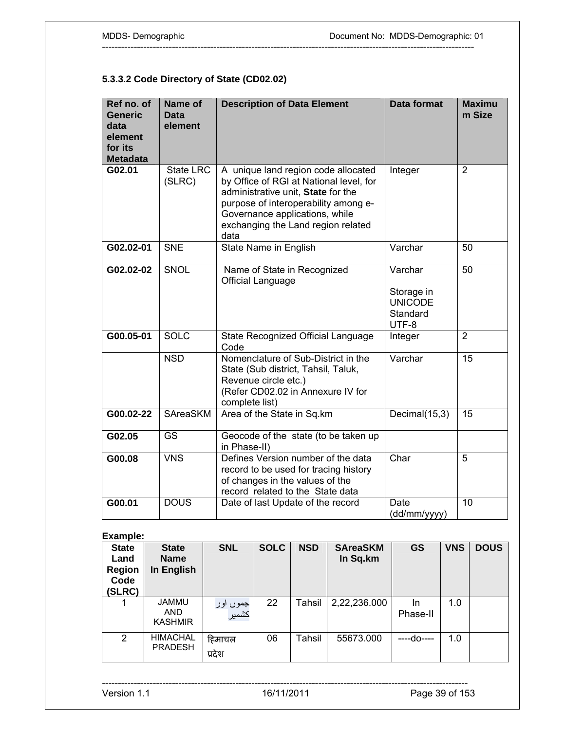### 5.3.3.2 Code Directory of State (CD02.02)

| Ref no. of Generic data element for its Metadata | Name of Data element | Description of Data Element | Data format | Maximum Size |
|---|---|---|---|---|
| **G02.01** | State LRC (SLRC) | A unique land region code allocated by Office of RGI at National level, for administrative unit, **State** for the purpose of interoperability among e-Governance applications, while exchanging the Land region related data | Integer | 2 |
| **G02.02-01** | SNE | State Name in English | Varchar | 50 |
| **G02.02-02** | SNOL | Name of State in Recognized Official Language | Varchar<br><br>Storage in UNICODE Standard UTF-8 | 50 |
| **G00.05-01** | SOLC | State Recognized Official Language Code | Integer | 2 |
| | NSD | Nomenclature of Sub-District in the State (Sub district, Tahsil, Taluk, Revenue circle etc.)<br>(Refer CD02.02 in Annexure IV for complete list) | Varchar | 15 |
| **G00.02-22** | SAreaSKM | Area of the State in Sq.km | Decimal(15,3) | 15 |
| **G02.05** | GS | Geocode of the state (to be taken up in Phase-II) | | |
| **G00.08** | VNS | Defines Version number of the data record to be used for tracing history of changes in the values of the record related to the State data | Char | 5 |
| **G00.01** | DOUS | Date of last Update of the record | Date (dd/mm/yyyy) | 10 |

**Example:**

| State Land Region Code (SLRC) | State Name In English | SNL | SOLC | NSD | SAreaSKM In Sq.km | GS | VNS | DOUS |
|---|---|---|---|---|---|---|---|---|
| 1 | JAMMU AND KASHMIR | جموں اور کشمیر | 22 | Tahsil | 2,22,236.000 | In Phase-II | 1.0 | |
| 2 | HIMACHAL PRADESH | हिमाचल प्रदेश | 06 | Tahsil | 55673.000 | ----do---- | 1.0 | |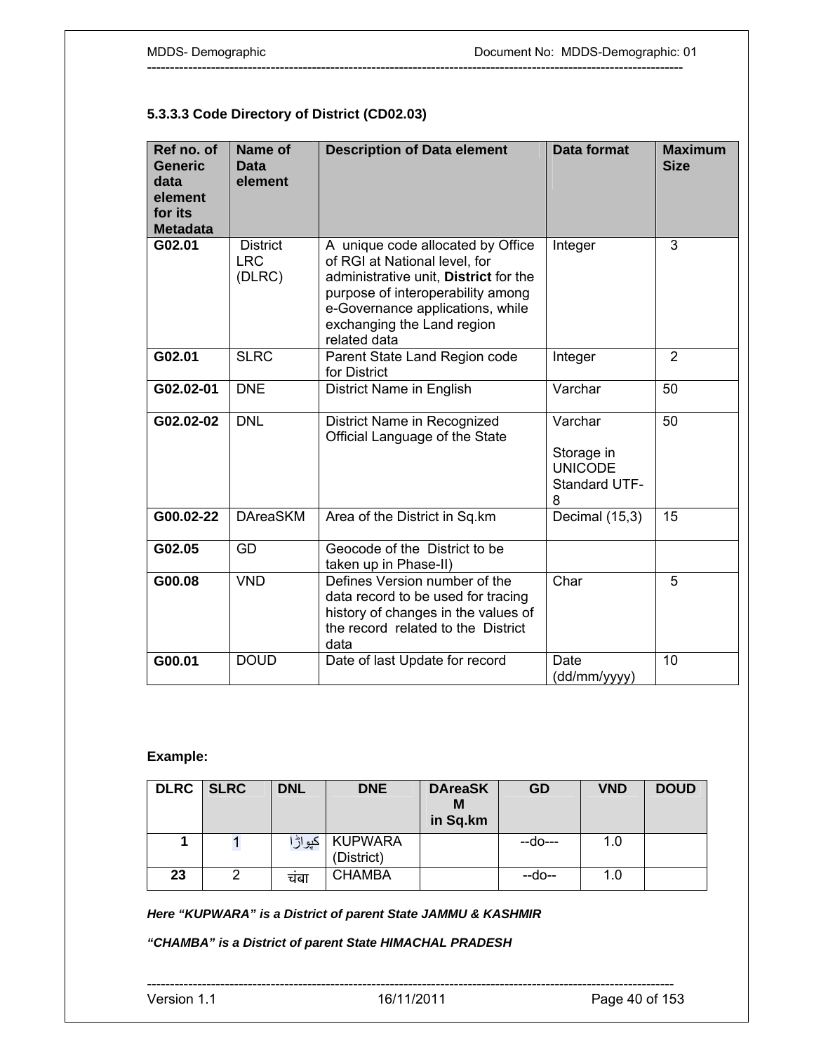### 5.3.3.3 Code Directory of District (CD02.03)

| Ref no. of Generic data element for its Metadata | Name of Data element | Description of Data element | Data format | Maximum Size |
|---|---|---|---|---|
| **G02.01** | District LRC (DLRC) | A unique code allocated by Office of RGI at National level, for administrative unit, **District** for the purpose of interoperability among e-Governance applications, while exchanging the Land region related data | Integer | 3 |
| **G02.01** | SLRC | Parent State Land Region code for District | Integer | 2 |
| **G02.02-01** | DNE | District Name in English | Varchar | 50 |
| **G02.02-02** | DNL | District Name in Recognized Official Language of the State | Varchar<br><br>Storage in UNICODE Standard UTF-8 | 50 |
| **G00.02-22** | DAreaSKM | Area of the District in Sq.km | Decimal (15,3) | 15 |
| **G02.05** | GD | Geocode of the District to be taken up in Phase-II) | | |
| **G00.08** | VND | Defines Version number of the data record to be used for tracing history of changes in the values of the record related to the District data | Char | 5 |
| **G00.01** | DOUD | Date of last Update for record | Date (dd/mm/yyyy) | 10 |

**Example:**

| DLRC | SLRC | DNL | DNE | DAreaSKM in Sq.km | GD | VND | DOUD |
|---|---|---|---|---|---|---|---|
| **1** | 1 | کپواڑا | KUPWARA (District) | | --do--- | 1.0 | |
| **23** | 2 | चंबा | CHAMBA | | --do-- | 1.0 | |

***Here "KUPWARA" is a District of parent State JAMMU & KASHMIR***

***"CHAMBA" is a District of parent State HIMACHAL PRADESH***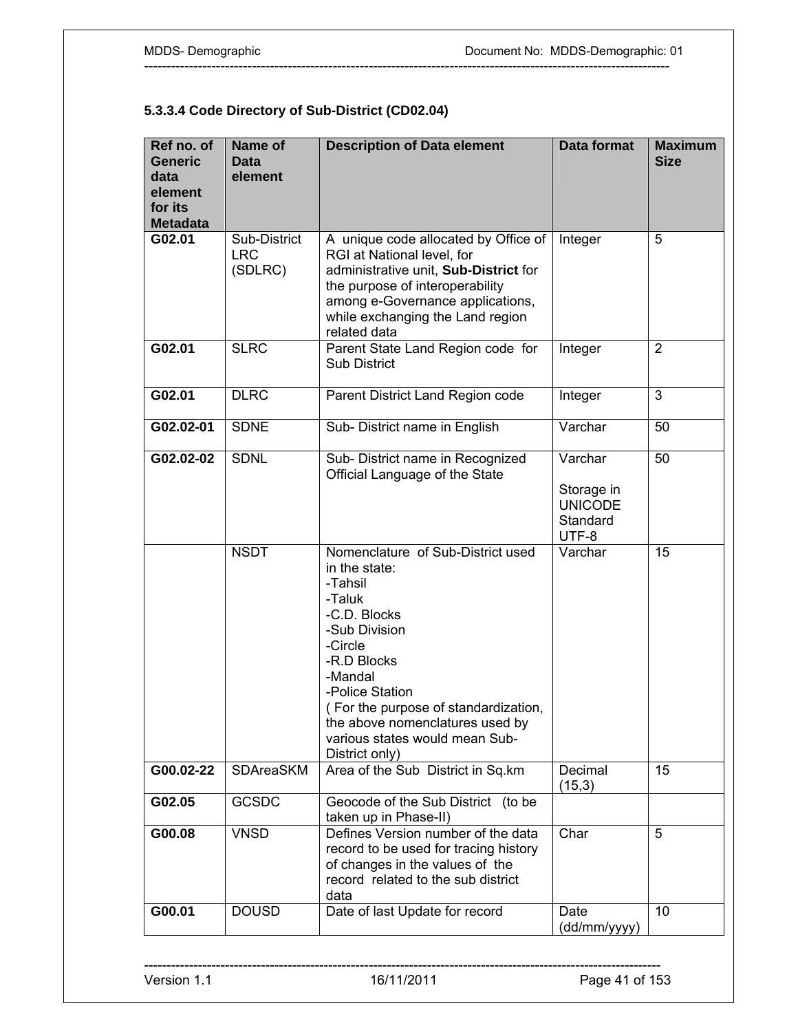#### 5.3.3.4 Code Directory of Sub-District (CD02.04)

| Ref no. of Generic data element for its Metadata | Name of Data element | Description of Data element | Data format | Maximum Size |
|---|---|---|---|---|
| **G02.01** | Sub-District LRC (SDLRC) | A unique code allocated by Office of RGI at National level, for administrative unit, **Sub-District** for the purpose of interoperability among e-Governance applications, while exchanging the Land region related data | Integer | 5 |
| **G02.01** | SLRC | Parent State Land Region code for Sub District | Integer | 2 |
| **G02.01** | DLRC | Parent District Land Region code | Integer | 3 |
| **G02.02-01** | SDNE | Sub- District name in English | Varchar | 50 |
| **G02.02-02** | SDNL | Sub- District name in Recognized Official Language of the State | Varchar<br><br>Storage in UNICODE Standard UTF-8 | 50 |
| | NSDT | Nomenclature of Sub-District used in the state:<br>-Tahsil<br>-Taluk<br>-C.D. Blocks<br>-Sub Division<br>-Circle<br>-R.D Blocks<br>-Mandal<br>-Police Station<br>( For the purpose of standardization, the above nomenclatures used by various states would mean Sub-District only) | Varchar | 15 |
| **G00.02-22** | SDAreaSKM | Area of the Sub District in Sq.km | Decimal (15,3) | 15 |
| **G02.05** | GCSDC | Geocode of the Sub District (to be taken up in Phase-II) | | |
| **G00.08** | VNSD | Defines Version number of the data record to be used for tracing history of changes in the values of the record related to the sub district data | Char | 5 |
| **G00.01** | DOUSD | Date of last Update for record | Date (dd/mm/yyyy) | 10 |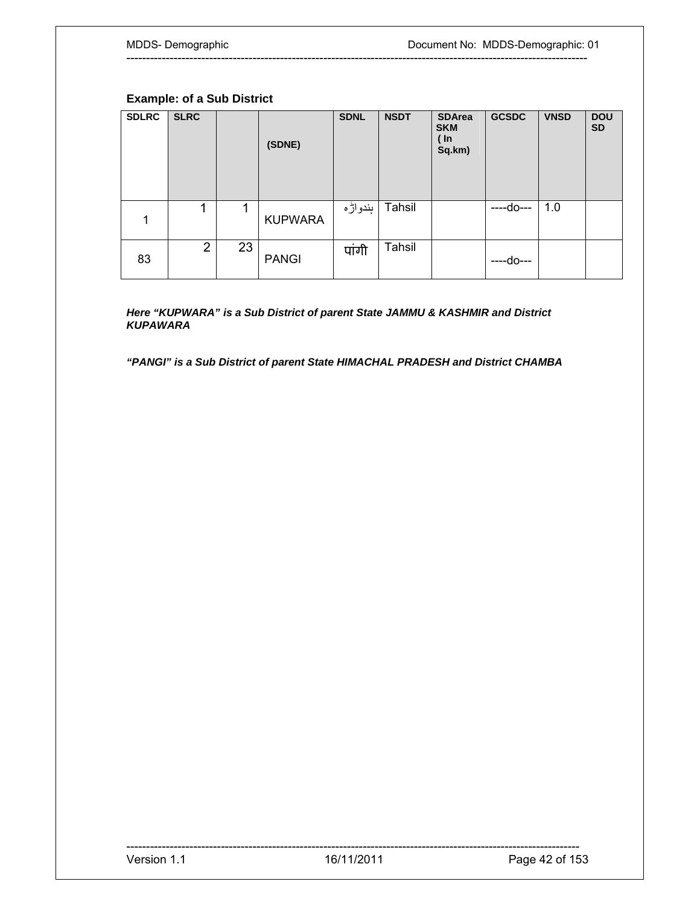**Example: of a Sub District**

| SDLRC | SLRC | | (SDNE) | SDNL | NSDT | SDArea SKM ( In Sq.km) | GCSDC | VNSD | DOU SD |
|---|---|---|---|---|---|---|---|---|---|
| 1 | 1 | 1 | KUPWARA | ہندواڑہ | Tahsil | | ----do--- | 1.0 | |
| 83 | 2 | 23 | PANGI | पांगी | Tahsil | | ----do--- | | |

***Here "KUPWARA" is a Sub District of parent State JAMMU & KASHMIR and District KUPAWARA***

***"PANGI" is a Sub District of parent State HIMACHAL PRADESH and District CHAMBA***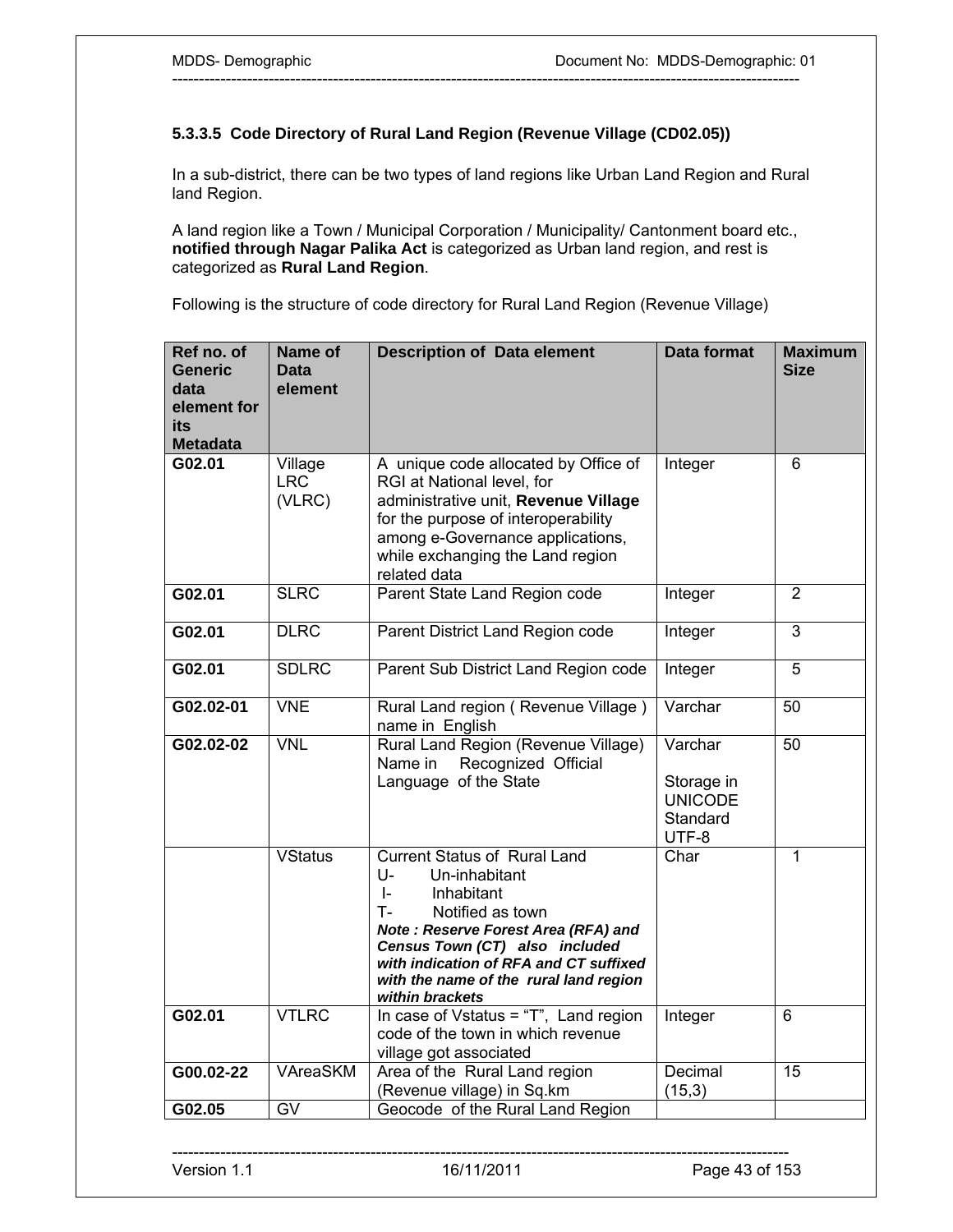### 5.3.3.5 Code Directory of Rural Land Region (Revenue Village (CD02.05))

In a sub-district, there can be two types of land regions like Urban Land Region and Rural land Region.

A land region like a Town / Municipal Corporation / Municipality/ Cantonment board etc., **notified through Nagar Palika Act** is categorized as Urban land region, and rest is categorized as **Rural Land Region**.

Following is the structure of code directory for Rural Land Region (Revenue Village)

| Ref no. of Generic data element for its Metadata | Name of Data element | Description of Data element | Data format | Maximum Size |
|---|---|---|---|---|
| **G02.01** | Village LRC (VLRC) | A unique code allocated by Office of RGI at National level, for administrative unit, **Revenue Village** for the purpose of interoperability among e-Governance applications, while exchanging the Land region related data | Integer | 6 |
| **G02.01** | SLRC | Parent State Land Region code | Integer | 2 |
| **G02.01** | DLRC | Parent District Land Region code | Integer | 3 |
| **G02.01** | SDLRC | Parent Sub District Land Region code | Integer | 5 |
| **G02.02-01** | VNE | Rural Land region ( Revenue Village ) name in English | Varchar | 50 |
| **G02.02-02** | VNL | Rural Land Region (Revenue Village) Name in Recognized Official Language of the State | Varchar<br><br>Storage in UNICODE Standard UTF-8 | 50 |
| | VStatus | Current Status of Rural Land<br>U- Un-inhabitant<br>I- Inhabitant<br>T- Notified as town<br>***Note : Reserve Forest Area (RFA) and Census Town (CT) also included with indication of RFA and CT suffixed with the name of the rural land region within brackets*** | Char | 1 |
| **G02.01** | VTLRC | In case of Vstatus = "T", Land region code of the town in which revenue village got associated | Integer | 6 |
| **G00.02-22** | VAreaSKM | Area of the Rural Land region (Revenue village) in Sq.km | Decimal (15,3) | 15 |
| **G02.05** | GV | Geocode of the Rural Land Region | | |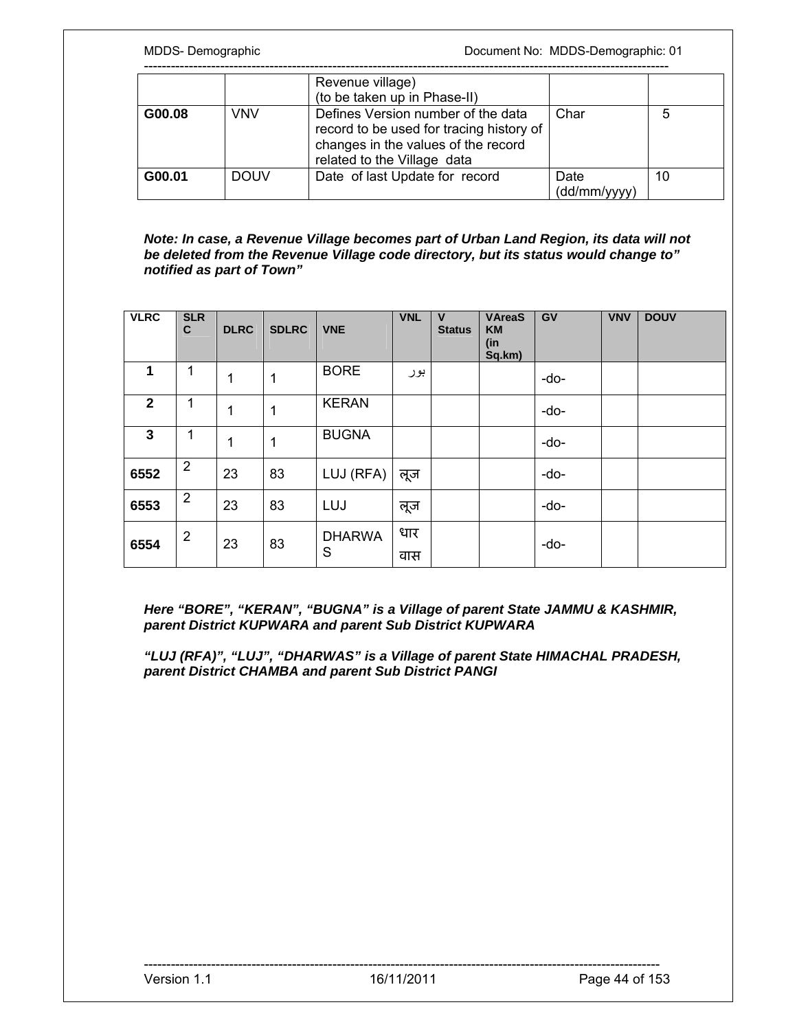| | | Revenue village)<br>(to be taken up in Phase-II) | | |
|---|---|---|---|---|
| **G00.08** | VNV | Defines Version number of the data record to be used for tracing history of changes in the values of the record related to the Village data | Char | 5 |
| **G00.01** | DOUV | Date of last Update for record | Date (dd/mm/yyyy) | 10 |

***Note: In case, a Revenue Village becomes part of Urban Land Region, its data will not be deleted from the Revenue Village code directory, but its status would change to" notified as part of Town"***

| VLRC | SLRC | DLRC | SDLRC | VNE | VNL | V Status | VAreaSKM (in Sq.km) | GV | VNV | DOUV |
|---|---|---|---|---|---|---|---|---|---|---|
| **1** | 1 | 1 | 1 | BORE | بور | | | -do- | | |
| **2** | 1 | 1 | 1 | KERAN | | | | -do- | | |
| **3** | 1 | 1 | 1 | BUGNA | | | | -do- | | |
| **6552** | 2 | 23 | 83 | LUJ (RFA) | लूज | | | -do- | | |
| **6553** | 2 | 23 | 83 | LUJ | लूज | | | -do- | | |
| **6554** | 2 | 23 | 83 | DHARWAS | धार वास | | | -do- | | |

***Here "BORE", "KERAN", "BUGNA" is a Village of parent State JAMMU & KASHMIR, parent District KUPWARA and parent Sub District KUPWARA***

***"LUJ (RFA)", "LUJ", "DHARWAS" is a Village of parent State HIMACHAL PRADESH, parent District CHAMBA and parent Sub District PANGI***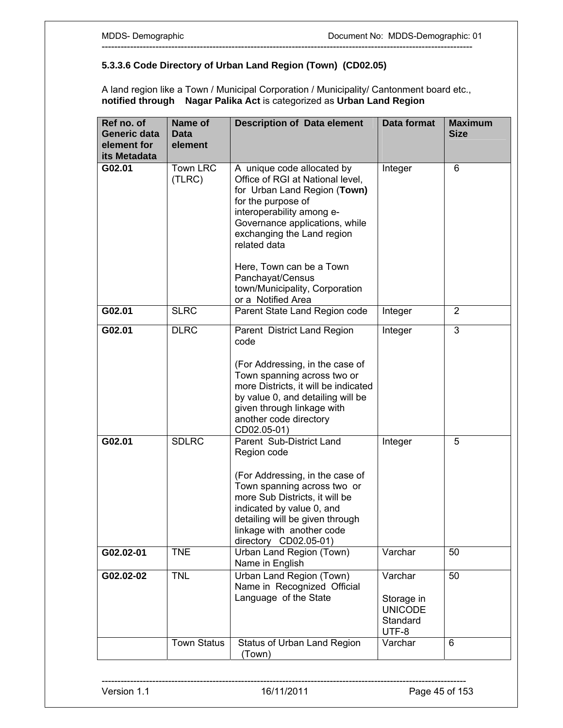### 5.3.3.6 Code Directory of Urban Land Region (Town) (CD02.05)

A land region like a Town / Municipal Corporation / Municipality/ Cantonment board etc., **notified through Nagar Palika Act** is categorized as **Urban Land Region**

| Ref no. of Generic data element for its Metadata | Name of Data element | Description of Data element | Data format | Maximum Size |
|---|---|---|---|---|
| **G02.01** | Town LRC (TLRC) | A unique code allocated by Office of RGI at National level, for Urban Land Region (**Town)** for the purpose of interoperability among e-Governance applications, while exchanging the Land region related data<br><br>Here, Town can be a Town Panchayat/Census town/Municipality, Corporation or a Notified Area | Integer | 6 |
| **G02.01** | SLRC | Parent State Land Region code | Integer | 2 |
| **G02.01** | DLRC | Parent District Land Region code<br><br>(For Addressing, in the case of Town spanning across two or more Districts, it will be indicated by value 0, and detailing will be given through linkage with another code directory CD02.05-01) | Integer | 3 |
| **G02.01** | SDLRC | Parent Sub-District Land Region code<br><br>(For Addressing, in the case of Town spanning across two or more Sub Districts, it will be indicated by value 0, and detailing will be given through linkage with another code directory CD02.05-01) | Integer | 5 |
| **G02.02-01** | TNE | Urban Land Region (Town) Name in English | Varchar | 50 |
| **G02.02-02** | TNL | Urban Land Region (Town) Name in Recognized Official Language of the State | Varchar<br><br>Storage in UNICODE Standard UTF-8 | 50 |
| | Town Status | Status of Urban Land Region (Town) | Varchar | 6 |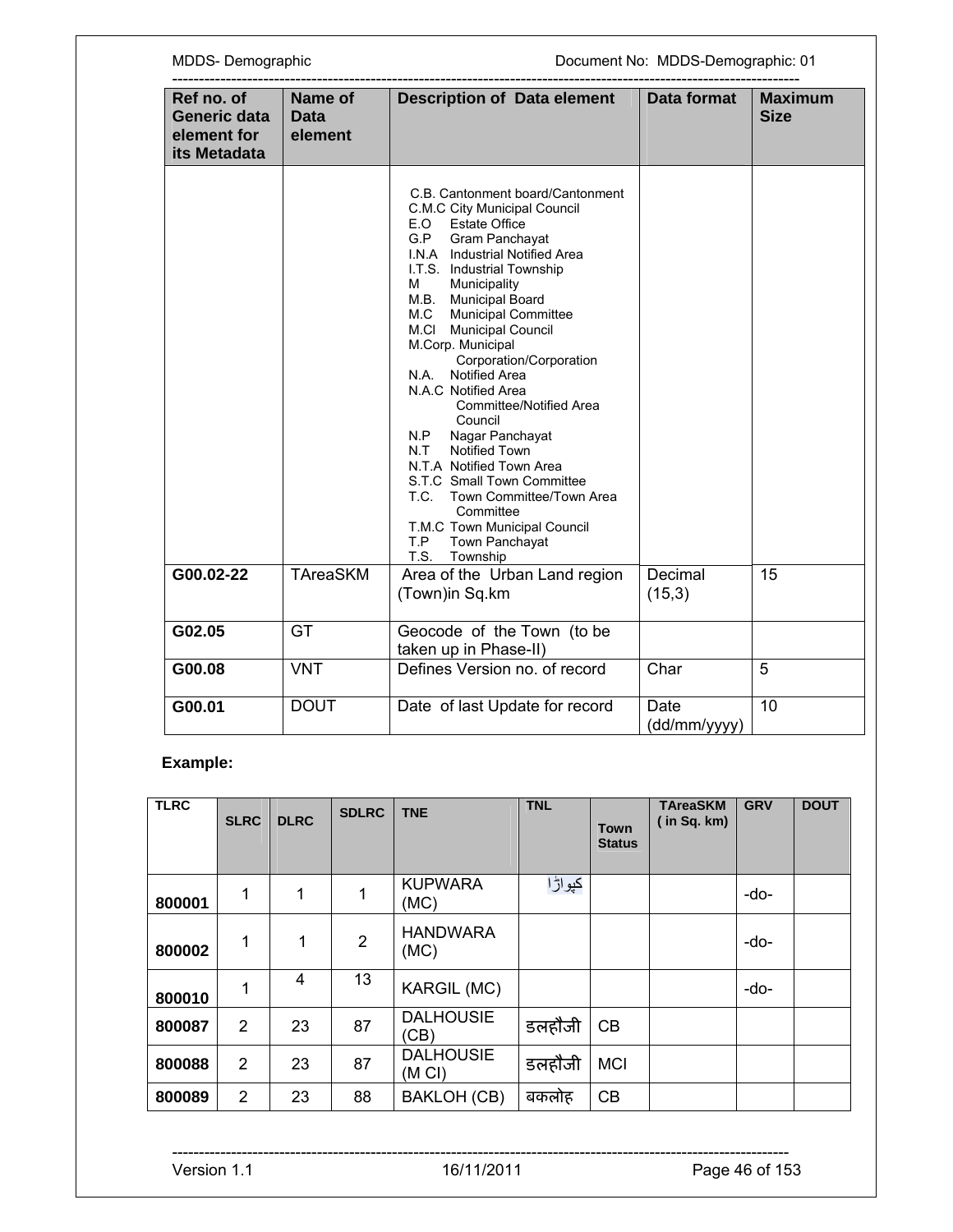| Ref no. of Generic data element for its Metadata | Name of Data element | Description of Data element | Data format | Maximum Size |
|---|---|---|---|---|
| | | C.B. Cantonment board/Cantonment<br>C.M.C City Municipal Council<br>E.O Estate Office<br>G.P Gram Panchayat<br>I.N.A Industrial Notified Area<br>I.T.S. Industrial Township<br>M Municipality<br>M.B. Municipal Board<br>M.C Municipal Committee<br>M.Cl Municipal Council<br>M.Corp. Municipal Corporation/Corporation<br>N.A. Notified Area<br>N.A.C Notified Area Committee/Notified Area Council<br>N.P Nagar Panchayat<br>N.T Notified Town<br>N.T.A Notified Town Area<br>S.T.C Small Town Committee<br>T.C. Town Committee/Town Area Committee<br>T.M.C Town Municipal Council<br>T.P Town Panchayat<br>T.S. Township | | |
| **G00.02-22** | TAreaSKM | Area of the Urban Land region (Town)in Sq.km | Decimal (15,3) | 15 |
| **G02.05** | GT | Geocode of the Town (to be taken up in Phase-II) | | |
| **G00.08** | VNT | Defines Version no. of record | Char | 5 |
| **G00.01** | DOUT | Date of last Update for record | Date (dd/mm/yyyy) | 10 |

**Example:**

| TLRC | SLRC | DLRC | SDLRC | TNE | TNL | Town Status | TAreaSKM ( in Sq. km) | GRV | DOUT |
|---|---|---|---|---|---|---|---|---|---|
| **800001** | 1 | 1 | 1 | KUPWARA (MC) | کپواڑا | | | -do- | |
| **800002** | 1 | 1 | 2 | HANDWARA (MC) | | | | -do- | |
| **800010** | 1 | 4 | 13 | KARGIL (MC) | | | | -do- | |
| **800087** | 2 | 23 | 87 | DALHOUSIE (CB) | डलहौजी | CB | | | |
| **800088** | 2 | 23 | 87 | DALHOUSIE (M Cl) | डलहौजी | MCI | | | |
| **800089** | 2 | 23 | 88 | BAKLOH (CB) | बकलोह | CB | | | |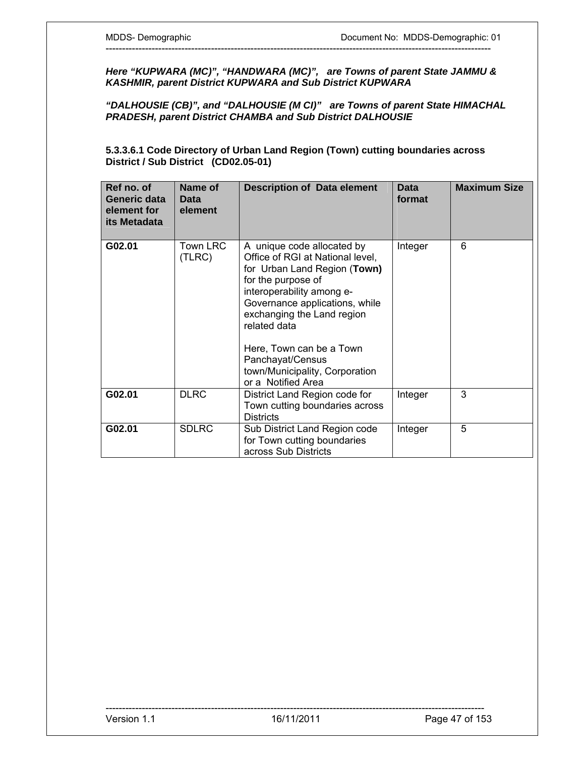***Here "KUPWARA (MC)", "HANDWARA (MC)", are Towns of parent State JAMMU & KASHMIR, parent District KUPWARA and Sub District KUPWARA***

***"DALHOUSIE (CB)", and "DALHOUSIE (M Cl)" are Towns of parent State HIMACHAL PRADESH, parent District CHAMBA and Sub District DALHOUSIE***

#### 5.3.3.6.1 Code Directory of Urban Land Region (Town) cutting boundaries across District / Sub District (CD02.05-01)

| Ref no. of Generic data element for its Metadata | Name of Data element | Description of Data element | Data format | Maximum Size |
|---|---|---|---|---|
| **G02.01** | Town LRC (TLRC) | A unique code allocated by Office of RGI at National level, for Urban Land Region (**Town)** for the purpose of interoperability among e-Governance applications, while exchanging the Land region related data<br><br>Here, Town can be a Town Panchayat/Census town/Municipality, Corporation or a Notified Area | Integer | 6 |
| **G02.01** | DLRC | District Land Region code for Town cutting boundaries across Districts | Integer | 3 |
| **G02.01** | SDLRC | Sub District Land Region code for Town cutting boundaries across Sub Districts | Integer | 5 |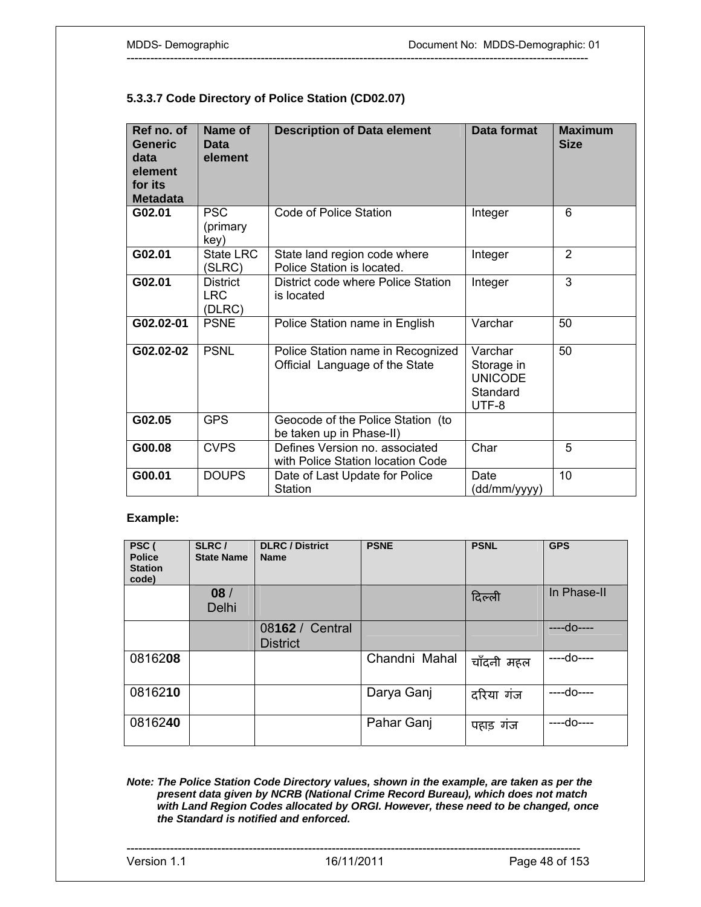### 5.3.3.7 Code Directory of Police Station (CD02.07)

| Ref no. of Generic data element for its Metadata | Name of Data element | Description of Data element | Data format | Maximum Size |
|---|---|---|---|---|
| **G02.01** | PSC (primary key) | Code of Police Station | Integer | 6 |
| **G02.01** | State LRC (SLRC) | State land region code where Police Station is located. | Integer | 2 |
| **G02.01** | District LRC (DLRC) | District code where Police Station is located | Integer | 3 |
| **G02.02-01** | PSNE | Police Station name in English | Varchar | 50 |
| **G02.02-02** | PSNL | Police Station name in Recognized Official Language of the State | Varchar Storage in UNICODE Standard UTF-8 | 50 |
| **G02.05** | GPS | Geocode of the Police Station (to be taken up in Phase-II) | | |
| **G00.08** | CVPS | Defines Version no. associated with Police Station location Code | Char | 5 |
| **G00.01** | DOUPS | Date of Last Update for Police Station | Date (dd/mm/yyyy) | 10 |

**Example:**

| PSC ( Police Station code) | SLRC / State Name | DLRC / District Name | PSNE | PSNL | GPS |
|---|---|---|---|---|---|
| | **08** / Delhi | | | दिल्ली | In Phase-II |
| | | 08**162** / Central District | | | ----do---- |
| 0816**208** | | | Chandni Mahal | चाँदनी महल | ----do---- |
| 0816**210** | | | Darya Ganj | दरिया गंज | ----do---- |
| 0816**240** | | | Pahar Ganj | पहाड़ गंज | ----do---- |

***Note: The Police Station Code Directory values, shown in the example, are taken as per the present data given by NCRB (National Crime Record Bureau), which does not match with Land Region Codes allocated by ORGI. However, these need to be changed, once the Standard is notified and enforced.***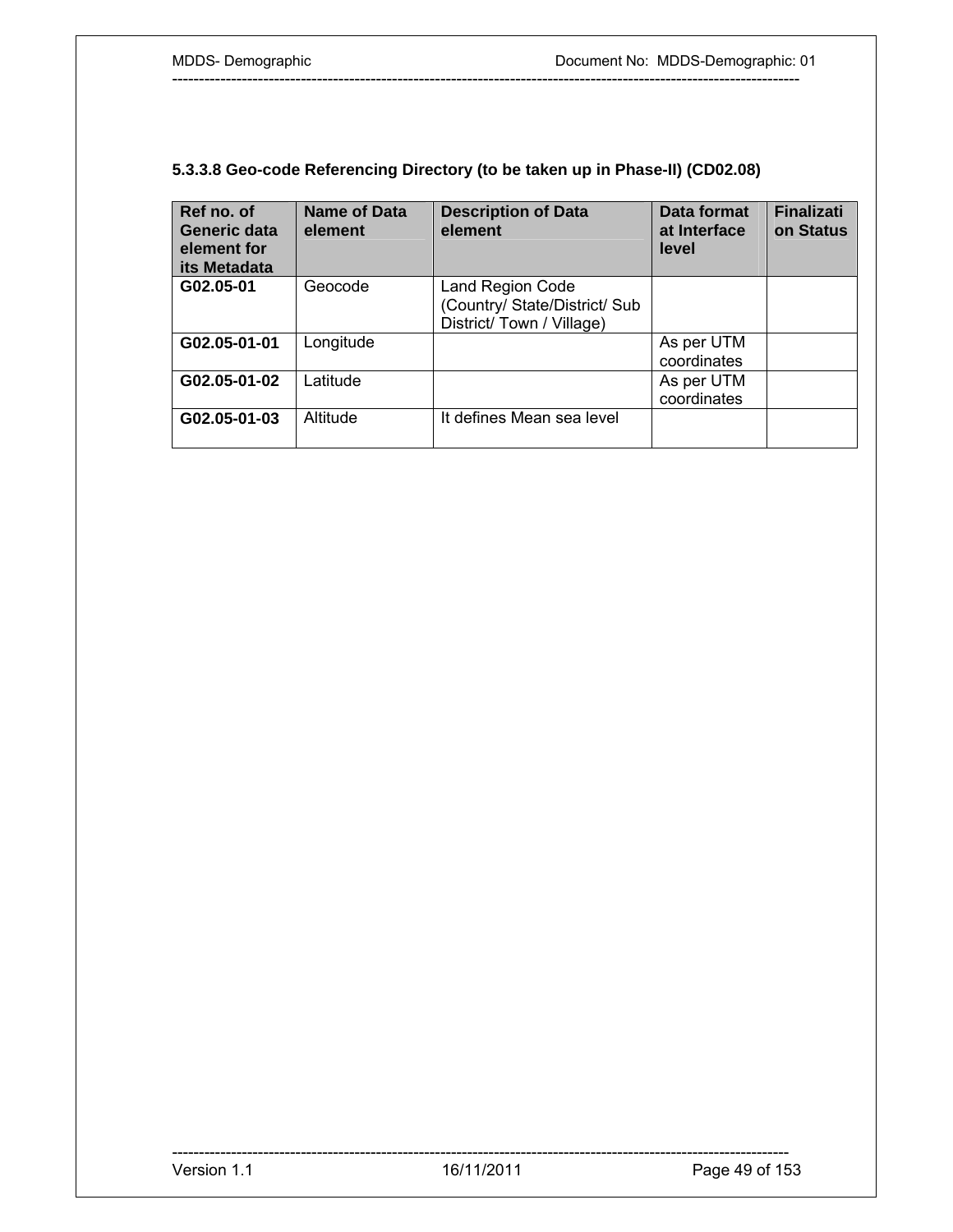### 5.3.3.8 Geo-code Referencing Directory (to be taken up in Phase-II) (CD02.08)

| Ref no. of Generic data element for its Metadata | Name of Data element | Description of Data element | Data format at Interface level | Finalization Status |
|---|---|---|---|---|
| **G02.05-01** | Geocode | Land Region Code (Country/ State/District/ Sub District/ Town / Village) | | |
| **G02.05-01-01** | Longitude | | As per UTM coordinates | |
| **G02.05-01-02** | Latitude | | As per UTM coordinates | |
| **G02.05-01-03** | Altitude | It defines Mean sea level | | |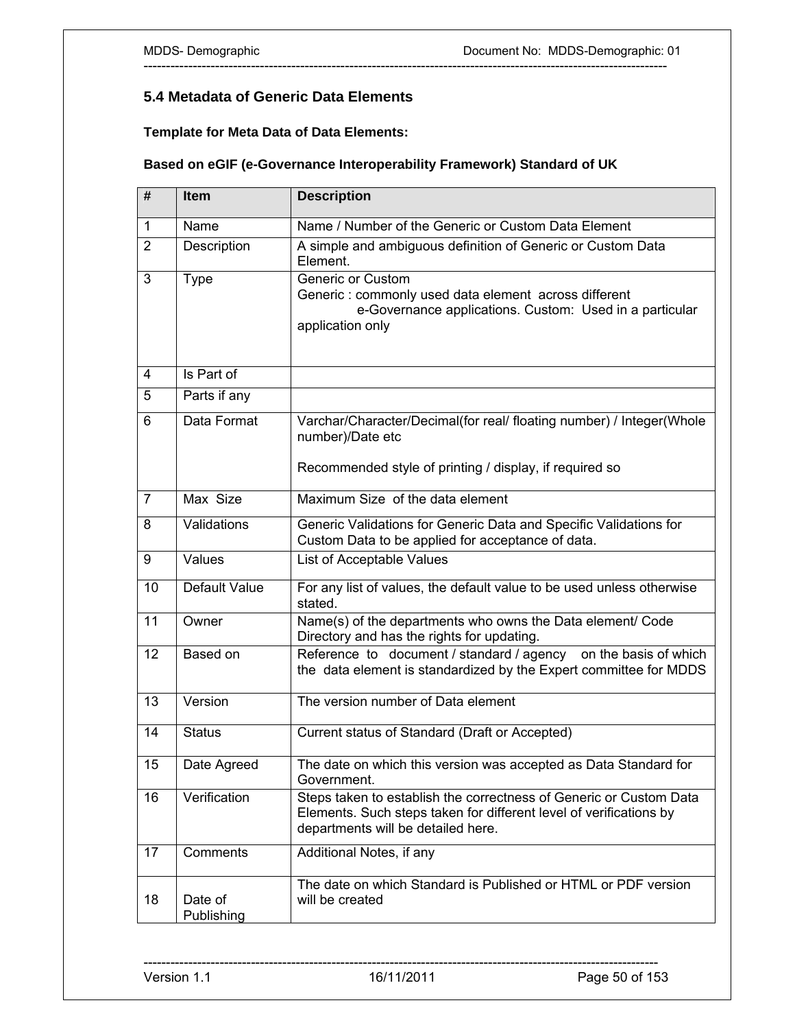## 5.4 Metadata of Generic Data Elements

**Template for Meta Data of Data Elements:**

**Based on eGIF (e-Governance Interoperability Framework) Standard of UK**

| # | Item | Description |
|---|---|---|
| 1 | Name | Name / Number of the Generic or Custom Data Element |
| 2 | Description | A simple and ambiguous definition of Generic or Custom Data Element. |
| 3 | Type | Generic or Custom<br>Generic : commonly used data element across different e-Governance applications. Custom: Used in a particular application only |
| 4 | Is Part of | |
| 5 | Parts if any | |
| 6 | Data Format | Varchar/Character/Decimal(for real/ floating number) / Integer(Whole number)/Date etc<br><br>Recommended style of printing / display, if required so |
| 7 | Max Size | Maximum Size of the data element |
| 8 | Validations | Generic Validations for Generic Data and Specific Validations for Custom Data to be applied for acceptance of data. |
| 9 | Values | List of Acceptable Values |
| 10 | Default Value | For any list of values, the default value to be used unless otherwise stated. |
| 11 | Owner | Name(s) of the departments who owns the Data element/ Code Directory and has the rights for updating. |
| 12 | Based on | Reference to document / standard / agency on the basis of which the data element is standardized by the Expert committee for MDDS |
| 13 | Version | The version number of Data element |
| 14 | Status | Current status of Standard (Draft or Accepted) |
| 15 | Date Agreed | The date on which this version was accepted as Data Standard for Government. |
| 16 | Verification | Steps taken to establish the correctness of Generic or Custom Data Elements. Such steps taken for different level of verifications by departments will be detailed here. |
| 17 | Comments | Additional Notes, if any |
| 18 | Date of Publishing | The date on which Standard is Published or HTML or PDF version will be created |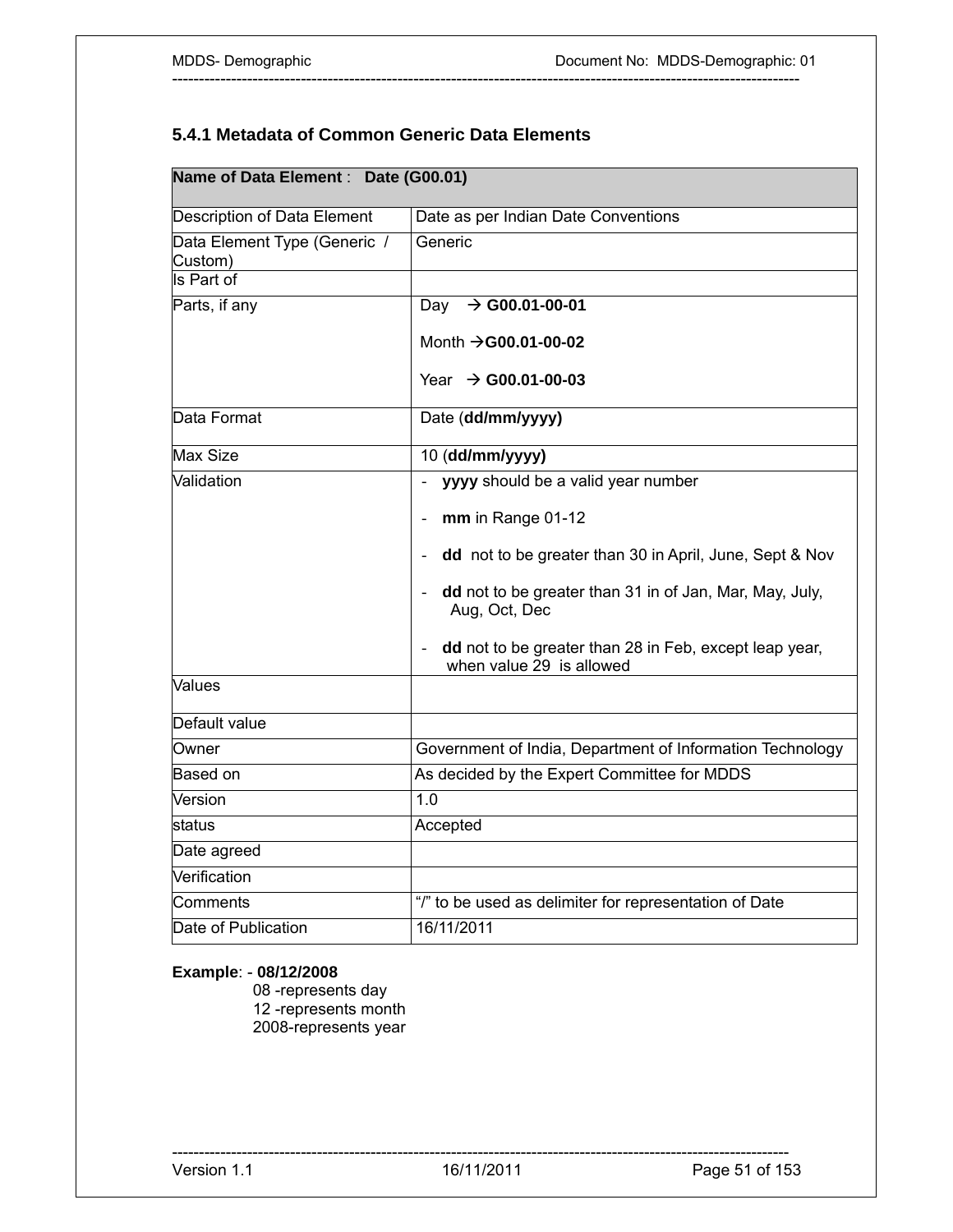### 5.4.1 Metadata of Common Generic Data Elements

| **Name of Data Element** : **Date (G00.01)** | |
|---|---|
| Description of Data Element | Date as per Indian Date Conventions |
| Data Element Type (Generic / Custom) | Generic |
| Is Part of | |
| Parts, if any | Day → **G00.01-00-01**<br><br>Month →**G00.01-00-02**<br><br>Year → **G00.01-00-03** |
| Data Format | Date (**dd/mm/yyyy)** |
| Max Size | 10 (**dd/mm/yyyy)** |
| Validation | - **yyyy** should be a valid year number<br><br>- **mm** in Range 01-12<br><br>- **dd** not to be greater than 30 in April, June, Sept & Nov<br><br>- **dd** not to be greater than 31 in of Jan, Mar, May, July, Aug, Oct, Dec<br><br>- **dd** not to be greater than 28 in Feb, except leap year, when value 29 is allowed |
| Values | |
| Default value | |
| Owner | Government of India, Department of Information Technology |
| Based on | As decided by the Expert Committee for MDDS |
| Version | 1.0 |
| status | Accepted |
| Date agreed | |
| Verification | |
| Comments | "/" to be used as delimiter for representation of Date |
| Date of Publication | 16/11/2011 |

**Example**: - **08/12/2008**

08 -represents day
12 -represents month
2008-represents year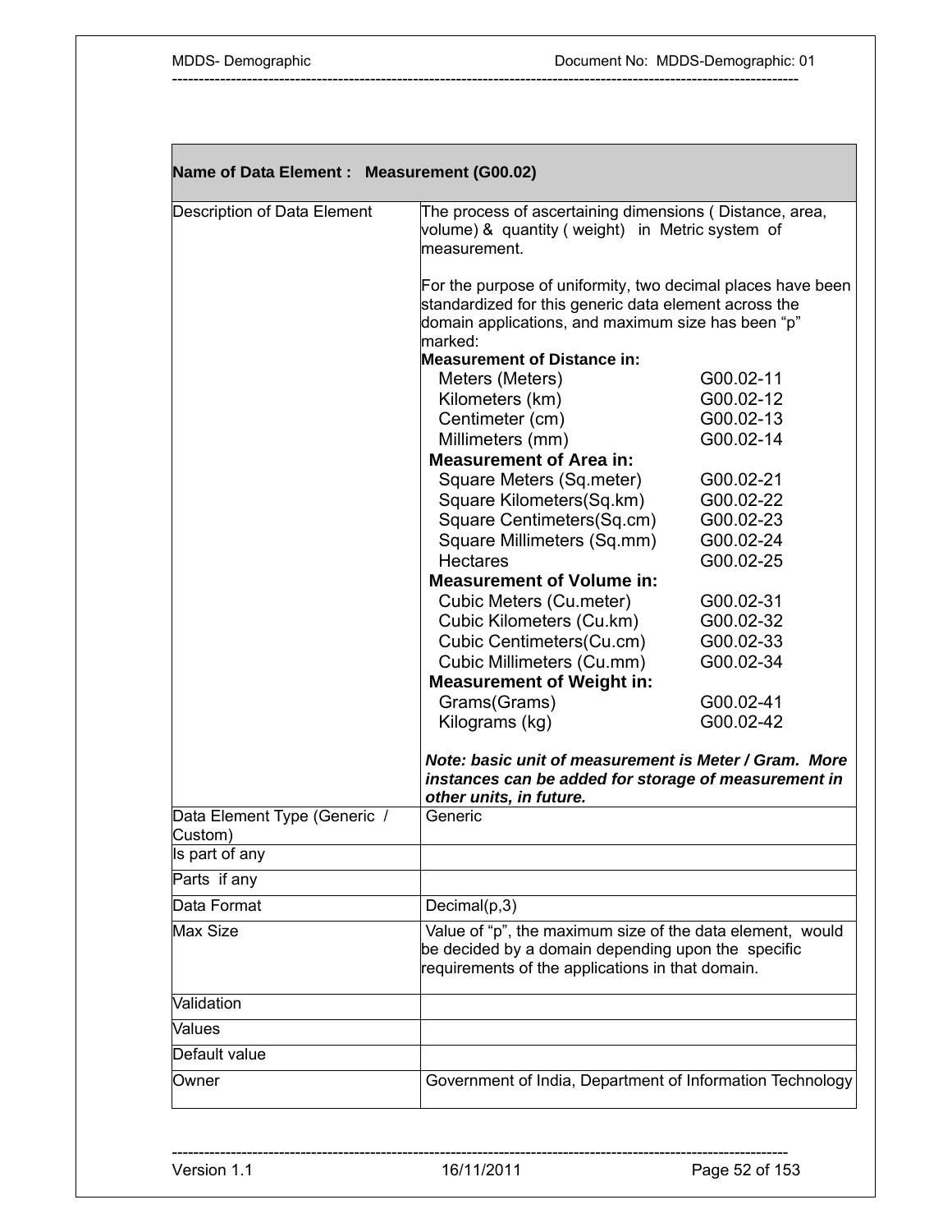| **Name of Data Element : Measurement (G00.02)** | |
|---|---|
| Description of Data Element | The process of ascertaining dimensions ( Distance, area, volume) & quantity ( weight) in Metric system of measurement.<br><br>For the purpose of uniformity, two decimal places have been standardized for this generic data element across the domain applications, and maximum size has been "p" marked:<br>**Measurement of Distance in:**<br>Meters (Meters) G00.02-11<br>Kilometers (km) G00.02-12<br>Centimeter (cm) G00.02-13<br>Millimeters (mm) G00.02-14<br>**Measurement of Area in:**<br>Square Meters (Sq.meter) G00.02-21<br>Square Kilometers(Sq.km) G00.02-22<br>Square Centimeters(Sq.cm) G00.02-23<br>Square Millimeters (Sq.mm) G00.02-24<br>Hectares G00.02-25<br>**Measurement of Volume in:**<br>Cubic Meters (Cu.meter) G00.02-31<br>Cubic Kilometers (Cu.km) G00.02-32<br>Cubic Centimeters(Cu.cm) G00.02-33<br>Cubic Millimeters (Cu.mm) G00.02-34<br>**Measurement of Weight in:**<br>Grams(Grams) G00.02-41<br>Kilograms (kg) G00.02-42<br><br>***Note: basic unit of measurement is Meter / Gram. More instances can be added for storage of measurement in other units, in future.*** |
| Data Element Type (Generic / Custom) | Generic |
| Is part of any | |
| Parts if any | |
| Data Format | Decimal(p,3) |
| Max Size | Value of "p", the maximum size of the data element, would be decided by a domain depending upon the specific requirements of the applications in that domain. |
| Validation | |
| Values | |
| Default value | |
| Owner | Government of India, Department of Information Technology |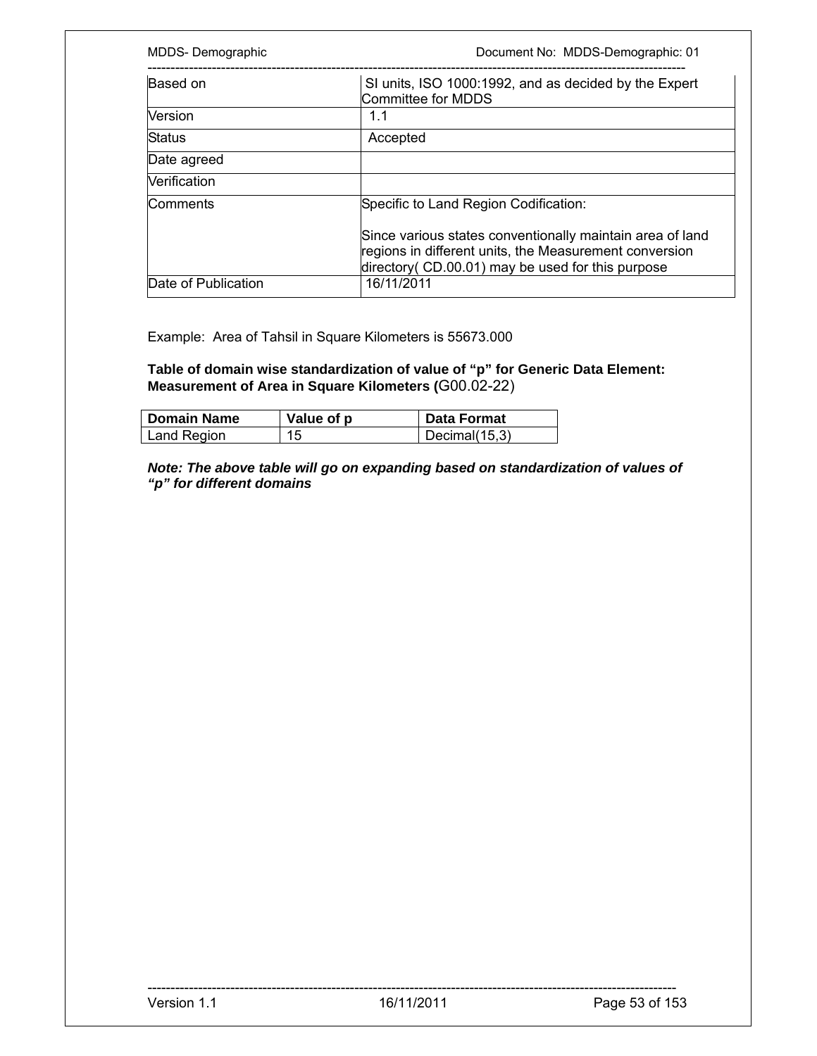| | |
|---|---|
| Based on | SI units, ISO 1000:1992, and as decided by the Expert Committee for MDDS |
| Version | 1.1 |
| Status | Accepted |
| Date agreed | |
| Verification | |
| Comments | Specific to Land Region Codification:<br><br>Since various states conventionally maintain area of land regions in different units, the Measurement conversion directory( CD.00.01) may be used for this purpose |
| Date of Publication | 16/11/2011 |

Example: Area of Tahsil in Square Kilometers is 55673.000

**Table of domain wise standardization of value of "p" for Generic Data Element: Measurement of Area in Square Kilometers (**G00.02-22)

| Domain Name | Value of p | Data Format |
|---|---|---|
| Land Region | 15 | Decimal(15,3) |

***Note: The above table will go on expanding based on standardization of values of "p" for different domains***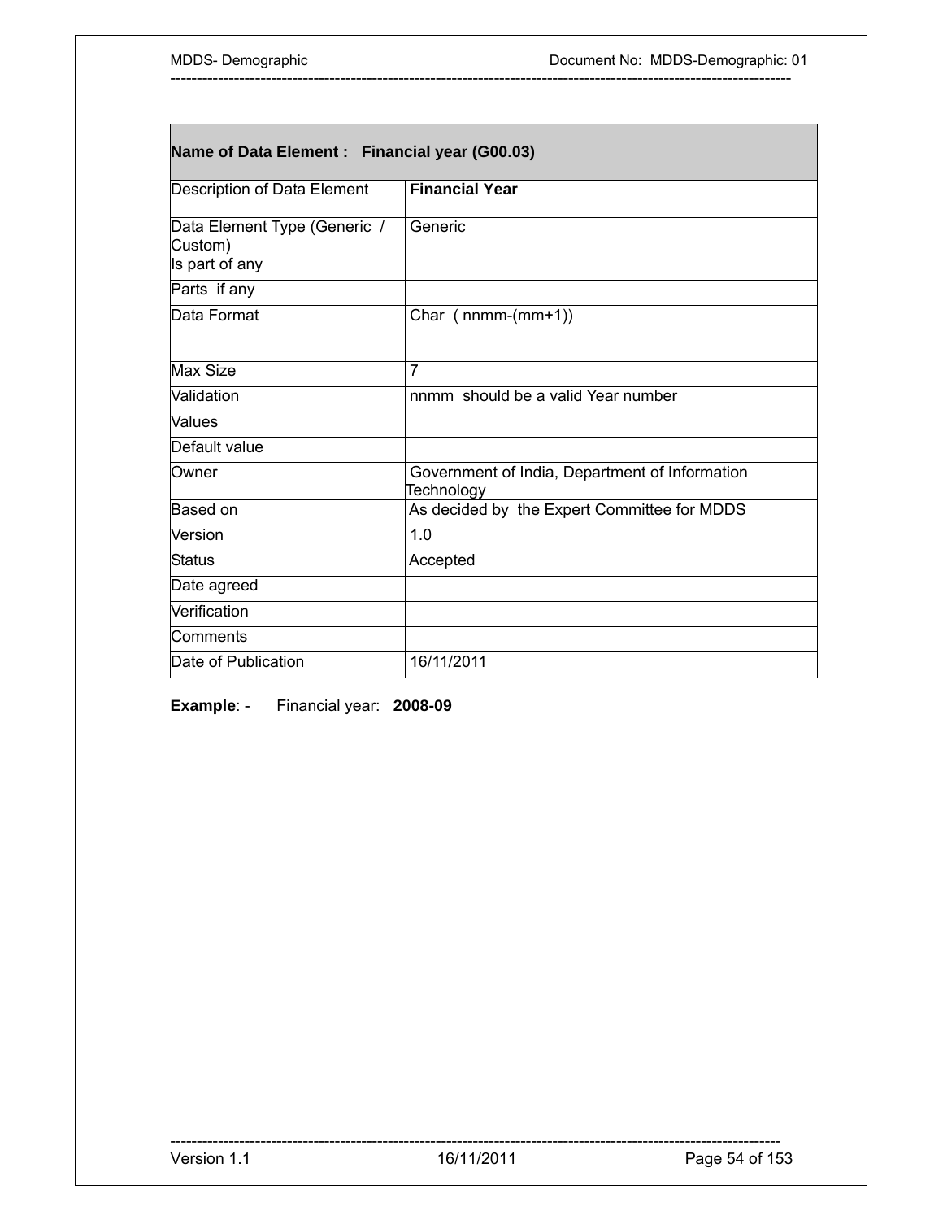| Name of Data Element : Financial year (G00.03) | |
|---|---|
| Description of Data Element | **Financial Year** |
| Data Element Type (Generic / Custom) | Generic |
| Is part of any | |
| Parts if any | |
| Data Format | Char ( nnmm-(mm+1)) |
| Max Size | 7 |
| Validation | nnmm should be a valid Year number |
| Values | |
| Default value | |
| Owner | Government of India, Department of Information Technology |
| Based on | As decided by the Expert Committee for MDDS |
| Version | 1.0 |
| Status | Accepted |
| Date agreed | |
| Verification | |
| Comments | |
| Date of Publication | 16/11/2011 |

**Example**: - Financial year: **2008-09**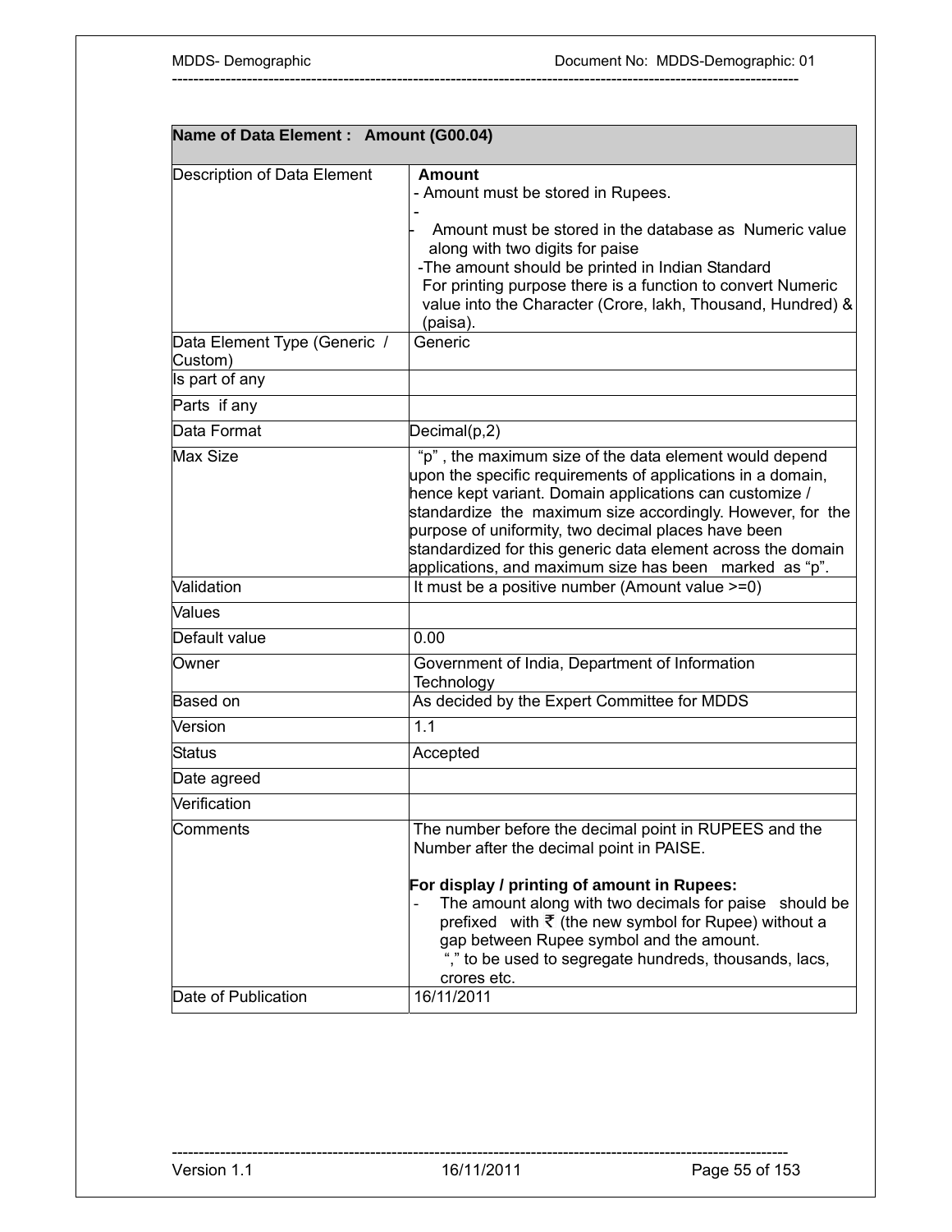| Name of Data Element : Amount (G00.04) | |
|---|---|
| Description of Data Element | **Amount**<br>- Amount must be stored in Rupees.<br>-<br>- Amount must be stored in the database as Numeric value along with two digits for paise<br>-The amount should be printed in Indian Standard For printing purpose there is a function to convert Numeric value into the Character (Crore, lakh, Thousand, Hundred) & (paisa). |
| Data Element Type (Generic / Custom) | Generic |
| Is part of any | |
| Parts if any | |
| Data Format | Decimal(p,2) |
| Max Size | "p" , the maximum size of the data element would depend upon the specific requirements of applications in a domain, hence kept variant. Domain applications can customize / standardize the maximum size accordingly. However, for the purpose of uniformity, two decimal places have been standardized for this generic data element across the domain applications, and maximum size has been marked as "p". |
| Validation | It must be a positive number (Amount value >=0) |
| Values | |
| Default value | 0.00 |
| Owner | Government of India, Department of Information Technology |
| Based on | As decided by the Expert Committee for MDDS |
| Version | 1.1 |
| Status | Accepted |
| Date agreed | |
| Verification | |
| Comments | The number before the decimal point in RUPEES and the Number after the decimal point in PAISE.<br><br>**For display / printing of amount in Rupees:**<br>- The amount along with two decimals for paise should be prefixed with ₹ (the new symbol for Rupee) without a gap between Rupee symbol and the amount.<br>"," to be used to segregate hundreds, thousands, lacs, crores etc. |
| Date of Publication | 16/11/2011 |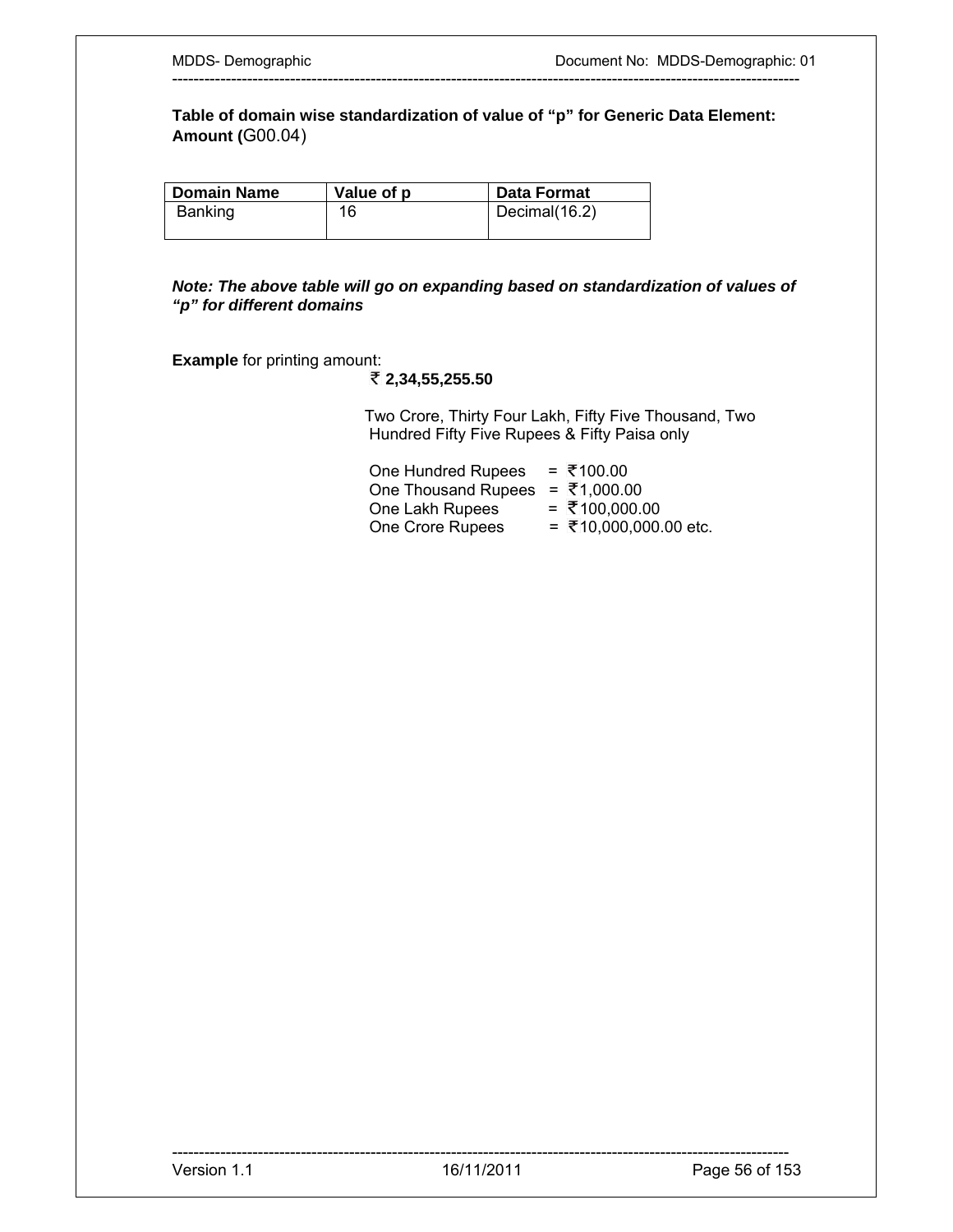**Table of domain wise standardization of value of "p" for Generic Data Element: Amount (**G00.04)

| Domain Name | Value of p | Data Format |
|---|---|---|
| Banking | 16 | Decimal(16.2) |

***Note: The above table will go on expanding based on standardization of values of "p" for different domains***

**Example** for printing amount:

**₹ 2,34,55,255.50**

Two Crore, Thirty Four Lakh, Fifty Five Thousand, Two Hundred Fifty Five Rupees & Fifty Paisa only

One Hundred Rupees = ₹100.00
One Thousand Rupees = ₹1,000.00
One Lakh Rupees = ₹100,000.00
One Crore Rupees = ₹10,000,000.00 etc.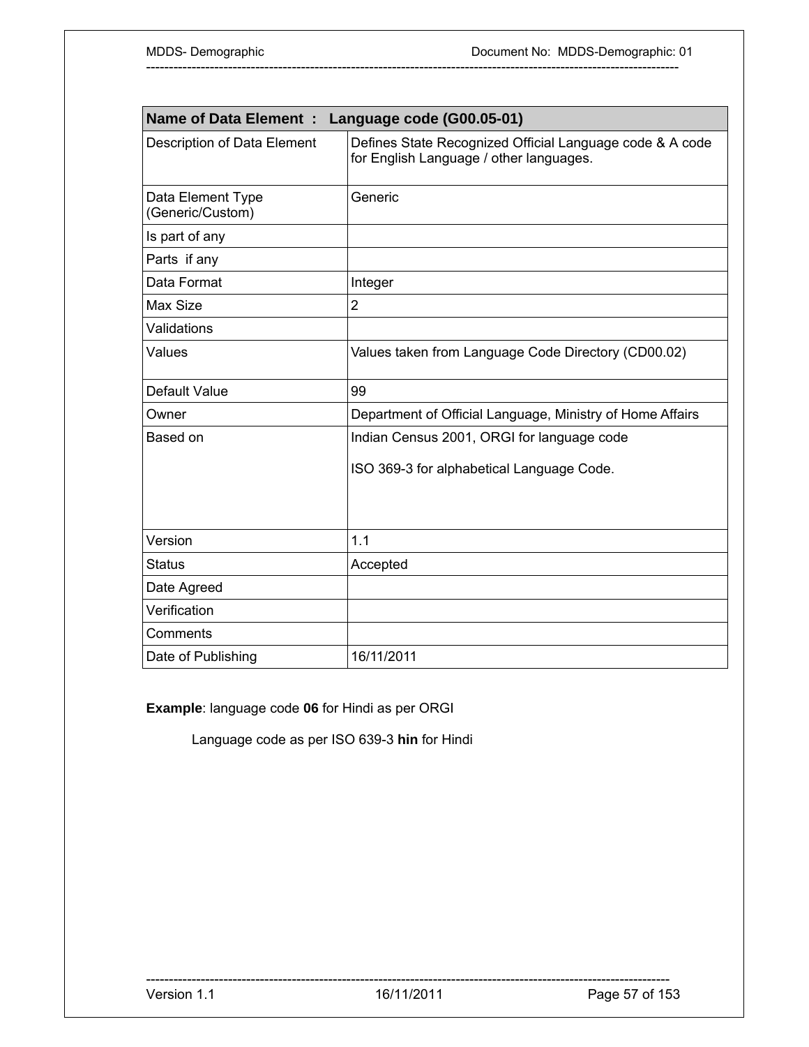| Name of Data Element : Language code (G00.05-01) | |
|---|---|
| Description of Data Element | Defines State Recognized Official Language code & A code for English Language / other languages. |
| Data Element Type (Generic/Custom) | Generic |
| Is part of any | |
| Parts if any | |
| Data Format | Integer |
| Max Size | 2 |
| Validations | |
| Values | Values taken from Language Code Directory (CD00.02) |
| Default Value | 99 |
| Owner | Department of Official Language, Ministry of Home Affairs |
| Based on | Indian Census 2001, ORGI for language code<br><br>ISO 369-3 for alphabetical Language Code. |
| Version | 1.1 |
| Status | Accepted |
| Date Agreed | |
| Verification | |
| Comments | |
| Date of Publishing | 16/11/2011 |

**Example**: language code **06** for Hindi as per ORGI

Language code as per ISO 639-3 **hin** for Hindi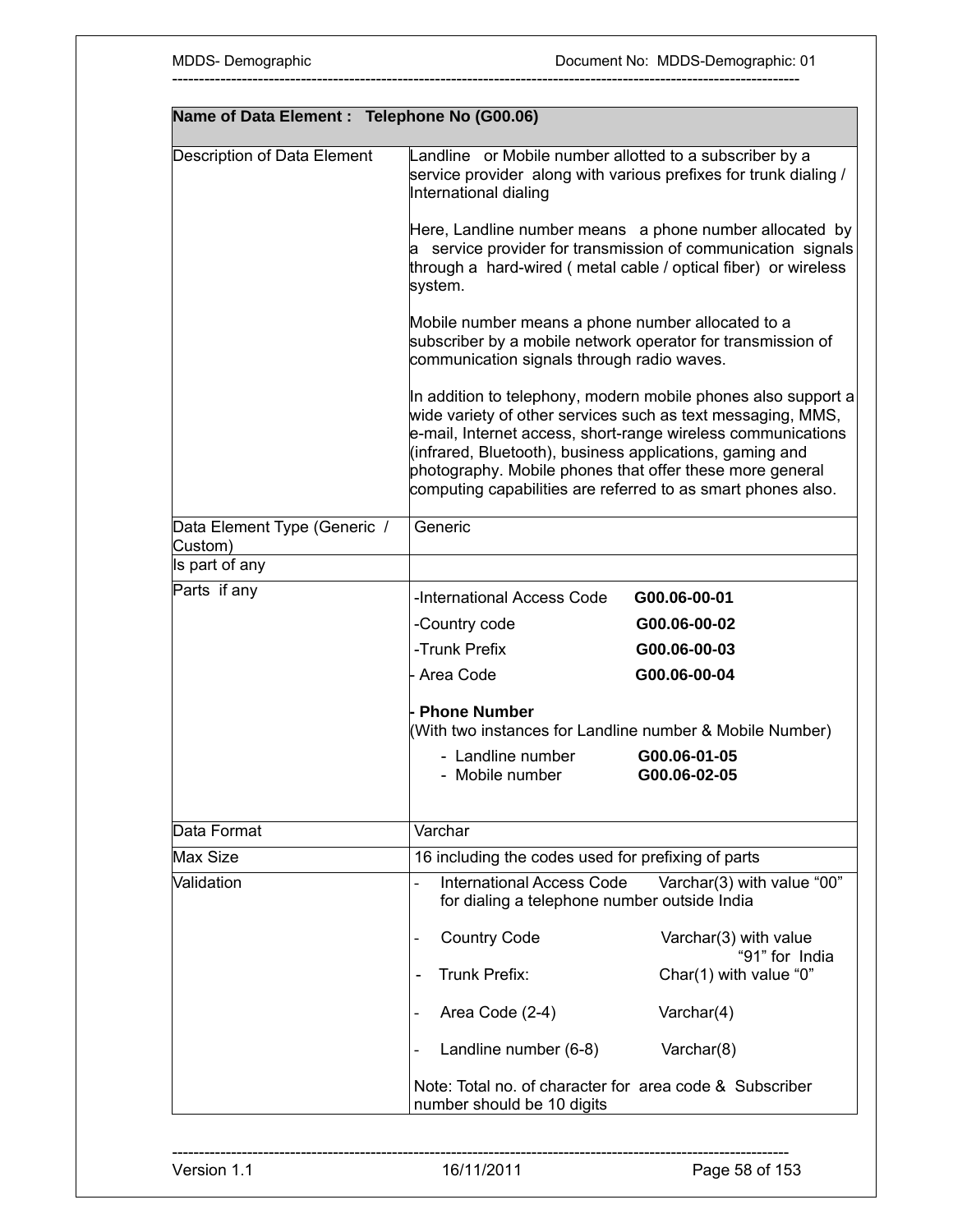| Name of Data Element : Telephone No (G00.06) | |
|---|---|
| Description of Data Element | Landline or Mobile number allotted to a subscriber by a service provider along with various prefixes for trunk dialing / International dialing<br><br>Here, Landline number means a phone number allocated by a service provider for transmission of communication signals through a hard-wired ( metal cable / optical fiber) or wireless system.<br><br>Mobile number means a phone number allocated to a subscriber by a mobile network operator for transmission of communication signals through radio waves.<br><br>In addition to telephony, modern mobile phones also support a wide variety of other services such as text messaging, MMS, e-mail, Internet access, short-range wireless communications (infrared, Bluetooth), business applications, gaming and photography. Mobile phones that offer these more general computing capabilities are referred to as smart phones also. |
| Data Element Type (Generic / Custom) | Generic |
| Is part of any | |
| Parts if any | -International Access Code **G00.06-00-01**<br>-Country code **G00.06-00-02**<br>-Trunk Prefix **G00.06-00-03**<br>- Area Code **G00.06-00-04**<br><br>**- Phone Number**<br>(With two instances for Landline number & Mobile Number)<br>- Landline number **G00.06-01-05**<br>- Mobile number **G00.06-02-05** |
| Data Format | Varchar |
| Max Size | 16 including the codes used for prefixing of parts |
| Validation | - International Access Code Varchar(3) with value "00" for dialing a telephone number outside India<br><br>- Country Code Varchar(3) with value "91" for India<br>- Trunk Prefix: Char(1) with value "0"<br><br>- Area Code (2-4) Varchar(4)<br><br>- Landline number (6-8) Varchar(8)<br><br>Note: Total no. of character for area code & Subscriber number should be 10 digits |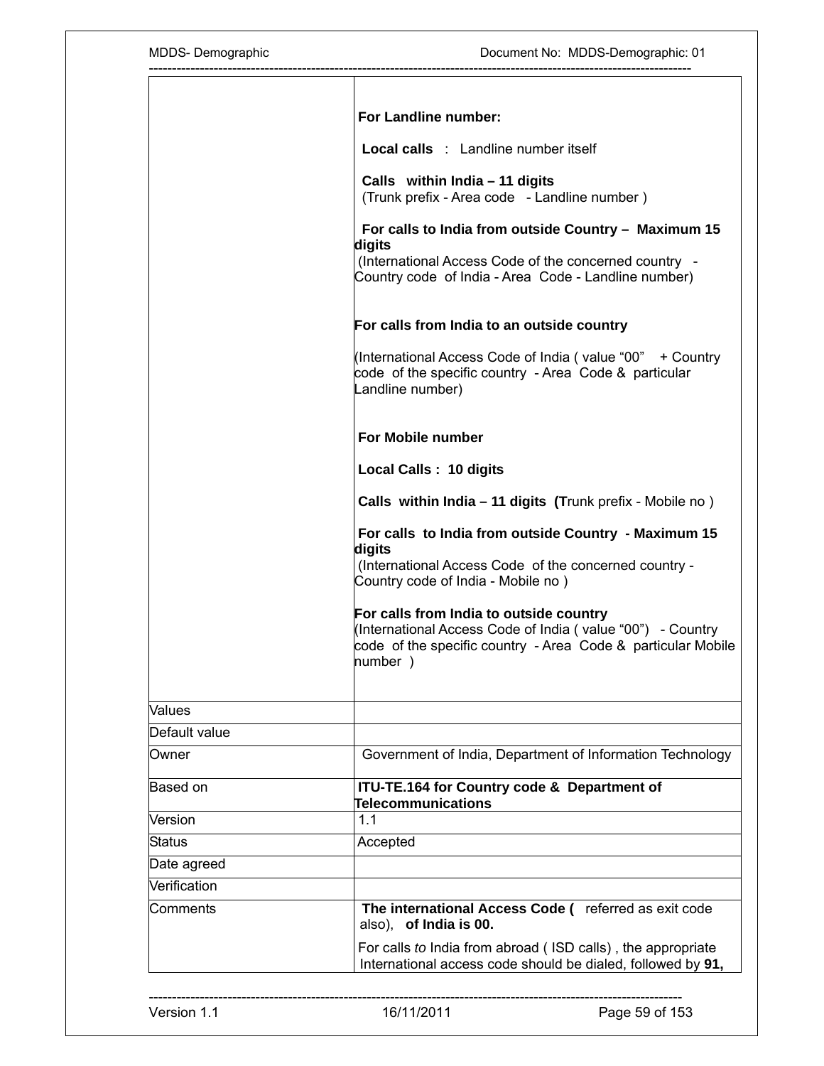| | |
|---|---|
| | **For Landline number:**<br><br>**Local calls** : Landline number itself<br><br>**Calls within India – 11 digits**<br>(Trunk prefix - Area code - Landline number )<br><br>**For calls to India from outside Country – Maximum 15 digits**<br>(International Access Code of the concerned country - Country code of India - Area Code - Landline number)<br><br>**For calls from India to an outside country**<br><br>(International Access Code of India ( value "00" + Country code of the specific country - Area Code & particular Landline number)<br><br>**For Mobile number**<br><br>**Local Calls : 10 digits**<br><br>**Calls within India – 11 digits (T**runk prefix - Mobile no )<br><br>**For calls to India from outside Country - Maximum 15 digits**<br>(International Access Code of the concerned country - Country code of India - Mobile no )<br><br>**For calls from India to outside country**<br>(International Access Code of India ( value "00") - Country code of the specific country - Area Code & particular Mobile number ) |
| Values | |
| Default value | |
| Owner | Government of India, Department of Information Technology |
| Based on | **ITU-TE.164 for Country code & Department of Telecommunications** |
| Version | 1.1 |
| Status | Accepted |
| Date agreed | |
| Verification | |
| Comments | **The international Access Code (** referred as exit code also), **of India is 00.**<br><br>For calls *to* India from abroad ( ISD calls) , the appropriate International access code should be dialed, followed by **91,** |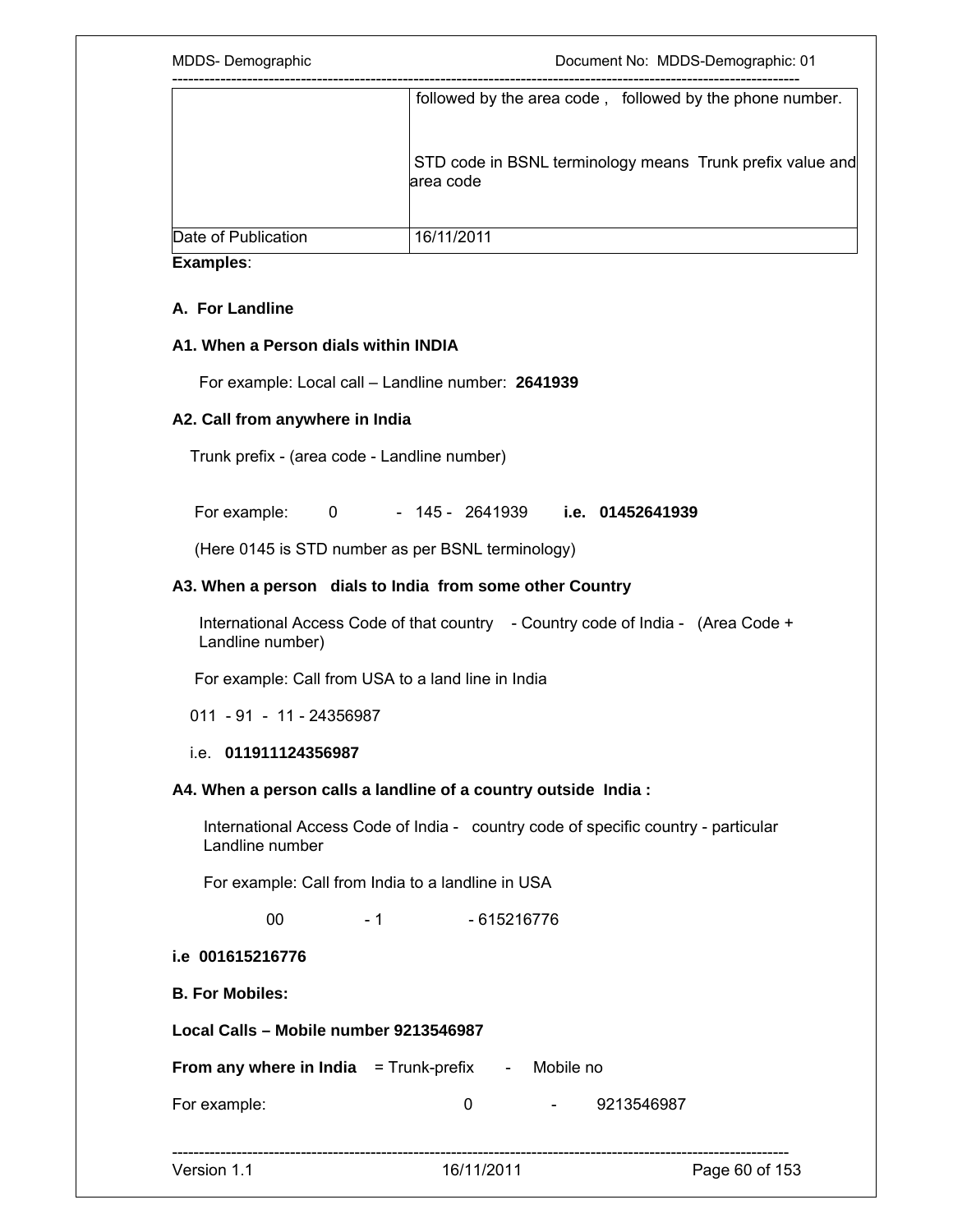|  | followed by the area code , followed by the phone number.<br><br>STD code in BSNL terminology means Trunk prefix value and area code |
| --- | --- |
| Date of Publication | 16/11/2011 |

**Examples**:

**A. For Landline**

**A1. When a Person dials within INDIA**

For example: Local call – Landline number: **2641939**

**A2. Call from anywhere in India**

Trunk prefix - (area code - Landline number)

For example: 0 - 145 - 2641939 **i.e. 01452641939**

(Here 0145 is STD number as per BSNL terminology)

**A3. When a person dials to India from some other Country**

International Access Code of that country - Country code of India - (Area Code + Landline number)

For example: Call from USA to a land line in India

011 - 91 - 11 - 24356987

i.e. **011911124356987**

**A4. When a person calls a landline of a country outside India :**

International Access Code of India - country code of specific country - particular Landline number

For example: Call from India to a landline in USA

00 - 1 - 615216776

**i.e 001615216776**

**B. For Mobiles:**

**Local Calls – Mobile number 9213546987**

**From any where in India** = Trunk-prefix - Mobile no

For example: 0 - 9213546987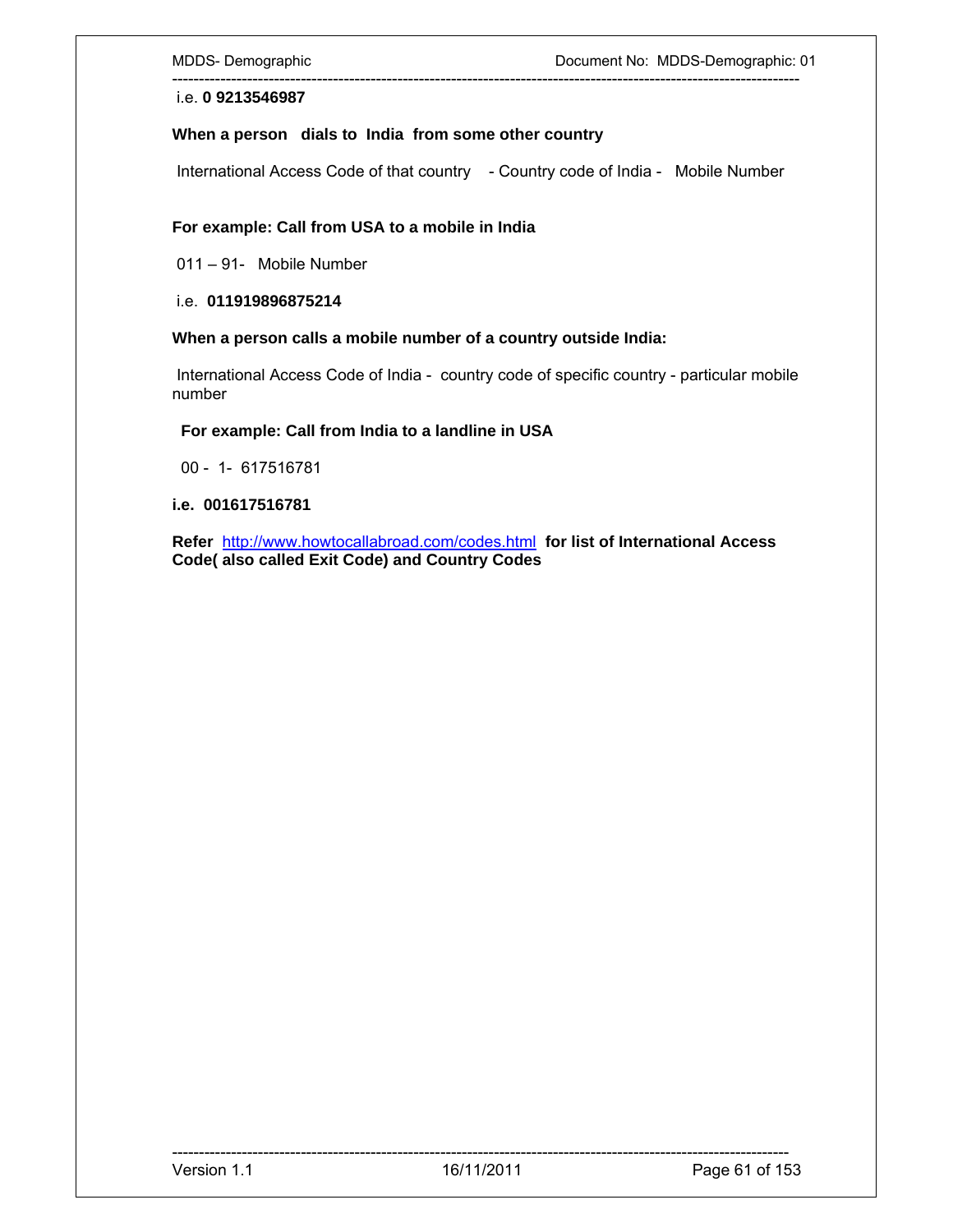i.e. **0 9213546987**

**When a person dials to India from some other country**

International Access Code of that country - Country code of India - Mobile Number

**For example: Call from USA to a mobile in India**

011 – 91- Mobile Number

i.e. **011919896875214**

**When a person calls a mobile number of a country outside India:**

International Access Code of India - country code of specific country - particular mobile number

**For example: Call from India to a landline in USA**

00 - 1- 617516781

**i.e. 001617516781**

**Refer** [http://www.howtocallabroad.com/codes.html](http://www.howtocallabroad.com/codes.html) **for list of International Access Code( also called Exit Code) and Country Codes**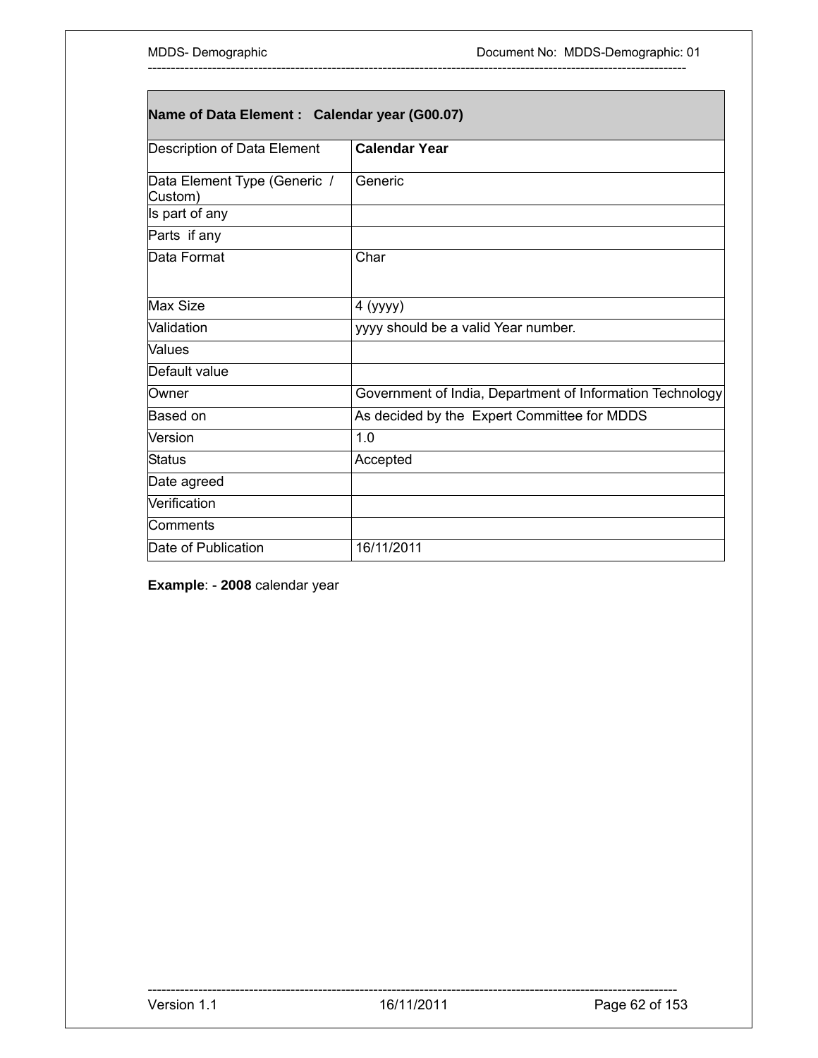| Name of Data Element : Calendar year (G00.07) | |
|---|---|
| Description of Data Element | **Calendar Year** |
| Data Element Type (Generic / Custom) | Generic |
| Is part of any | |
| Parts if any | |
| Data Format | Char |
| Max Size | 4 (yyyy) |
| Validation | yyyy should be a valid Year number. |
| Values | |
| Default value | |
| Owner | Government of India, Department of Information Technology |
| Based on | As decided by the Expert Committee for MDDS |
| Version | 1.0 |
| Status | Accepted |
| Date agreed | |
| Verification | |
| Comments | |
| Date of Publication | 16/11/2011 |

**Example**: - **2008** calendar year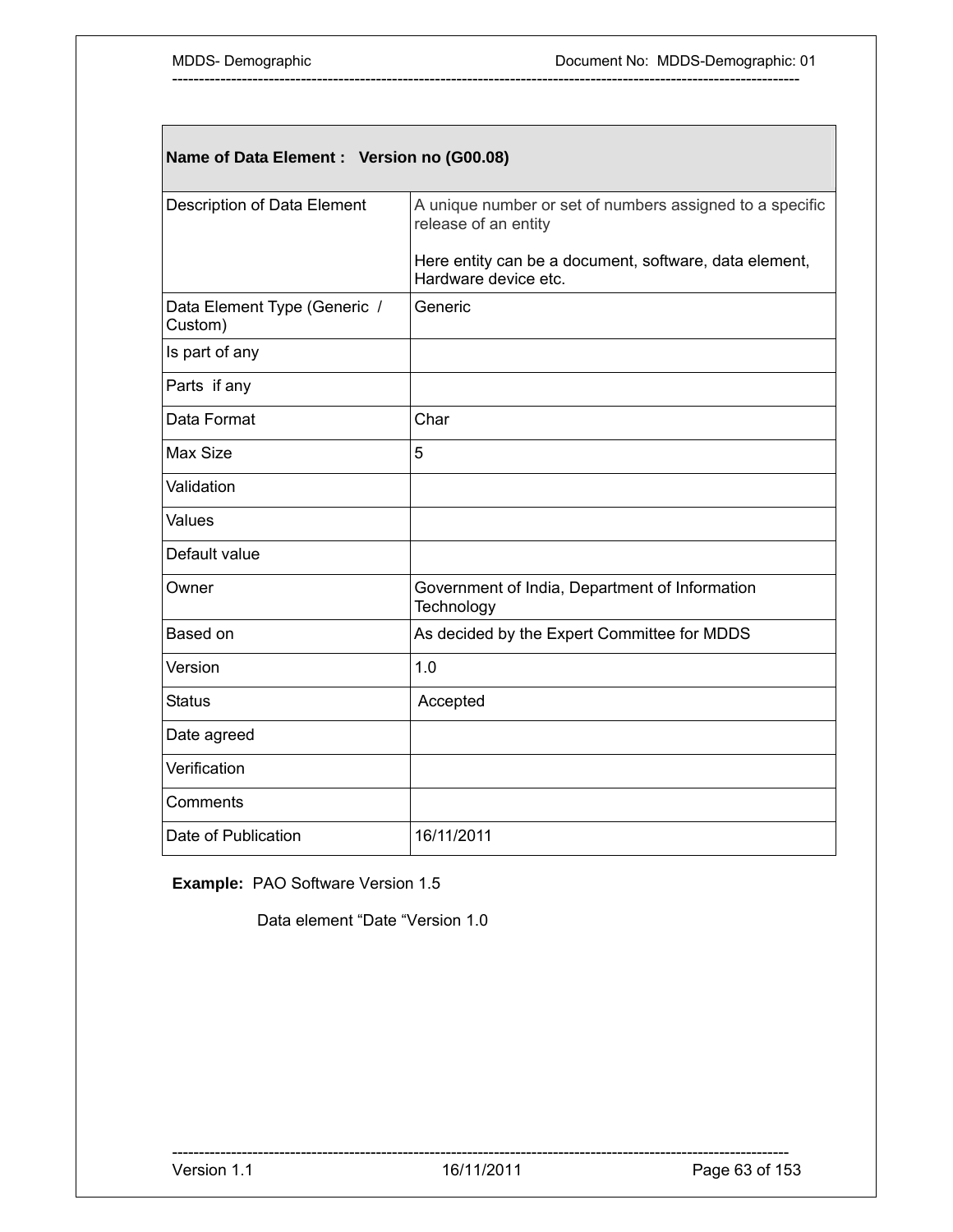| Name of Data Element : Version no (G00.08) | |
|---|---|
| Description of Data Element | A unique number or set of numbers assigned to a specific release of an entity<br><br>Here entity can be a document, software, data element, Hardware device etc. |
| Data Element Type (Generic / Custom) | Generic |
| Is part of any | |
| Parts if any | |
| Data Format | Char |
| Max Size | 5 |
| Validation | |
| Values | |
| Default value | |
| Owner | Government of India, Department of Information Technology |
| Based on | As decided by the Expert Committee for MDDS |
| Version | 1.0 |
| Status | Accepted |
| Date agreed | |
| Verification | |
| Comments | |
| Date of Publication | 16/11/2011 |

**Example:** PAO Software Version 1.5

Data element "Date "Version 1.0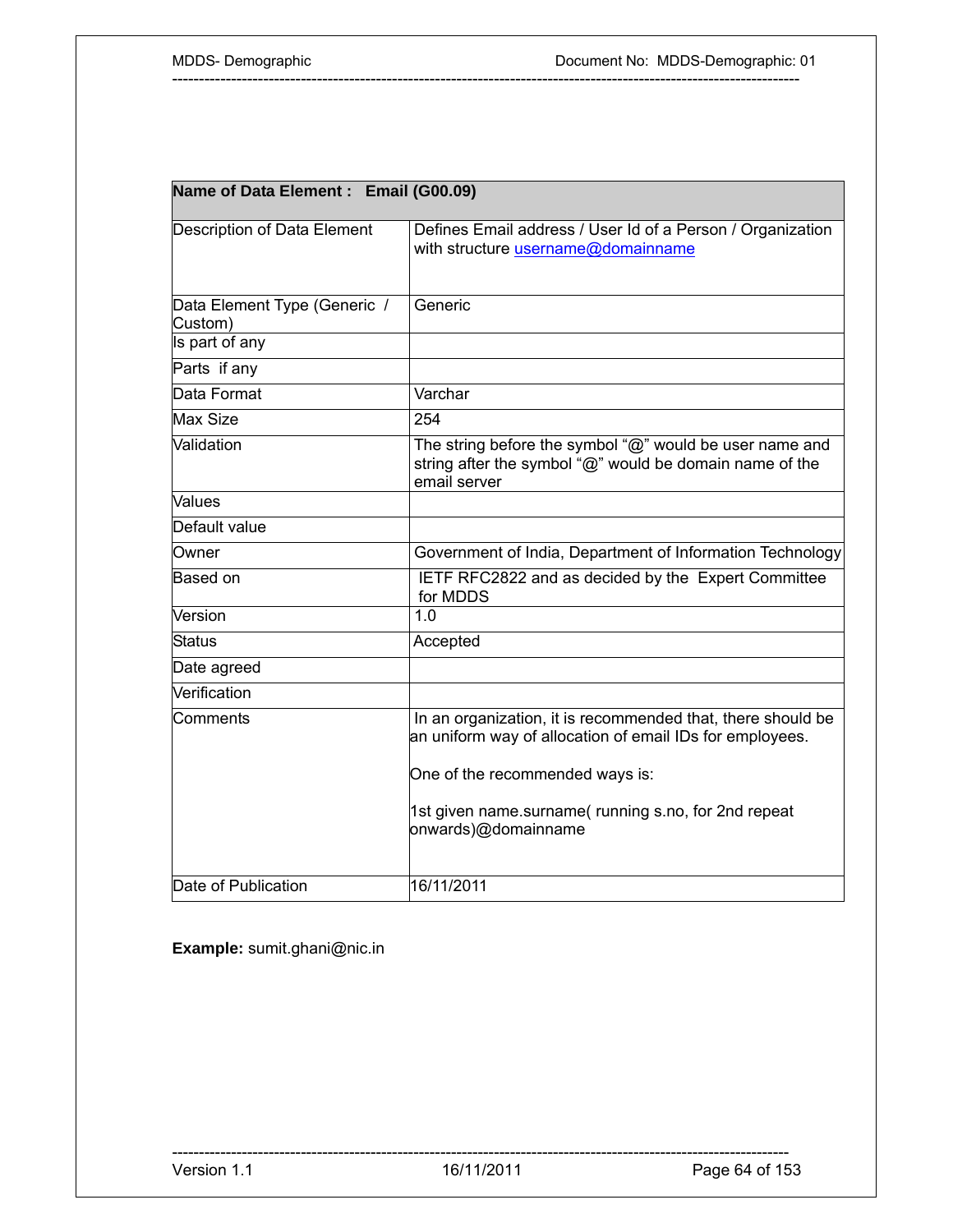| Name of Data Element : Email (G00.09) | |
|---|---|
| Description of Data Element | Defines Email address / User Id of a Person / Organization with structure username@domainname |
| Data Element Type (Generic / Custom) | Generic |
| Is part of any | |
| Parts if any | |
| Data Format | Varchar |
| Max Size | 254 |
| Validation | The string before the symbol "@" would be user name and string after the symbol "@" would be domain name of the email server |
| Values | |
| Default value | |
| Owner | Government of India, Department of Information Technology |
| Based on | IETF RFC2822 and as decided by the Expert Committee for MDDS |
| Version | 1.0 |
| Status | Accepted |
| Date agreed | |
| Verification | |
| Comments | In an organization, it is recommended that, there should be an uniform way of allocation of email IDs for employees.<br><br>One of the recommended ways is:<br><br>1st given name.surname( running s.no, for 2nd repeat onwards)@domainname |
| Date of Publication | 16/11/2011 |

**Example:** sumit.ghani@nic.in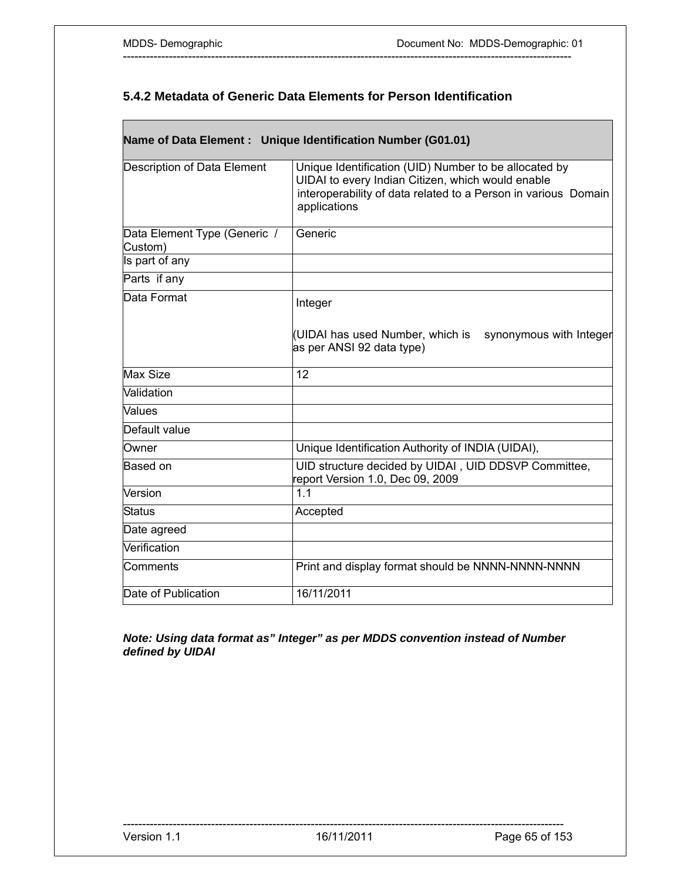### 5.4.2 Metadata of Generic Data Elements for Person Identification

| **Name of Data Element : Unique Identification Number (G01.01)** | |
|---|---|
| Description of Data Element | Unique Identification (UID) Number to be allocated by UIDAI to every Indian Citizen, which would enable interoperability of data related to a Person in various Domain applications |
| Data Element Type (Generic / Custom) | Generic |
| Is part of any | |
| Parts if any | |
| Data Format | Integer<br><br>(UIDAI has used Number, which is synonymous with Integer as per ANSI 92 data type) |
| Max Size | 12 |
| Validation | |
| Values | |
| Default value | |
| Owner | Unique Identification Authority of INDIA (UIDAI), |
| Based on | UID structure decided by UIDAI , UID DDSVP Committee, report Version 1.0, Dec 09, 2009 |
| Version | 1.1 |
| Status | Accepted |
| Date agreed | |
| Verification | |
| Comments | Print and display format should be NNNN-NNNN-NNNN |
| Date of Publication | 16/11/2011 |

***Note: Using data format as" Integer" as per MDDS convention instead of Number defined by UIDAI***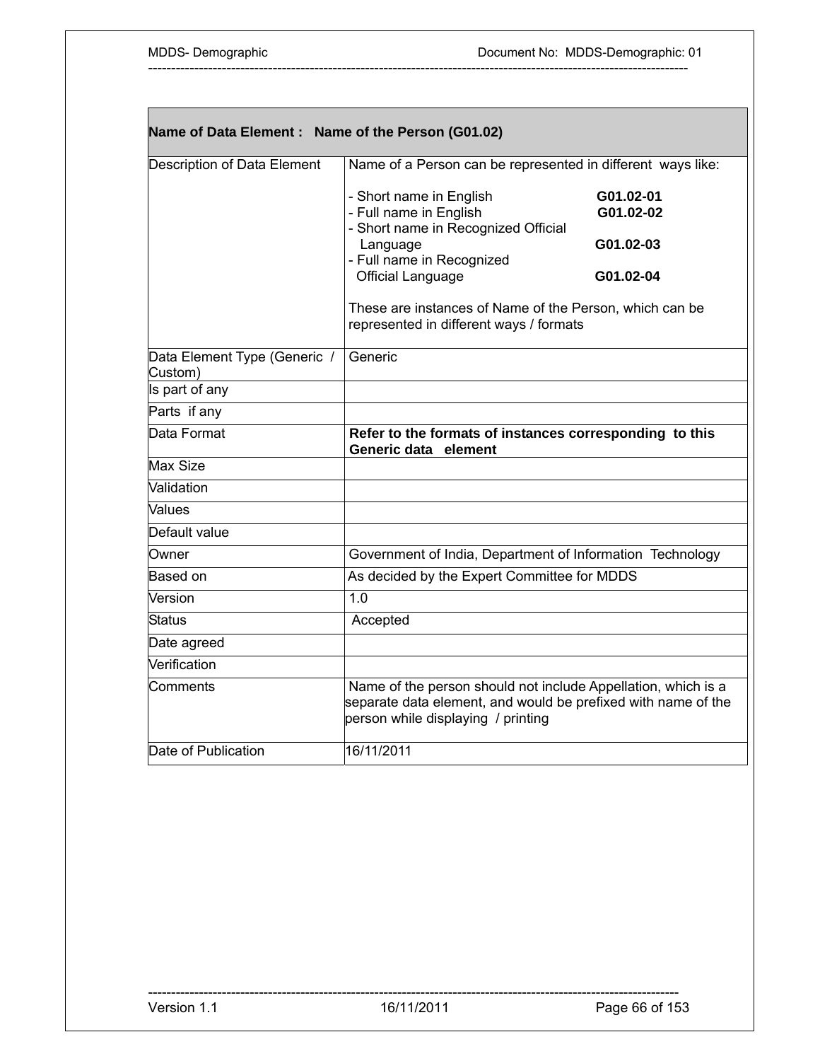| **Name of Data Element : Name of the Person (G01.02)** | |
|---|---|
| Description of Data Element | Name of a Person can be represented in different ways like:<br><br>- Short name in English **G01.02-01**<br>- Full name in English **G01.02-02**<br>- Short name in Recognized Official Language **G01.02-03**<br>- Full name in Recognized Official Language **G01.02-04**<br><br>These are instances of Name of the Person, which can be represented in different ways / formats |
| Data Element Type (Generic / Custom) | Generic |
| Is part of any | |
| Parts if any | |
| Data Format | **Refer to the formats of instances corresponding to this Generic data element** |
| Max Size | |
| Validation | |
| Values | |
| Default value | |
| Owner | Government of India, Department of Information Technology |
| Based on | As decided by the Expert Committee for MDDS |
| Version | 1.0 |
| Status | Accepted |
| Date agreed | |
| Verification | |
| Comments | Name of the person should not include Appellation, which is a separate data element, and would be prefixed with name of the person while displaying / printing |
| Date of Publication | 16/11/2011 |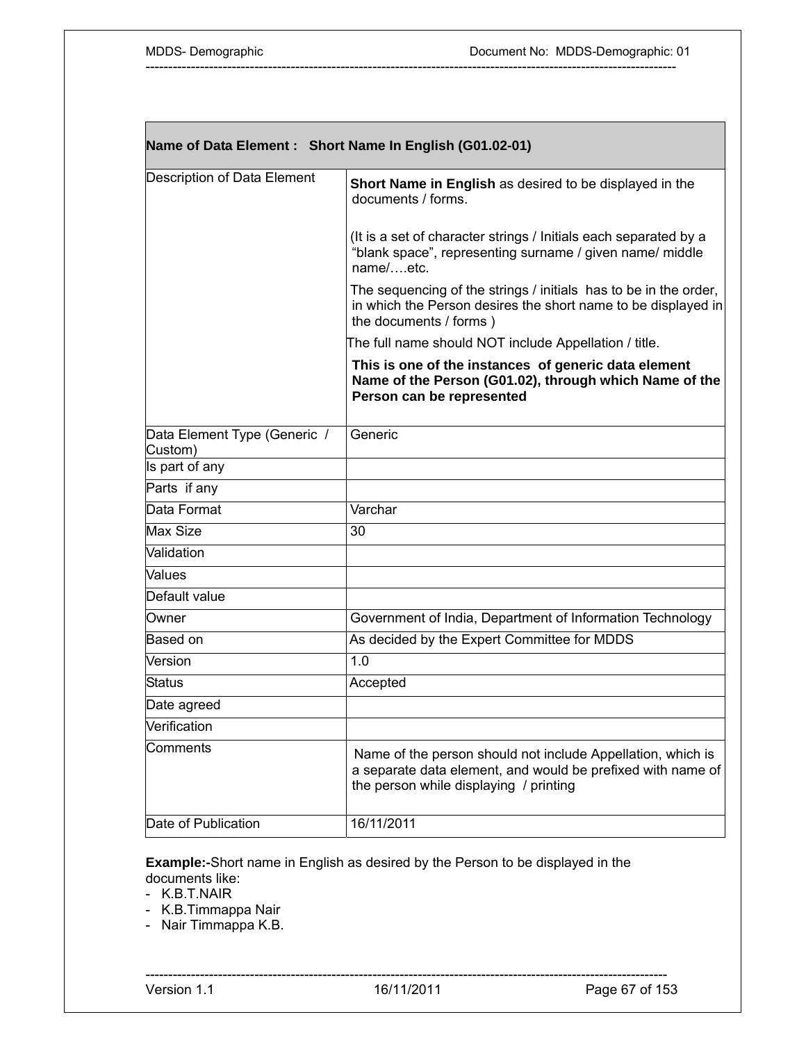| Name of Data Element : Short Name In English (G01.02-01) | |
|---|---|
| Description of Data Element | **Short Name in English** as desired to be displayed in the documents / forms.<br><br>(It is a set of character strings / Initials each separated by a "blank space", representing surname / given name/ middle name/….etc.<br>The sequencing of the strings / initials has to be in the order, in which the Person desires the short name to be displayed in the documents / forms )<br>The full name should NOT include Appellation / title.<br>**This is one of the instances of generic data element Name of the Person (G01.02), through which Name of the Person can be represented** |
| Data Element Type (Generic / Custom) | Generic |
| Is part of any | |
| Parts if any | |
| Data Format | Varchar |
| Max Size | 30 |
| Validation | |
| Values | |
| Default value | |
| Owner | Government of India, Department of Information Technology |
| Based on | As decided by the Expert Committee for MDDS |
| Version | 1.0 |
| Status | Accepted |
| Date agreed | |
| Verification | |
| Comments | Name of the person should not include Appellation, which is a separate data element, and would be prefixed with name of the person while displaying / printing |
| Date of Publication | 16/11/2011 |

**Example:-**Short name in English as desired by the Person to be displayed in the documents like:

- K.B.T.NAIR
- K.B.Timmappa Nair
- Nair Timmappa K.B.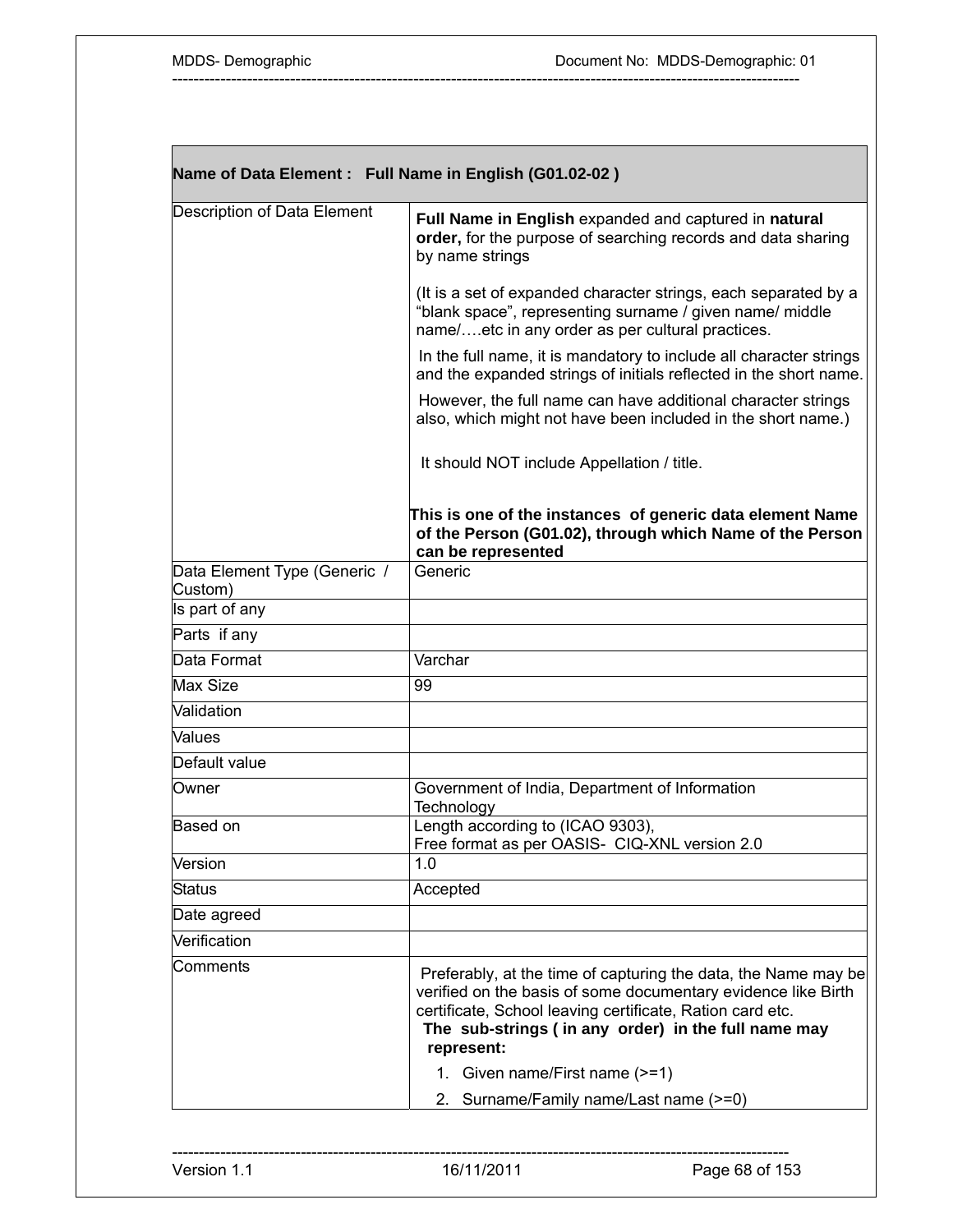| **Name of Data Element : Full Name in English (G01.02-02 )** | |
|---|---|
| Description of Data Element | **Full Name in English** expanded and captured in **natural order,** for the purpose of searching records and data sharing by name strings<br><br>(It is a set of expanded character strings, each separated by a "blank space", representing surname / given name/ middle name/….etc in any order as per cultural practices.<br><br>In the full name, it is mandatory to include all character strings and the expanded strings of initials reflected in the short name.<br><br>However, the full name can have additional character strings also, which might not have been included in the short name.)<br><br>It should NOT include Appellation / title.<br><br>**This is one of the instances of generic data element Name of the Person (G01.02), through which Name of the Person can be represented** |
| Data Element Type (Generic / Custom) | Generic |
| Is part of any | |
| Parts if any | |
| Data Format | Varchar |
| Max Size | 99 |
| Validation | |
| Values | |
| Default value | |
| Owner | Government of India, Department of Information Technology |
| Based on | Length according to (ICAO 9303),<br>Free format as per OASIS- CIQ-XNL version 2.0 |
| Version | 1.0 |
| Status | Accepted |
| Date agreed | |
| Verification | |
| Comments | Preferably, at the time of capturing the data, the Name may be verified on the basis of some documentary evidence like Birth certificate, School leaving certificate, Ration card etc.<br>**The sub-strings ( in any order) in the full name may represent:**<br>1. Given name/First name (>=1)<br>2. Surname/Family name/Last name (>=0) |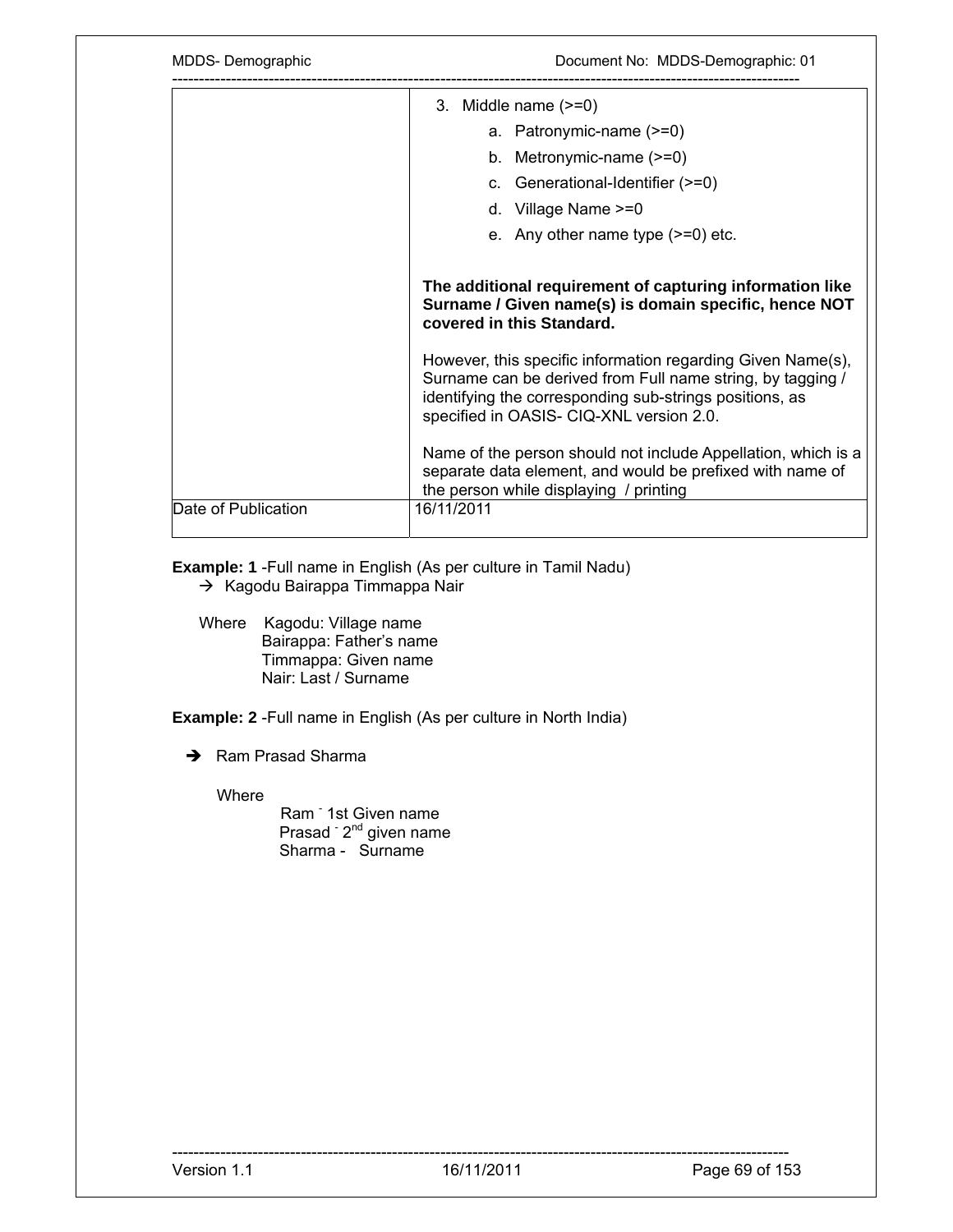| | |
|---|---|
| | 3. Middle name (>=0)<br>a. Patronymic-name (>=0)<br>b. Metronymic-name (>=0)<br>c. Generational-Identifier (>=0)<br>d. Village Name >=0<br>e. Any other name type (>=0) etc.<br><br>**The additional requirement of capturing information like Surname / Given name(s) is domain specific, hence NOT covered in this Standard.**<br><br>However, this specific information regarding Given Name(s), Surname can be derived from Full name string, by tagging / identifying the corresponding sub-strings positions, as specified in OASIS- CIQ-XNL version 2.0.<br><br>Name of the person should not include Appellation, which is a separate data element, and would be prefixed with name of the person while displaying / printing |
| Date of Publication | 16/11/2011 |

**Example: 1** -Full name in English (As per culture in Tamil Nadu)

→ Kagodu Bairappa Timmappa Nair

Where Kagodu: Village name
Bairappa: Father's name
Timmappa: Given name
Nair: Last / Surname

**Example: 2** -Full name in English (As per culture in North India)

➔ Ram Prasad Sharma

Where
Ram - 1st Given name
Prasad - 2nd given name
Sharma - Surname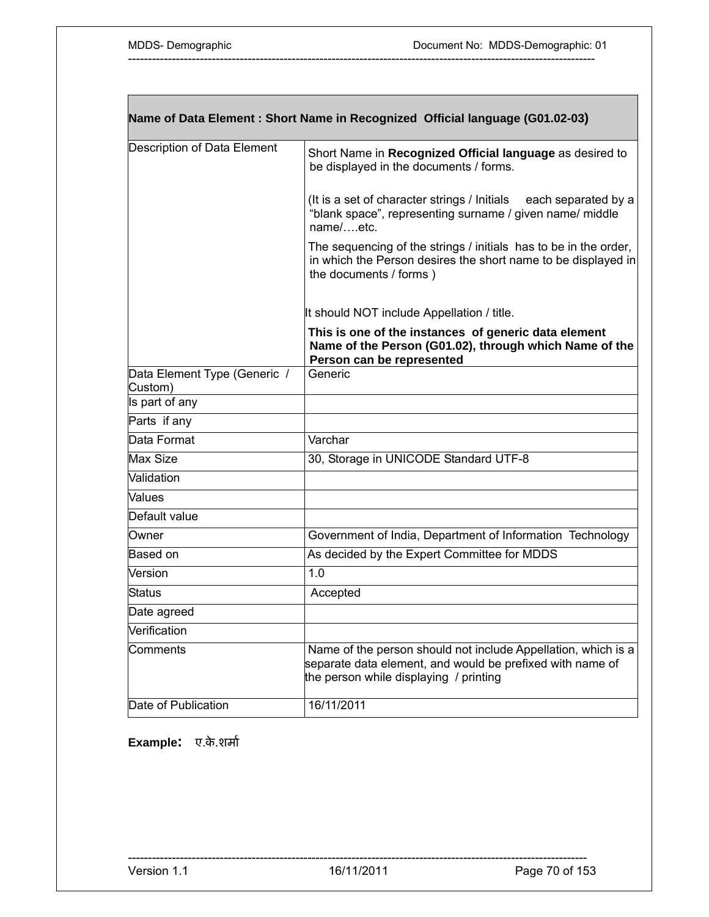| Name of Data Element : Short Name in Recognized Official language (G01.02-03) | |
|---|---|
| Description of Data Element | Short Name in **Recognized Official language** as desired to be displayed in the documents / forms.<br><br>(It is a set of character strings / Initials each separated by a "blank space", representing surname / given name/ middle name/….etc.<br>The sequencing of the strings / initials has to be in the order, in which the Person desires the short name to be displayed in the documents / forms )<br><br>It should NOT include Appellation / title.<br>**This is one of the instances of generic data element Name of the Person (G01.02), through which Name of the Person can be represented** |
| Data Element Type (Generic / Custom) | Generic |
| Is part of any | |
| Parts if any | |
| Data Format | Varchar |
| Max Size | 30, Storage in UNICODE Standard UTF-8 |
| Validation | |
| Values | |
| Default value | |
| Owner | Government of India, Department of Information Technology |
| Based on | As decided by the Expert Committee for MDDS |
| Version | 1.0 |
| Status | Accepted |
| Date agreed | |
| Verification | |
| Comments | Name of the person should not include Appellation, which is a separate data element, and would be prefixed with name of the person while displaying / printing |
| Date of Publication | 16/11/2011 |

**Example:** ए.के.शर्मा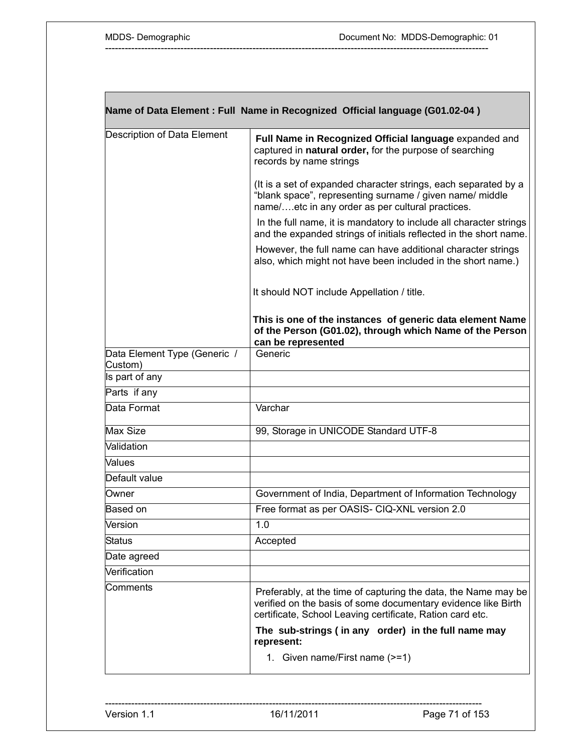| Name of Data Element : Full Name in Recognized Official language (G01.02-04 ) | |
|---|---|
| Description of Data Element | **Full Name in Recognized Official language** expanded and captured in **natural order,** for the purpose of searching records by name strings<br><br>(It is a set of expanded character strings, each separated by a “blank space”, representing surname / given name/ middle name/….etc in any order as per cultural practices.<br><br>In the full name, it is mandatory to include all character strings and the expanded strings of initials reflected in the short name.<br><br>However, the full name can have additional character strings also, which might not have been included in the short name.)<br><br>It should NOT include Appellation / title.<br><br>**This is one of the instances of generic data element Name of the Person (G01.02), through which Name of the Person can be represented** |
| Data Element Type (Generic / Custom) | Generic |
| Is part of any | |
| Parts if any | |
| Data Format | Varchar |
| Max Size | 99, Storage in UNICODE Standard UTF-8 |
| Validation | |
| Values | |
| Default value | |
| Owner | Government of India, Department of Information Technology |
| Based on | Free format as per OASIS- CIQ-XNL version 2.0 |
| Version | 1.0 |
| Status | Accepted |
| Date agreed | |
| Verification | |
| Comments | Preferably, at the time of capturing the data, the Name may be verified on the basis of some documentary evidence like Birth certificate, School Leaving certificate, Ration card etc.<br><br>**The sub-strings ( in any order) in the full name may represent:**<br><br>1. Given name/First name (>=1) |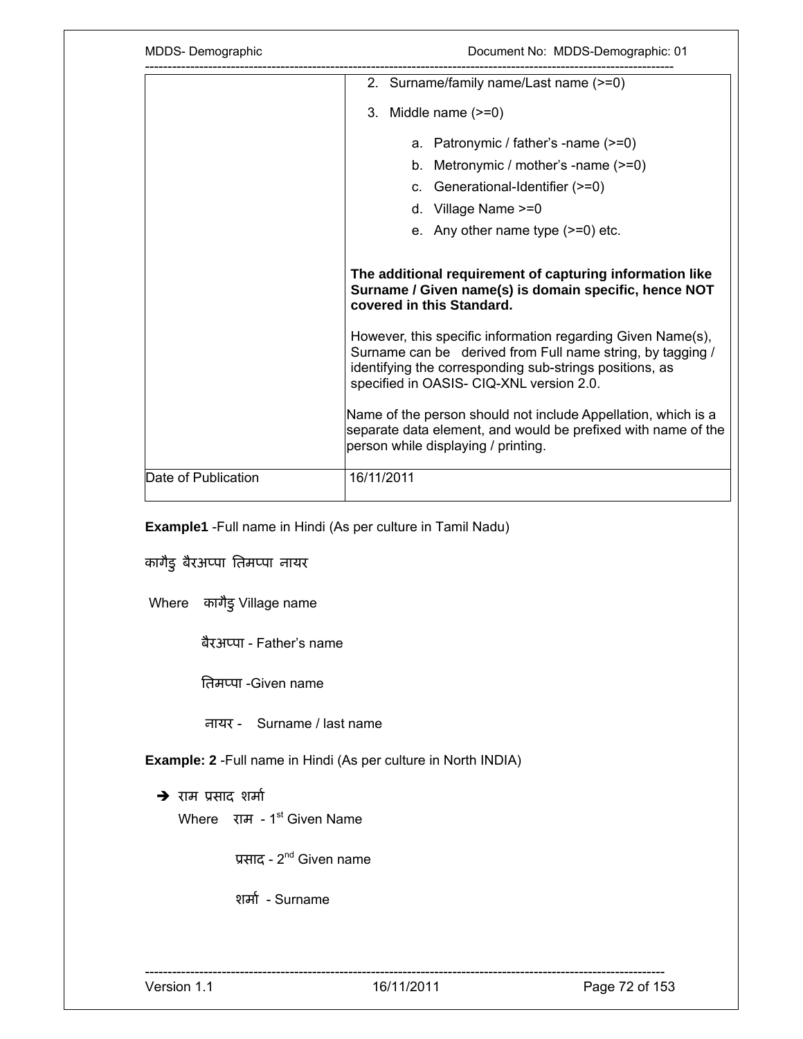| | |
|---|---|
| | 2. Surname/family name/Last name (>=0)<br><br>3. Middle name (>=0)<br><br>a. Patronymic / father's -name (>=0)<br>b. Metronymic / mother's -name (>=0)<br>c. Generational-Identifier (>=0)<br>d. Village Name >=0<br>e. Any other name type (>=0) etc.<br><br>**The additional requirement of capturing information like Surname / Given name(s) is domain specific, hence NOT covered in this Standard.**<br><br>However, this specific information regarding Given Name(s), Surname can be derived from Full name string, by tagging / identifying the corresponding sub-strings positions, as specified in OASIS- CIQ-XNL version 2.0.<br><br>Name of the person should not include Appellation, which is a separate data element, and would be prefixed with name of the person while displaying / printing. |
| Date of Publication | 16/11/2011 |

**Example1** -Full name in Hindi (As per culture in Tamil Nadu)

कागैडु बैरअप्पा तिमप्पा नायर

Where कागैडु Village name

बैरअप्पा - Father's name

तिमप्पा -Given name

नायर - Surname / last name

**Example: 2** -Full name in Hindi (As per culture in North INDIA)

➔ राम प्रसाद शर्मा

Where राम - 1st Given Name

प्रसाद - 2nd Given name

शर्मा - Surname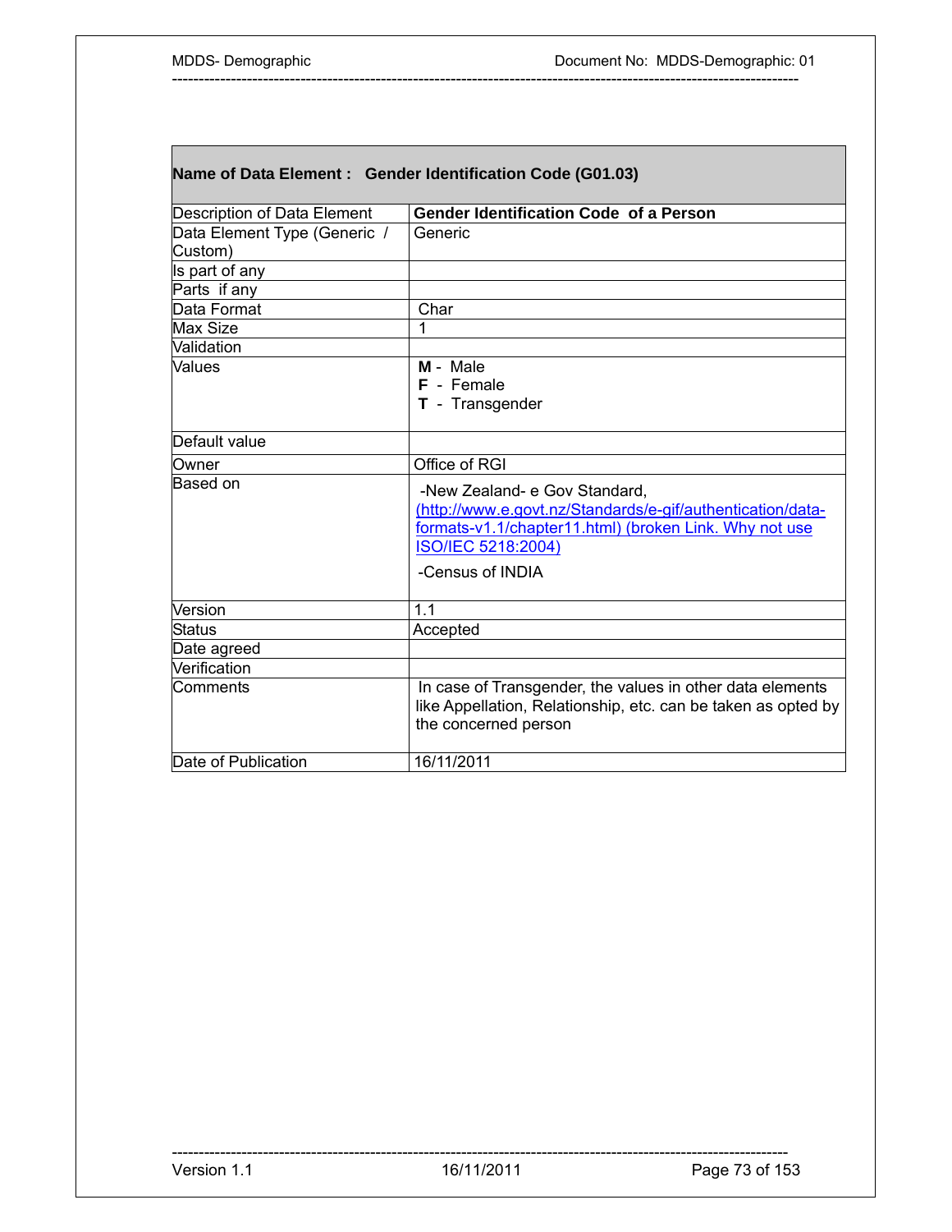| **Name of Data Element : Gender Identification Code (G01.03)** | |
|---|---|
| Description of Data Element | **Gender Identification Code of a Person** |
| Data Element Type (Generic / Custom) | Generic |
| Is part of any | |
| Parts if any | |
| Data Format | Char |
| Max Size | 1 |
| Validation | |
| Values | **M** - Male<br>**F** - Female<br>**T** - Transgender |
| Default value | |
| Owner | Office of RGI |
| Based on | -New Zealand- e Gov Standard, (http://www.e.govt.nz/Standards/e-gif/authentication/data-formats-v1.1/chapter11.html) (broken Link. Why not use ISO/IEC 5218:2004)<br>-Census of INDIA |
| Version | 1.1 |
| Status | Accepted |
| Date agreed | |
| Verification | |
| Comments | In case of Transgender, the values in other data elements like Appellation, Relationship, etc. can be taken as opted by the concerned person |
| Date of Publication | 16/11/2011 |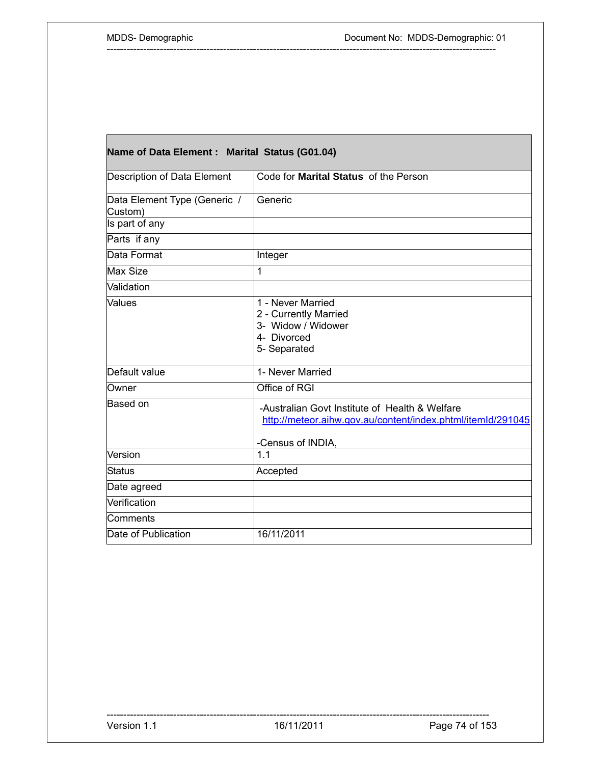| **Name of Data Element : Marital Status (G01.04)** | |
|---|---|
| Description of Data Element | Code for **Marital Status** of the Person |
| Data Element Type (Generic / Custom) | Generic |
| Is part of any | |
| Parts if any | |
| Data Format | Integer |
| Max Size | 1 |
| Validation | |
| Values | 1 - Never Married<br>2 - Currently Married<br>3- Widow / Widower<br>4- Divorced<br>5- Separated |
| Default value | 1- Never Married |
| Owner | Office of RGI |
| Based on | -Australian Govt Institute of Health & Welfare<br>http://meteor.aihw.gov.au/content/index.phtml/itemId/291045<br><br>-Census of INDIA, |
| Version | 1.1 |
| Status | Accepted |
| Date agreed | |
| Verification | |
| Comments | |
| Date of Publication | 16/11/2011 |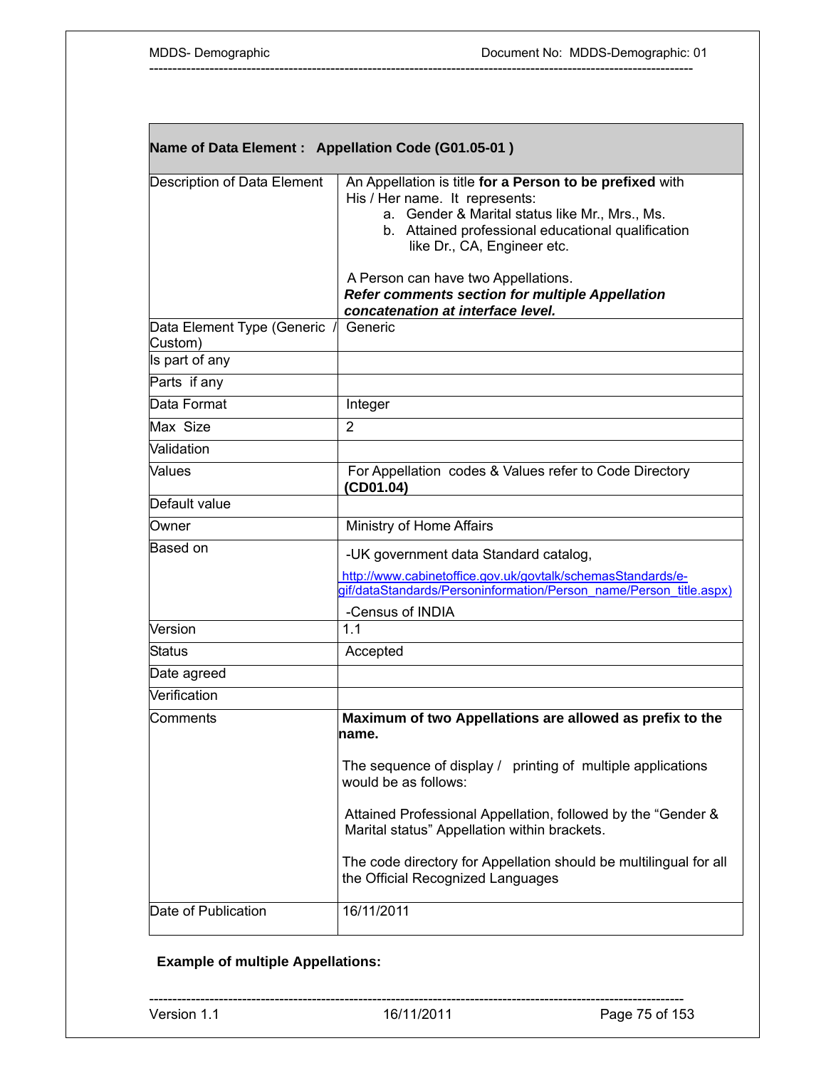| **Name of Data Element : Appellation Code (G01.05-01 )** | |
|---|---|
| Description of Data Element | An Appellation is title **for a Person to be prefixed** with His / Her name. It represents:<br>a. Gender & Marital status like Mr., Mrs., Ms.<br>b. Attained professional educational qualification like Dr., CA, Engineer etc.<br><br>A Person can have two Appellations.<br>***Refer comments section for multiple Appellation concatenation at interface level.*** |
| Data Element Type (Generic / Custom) | Generic |
| Is part of any | |
| Parts if any | |
| Data Format | Integer |
| Max Size | 2 |
| Validation | |
| Values | For Appellation codes & Values refer to Code Directory **(CD01.04)** |
| Default value | |
| Owner | Ministry of Home Affairs |
| Based on | -UK government data Standard catalog,<br>http://www.cabinetoffice.gov.uk/govtalk/schemasStandards/e-gif/dataStandards/Personinformation/Person_name/Person_title.aspx)<br>-Census of INDIA |
| Version | 1.1 |
| Status | Accepted |
| Date agreed | |
| Verification | |
| Comments | **Maximum of two Appellations are allowed as prefix to the name.**<br><br>The sequence of display / printing of multiple applications would be as follows:<br><br>Attained Professional Appellation, followed by the "Gender & Marital status" Appellation within brackets.<br><br>The code directory for Appellation should be multilingual for all the Official Recognized Languages |
| Date of Publication | 16/11/2011 |

**Example of multiple Appellations:**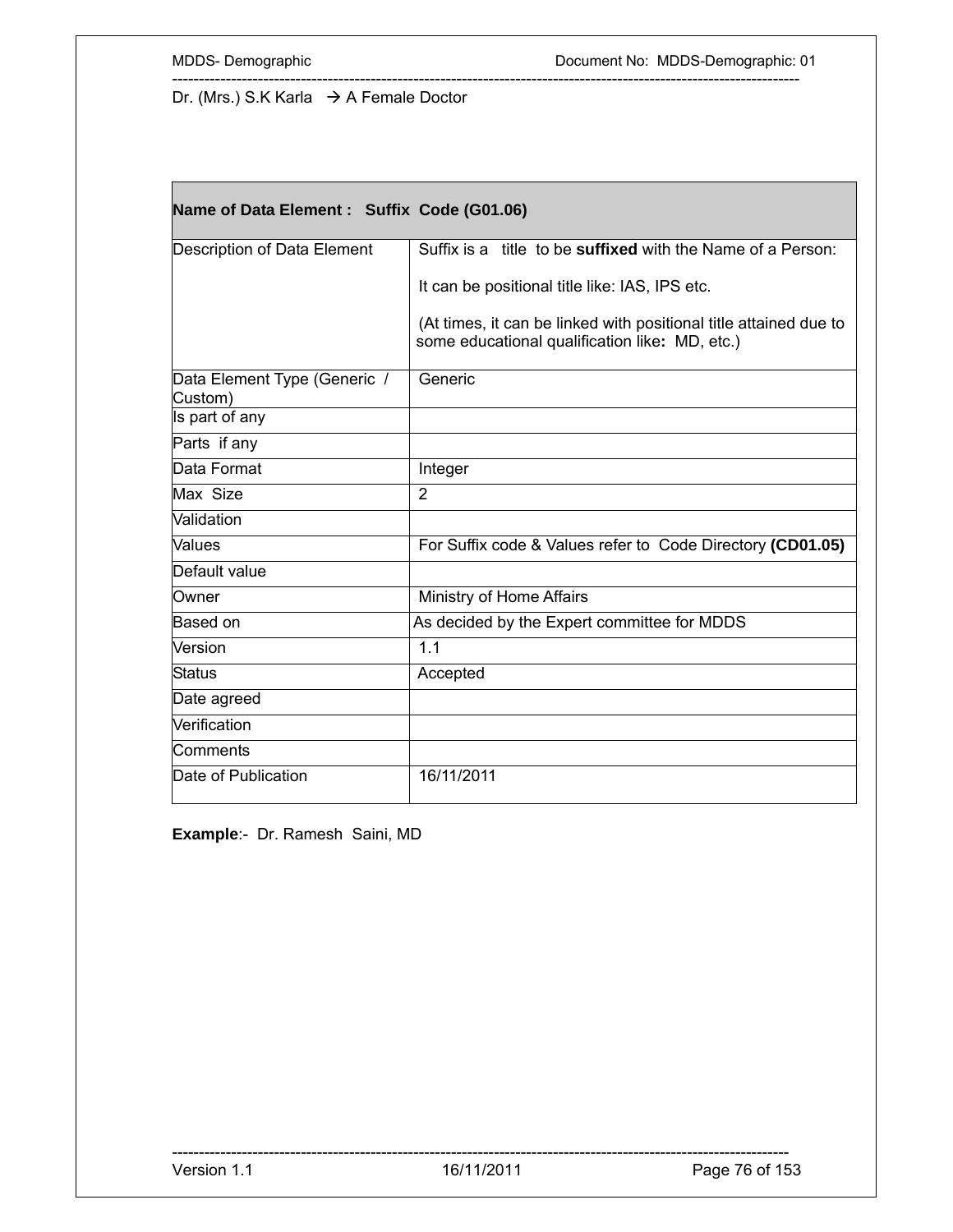Dr. (Mrs.) S.K Karla → A Female Doctor

| **Name of Data Element : Suffix Code (G01.06)** | |
|---|---|
| Description of Data Element | Suffix is a title to be **suffixed** with the Name of a Person:<br><br>It can be positional title like: IAS, IPS etc.<br><br>(At times, it can be linked with positional title attained due to some educational qualification like**:** MD, etc.) |
| Data Element Type (Generic / Custom) | Generic |
| Is part of any | |
| Parts if any | |
| Data Format | Integer |
| Max Size | 2 |
| Validation | |
| Values | For Suffix code & Values refer to Code Directory **(CD01.05)** |
| Default value | |
| Owner | Ministry of Home Affairs |
| Based on | As decided by the Expert committee for MDDS |
| Version | 1.1 |
| Status | Accepted |
| Date agreed | |
| Verification | |
| Comments | |
| Date of Publication | 16/11/2011 |

**Example**:- Dr. Ramesh Saini, MD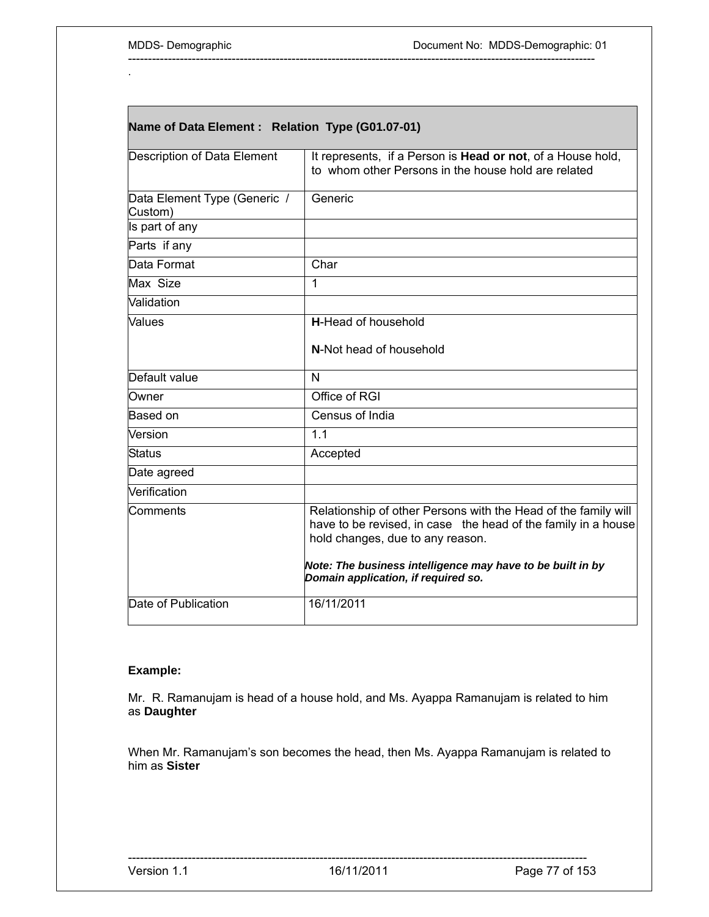| Name of Data Element : Relation Type (G01.07-01) | |
|---|---|
| Description of Data Element | It represents, if a Person is **Head or not**, of a House hold, to whom other Persons in the house hold are related |
| Data Element Type (Generic / Custom) | Generic |
| Is part of any | |
| Parts if any | |
| Data Format | Char |
| Max Size | 1 |
| Validation | |
| Values | **H**-Head of household<br><br>**N**-Not head of household |
| Default value | N |
| Owner | Office of RGI |
| Based on | Census of India |
| Version | 1.1 |
| Status | Accepted |
| Date agreed | |
| Verification | |
| Comments | Relationship of other Persons with the Head of the family will have to be revised, in case the head of the family in a house hold changes, due to any reason.<br><br>***Note: The business intelligence may have to be built in by Domain application, if required so.*** |
| Date of Publication | 16/11/2011 |

**Example:**

Mr. R. Ramanujam is head of a house hold, and Ms. Ayappa Ramanujam is related to him as **Daughter**

When Mr. Ramanujam's son becomes the head, then Ms. Ayappa Ramanujam is related to him as **Sister**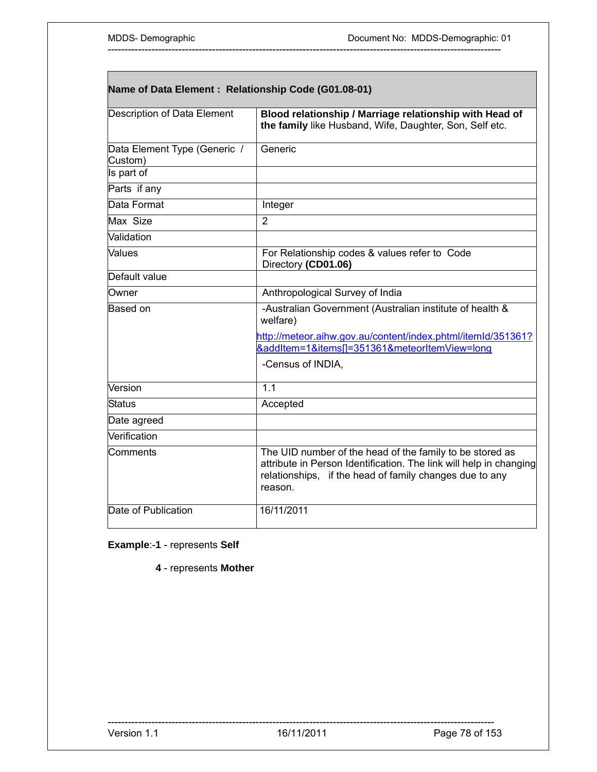| Name of Data Element : Relationship Code (G01.08-01) | |
|---|---|
| Description of Data Element | **Blood relationship / Marriage relationship with Head of the family** like Husband, Wife, Daughter, Son, Self etc. |
| Data Element Type (Generic / Custom) | Generic |
| Is part of | |
| Parts if any | |
| Data Format | Integer |
| Max Size | 2 |
| Validation | |
| Values | For Relationship codes & values refer to Code Directory **(CD01.06)** |
| Default value | |
| Owner | Anthropological Survey of India |
| Based on | -Australian Government (Australian institute of health & welfare) http://meteor.aihw.gov.au/content/index.phtml/itemId/351361?&addItem=1&items[]=351361&meteorItemView=long -Census of INDIA, |
| Version | 1.1 |
| Status | Accepted |
| Date agreed | |
| Verification | |
| Comments | The UID number of the head of the family to be stored as attribute in Person Identification. The link will help in changing relationships, if the head of family changes due to any reason. |
| Date of Publication | 16/11/2011 |

**Example**:-**1** - represents **Self**

**4** - represents **Mother**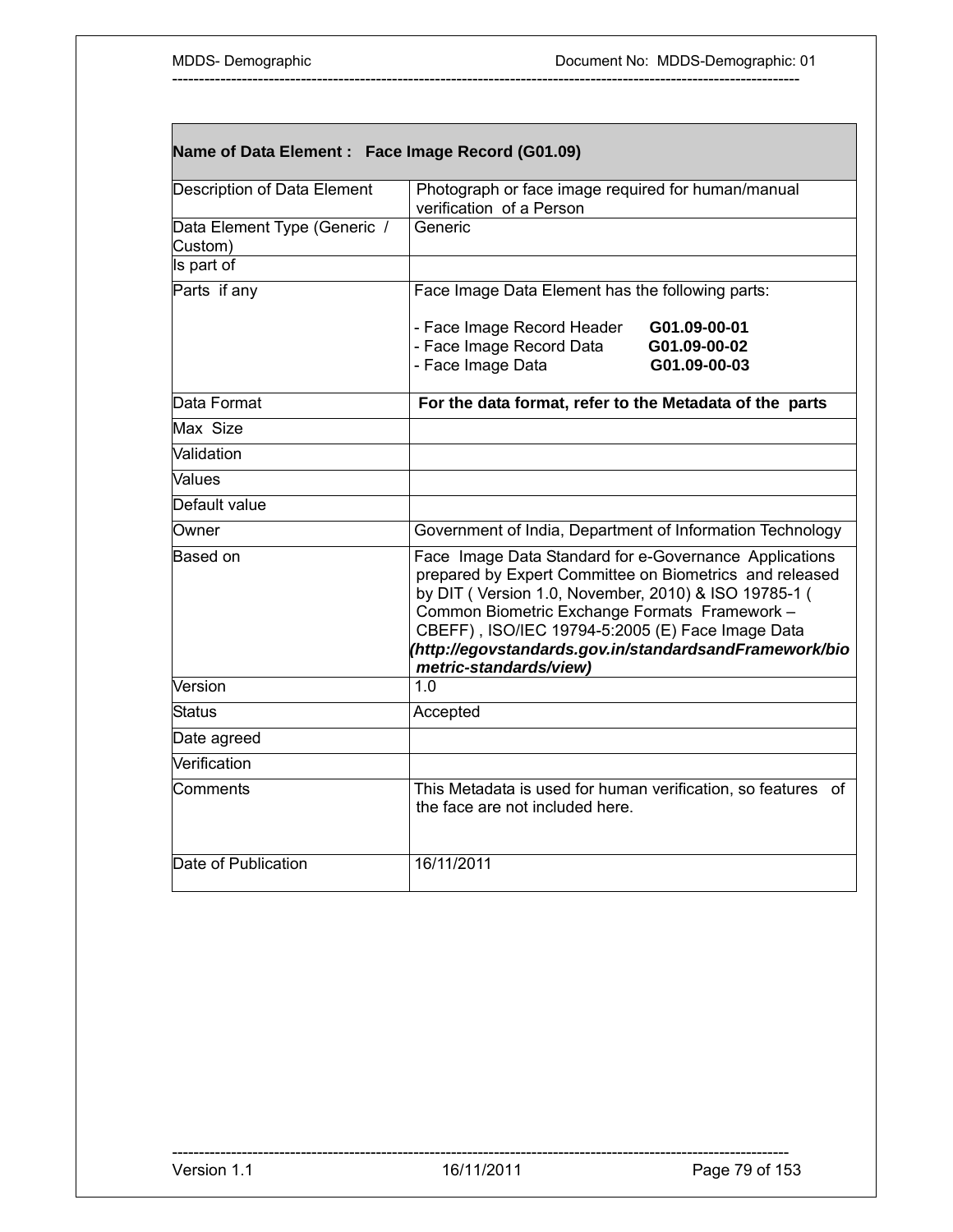| **Name of Data Element : Face Image Record (G01.09)** | |
|---|---|
| Description of Data Element | Photograph or face image required for human/manual verification of a Person |
| Data Element Type (Generic / Custom) | Generic |
| Is part of | |
| Parts if any | Face Image Data Element has the following parts:<br><br>- Face Image Record Header **G01.09-00-01**<br>- Face Image Record Data **G01.09-00-02**<br>- Face Image Data **G01.09-00-03** |
| Data Format | **For the data format, refer to the Metadata of the parts** |
| Max Size | |
| Validation | |
| Values | |
| Default value | |
| Owner | Government of India, Department of Information Technology |
| Based on | Face Image Data Standard for e-Governance Applications prepared by Expert Committee on Biometrics and released by DIT ( Version 1.0, November, 2010) & ISO 19785-1 ( Common Biometric Exchange Formats Framework – CBEFF) , ISO/IEC 19794-5:2005 (E) Face Image Data ***(http://egovstandards.gov.in/standardsandFramework/biometric-standards/view)*** |
| Version | 1.0 |
| Status | Accepted |
| Date agreed | |
| Verification | |
| Comments | This Metadata is used for human verification, so features of the face are not included here. |
| Date of Publication | 16/11/2011 |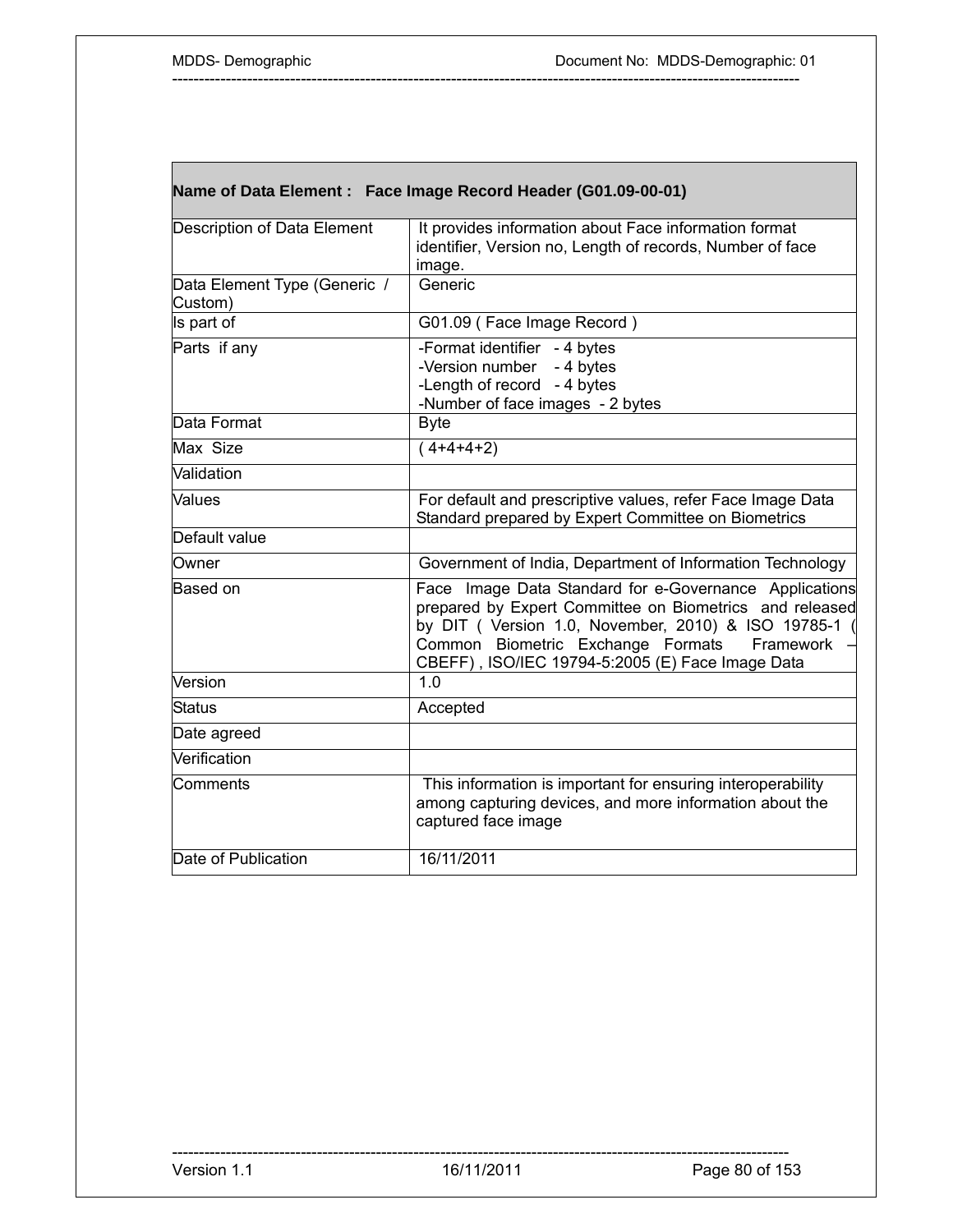| Name of Data Element : Face Image Record Header (G01.09-00-01) | |
|---|---|
| Description of Data Element | It provides information about Face information format identifier, Version no, Length of records, Number of face image. |
| Data Element Type (Generic / Custom) | Generic |
| Is part of | G01.09 ( Face Image Record ) |
| Parts if any | -Format identifier - 4 bytes<br>-Version number - 4 bytes<br>-Length of record - 4 bytes<br>-Number of face images - 2 bytes |
| Data Format | Byte |
| Max Size | ( 4+4+4+2) |
| Validation | |
| Values | For default and prescriptive values, refer Face Image Data Standard prepared by Expert Committee on Biometrics |
| Default value | |
| Owner | Government of India, Department of Information Technology |
| Based on | Face Image Data Standard for e-Governance Applications prepared by Expert Committee on Biometrics and released by DIT ( Version 1.0, November, 2010) & ISO 19785-1 ( Common Biometric Exchange Formats Framework – CBEFF) , ISO/IEC 19794-5:2005 (E) Face Image Data |
| Version | 1.0 |
| Status | Accepted |
| Date agreed | |
| Verification | |
| Comments | This information is important for ensuring interoperability among capturing devices, and more information about the captured face image |
| Date of Publication | 16/11/2011 |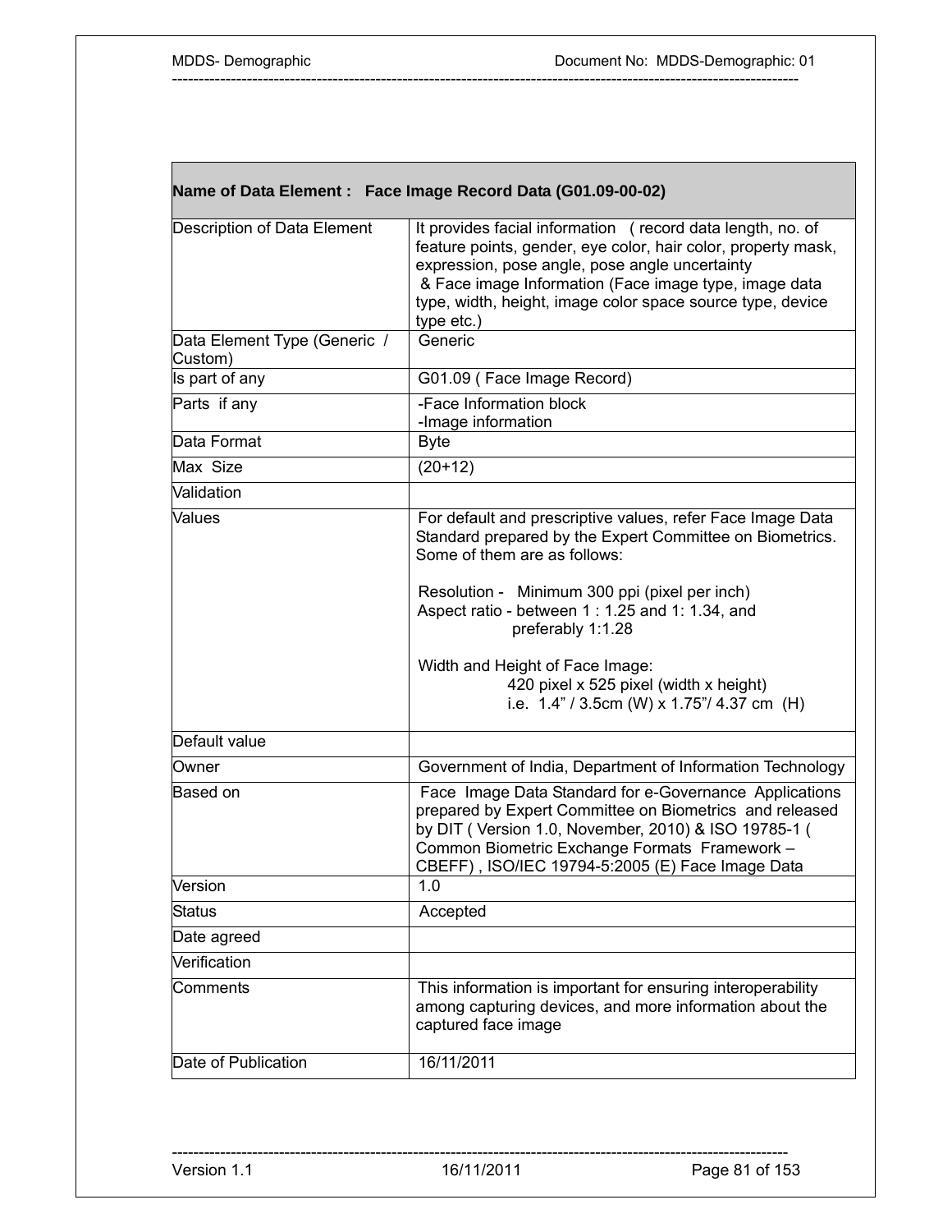| Name of Data Element : Face Image Record Data (G01.09-00-02) | |
|---|---|
| Description of Data Element | It provides facial information ( record data length, no. of feature points, gender, eye color, hair color, property mask, expression, pose angle, pose angle uncertainty & Face image Information (Face image type, image data type, width, height, image color space source type, device type etc.) |
| Data Element Type (Generic / Custom) | Generic |
| Is part of any | G01.09 ( Face Image Record) |
| Parts if any | -Face Information block<br>-Image information |
| Data Format | Byte |
| Max Size | (20+12) |
| Validation | |
| Values | For default and prescriptive values, refer Face Image Data Standard prepared by the Expert Committee on Biometrics. Some of them are as follows:<br><br>Resolution - Minimum 300 ppi (pixel per inch)<br>Aspect ratio - between 1 : 1.25 and 1: 1.34, and preferably 1:1.28<br><br>Width and Height of Face Image:<br>420 pixel x 525 pixel (width x height)<br>i.e. 1.4" / 3.5cm (W) x 1.75"/ 4.37 cm (H) |
| Default value | |
| Owner | Government of India, Department of Information Technology |
| Based on | Face Image Data Standard for e-Governance Applications prepared by Expert Committee on Biometrics and released by DIT ( Version 1.0, November, 2010) & ISO 19785-1 ( Common Biometric Exchange Formats Framework – CBEFF) , ISO/IEC 19794-5:2005 (E) Face Image Data |
| Version | 1.0 |
| Status | Accepted |
| Date agreed | |
| Verification | |
| Comments | This information is important for ensuring interoperability among capturing devices, and more information about the captured face image |
| Date of Publication | 16/11/2011 |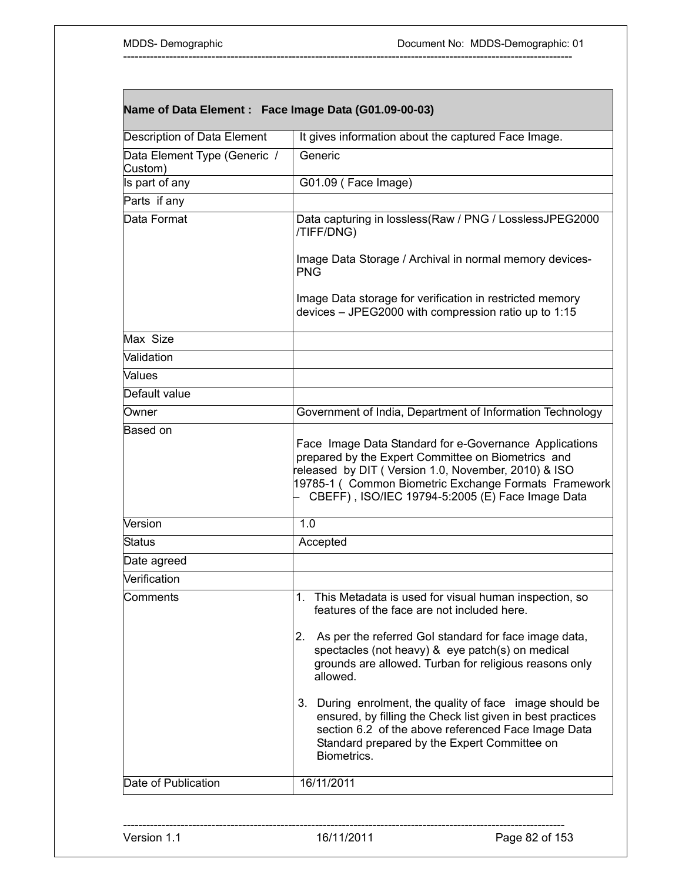| Name of Data Element : Face Image Data (G01.09-00-03) | |
|---|---|
| Description of Data Element | It gives information about the captured Face Image. |
| Data Element Type (Generic / Custom) | Generic |
| Is part of any | G01.09 ( Face Image) |
| Parts if any | |
| Data Format | Data capturing in lossless(Raw / PNG / LosslessJPEG2000 /TIFF/DNG)<br><br>Image Data Storage / Archival in normal memory devices- PNG<br><br>Image Data storage for verification in restricted memory devices – JPEG2000 with compression ratio up to 1:15 |
| Max Size | |
| Validation | |
| Values | |
| Default value | |
| Owner | Government of India, Department of Information Technology |
| Based on | Face Image Data Standard for e-Governance Applications prepared by the Expert Committee on Biometrics and released by DIT ( Version 1.0, November, 2010) & ISO 19785-1 ( Common Biometric Exchange Formats Framework – CBEFF) , ISO/IEC 19794-5:2005 (E) Face Image Data |
| Version | 1.0 |
| Status | Accepted |
| Date agreed | |
| Verification | |
| Comments | 1. This Metadata is used for visual human inspection, so features of the face are not included here.<br><br>2. As per the referred GoI standard for face image data, spectacles (not heavy) & eye patch(s) on medical grounds are allowed. Turban for religious reasons only allowed.<br><br>3. During enrolment, the quality of face image should be ensured, by filling the Check list given in best practices section 6.2 of the above referenced Face Image Data Standard prepared by the Expert Committee on Biometrics. |
| Date of Publication | 16/11/2011 |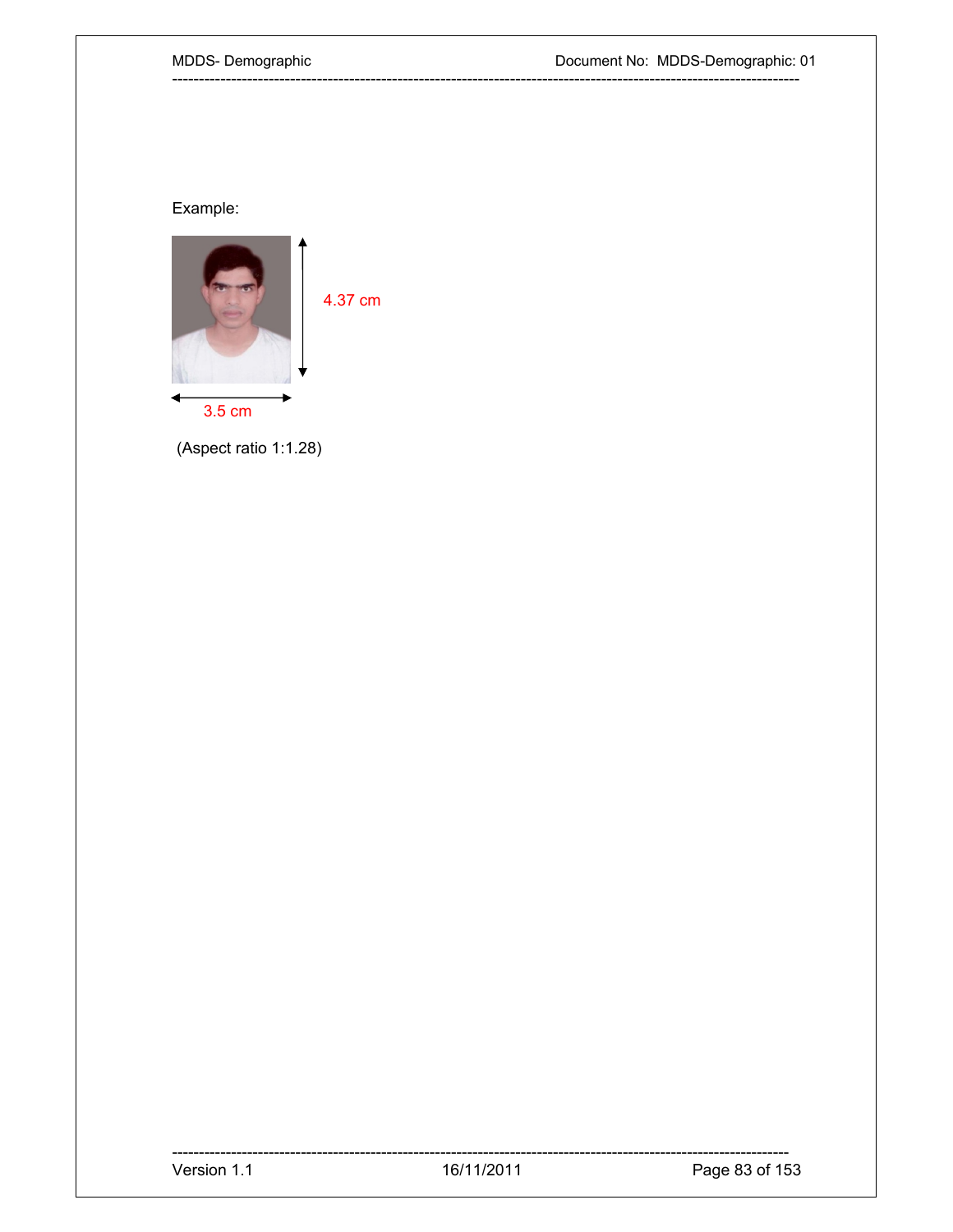Example:

4.37 cm

3.5 cm

(Aspect ratio 1:1.28)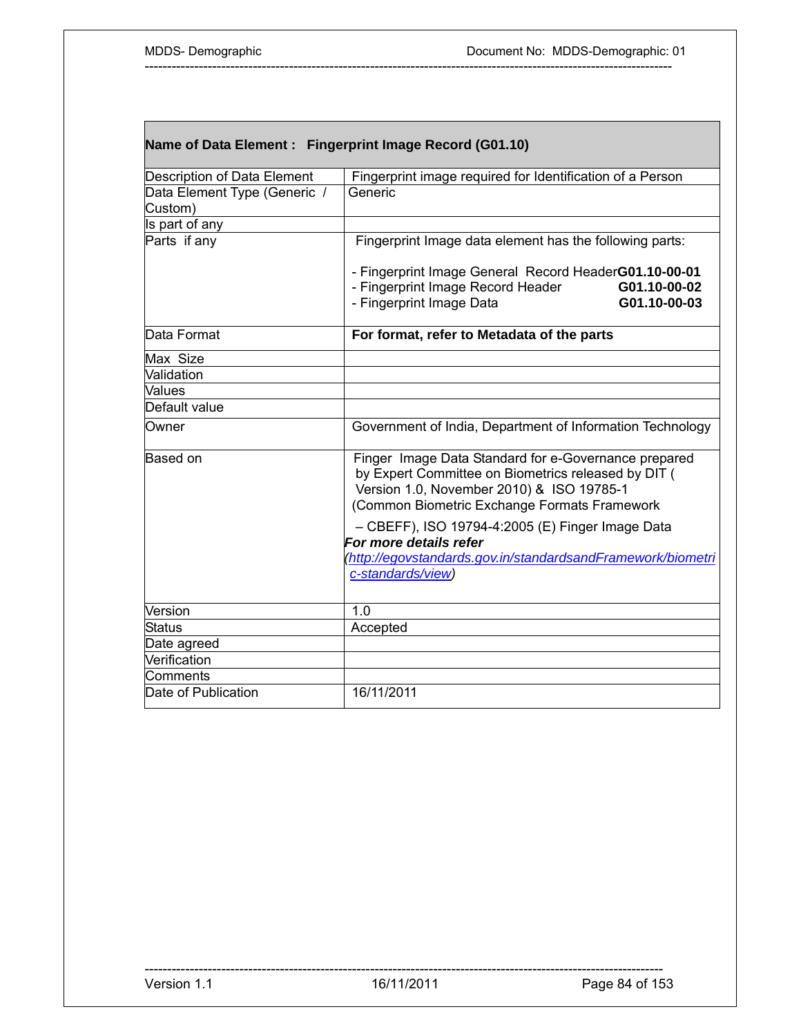| Name of Data Element : Fingerprint Image Record (G01.10) | |
|---|---|
| Description of Data Element | Fingerprint image required for Identification of a Person |
| Data Element Type (Generic / Custom) | Generic |
| Is part of any | |
| Parts if any | Fingerprint Image data element has the following parts:<br><br>- Fingerprint Image General Record Header **G01.10-00-01**<br>- Fingerprint Image Record Header **G01.10-00-02**<br>- Fingerprint Image Data **G01.10-00-03** |
| Data Format | **For format, refer to Metadata of the parts** |
| Max Size | |
| Validation | |
| Values | |
| Default value | |
| Owner | Government of India, Department of Information Technology |
| Based on | Finger Image Data Standard for e-Governance prepared by Expert Committee on Biometrics released by DIT ( Version 1.0, November 2010) & ISO 19785-1 (Common Biometric Exchange Formats Framework – CBEFF), ISO 19794-4:2005 (E) Finger Image Data<br>***For more details refer***<br>*(http://egovstandards.gov.in/standardsandFramework/biometric-standards/view)* |
| Version | 1.0 |
| Status | Accepted |
| Date agreed | |
| Verification | |
| Comments | |
| Date of Publication | 16/11/2011 |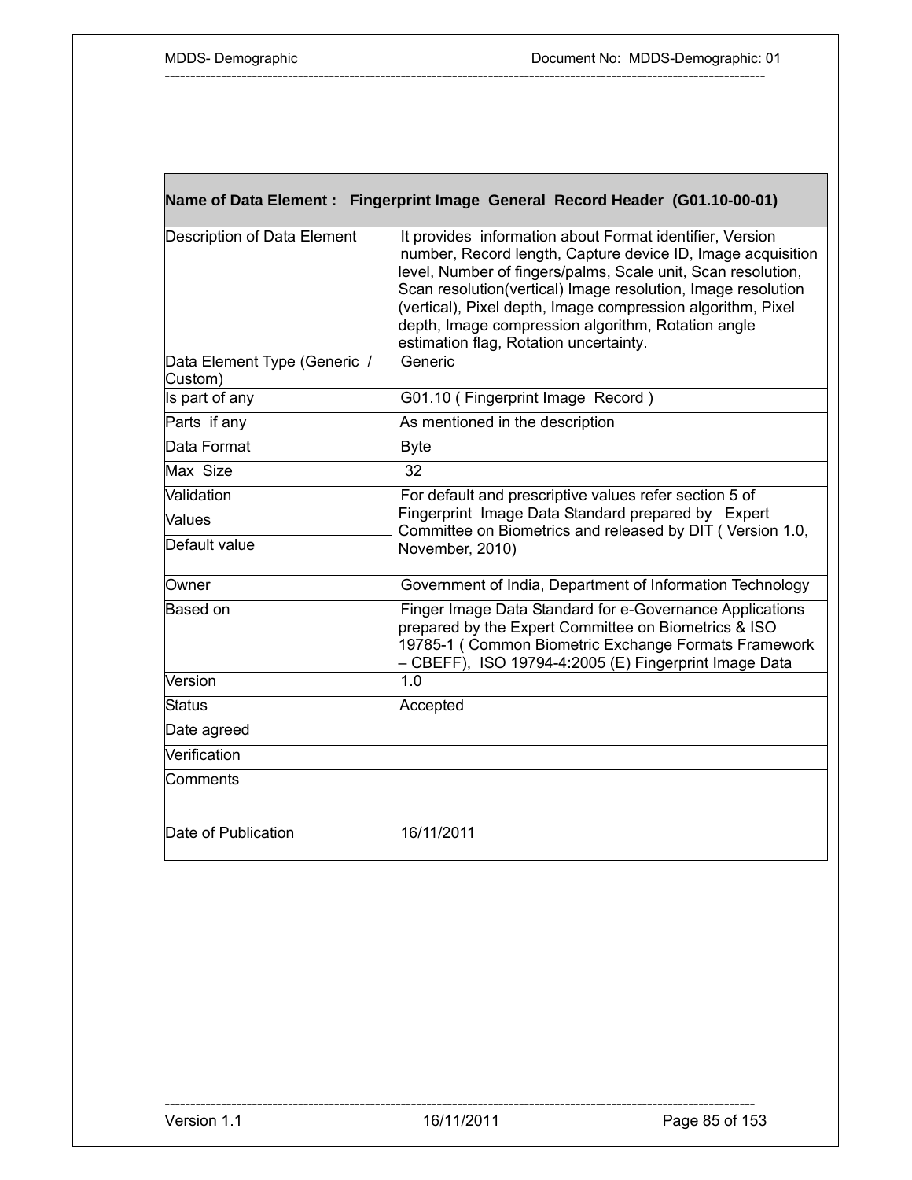| Name of Data Element : Fingerprint Image General Record Header (G01.10-00-01) | |
|---|---|
| Description of Data Element | It provides information about Format identifier, Version number, Record length, Capture device ID, Image acquisition level, Number of fingers/palms, Scale unit, Scan resolution, Scan resolution(vertical) Image resolution, Image resolution (vertical), Pixel depth, Image compression algorithm, Pixel depth, Image compression algorithm, Rotation angle estimation flag, Rotation uncertainty. |
| Data Element Type (Generic / Custom) | Generic |
| Is part of any | G01.10 ( Fingerprint Image Record ) |
| Parts if any | As mentioned in the description |
| Data Format | Byte |
| Max Size | 32 |
| Validation | For default and prescriptive values refer section 5 of Fingerprint Image Data Standard prepared by Expert Committee on Biometrics and released by DIT ( Version 1.0, November, 2010) |
| Values | |
| Default value | |
| Owner | Government of India, Department of Information Technology |
| Based on | Finger Image Data Standard for e-Governance Applications prepared by the Expert Committee on Biometrics & ISO 19785-1 ( Common Biometric Exchange Formats Framework – CBEFF), ISO 19794-4:2005 (E) Fingerprint Image Data |
| Version | 1.0 |
| Status | Accepted |
| Date agreed | |
| Verification | |
| Comments | |
| Date of Publication | 16/11/2011 |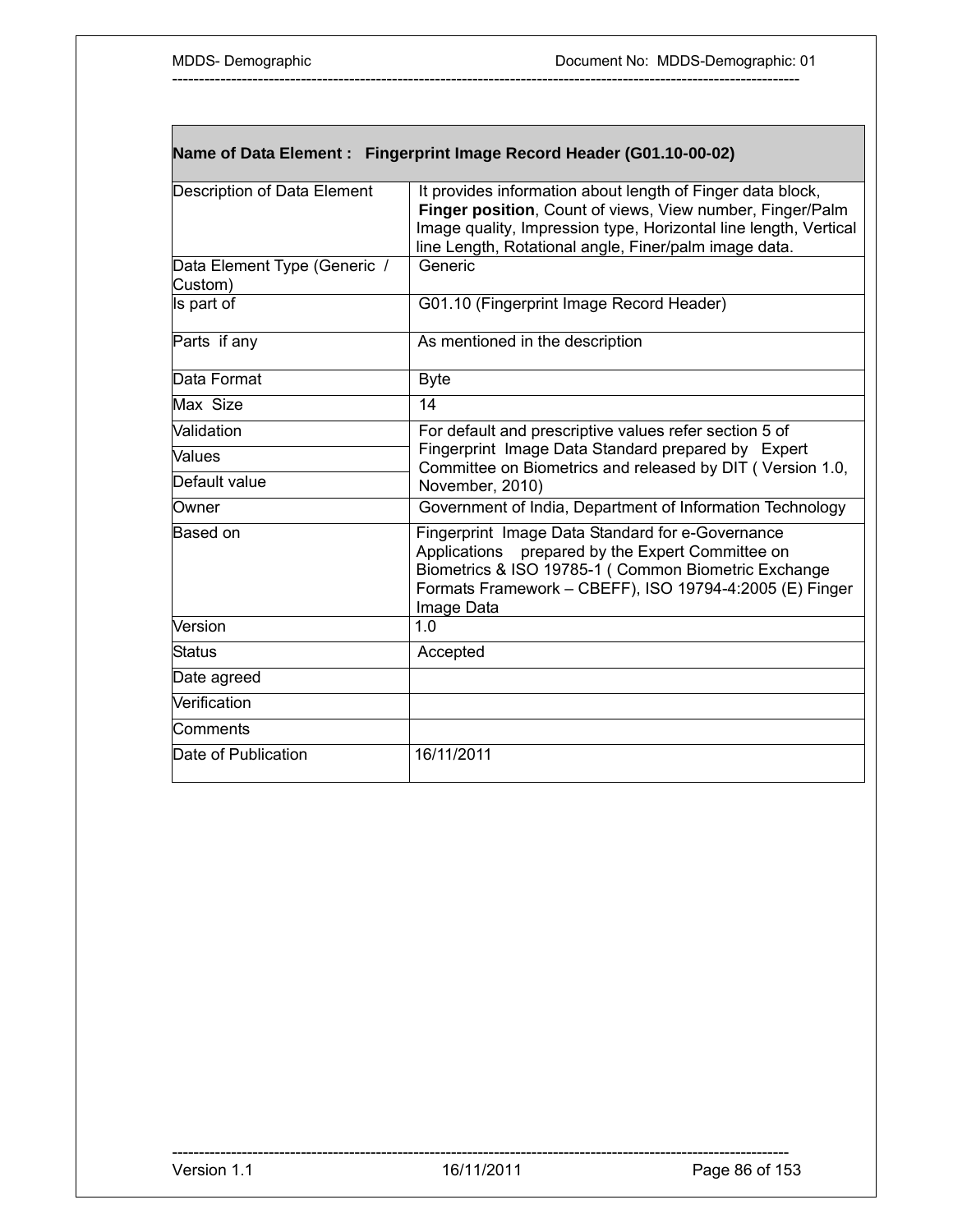| **Name of Data Element : Fingerprint Image Record Header (G01.10-00-02)** | |
|---|---|
| Description of Data Element | It provides information about length of Finger data block, **Finger position**, Count of views, View number, Finger/Palm Image quality, Impression type, Horizontal line length, Vertical line Length, Rotational angle, Finer/palm image data. |
| Data Element Type (Generic / Custom) | Generic |
| Is part of | G01.10 (Fingerprint Image Record Header) |
| Parts if any | As mentioned in the description |
| Data Format | Byte |
| Max Size | 14 |
| Validation | For default and prescriptive values refer section 5 of Fingerprint Image Data Standard prepared by Expert Committee on Biometrics and released by DIT ( Version 1.0, November, 2010) |
| Values | |
| Default value | |
| Owner | Government of India, Department of Information Technology |
| Based on | Fingerprint Image Data Standard for e-Governance Applications prepared by the Expert Committee on Biometrics & ISO 19785-1 ( Common Biometric Exchange Formats Framework – CBEFF), ISO 19794-4:2005 (E) Finger Image Data |
| Version | 1.0 |
| Status | Accepted |
| Date agreed | |
| Verification | |
| Comments | |
| Date of Publication | 16/11/2011 |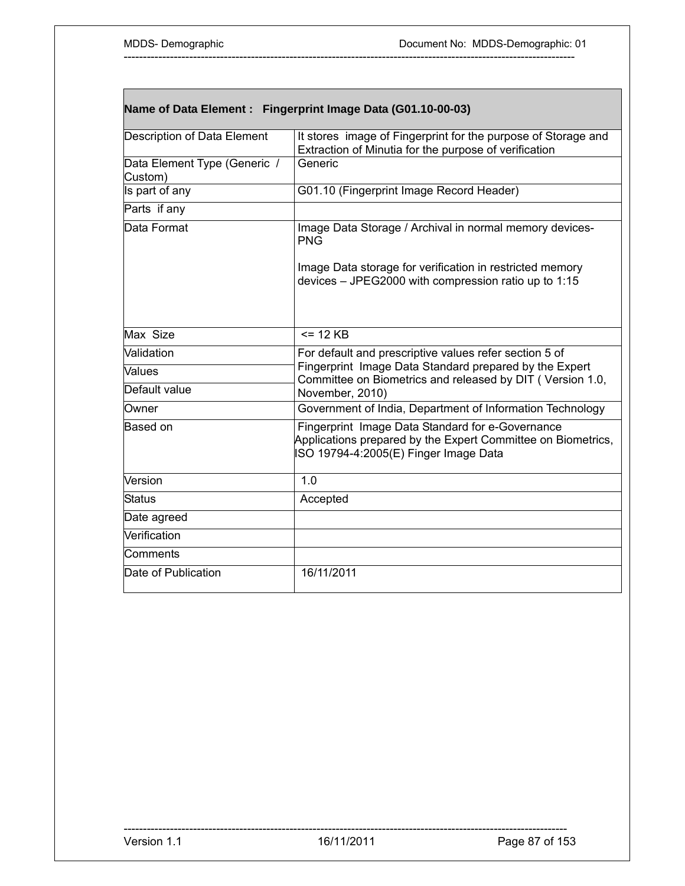| Name of Data Element : Fingerprint Image Data (G01.10-00-03) | |
|---|---|
| Description of Data Element | It stores image of Fingerprint for the purpose of Storage and Extraction of Minutia for the purpose of verification |
| Data Element Type (Generic / Custom) | Generic |
| Is part of any | G01.10 (Fingerprint Image Record Header) |
| Parts if any | |
| Data Format | Image Data Storage / Archival in normal memory devices- PNG<br><br>Image Data storage for verification in restricted memory devices – JPEG2000 with compression ratio up to 1:15 |
| Max Size | <= 12 KB |
| Validation | For default and prescriptive values refer section 5 of Fingerprint Image Data Standard prepared by the Expert Committee on Biometrics and released by DIT ( Version 1.0, November, 2010) |
| Values | |
| Default value | |
| Owner | Government of India, Department of Information Technology |
| Based on | Fingerprint Image Data Standard for e-Governance Applications prepared by the Expert Committee on Biometrics, ISO 19794-4:2005(E) Finger Image Data |
| Version | 1.0 |
| Status | Accepted |
| Date agreed | |
| Verification | |
| Comments | |
| Date of Publication | 16/11/2011 |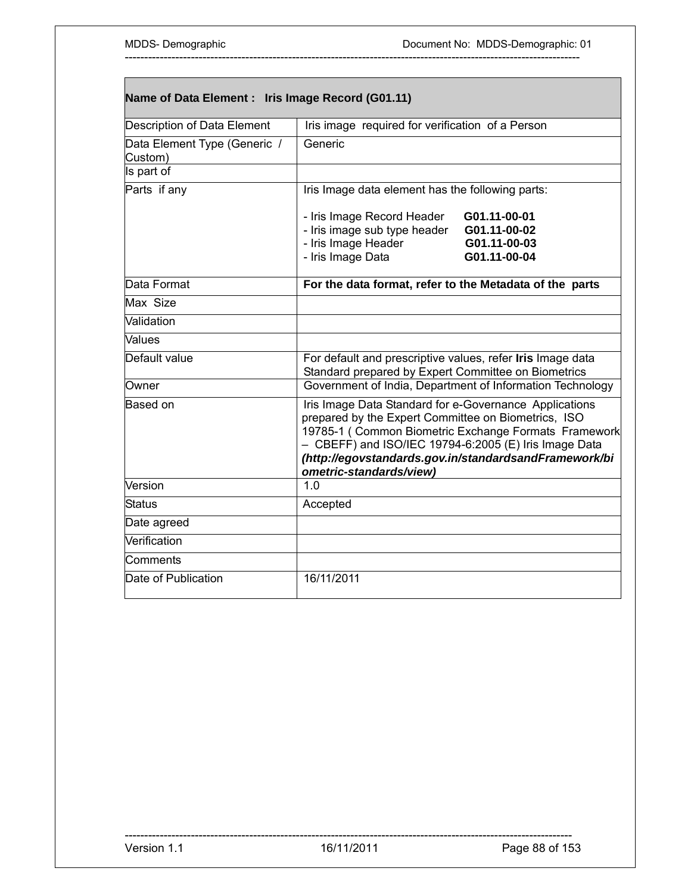| **Name of Data Element : Iris Image Record (G01.11)** | |
|---|---|
| Description of Data Element | Iris image required for verification of a Person |
| Data Element Type (Generic / Custom) | Generic |
| Is part of | |
| Parts if any | Iris Image data element has the following parts:<br><br>- Iris Image Record Header **G01.11-00-01**<br>- Iris image sub type header **G01.11-00-02**<br>- Iris Image Header **G01.11-00-03**<br>- Iris Image Data **G01.11-00-04** |
| Data Format | **For the data format, refer to the Metadata of the parts** |
| Max Size | |
| Validation | |
| Values | |
| Default value | For default and prescriptive values, refer **Iris** Image data Standard prepared by Expert Committee on Biometrics |
| Owner | Government of India, Department of Information Technology |
| Based on | Iris Image Data Standard for e-Governance Applications prepared by the Expert Committee on Biometrics, ISO 19785-1 ( Common Biometric Exchange Formats Framework – CBEFF) and ISO/IEC 19794-6:2005 (E) Iris Image Data ***(http://egovstandards.gov.in/standardsandFramework/biometric-standards/view)*** |
| Version | 1.0 |
| Status | Accepted |
| Date agreed | |
| Verification | |
| Comments | |
| Date of Publication | 16/11/2011 |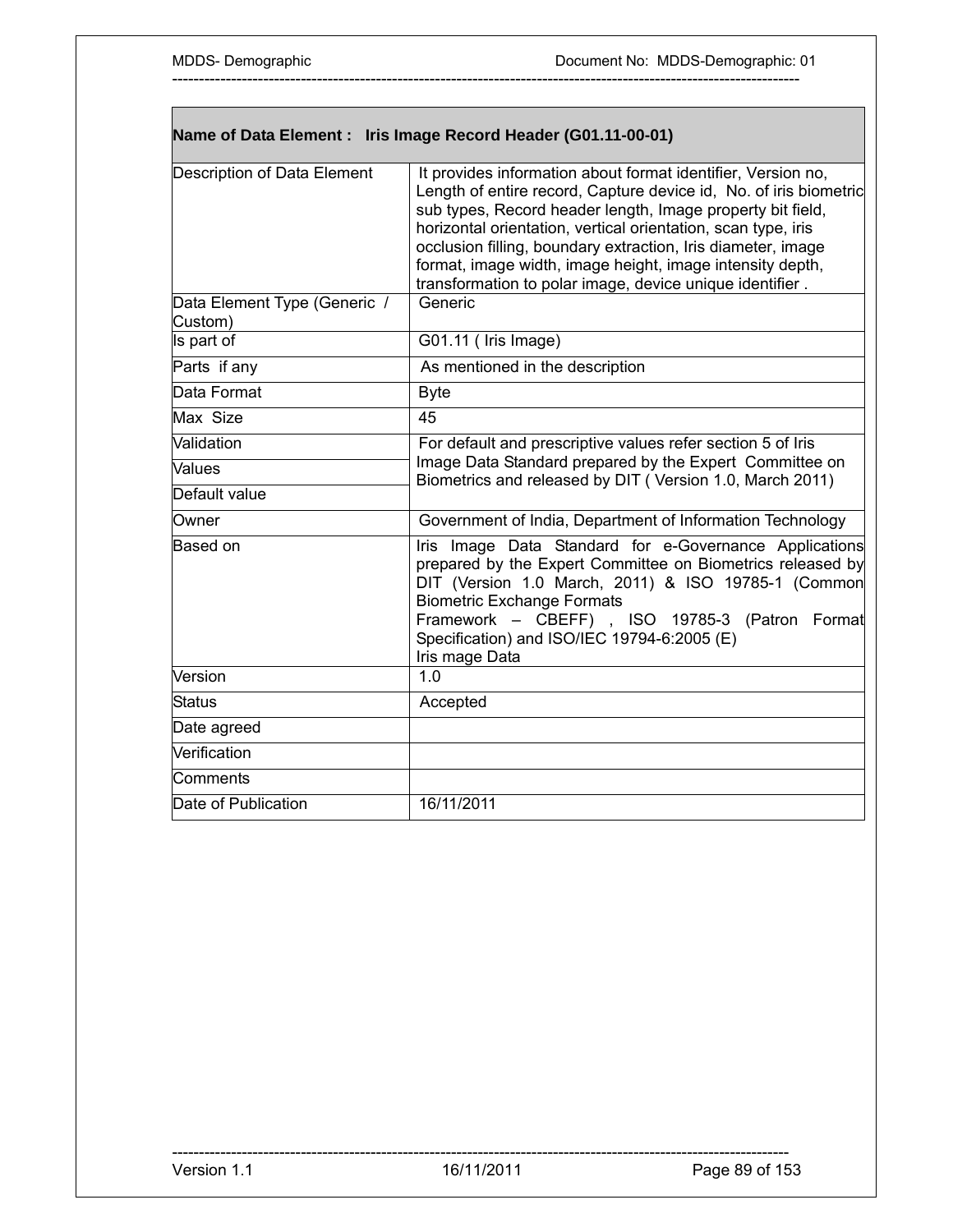| Name of Data Element : Iris Image Record Header (G01.11-00-01) | |
|---|---|
| Description of Data Element | It provides information about format identifier, Version no, Length of entire record, Capture device id, No. of iris biometric sub types, Record header length, Image property bit field, horizontal orientation, vertical orientation, scan type, iris occlusion filling, boundary extraction, Iris diameter, image format, image width, image height, image intensity depth, transformation to polar image, device unique identifier . |
| Data Element Type (Generic / Custom) | Generic |
| Is part of | G01.11 ( Iris Image) |
| Parts if any | As mentioned in the description |
| Data Format | Byte |
| Max Size | 45 |
| Validation | For default and prescriptive values refer section 5 of Iris Image Data Standard prepared by the Expert Committee on Biometrics and released by DIT ( Version 1.0, March 2011) |
| Values | |
| Default value | |
| Owner | Government of India, Department of Information Technology |
| Based on | Iris Image Data Standard for e-Governance Applications prepared by the Expert Committee on Biometrics released by DIT (Version 1.0 March, 2011) & ISO 19785-1 (Common Biometric Exchange Formats Framework – CBEFF) , ISO 19785-3 (Patron Format Specification) and ISO/IEC 19794-6:2005 (E) Iris mage Data |
| Version | 1.0 |
| Status | Accepted |
| Date agreed | |
| Verification | |
| Comments | |
| Date of Publication | 16/11/2011 |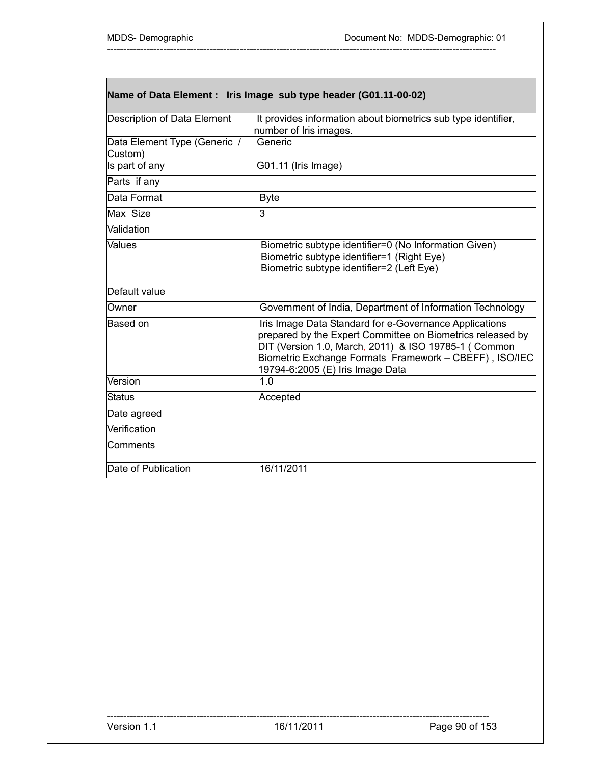| **Name of Data Element : Iris Image sub type header (G01.11-00-02)** | |
|---|---|
| Description of Data Element | It provides information about biometrics sub type identifier, number of Iris images. |
| Data Element Type (Generic / Custom) | Generic |
| Is part of any | G01.11 (Iris Image) |
| Parts if any | |
| Data Format | Byte |
| Max Size | 3 |
| Validation | |
| Values | Biometric subtype identifier=0 (No Information Given)<br>Biometric subtype identifier=1 (Right Eye)<br>Biometric subtype identifier=2 (Left Eye) |
| Default value | |
| Owner | Government of India, Department of Information Technology |
| Based on | Iris Image Data Standard for e-Governance Applications prepared by the Expert Committee on Biometrics released by DIT (Version 1.0, March, 2011) & ISO 19785-1 ( Common Biometric Exchange Formats Framework – CBEFF) , ISO/IEC 19794-6:2005 (E) Iris Image Data |
| Version | 1.0 |
| Status | Accepted |
| Date agreed | |
| Verification | |
| Comments | |
| Date of Publication | 16/11/2011 |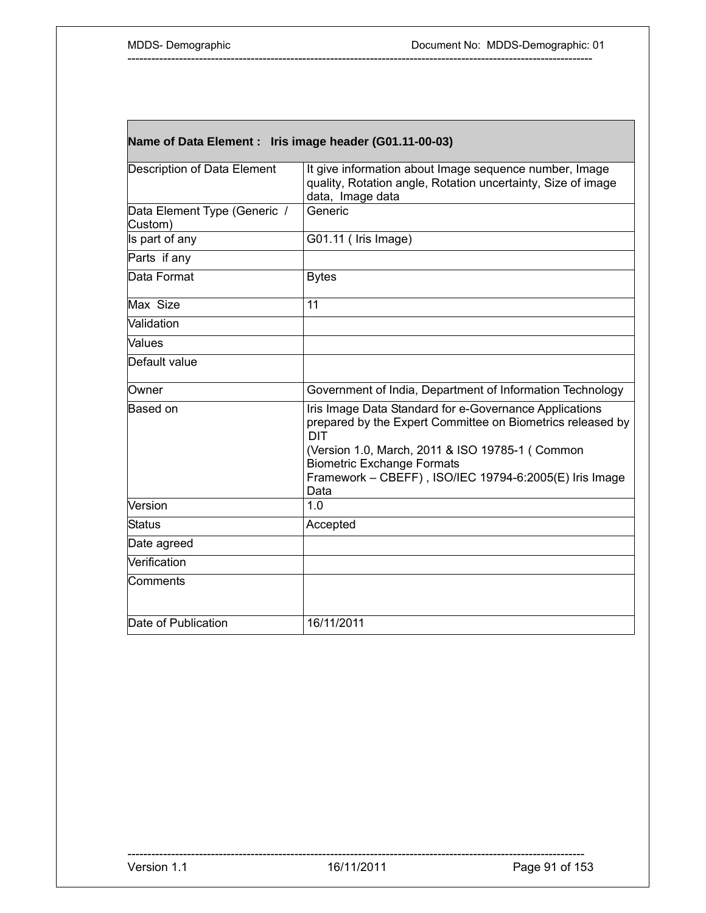| Name of Data Element : Iris image header (G01.11-00-03) | |
|---|---|
| Description of Data Element | It give information about Image sequence number, Image quality, Rotation angle, Rotation uncertainty, Size of image data, Image data |
| Data Element Type (Generic / Custom) | Generic |
| Is part of any | G01.11 ( Iris Image) |
| Parts if any | |
| Data Format | Bytes |
| Max Size | 11 |
| Validation | |
| Values | |
| Default value | |
| Owner | Government of India, Department of Information Technology |
| Based on | Iris Image Data Standard for e-Governance Applications prepared by the Expert Committee on Biometrics released by DIT (Version 1.0, March, 2011 & ISO 19785-1 ( Common Biometric Exchange Formats Framework – CBEFF) , ISO/IEC 19794-6:2005(E) Iris Image Data |
| Version | 1.0 |
| Status | Accepted |
| Date agreed | |
| Verification | |
| Comments | |
| Date of Publication | 16/11/2011 |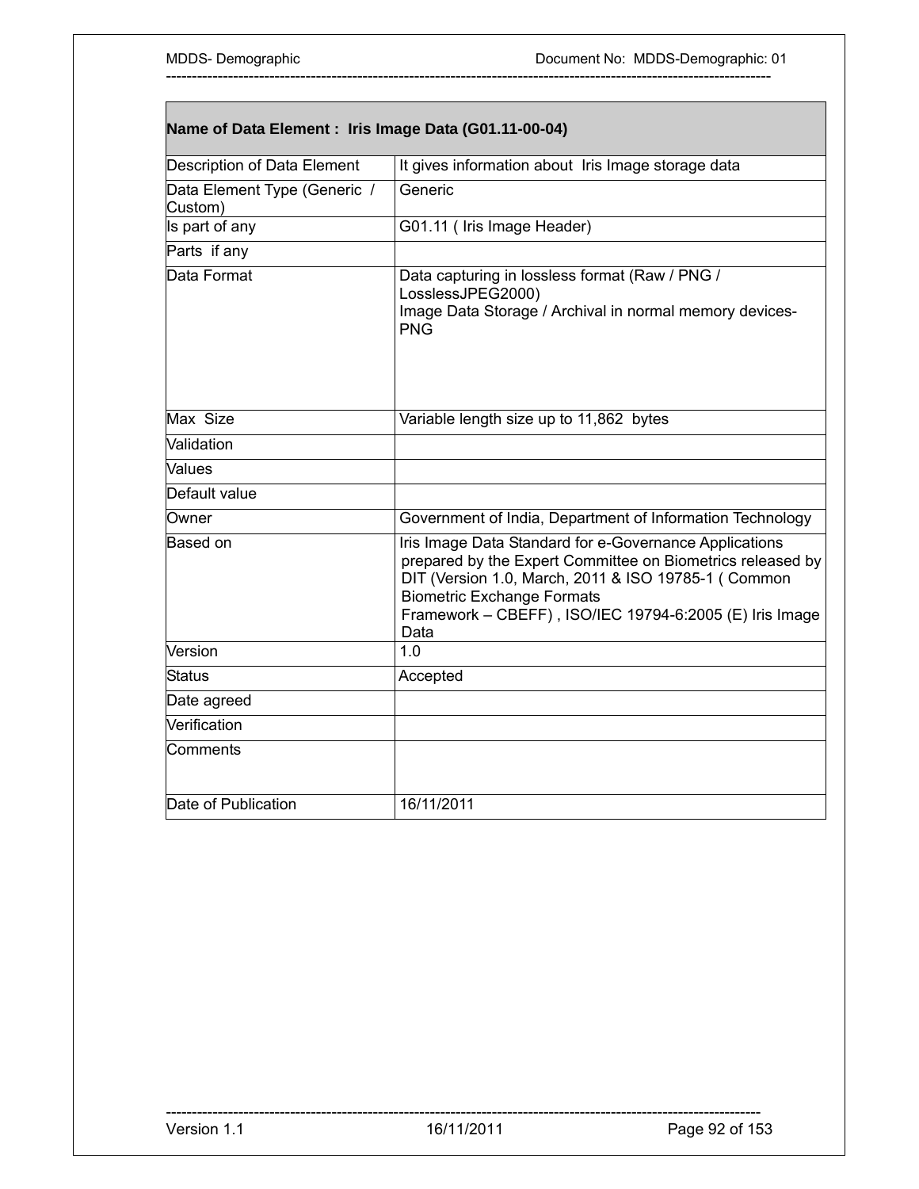| Name of Data Element : Iris Image Data (G01.11-00-04) | |
|---|---|
| Description of Data Element | It gives information about Iris Image storage data |
| Data Element Type (Generic / Custom) | Generic |
| Is part of any | G01.11 ( Iris Image Header) |
| Parts if any | |
| Data Format | Data capturing in lossless format (Raw / PNG / LosslessJPEG2000)<br>Image Data Storage / Archival in normal memory devices-PNG |
| Max Size | Variable length size up to 11,862 bytes |
| Validation | |
| Values | |
| Default value | |
| Owner | Government of India, Department of Information Technology |
| Based on | Iris Image Data Standard for e-Governance Applications prepared by the Expert Committee on Biometrics released by DIT (Version 1.0, March, 2011 & ISO 19785-1 ( Common Biometric Exchange Formats Framework – CBEFF) , ISO/IEC 19794-6:2005 (E) Iris Image Data |
| Version | 1.0 |
| Status | Accepted |
| Date agreed | |
| Verification | |
| Comments | |
| Date of Publication | 16/11/2011 |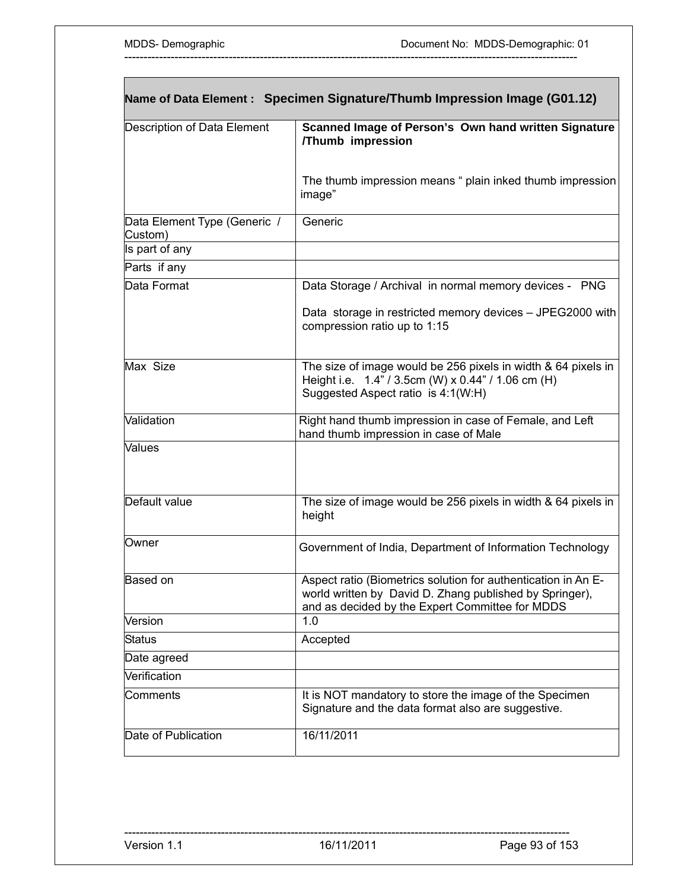| Name of Data Element : Specimen Signature/Thumb Impression Image (G01.12) | |
|---|---|
| Description of Data Element | **Scanned Image of Person's Own hand written Signature /Thumb impression**<br><br>The thumb impression means " plain inked thumb impression image" |
| Data Element Type (Generic / Custom) | Generic |
| Is part of any | |
| Parts if any | |
| Data Format | Data Storage / Archival in normal memory devices - PNG<br><br>Data storage in restricted memory devices – JPEG2000 with compression ratio up to 1:15 |
| Max Size | The size of image would be 256 pixels in width & 64 pixels in Height i.e. 1.4" / 3.5cm (W) x 0.44" / 1.06 cm (H)<br>Suggested Aspect ratio is 4:1(W:H) |
| Validation | Right hand thumb impression in case of Female, and Left hand thumb impression in case of Male |
| Values | |
| Default value | The size of image would be 256 pixels in width & 64 pixels in height |
| Owner | Government of India, Department of Information Technology |
| Based on | Aspect ratio (Biometrics solution for authentication in An E-world written by David D. Zhang published by Springer), and as decided by the Expert Committee for MDDS |
| Version | 1.0 |
| Status | Accepted |
| Date agreed | |
| Verification | |
| Comments | It is NOT mandatory to store the image of the Specimen Signature and the data format also are suggestive. |
| Date of Publication | 16/11/2011 |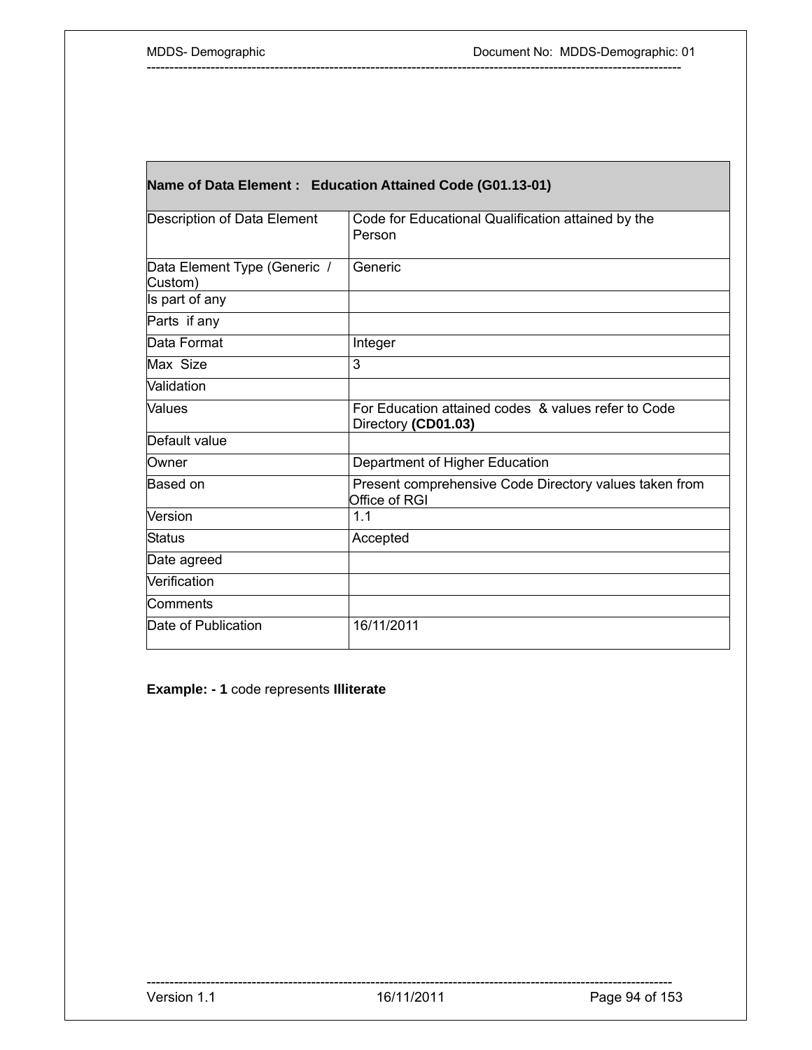| **Name of Data Element : Education Attained Code (G01.13-01)** | |
|---|---|
| Description of Data Element | Code for Educational Qualification attained by the Person |
| Data Element Type (Generic / Custom) | Generic |
| Is part of any | |
| Parts if any | |
| Data Format | Integer |
| Max Size | 3 |
| Validation | |
| Values | For Education attained codes & values refer to Code Directory **(CD01.03)** |
| Default value | |
| Owner | Department of Higher Education |
| Based on | Present comprehensive Code Directory values taken from Office of RGI |
| Version | 1.1 |
| Status | Accepted |
| Date agreed | |
| Verification | |
| Comments | |
| Date of Publication | 16/11/2011 |

**Example: - 1** code represents **Illiterate**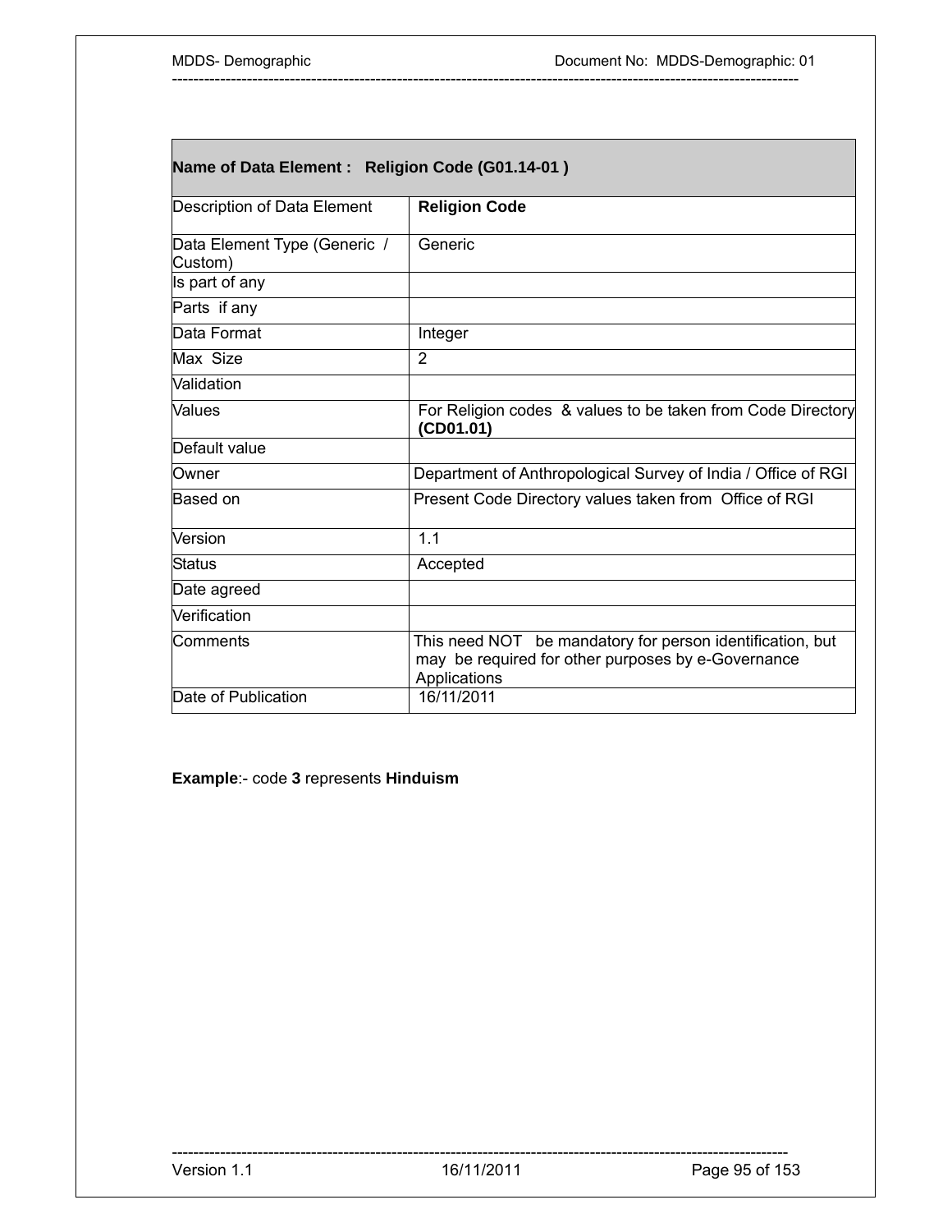| Name of Data Element : Religion Code (G01.14-01 ) | |
|---|---|
| Description of Data Element | **Religion Code** |
| Data Element Type (Generic / Custom) | Generic |
| Is part of any | |
| Parts if any | |
| Data Format | Integer |
| Max Size | 2 |
| Validation | |
| Values | For Religion codes & values to be taken from Code Directory **(CD01.01)** |
| Default value | |
| Owner | Department of Anthropological Survey of India / Office of RGI |
| Based on | Present Code Directory values taken from Office of RGI |
| Version | 1.1 |
| Status | Accepted |
| Date agreed | |
| Verification | |
| Comments | This need NOT be mandatory for person identification, but may be required for other purposes by e-Governance Applications |
| Date of Publication | 16/11/2011 |

**Example**:- code **3** represents **Hinduism**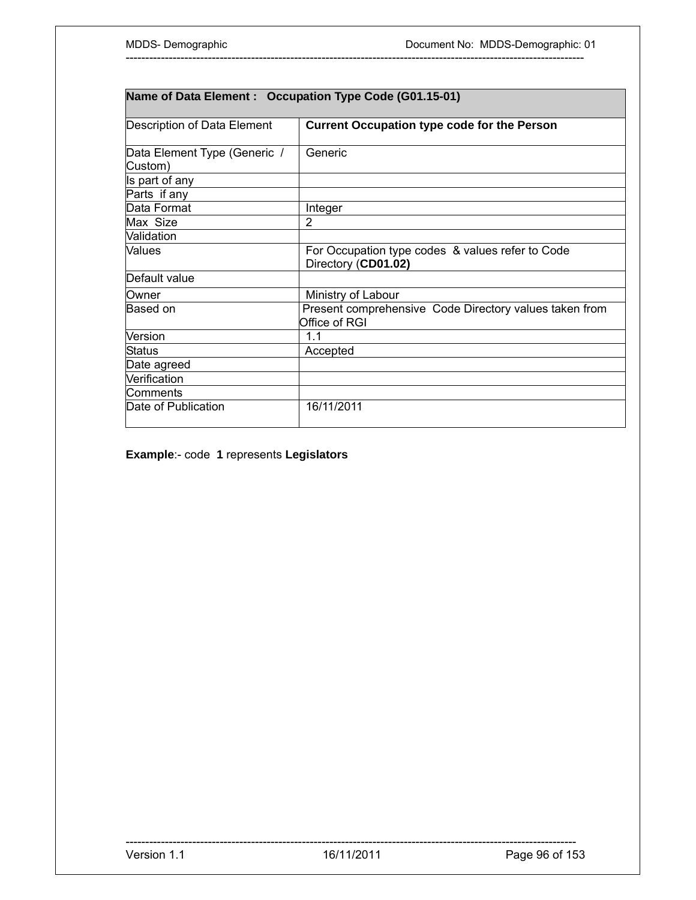| Name of Data Element : Occupation Type Code (G01.15-01) | |
|---|---|
| Description of Data Element | **Current Occupation type code for the Person** |
| Data Element Type (Generic / Custom) | Generic |
| Is part of any | |
| Parts if any | |
| Data Format | Integer |
| Max Size | 2 |
| Validation | |
| Values | For Occupation type codes & values refer to Code Directory (**CD01.02)** |
| Default value | |
| Owner | Ministry of Labour |
| Based on | Present comprehensive Code Directory values taken from Office of RGI |
| Version | 1.1 |
| Status | Accepted |
| Date agreed | |
| Verification | |
| Comments | |
| Date of Publication | 16/11/2011 |

**Example**:- code **1** represents **Legislators**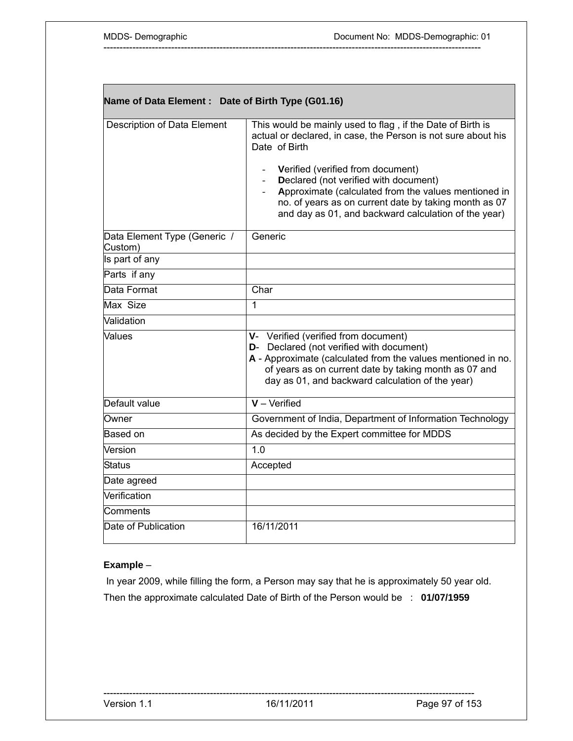| Name of Data Element : Date of Birth Type (G01.16) | |
|---|---|
| Description of Data Element | This would be mainly used to flag , if the Date of Birth is actual or declared, in case, the Person is not sure about his Date of Birth<br><br>- **V**erified (verified from document)<br>- **D**eclared (not verified with document)<br>- **A**pproximate (calculated from the values mentioned in no. of years as on current date by taking month as 07 and day as 01, and backward calculation of the year) |
| Data Element Type (Generic / Custom) | Generic |
| Is part of any | |
| Parts if any | |
| Data Format | Char |
| Max Size | 1 |
| Validation | |
| Values | **V**- Verified (verified from document)<br>**D**- Declared (not verified with document)<br>**A** - Approximate (calculated from the values mentioned in no. of years as on current date by taking month as 07 and day as 01, and backward calculation of the year) |
| Default value | **V** – Verified |
| Owner | Government of India, Department of Information Technology |
| Based on | As decided by the Expert committee for MDDS |
| Version | 1.0 |
| Status | Accepted |
| Date agreed | |
| Verification | |
| Comments | |
| Date of Publication | 16/11/2011 |

**Example** –

In year 2009, while filling the form, a Person may say that he is approximately 50 year old.

Then the approximate calculated Date of Birth of the Person would be : **01/07/1959**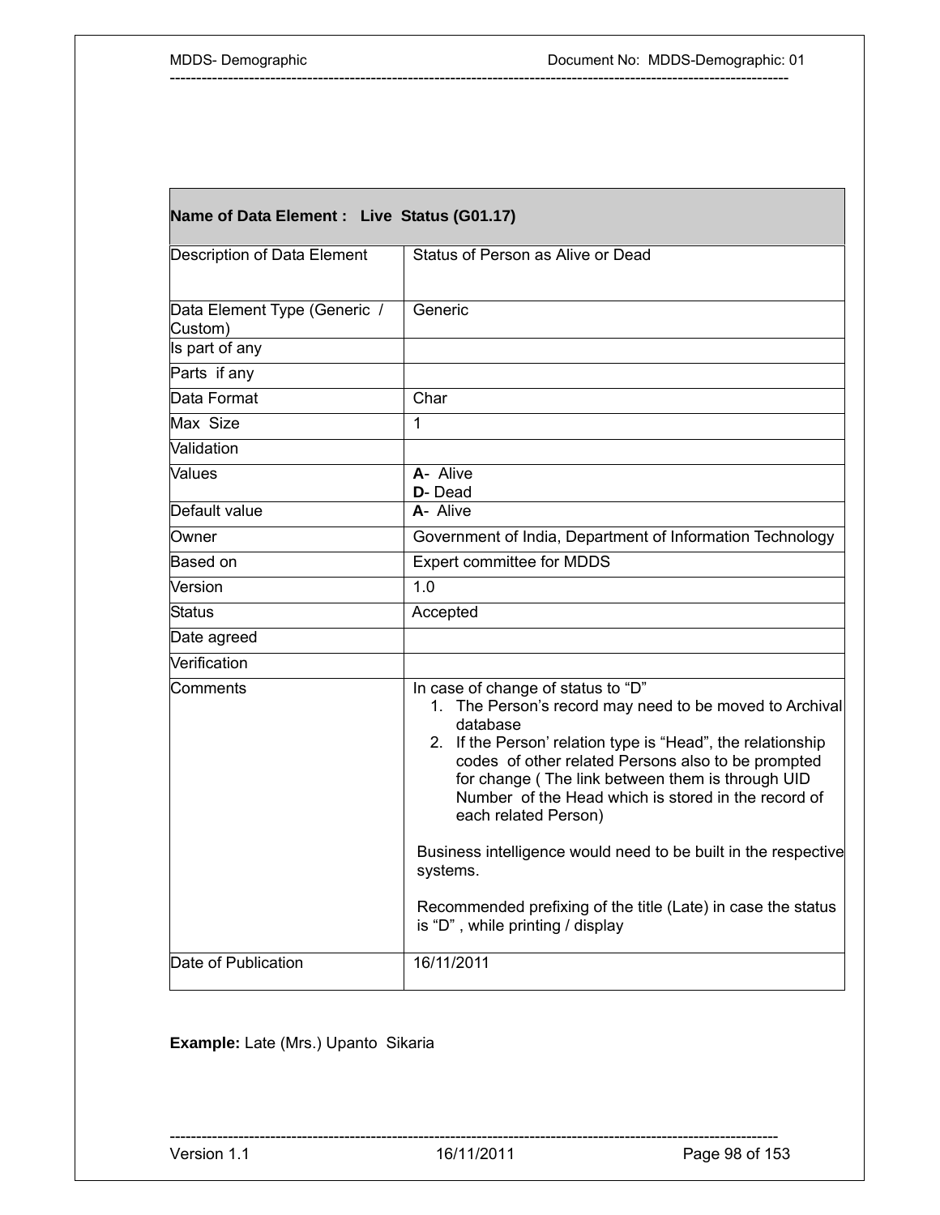| **Name of Data Element : Live Status (G01.17)** | |
|---|---|
| Description of Data Element | Status of Person as Alive or Dead |
| Data Element Type (Generic / Custom) | Generic |
| Is part of any | |
| Parts if any | |
| Data Format | Char |
| Max Size | 1 |
| Validation | |
| Values | **A**- Alive<br>**D**- Dead |
| Default value | **A**- Alive |
| Owner | Government of India, Department of Information Technology |
| Based on | Expert committee for MDDS |
| Version | 1.0 |
| Status | Accepted |
| Date agreed | |
| Verification | |
| Comments | In case of change of status to "D"<br>1. The Person's record may need to be moved to Archival database<br>2. If the Person' relation type is "Head", the relationship codes of other related Persons also to be prompted for change ( The link between them is through UID Number of the Head which is stored in the record of each related Person)<br><br>Business intelligence would need to be built in the respective systems.<br><br>Recommended prefixing of the title (Late) in case the status is "D" , while printing / display |
| Date of Publication | 16/11/2011 |

**Example:** Late (Mrs.) Upanto Sikaria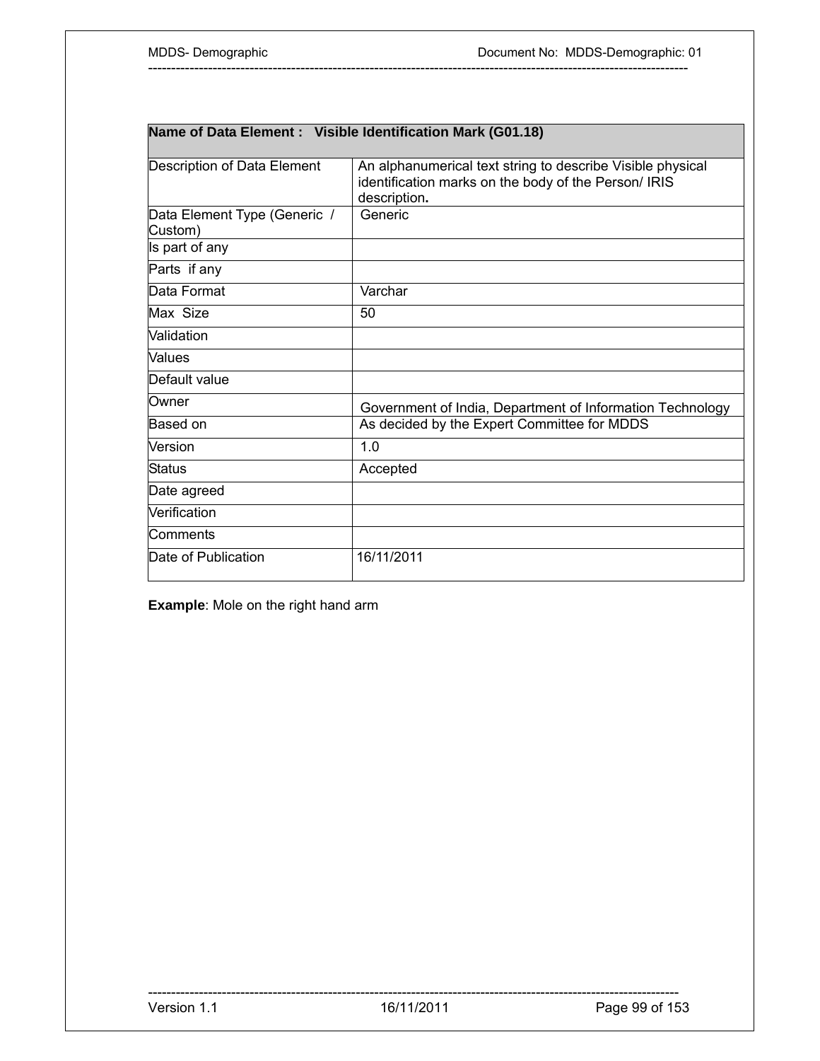| Name of Data Element :   Visible Identification Mark (G01.18) | |
|---|---|
| Description of Data Element | An alphanumerical text string to describe Visible physical identification marks on the body of the Person/ IRIS description**.** |
| Data Element Type (Generic  / Custom) | Generic |
| Is part of any | |
| Parts  if any | |
| Data Format | Varchar |
| Max  Size | 50 |
| Validation | |
| Values | |
| Default value | |
| Owner | Government of India, Department of Information Technology |
| Based on | As decided by the Expert Committee for MDDS |
| Version | 1.0 |
| Status | Accepted |
| Date agreed | |
| Verification | |
| Comments | |
| Date of Publication | 16/11/2011 |

**Example**: Mole on the right hand arm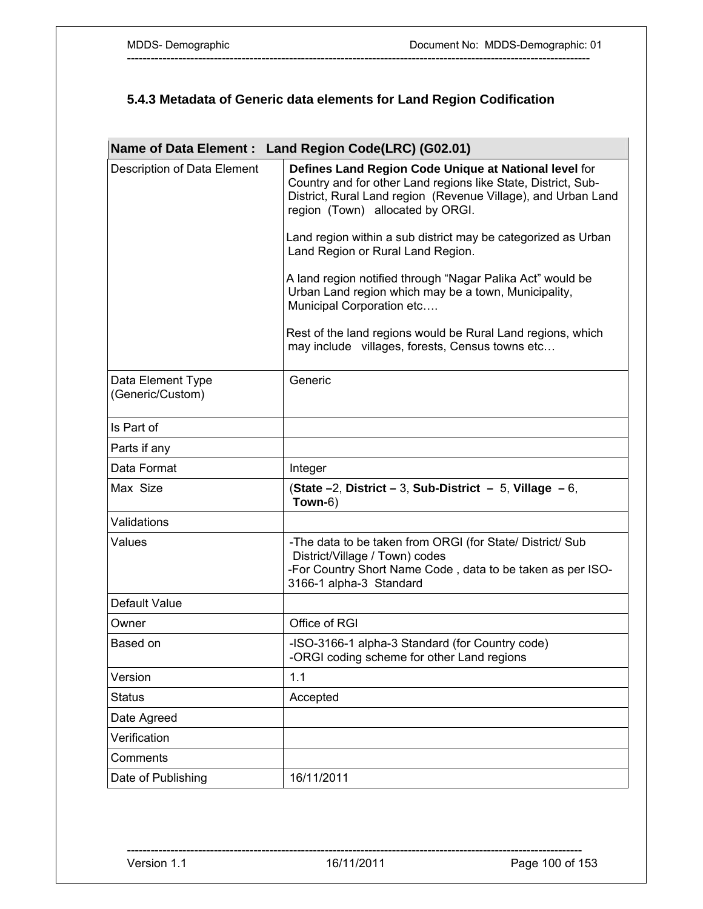### 5.4.3 Metadata of Generic data elements for Land Region Codification

| **Name of Data Element : Land Region Code(LRC) (G02.01)** | |
|---|---|
| Description of Data Element | **Defines Land Region Code Unique at National level** for Country and for other Land regions like State, District, Sub-District, Rural Land region (Revenue Village), and Urban Land region (Town) allocated by ORGI.<br><br>Land region within a sub district may be categorized as Urban Land Region or Rural Land Region.<br><br>A land region notified through "Nagar Palika Act" would be Urban Land region which may be a town, Municipality, Municipal Corporation etc….<br><br>Rest of the land regions would be Rural Land regions, which may include villages, forests, Census towns etc… |
| Data Element Type (Generic/Custom) | Generic |
| Is Part of | |
| Parts if any | |
| Data Format | Integer |
| Max Size | (**State –**2, **District –** 3, **Sub-District –** 5, **Village –** 6, **Town-**6) |
| Validations | |
| Values | -The data to be taken from ORGI (for State/ District/ Sub District/Village / Town) codes<br>-For Country Short Name Code , data to be taken as per ISO-3166-1 alpha-3 Standard |
| Default Value | |
| Owner | Office of RGI |
| Based on | -ISO-3166-1 alpha-3 Standard (for Country code)<br>-ORGI coding scheme for other Land regions |
| Version | 1.1 |
| Status | Accepted |
| Date Agreed | |
| Verification | |
| Comments | |
| Date of Publishing | 16/11/2011 |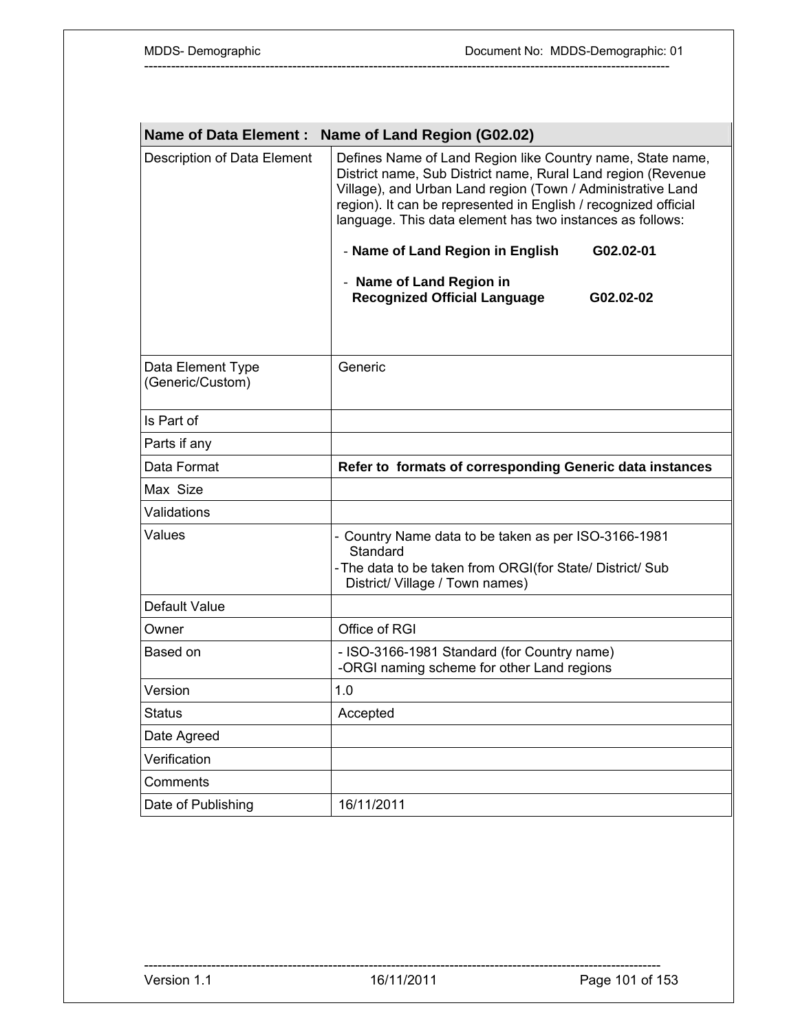| **Name of Data Element : Name of Land Region (G02.02)** | |
|---|---|
| Description of Data Element | Defines Name of Land Region like Country name, State name, District name, Sub District name, Rural Land region (Revenue Village), and Urban Land region (Town / Administrative Land region). It can be represented in English / recognized official language. This data element has two instances as follows:<br><br>- **Name of Land Region in English G02.02-01**<br><br>- **Name of Land Region in Recognized Official Language G02.02-02** |
| Data Element Type (Generic/Custom) | Generic |
| Is Part of | |
| Parts if any | |
| Data Format | **Refer to formats of corresponding Generic data instances** |
| Max Size | |
| Validations | |
| Values | - Country Name data to be taken as per ISO-3166-1981 Standard<br>- The data to be taken from ORGI(for State/ District/ Sub District/ Village / Town names) |
| Default Value | |
| Owner | Office of RGI |
| Based on | - ISO-3166-1981 Standard (for Country name)<br>-ORGI naming scheme for other Land regions |
| Version | 1.0 |
| Status | Accepted |
| Date Agreed | |
| Verification | |
| Comments | |
| Date of Publishing | 16/11/2011 |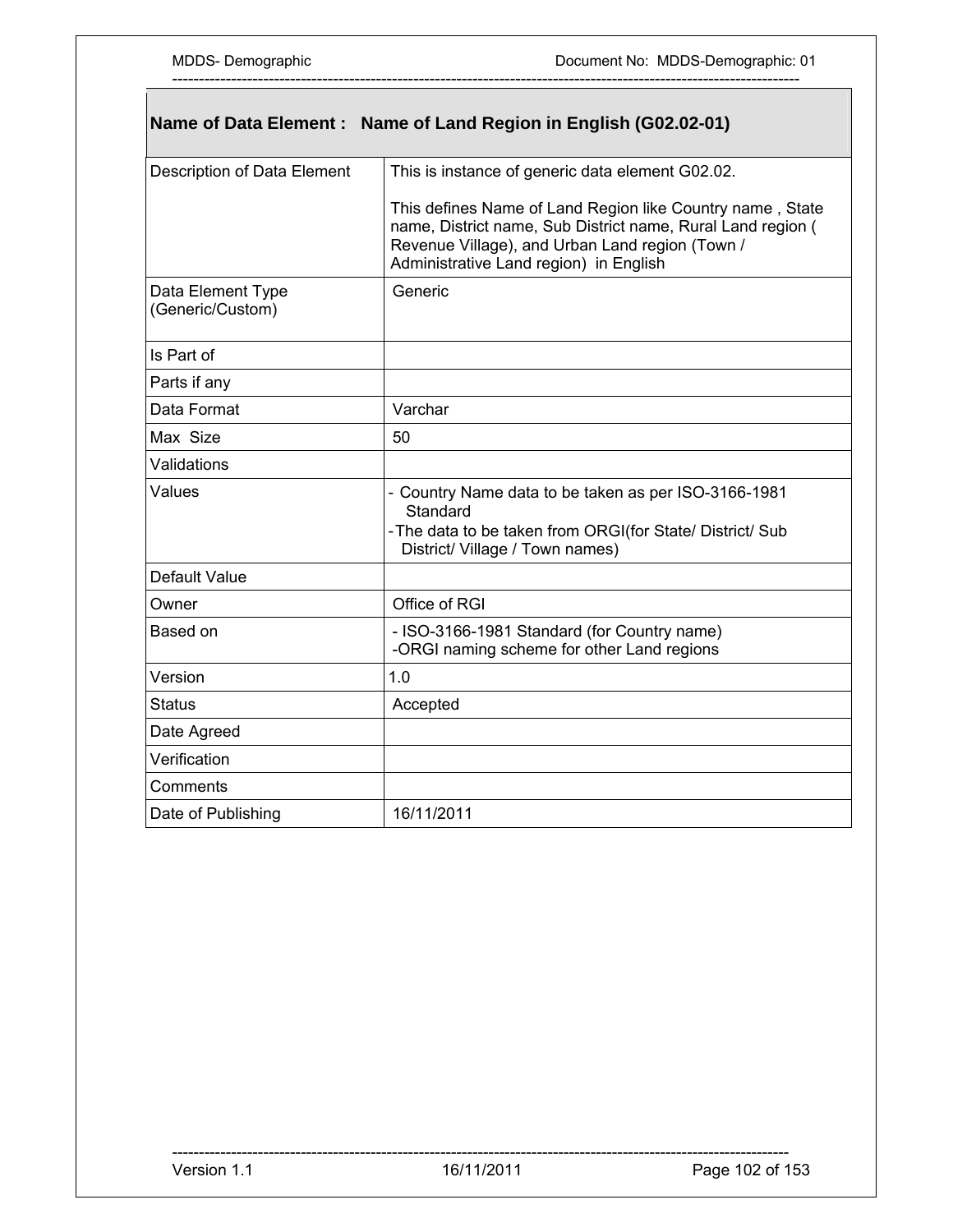| Name of Data Element : Name of Land Region in English (G02.02-01) | |
|---|---|
| Description of Data Element | This is instance of generic data element G02.02.<br><br>This defines Name of Land Region like Country name , State name, District name, Sub District name, Rural Land region ( Revenue Village), and Urban Land region (Town / Administrative Land region) in English |
| Data Element Type (Generic/Custom) | Generic |
| Is Part of | |
| Parts if any | |
| Data Format | Varchar |
| Max Size | 50 |
| Validations | |
| Values | - Country Name data to be taken as per ISO-3166-1981 Standard<br>- The data to be taken from ORGI(for State/ District/ Sub District/ Village / Town names) |
| Default Value | |
| Owner | Office of RGI |
| Based on | - ISO-3166-1981 Standard (for Country name)<br>-ORGI naming scheme for other Land regions |
| Version | 1.0 |
| Status | Accepted |
| Date Agreed | |
| Verification | |
| Comments | |
| Date of Publishing | 16/11/2011 |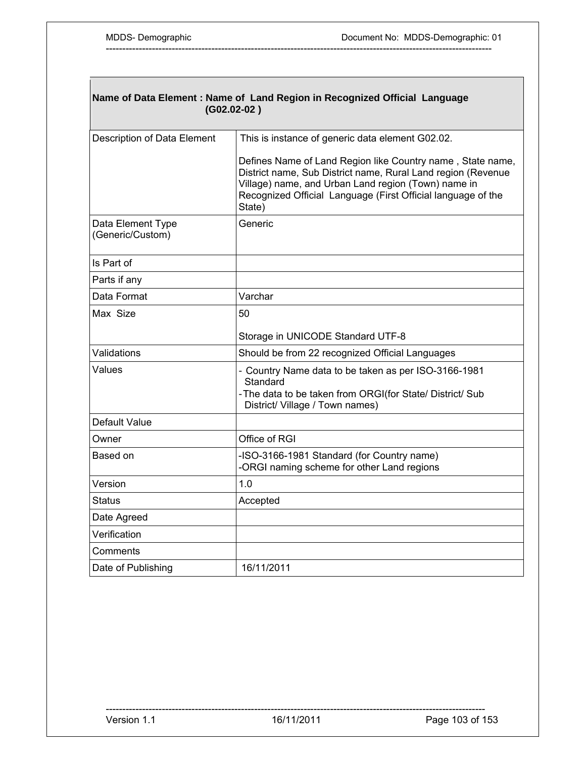| Name of Data Element : Name of Land Region in Recognized Official Language (G02.02-02 ) | |
|---|---|
| Description of Data Element | This is instance of generic data element G02.02.<br><br>Defines Name of Land Region like Country name , State name, District name, Sub District name, Rural Land region (Revenue Village) name, and Urban Land region (Town) name in Recognized Official Language (First Official language of the State) |
| Data Element Type (Generic/Custom) | Generic |
| Is Part of | |
| Parts if any | |
| Data Format | Varchar |
| Max Size | 50<br><br>Storage in UNICODE Standard UTF-8 |
| Validations | Should be from 22 recognized Official Languages |
| Values | - Country Name data to be taken as per ISO-3166-1981 Standard<br>-The data to be taken from ORGI(for State/ District/ Sub District/ Village / Town names) |
| Default Value | |
| Owner | Office of RGI |
| Based on | -ISO-3166-1981 Standard (for Country name)<br>-ORGI naming scheme for other Land regions |
| Version | 1.0 |
| Status | Accepted |
| Date Agreed | |
| Verification | |
| Comments | |
| Date of Publishing | 16/11/2011 |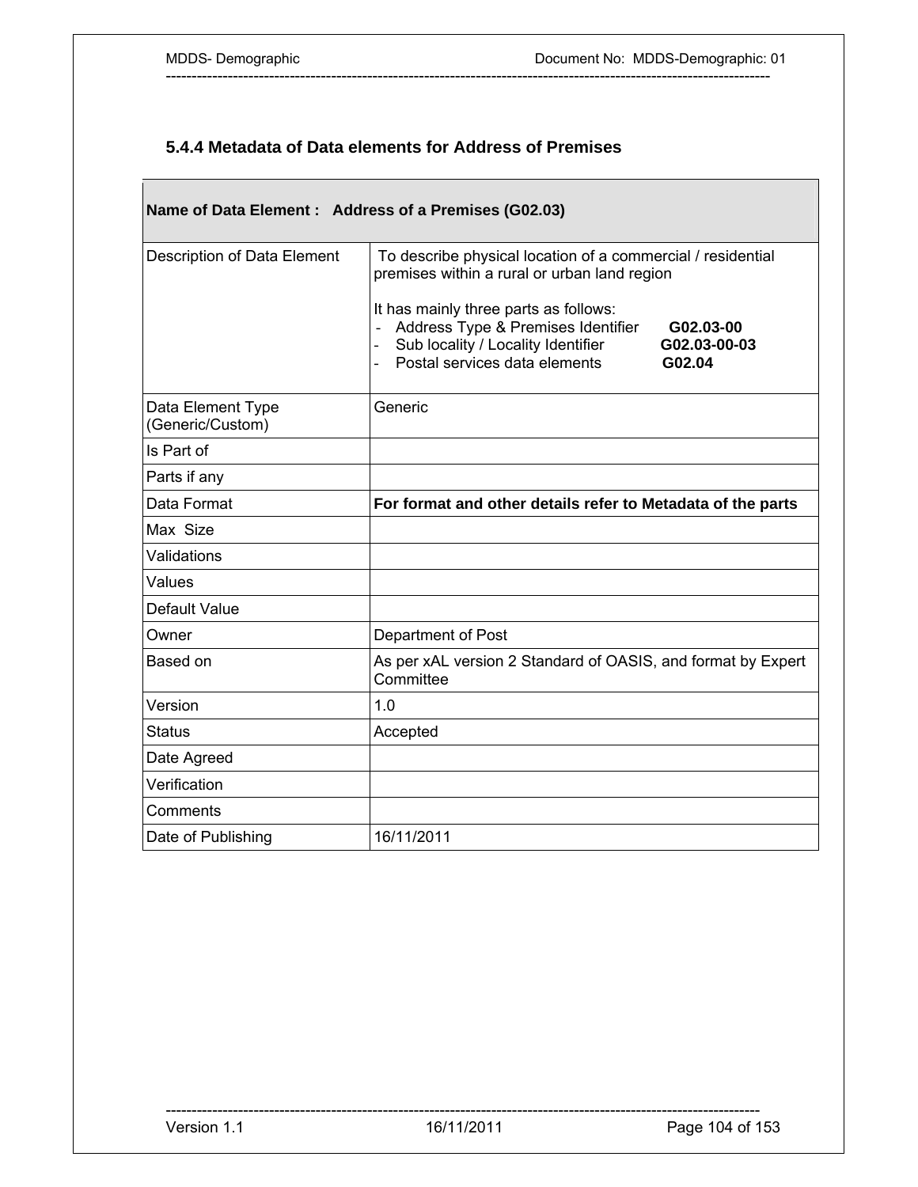### 5.4.4 Metadata of Data elements for Address of Premises

| **Name of Data Element : Address of a Premises (G02.03)** | |
|---|---|
| Description of Data Element | To describe physical location of a commercial / residential premises within a rural or urban land region<br><br>It has mainly three parts as follows:<br>- Address Type & Premises Identifier **G02.03-00**<br>- Sub locality / Locality Identifier **G02.03-00-03**<br>- Postal services data elements **G02.04** |
| Data Element Type (Generic/Custom) | Generic |
| Is Part of | |
| Parts if any | |
| Data Format | **For format and other details refer to Metadata of the parts** |
| Max Size | |
| Validations | |
| Values | |
| Default Value | |
| Owner | Department of Post |
| Based on | As per xAL version 2 Standard of OASIS, and format by Expert Committee |
| Version | 1.0 |
| Status | Accepted |
| Date Agreed | |
| Verification | |
| Comments | |
| Date of Publishing | 16/11/2011 |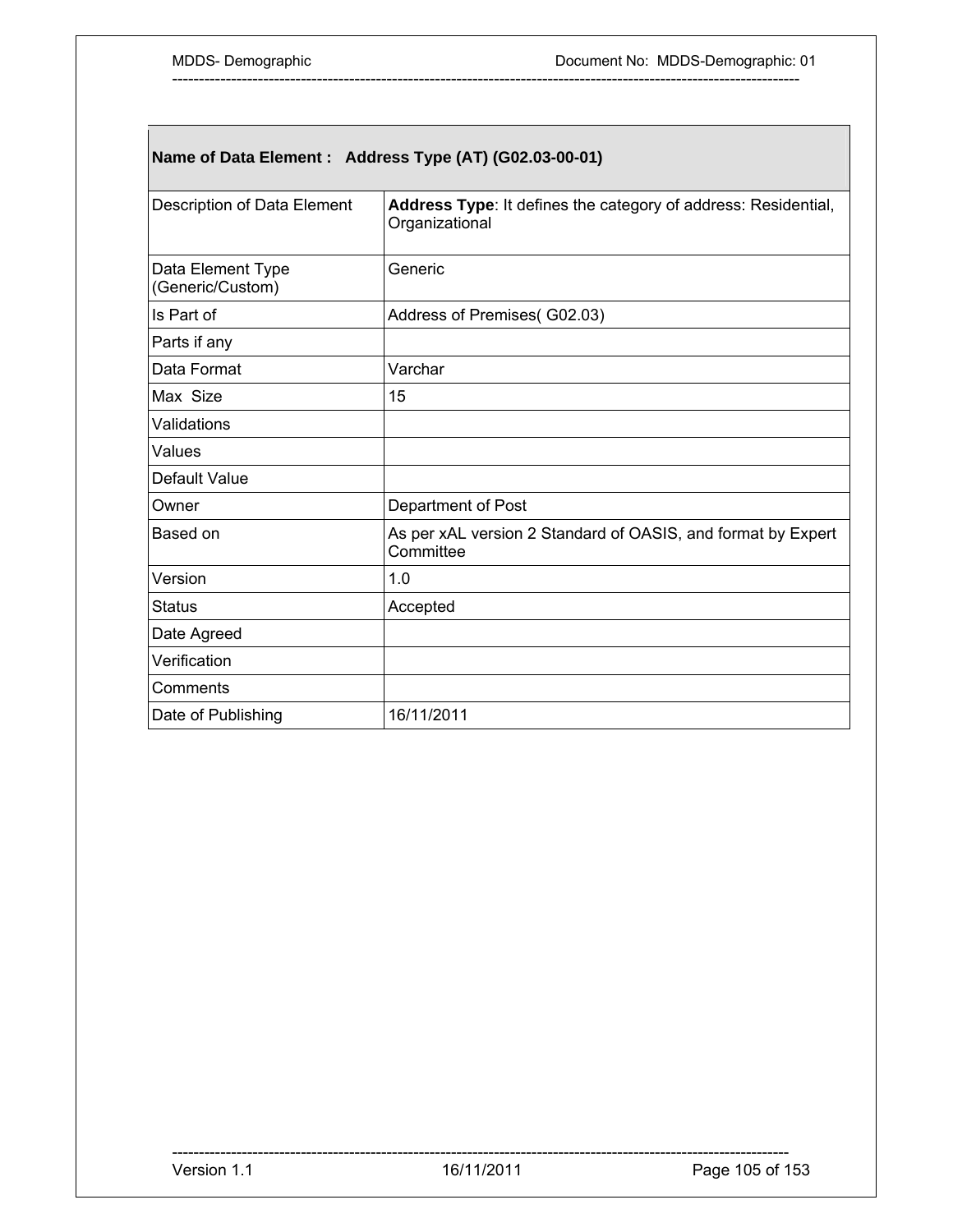| Name of Data Element : Address Type (AT) (G02.03-00-01) | |
|---|---|
| Description of Data Element | **Address Type**: It defines the category of address: Residential, Organizational |
| Data Element Type (Generic/Custom) | Generic |
| Is Part of | Address of Premises( G02.03) |
| Parts if any | |
| Data Format | Varchar |
| Max Size | 15 |
| Validations | |
| Values | |
| Default Value | |
| Owner | Department of Post |
| Based on | As per xAL version 2 Standard of OASIS, and format by Expert Committee |
| Version | 1.0 |
| Status | Accepted |
| Date Agreed | |
| Verification | |
| Comments | |
| Date of Publishing | 16/11/2011 |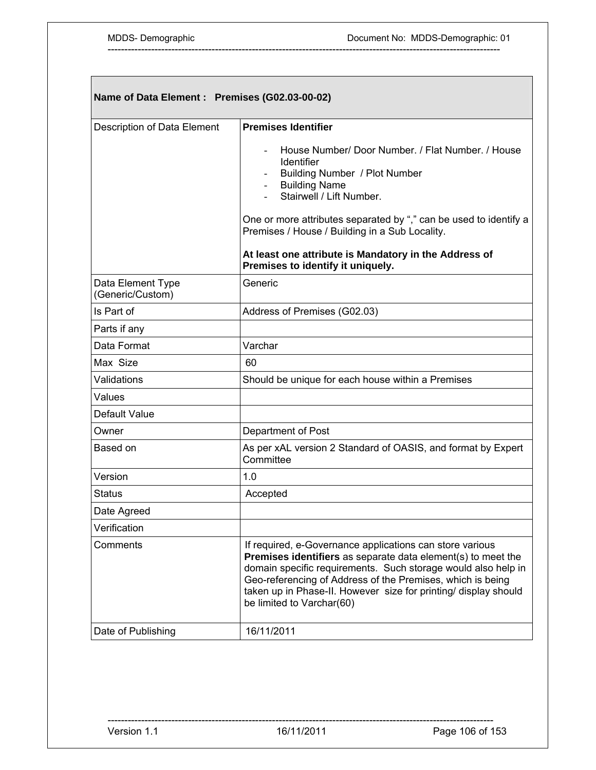| **Name of Data Element : Premises (G02.03-00-02)** | |
|---|---|
| Description of Data Element | **Premises Identifier**<br><br>- House Number/ Door Number. / Flat Number. / House Identifier<br>- Building Number / Plot Number<br>- Building Name<br>- Stairwell / Lift Number.<br><br>One or more attributes separated by "," can be used to identify a Premises / House / Building in a Sub Locality.<br><br>**At least one attribute is Mandatory in the Address of Premises to identify it uniquely.** |
| Data Element Type (Generic/Custom) | Generic |
| Is Part of | Address of Premises (G02.03) |
| Parts if any | |
| Data Format | Varchar |
| Max Size | 60 |
| Validations | Should be unique for each house within a Premises |
| Values | |
| Default Value | |
| Owner | Department of Post |
| Based on | As per xAL version 2 Standard of OASIS, and format by Expert Committee |
| Version | 1.0 |
| Status | Accepted |
| Date Agreed | |
| Verification | |
| Comments | If required, e-Governance applications can store various **Premises identifiers** as separate data element(s) to meet the domain specific requirements. Such storage would also help in Geo-referencing of Address of the Premises, which is being taken up in Phase-II. However size for printing/ display should be limited to Varchar(60) |
| Date of Publishing | 16/11/2011 |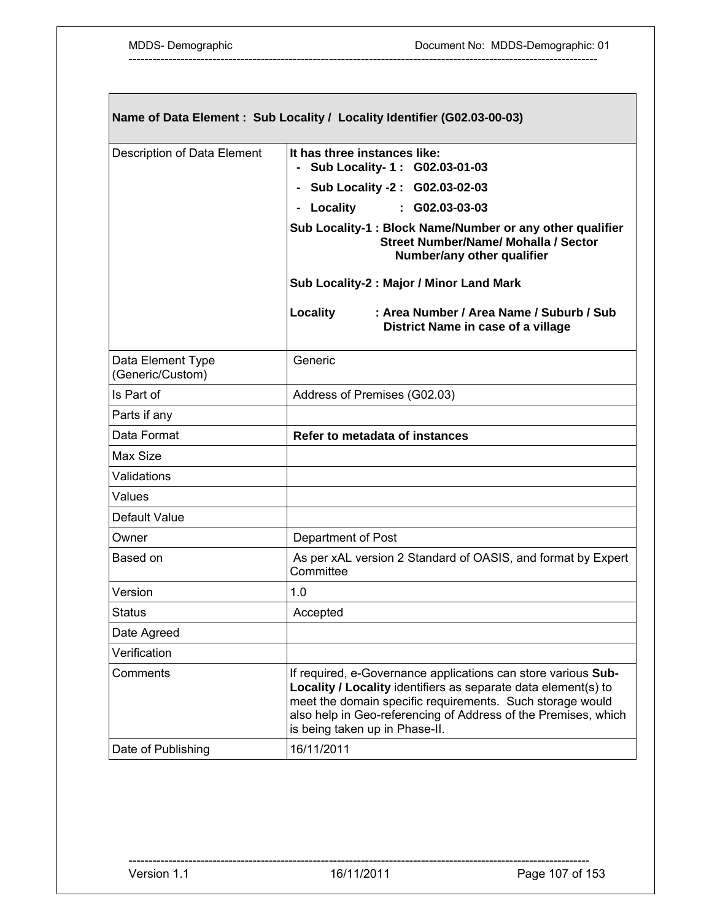| **Name of Data Element : Sub Locality / Locality Identifier (G02.03-00-03)** | |
|---|---|
| Description of Data Element | **It has three instances like:**<br>- **Sub Locality- 1 : G02.03-01-03**<br>- **Sub Locality -2 : G02.03-02-03**<br>- **Locality : G02.03-03-03**<br>**Sub Locality-1 : Block Name/Number or any other qualifier Street Number/Name/ Mohalla / Sector Number/any other qualifier**<br><br>**Sub Locality-2 : Major / Minor Land Mark**<br><br>**Locality : Area Number / Area Name / Suburb / Sub District Name in case of a village** |
| Data Element Type (Generic/Custom) | Generic |
| Is Part of | Address of Premises (G02.03) |
| Parts if any | |
| Data Format | **Refer to metadata of instances** |
| Max Size | |
| Validations | |
| Values | |
| Default Value | |
| Owner | Department of Post |
| Based on | As per xAL version 2 Standard of OASIS, and format by Expert Committee |
| Version | 1.0 |
| Status | Accepted |
| Date Agreed | |
| Verification | |
| Comments | If required, e-Governance applications can store various **Sub-Locality / Locality** identifiers as separate data element(s) to meet the domain specific requirements. Such storage would also help in Geo-referencing of Address of the Premises, which is being taken up in Phase-II. |
| Date of Publishing | 16/11/2011 |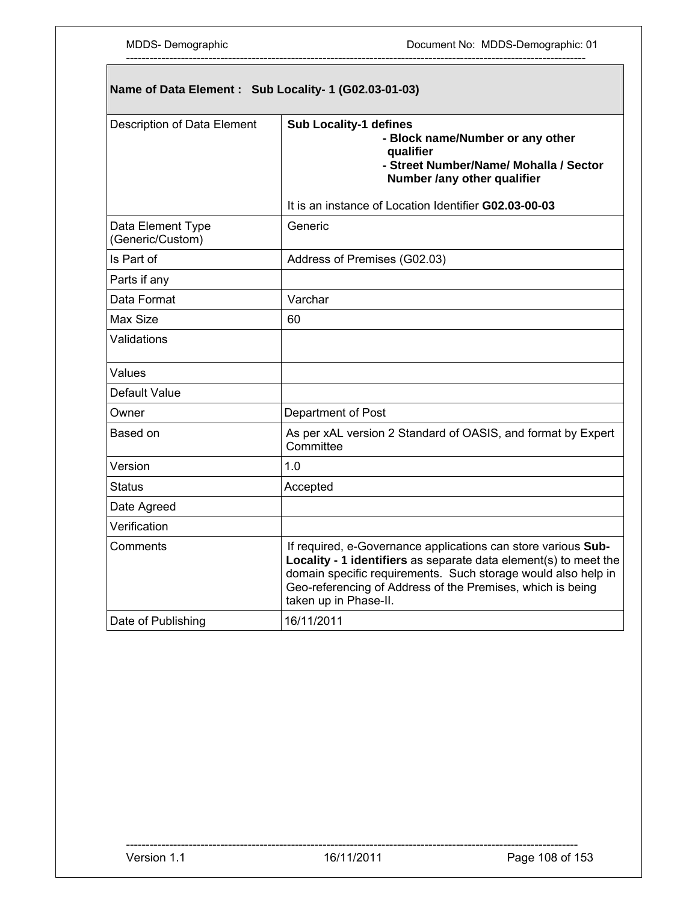| **Name of Data Element : Sub Locality- 1 (G02.03-01-03)** | |
|---|---|
| Description of Data Element | **Sub Locality-1 defines**<br>**- Block name/Number or any other qualifier**<br>**- Street Number/Name/ Mohalla / Sector Number /any other qualifier**<br><br>It is an instance of Location Identifier **G02.03-00-03** |
| Data Element Type (Generic/Custom) | Generic |
| Is Part of | Address of Premises (G02.03) |
| Parts if any | |
| Data Format | Varchar |
| Max Size | 60 |
| Validations | |
| Values | |
| Default Value | |
| Owner | Department of Post |
| Based on | As per xAL version 2 Standard of OASIS, and format by Expert Committee |
| Version | 1.0 |
| Status | Accepted |
| Date Agreed | |
| Verification | |
| Comments | If required, e-Governance applications can store various **Sub-Locality - 1 identifiers** as separate data element(s) to meet the domain specific requirements. Such storage would also help in Geo-referencing of Address of the Premises, which is being taken up in Phase-II. |
| Date of Publishing | 16/11/2011 |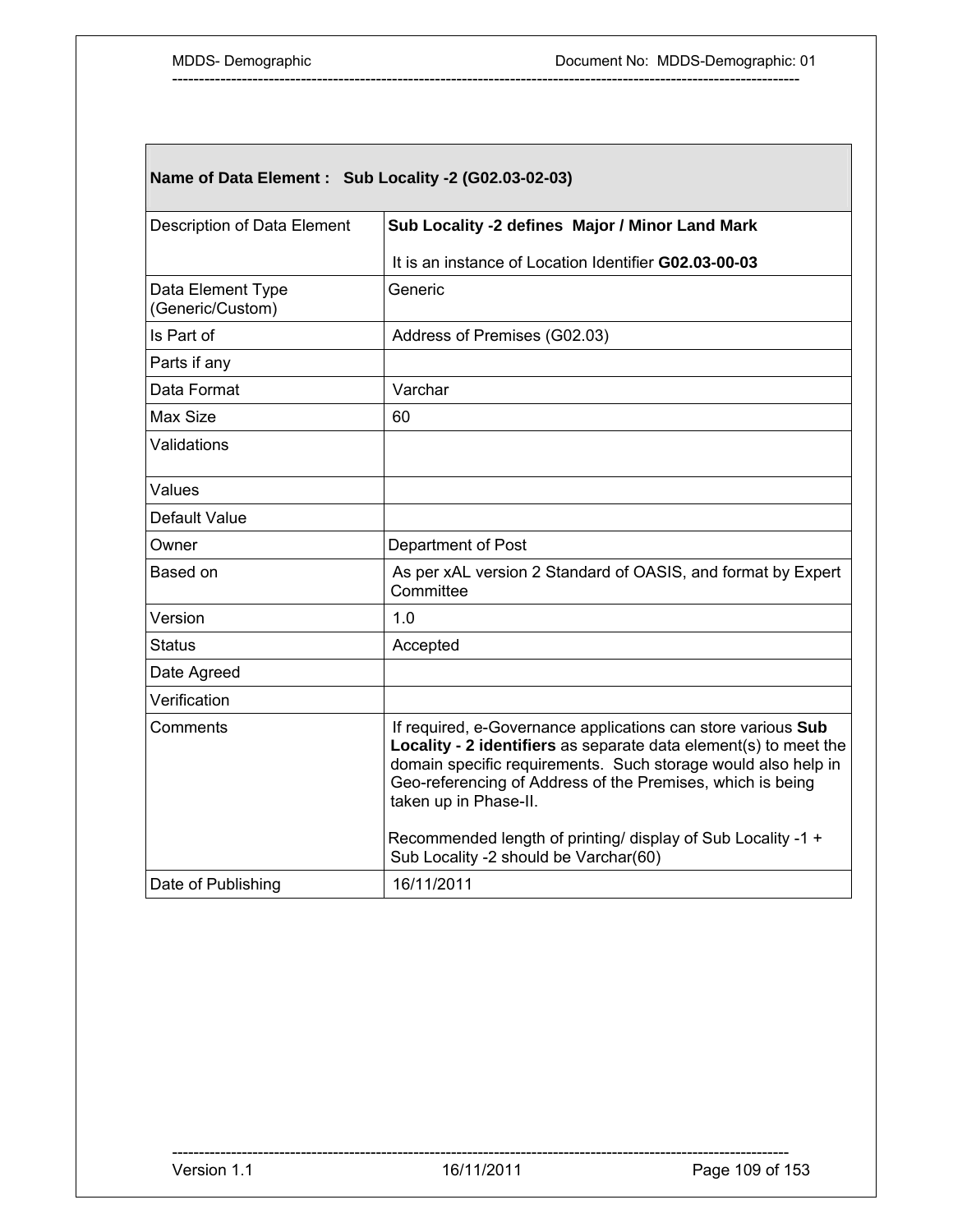| **Name of Data Element : Sub Locality -2 (G02.03-02-03)** | |
|---|---|
| Description of Data Element | **Sub Locality -2 defines Major / Minor Land Mark**<br><br>It is an instance of Location Identifier **G02.03-00-03** |
| Data Element Type (Generic/Custom) | Generic |
| Is Part of | Address of Premises (G02.03) |
| Parts if any | |
| Data Format | Varchar |
| Max Size | 60 |
| Validations | |
| Values | |
| Default Value | |
| Owner | Department of Post |
| Based on | As per xAL version 2 Standard of OASIS, and format by Expert Committee |
| Version | 1.0 |
| Status | Accepted |
| Date Agreed | |
| Verification | |
| Comments | If required, e-Governance applications can store various **Sub Locality - 2 identifiers** as separate data element(s) to meet the domain specific requirements. Such storage would also help in Geo-referencing of Address of the Premises, which is being taken up in Phase-II.<br><br>Recommended length of printing/ display of Sub Locality -1 + Sub Locality -2 should be Varchar(60) |
| Date of Publishing | 16/11/2011 |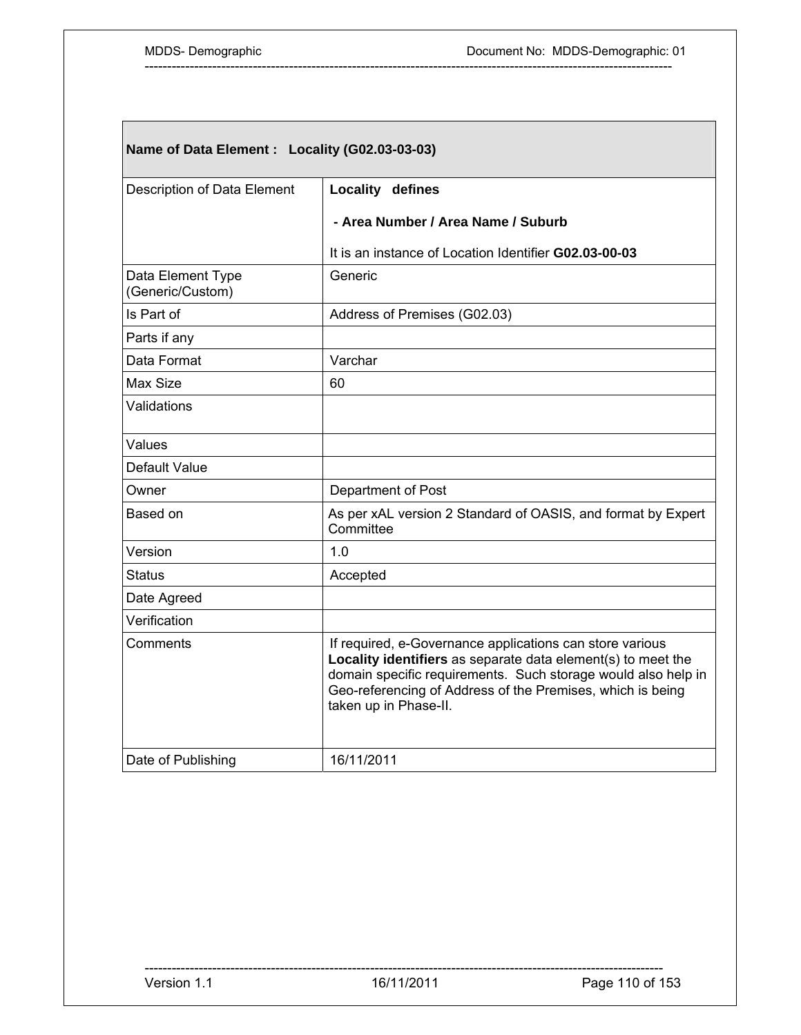| Name of Data Element : Locality (G02.03-03-03) | |
|---|---|
| Description of Data Element | **Locality defines**<br><br>**- Area Number / Area Name / Suburb**<br><br>It is an instance of Location Identifier **G02.03-00-03** |
| Data Element Type (Generic/Custom) | Generic |
| Is Part of | Address of Premises (G02.03) |
| Parts if any | |
| Data Format | Varchar |
| Max Size | 60 |
| Validations | |
| Values | |
| Default Value | |
| Owner | Department of Post |
| Based on | As per xAL version 2 Standard of OASIS, and format by Expert Committee |
| Version | 1.0 |
| Status | Accepted |
| Date Agreed | |
| Verification | |
| Comments | If required, e-Governance applications can store various **Locality identifiers** as separate data element(s) to meet the domain specific requirements. Such storage would also help in Geo-referencing of Address of the Premises, which is being taken up in Phase-II. |
| Date of Publishing | 16/11/2011 |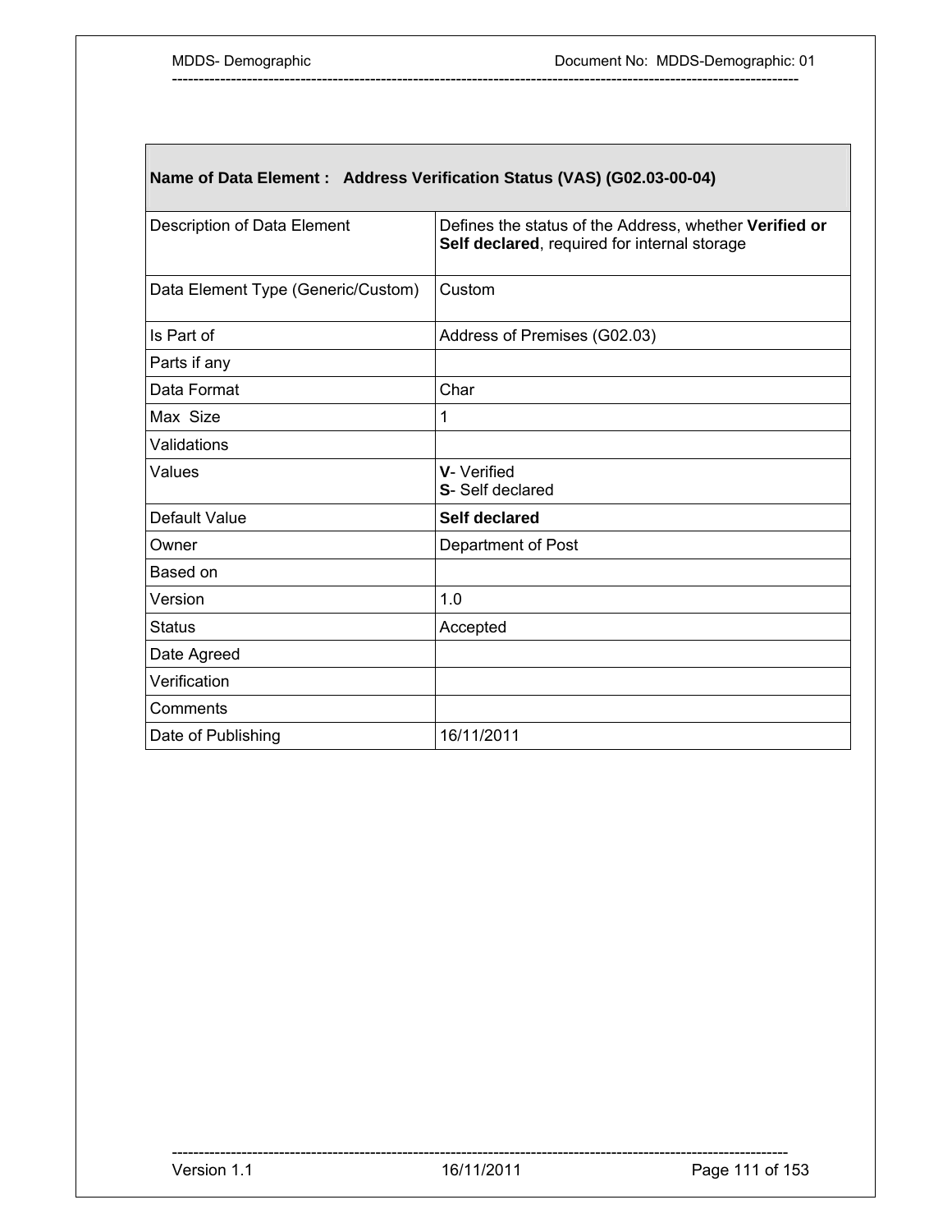| **Name of Data Element : Address Verification Status (VAS) (G02.03-00-04)** | |
|---|---|
| Description of Data Element | Defines the status of the Address, whether **Verified or Self declared**, required for internal storage |
| Data Element Type (Generic/Custom) | Custom |
| Is Part of | Address of Premises (G02.03) |
| Parts if any | |
| Data Format | Char |
| Max Size | 1 |
| Validations | |
| Values | **V**- Verified<br>**S**- Self declared |
| Default Value | **Self declared** |
| Owner | Department of Post |
| Based on | |
| Version | 1.0 |
| Status | Accepted |
| Date Agreed | |
| Verification | |
| Comments | |
| Date of Publishing | 16/11/2011 |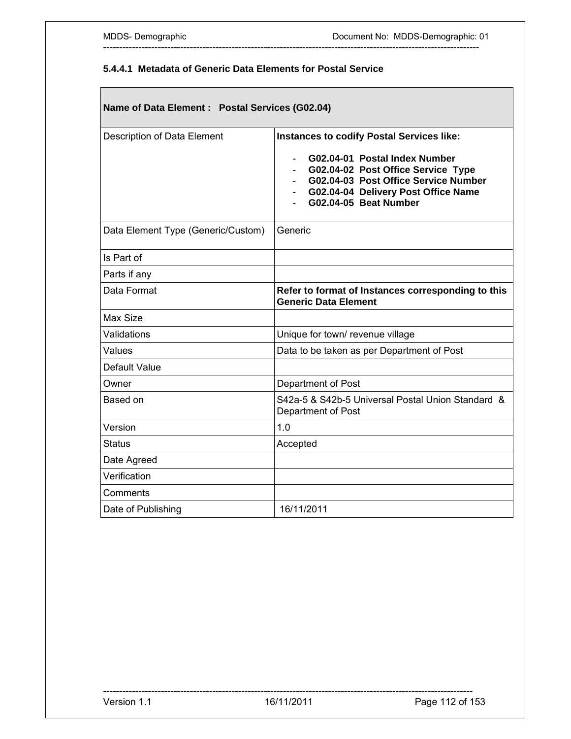#### 5.4.4.1 Metadata of Generic Data Elements for Postal Service

| **Name of Data Element : Postal Services (G02.04)** | |
|---|---|
| Description of Data Element | **Instances to codify Postal Services like:**<br><br>- **G02.04-01 Postal Index Number**<br>- **G02.04-02 Post Office Service Type**<br>- **G02.04-03 Post Office Service Number**<br>- **G02.04-04 Delivery Post Office Name**<br>- **G02.04-05 Beat Number** |
| Data Element Type (Generic/Custom) | Generic |
| Is Part of | |
| Parts if any | |
| Data Format | **Refer to format of Instances corresponding to this Generic Data Element** |
| Max Size | |
| Validations | Unique for town/ revenue village |
| Values | Data to be taken as per Department of Post |
| Default Value | |
| Owner | Department of Post |
| Based on | S42a-5 & S42b-5 Universal Postal Union Standard & Department of Post |
| Version | 1.0 |
| Status | Accepted |
| Date Agreed | |
| Verification | |
| Comments | |
| Date of Publishing | 16/11/2011 |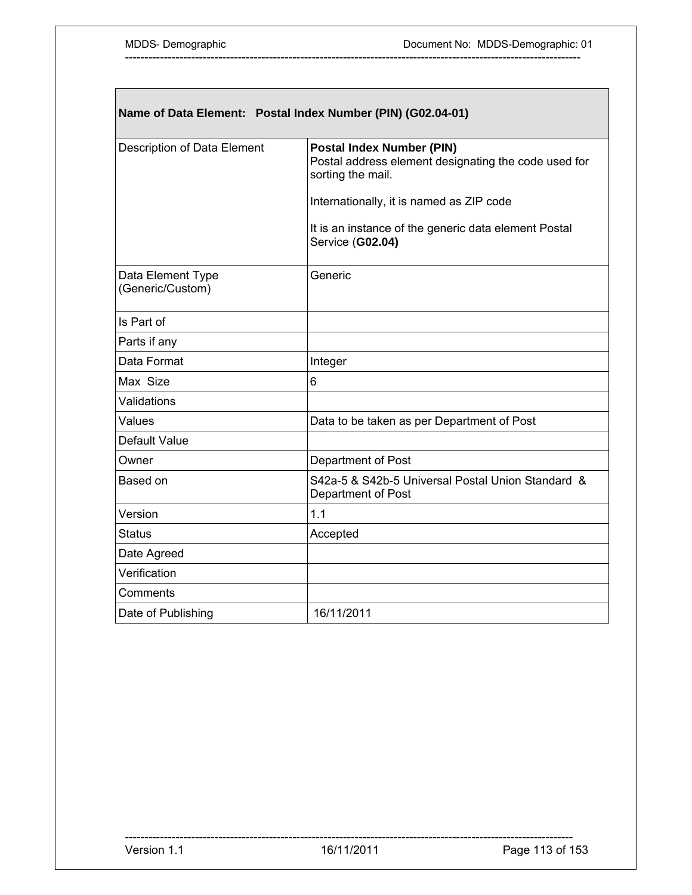| Name of Data Element: Postal Index Number (PIN) (G02.04-01) | |
|---|---|
| Description of Data Element | **Postal Index Number (PIN)**<br>Postal address element designating the code used for sorting the mail.<br><br>Internationally, it is named as ZIP code<br><br>It is an instance of the generic data element Postal Service (**G02.04)** |
| Data Element Type (Generic/Custom) | Generic |
| Is Part of | |
| Parts if any | |
| Data Format | Integer |
| Max Size | 6 |
| Validations | |
| Values | Data to be taken as per Department of Post |
| Default Value | |
| Owner | Department of Post |
| Based on | S42a-5 & S42b-5 Universal Postal Union Standard & Department of Post |
| Version | 1.1 |
| Status | Accepted |
| Date Agreed | |
| Verification | |
| Comments | |
| Date of Publishing | 16/11/2011 |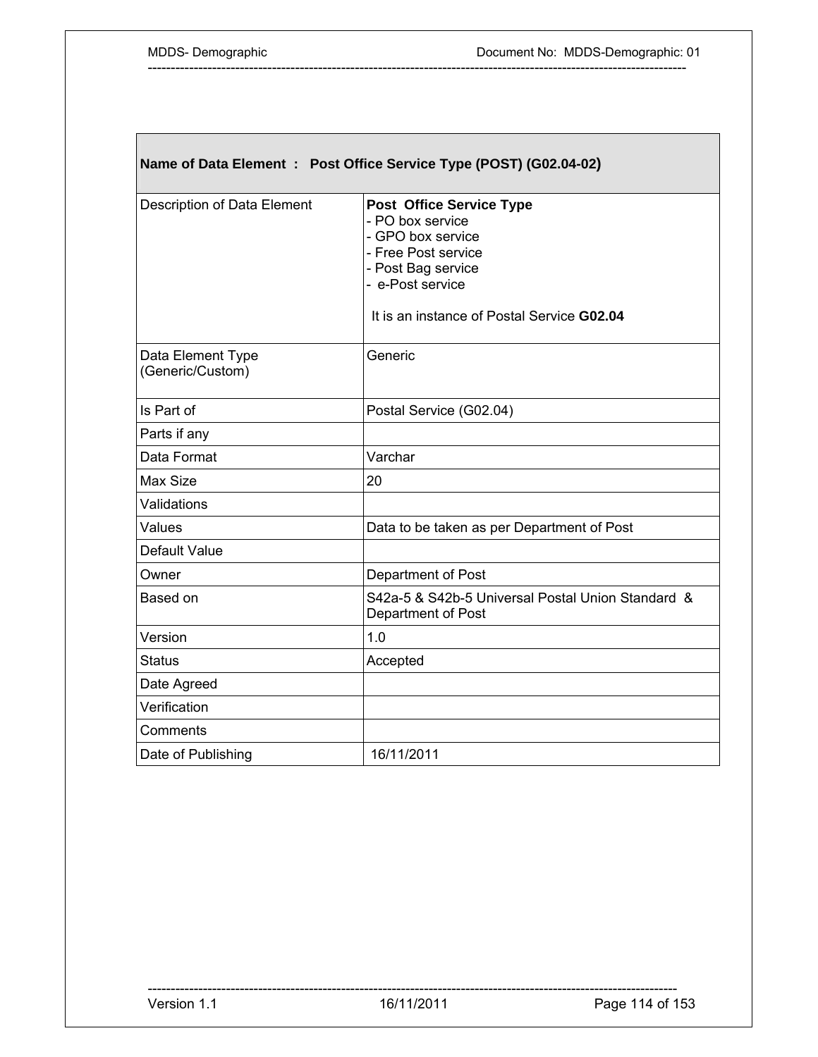| **Name of Data Element : Post Office Service Type (POST) (G02.04-02)** | |
|---|---|
| Description of Data Element | **Post Office Service Type**<br>- PO box service<br>- GPO box service<br>- Free Post service<br>- Post Bag service<br>- e-Post service<br><br>It is an instance of Postal Service **G02.04** |
| Data Element Type (Generic/Custom) | Generic |
| Is Part of | Postal Service (G02.04) |
| Parts if any | |
| Data Format | Varchar |
| Max Size | 20 |
| Validations | |
| Values | Data to be taken as per Department of Post |
| Default Value | |
| Owner | Department of Post |
| Based on | S42a-5 & S42b-5 Universal Postal Union Standard & Department of Post |
| Version | 1.0 |
| Status | Accepted |
| Date Agreed | |
| Verification | |
| Comments | |
| Date of Publishing | 16/11/2011 |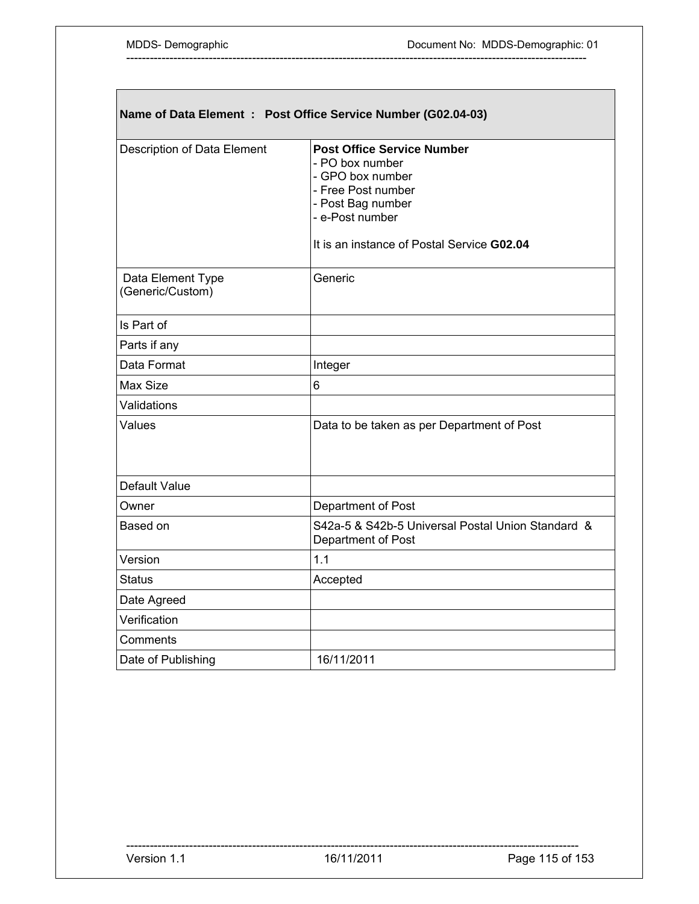| **Name of Data Element : Post Office Service Number (G02.04-03)** | |
|---|---|
| Description of Data Element | **Post Office Service Number**<br>- PO box number<br>- GPO box number<br>- Free Post number<br>- Post Bag number<br>- e-Post number<br><br>It is an instance of Postal Service **G02.04** |
| Data Element Type (Generic/Custom) | Generic |
| Is Part of | |
| Parts if any | |
| Data Format | Integer |
| Max Size | 6 |
| Validations | |
| Values | Data to be taken as per Department of Post |
| Default Value | |
| Owner | Department of Post |
| Based on | S42a-5 & S42b-5 Universal Postal Union Standard & Department of Post |
| Version | 1.1 |
| Status | Accepted |
| Date Agreed | |
| Verification | |
| Comments | |
| Date of Publishing | 16/11/2011 |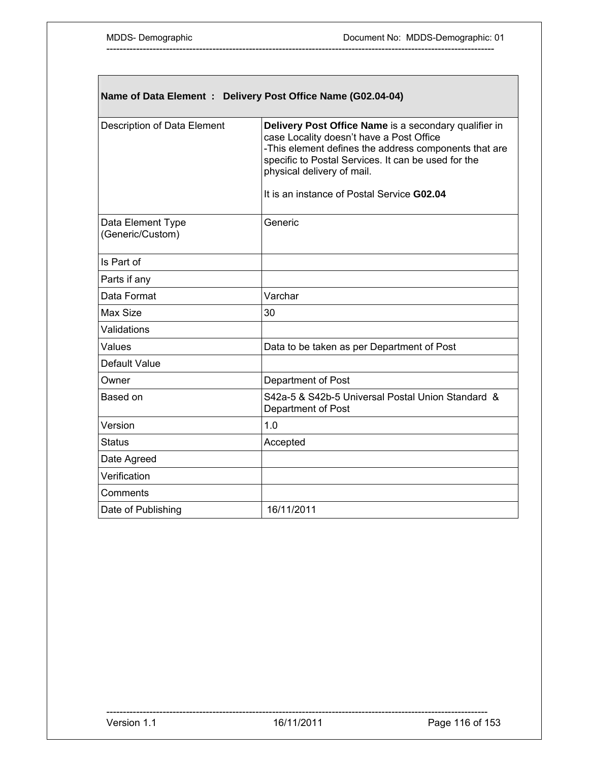| **Name of Data Element : Delivery Post Office Name (G02.04-04)** | |
|---|---|
| Description of Data Element | **Delivery Post Office Name** is a secondary qualifier in case Locality doesn't have a Post Office<br>-This element defines the address components that are specific to Postal Services. It can be used for the physical delivery of mail.<br><br>It is an instance of Postal Service **G02.04** |
| Data Element Type (Generic/Custom) | Generic |
| Is Part of | |
| Parts if any | |
| Data Format | Varchar |
| Max Size | 30 |
| Validations | |
| Values | Data to be taken as per Department of Post |
| Default Value | |
| Owner | Department of Post |
| Based on | S42a-5 & S42b-5 Universal Postal Union Standard & Department of Post |
| Version | 1.0 |
| Status | Accepted |
| Date Agreed | |
| Verification | |
| Comments | |
| Date of Publishing | 16/11/2011 |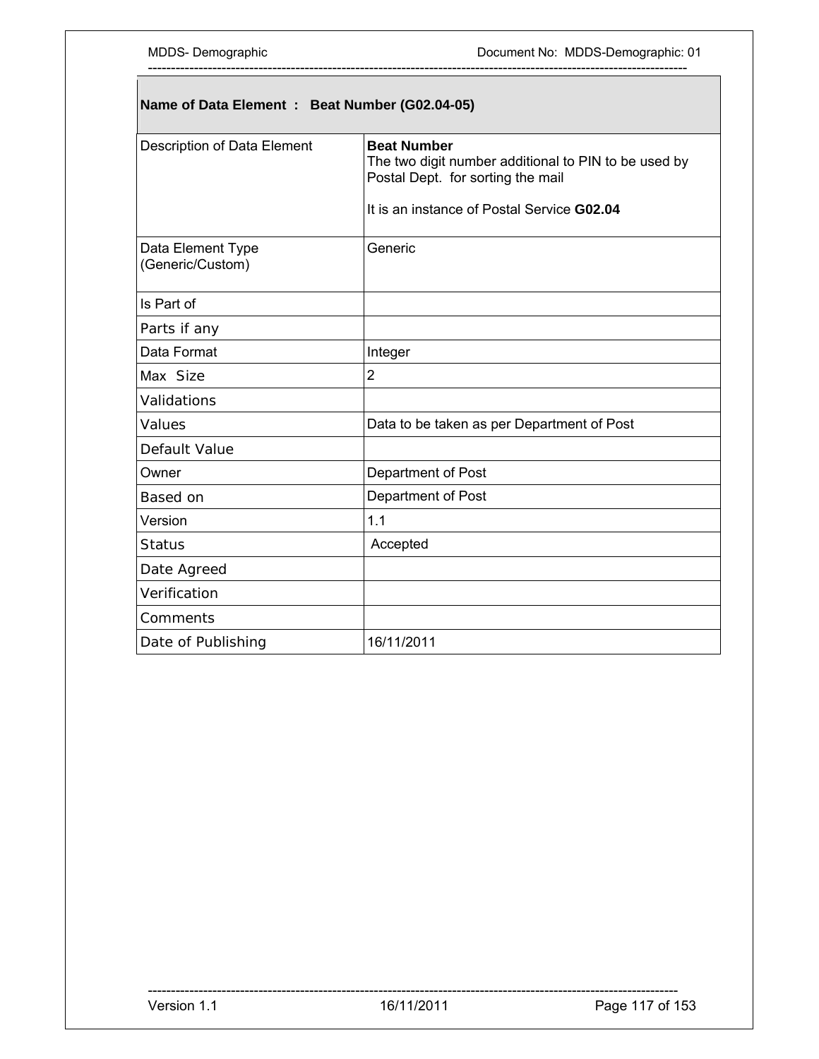| Name of Data Element : Beat Number (G02.04-05) | |
|---|---|
| Description of Data Element | **Beat Number**<br>The two digit number additional to PIN to be used by Postal Dept. for sorting the mail<br><br>It is an instance of Postal Service **G02.04** |
| Data Element Type (Generic/Custom) | Generic |
| Is Part of | |
| Parts if any | |
| Data Format | Integer |
| Max Size | 2 |
| Validations | |
| Values | Data to be taken as per Department of Post |
| Default Value | |
| Owner | Department of Post |
| Based on | Department of Post |
| Version | 1.1 |
| Status | Accepted |
| Date Agreed | |
| Verification | |
| Comments | |
| Date of Publishing | 16/11/2011 |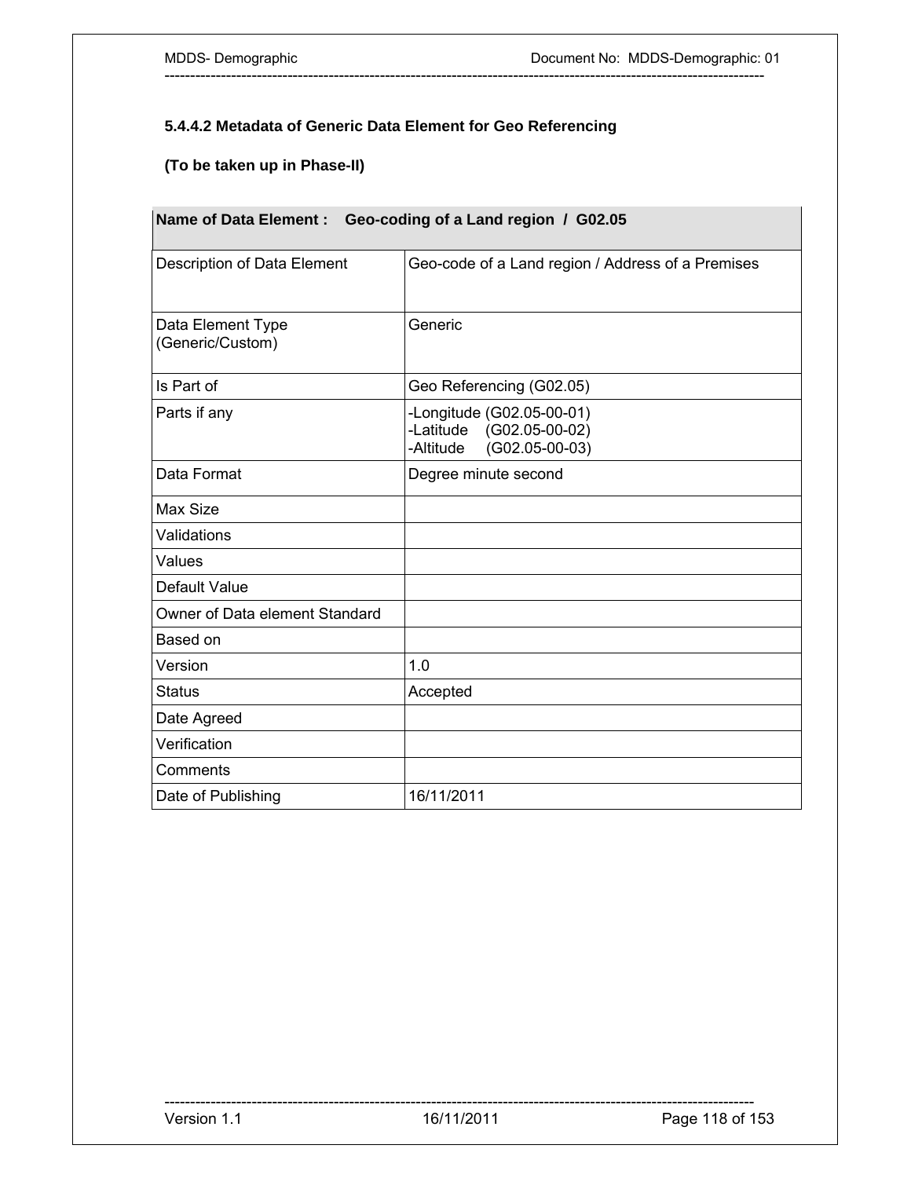#### 5.4.4.2 Metadata of Generic Data Element for Geo Referencing

**(To be taken up in Phase-II)**

| **Name of Data Element : Geo-coding of a Land region / G02.05** | |
|---|---|
| Description of Data Element | Geo-code of a Land region / Address of a Premises |
| Data Element Type (Generic/Custom) | Generic |
| Is Part of | Geo Referencing (G02.05) |
| Parts if any | -Longitude (G02.05-00-01)<br>-Latitude (G02.05-00-02)<br>-Altitude (G02.05-00-03) |
| Data Format | Degree minute second |
| Max Size | |
| Validations | |
| Values | |
| Default Value | |
| Owner of Data element Standard | |
| Based on | |
| Version | 1.0 |
| Status | Accepted |
| Date Agreed | |
| Verification | |
| Comments | |
| Date of Publishing | 16/11/2011 |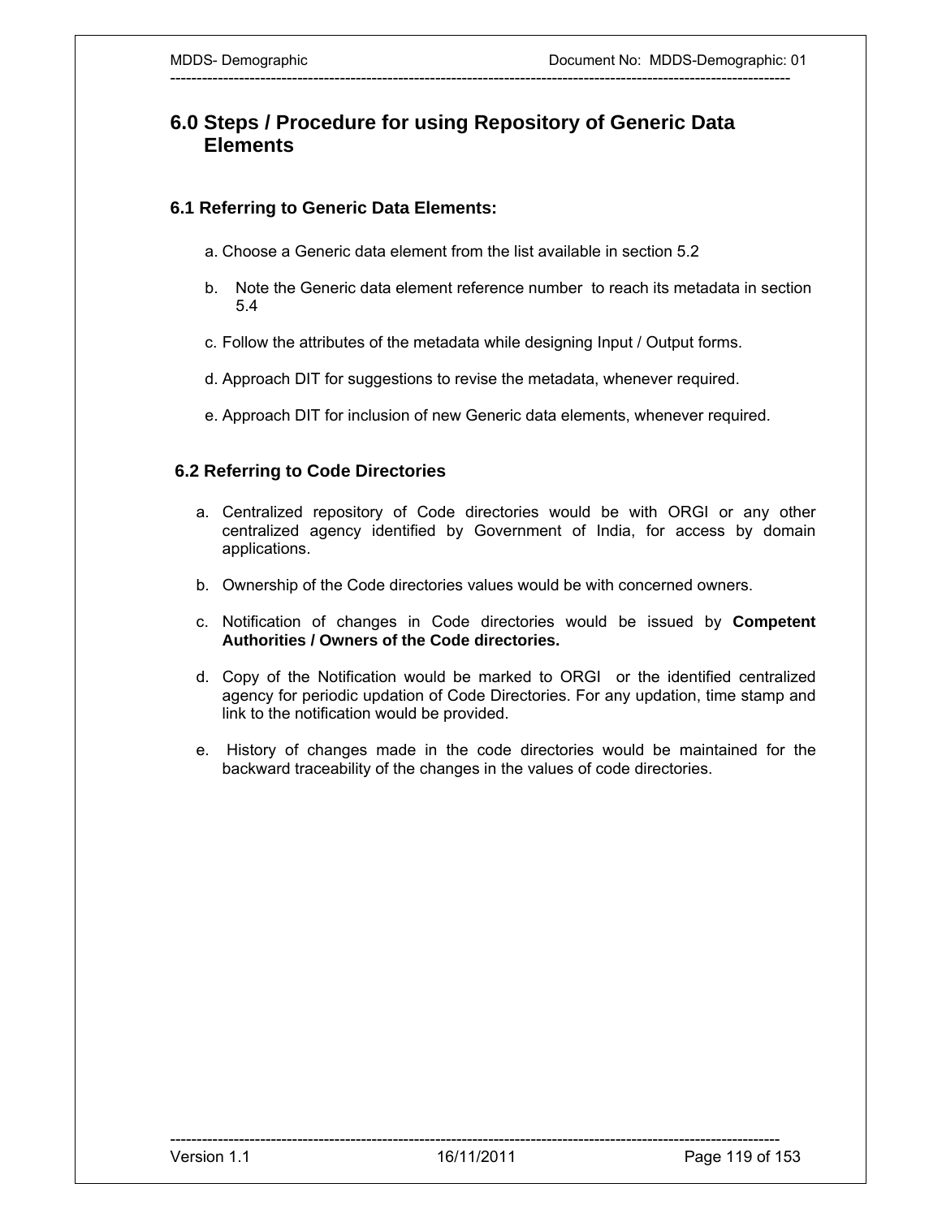# 6.0 Steps / Procedure for using Repository of Generic Data Elements

## 6.1 Referring to Generic Data Elements:

a. Choose a Generic data element from the list available in section 5.2

b. Note the Generic data element reference number to reach its metadata in section 5.4

c. Follow the attributes of the metadata while designing Input / Output forms.

d. Approach DIT for suggestions to revise the metadata, whenever required.

e. Approach DIT for inclusion of new Generic data elements, whenever required.

## 6.2 Referring to Code Directories

a. Centralized repository of Code directories would be with ORGI or any other centralized agency identified by Government of India, for access by domain applications.

b. Ownership of the Code directories values would be with concerned owners.

c. Notification of changes in Code directories would be issued by **Competent Authorities / Owners of the Code directories.**

d. Copy of the Notification would be marked to ORGI or the identified centralized agency for periodic updation of Code Directories. For any updation, time stamp and link to the notification would be provided.

e. History of changes made in the code directories would be maintained for the backward traceability of the changes in the values of code directories.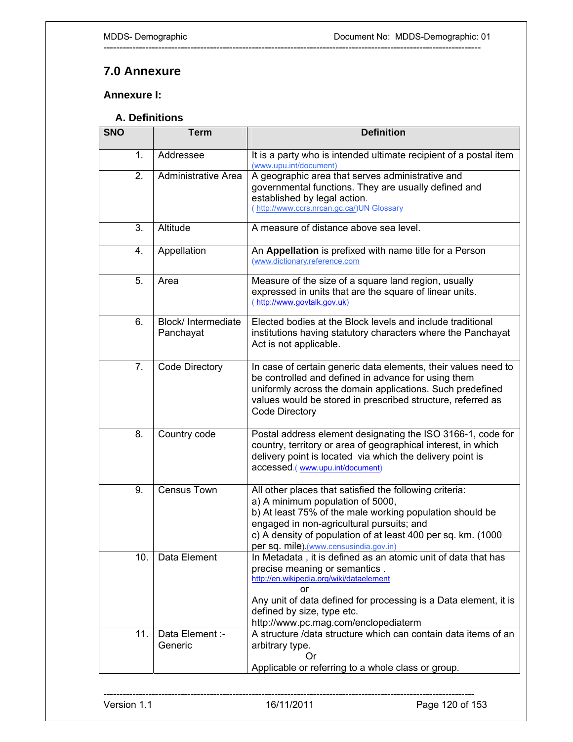# 7.0 Annexure

## Annexure I:

### A. Definitions

| SNO | Term | Definition |
|---|---|---|
| 1. | Addressee | It is a party who is intended ultimate recipient of a postal item (www.upu.int/document) |
| 2. | Administrative Area | A geographic area that serves administrative and governmental functions. They are usually defined and established by legal action. ( http://www.ccrs.nrcan.gc.ca/)UN Glossary |
| 3. | Altitude | A measure of distance above sea level. |
| 4. | Appellation | An **Appellation** is prefixed with name title for a Person (www.dictionary.reference.com |
| 5. | Area | Measure of the size of a square land region, usually expressed in units that are the square of linear units. ( http://www.govtalk.gov.uk) |
| 6. | Block/ Intermediate Panchayat | Elected bodies at the Block levels and include traditional institutions having statutory characters where the Panchayat Act is not applicable. |
| 7. | Code Directory | In case of certain generic data elements, their values need to be controlled and defined in advance for using them uniformly across the domain applications. Such predefined values would be stored in prescribed structure, referred as Code Directory |
| 8. | Country code | Postal address element designating the ISO 3166-1, code for country, territory or area of geographical interest, in which delivery point is located via which the delivery point is accessed.( www.upu.int/document) |
| 9. | Census Town | All other places that satisfied the following criteria:<br>a) A minimum population of 5000,<br>b) At least 75% of the male working population should be engaged in non-agricultural pursuits; and<br>c) A density of population of at least 400 per sq. km. (1000 per sq. mile).(www.censusindia.gov.in) |
| 10. | Data Element | In Metadata , it is defined as an atomic unit of data that has precise meaning or semantics .<br>http://en.wikipedia.org/wiki/dataelement<br>or<br>Any unit of data defined for processing is a Data element, it is defined by size, type etc.<br>http://www.pc.mag.com/enclopediaterm |
| 11. | Data Element :- Generic | A structure /data structure which can contain data items of an arbitrary type.<br>Or<br>Applicable or referring to a whole class or group. |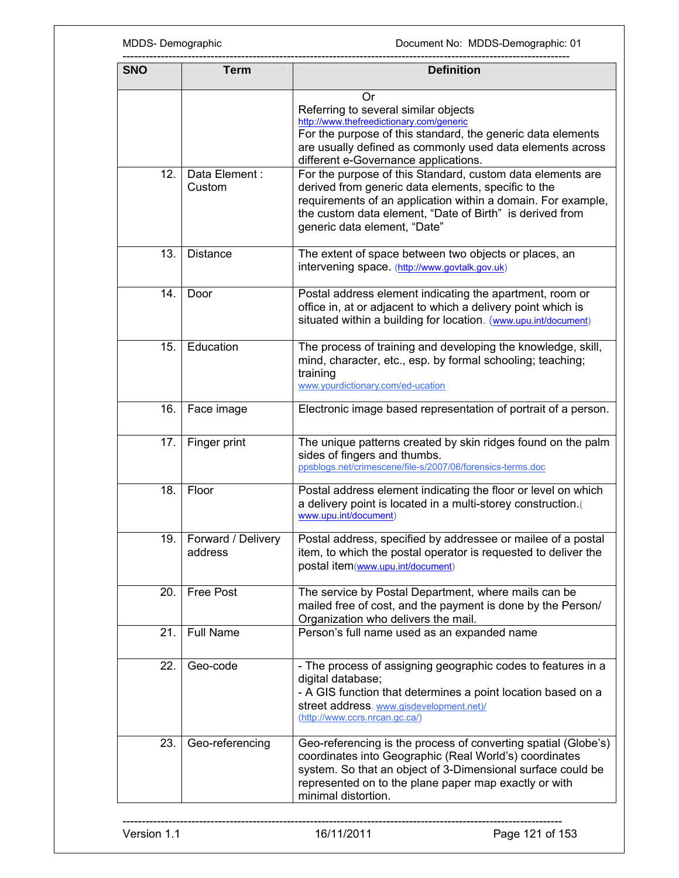| SNO | Term | Definition |
|---|---|---|
| | | Or<br>Referring to several similar objects<br>http://www.thefreedictionary.com/generic<br>For the purpose of this standard, the generic data elements are usually defined as commonly used data elements across different e-Governance applications. |
| 12. | Data Element : Custom | For the purpose of this Standard, custom data elements are derived from generic data elements, specific to the requirements of an application within a domain. For example, the custom data element, "Date of Birth" is derived from generic data element, "Date" |
| 13. | Distance | The extent of space between two objects or places, an intervening space. (http://www.govtalk.gov.uk) |
| 14. | Door | Postal address element indicating the apartment, room or office in, at or adjacent to which a delivery point which is situated within a building for location. (www.upu.int/document) |
| 15. | Education | The process of training and developing the knowledge, skill, mind, character, etc., esp. by formal schooling; teaching; training<br>www.yourdictionary.com/ed-ucation |
| 16. | Face image | Electronic image based representation of portrait of a person. |
| 17. | Finger print | The unique patterns created by skin ridges found on the palm sides of fingers and thumbs.<br>ppsblogs.net/crimescene/file-s/2007/06/forensics-terms.doc |
| 18. | Floor | Postal address element indicating the floor or level on which a delivery point is located in a multi-storey construction.(www.upu.int/document) |
| 19. | Forward / Delivery address | Postal address, specified by addressee or mailee of a postal item, to which the postal operator is requested to deliver the postal item(www.upu.int/document) |
| 20. | Free Post | The service by Postal Department, where mails can be mailed free of cost, and the payment is done by the Person/ Organization who delivers the mail. |
| 21. | Full Name | Person's full name used as an expanded name |
| 22. | Geo-code | - The process of assigning geographic codes to features in a digital database;<br>- A GIS function that determines a point location based on a street address. www.gisdevelopment.net)/<br>(http://www.ccrs.nrcan.gc.ca/) |
| 23. | Geo-referencing | Geo-referencing is the process of converting spatial (Globe's) coordinates into Geographic (Real World's) coordinates system. So that an object of 3-Dimensional surface could be represented on to the plane paper map exactly or with minimal distortion. |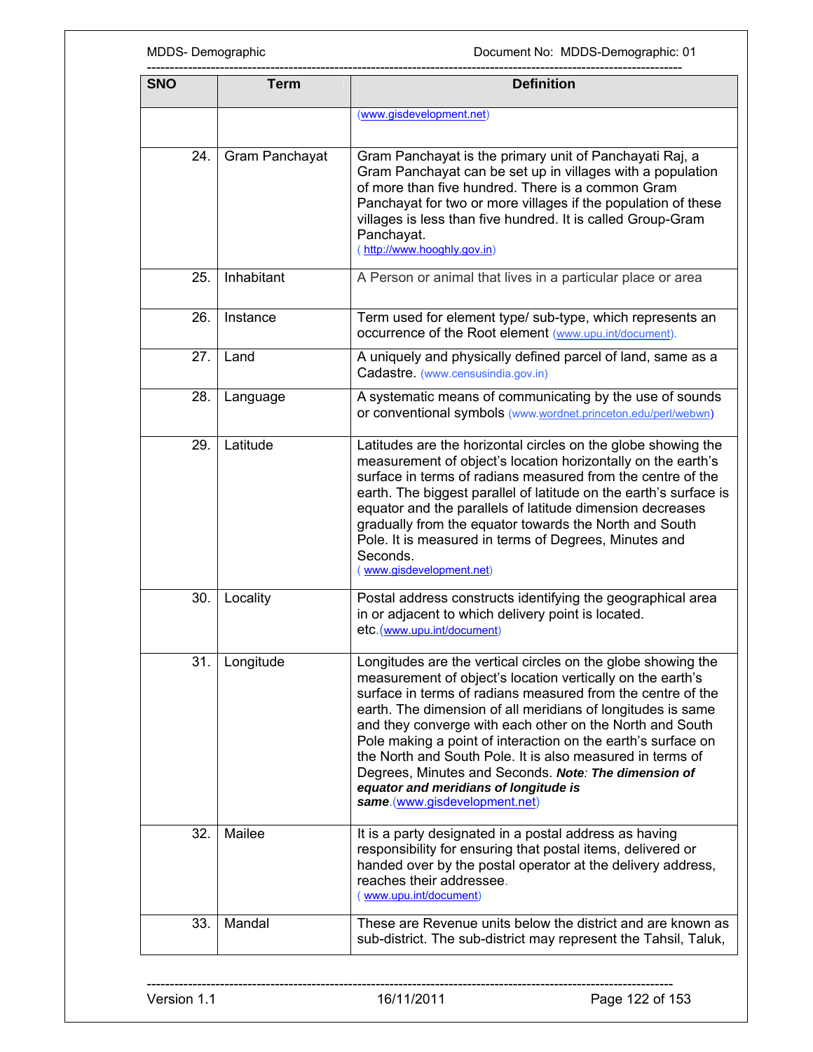| SNO | Term | Definition |
|---|---|---|
| | | (www.gisdevelopment.net) |
| 24. | Gram Panchayat | Gram Panchayat is the primary unit of Panchayati Raj, a Gram Panchayat can be set up in villages with a population of more than five hundred. There is a common Gram Panchayat for two or more villages if the population of these villages is less than five hundred. It is called Group-Gram Panchayat. ( http://www.hooghly.gov.in) |
| 25. | Inhabitant | A Person or animal that lives in a particular place or area |
| 26. | Instance | Term used for element type/ sub-type, which represents an occurrence of the Root element (www.upu.int/document). |
| 27. | Land | A uniquely and physically defined parcel of land, same as a Cadastre. (www.censusindia.gov.in) |
| 28. | Language | A systematic means of communicating by the use of sounds or conventional symbols (www.wordnet.princeton.edu/perl/webwn) |
| 29. | Latitude | Latitudes are the horizontal circles on the globe showing the measurement of object's location horizontally on the earth's surface in terms of radians measured from the centre of the earth. The biggest parallel of latitude on the earth's surface is equator and the parallels of latitude dimension decreases gradually from the equator towards the North and South Pole. It is measured in terms of Degrees, Minutes and Seconds. ( www.gisdevelopment.net) |
| 30. | Locality | Postal address constructs identifying the geographical area in or adjacent to which delivery point is located. etc.(www.upu.int/document) |
| 31. | Longitude | Longitudes are the vertical circles on the globe showing the measurement of object's location vertically on the earth's surface in terms of radians measured from the centre of the earth. The dimension of all meridians of longitudes is same and they converge with each other on the North and South Pole making a point of interaction on the earth's surface on the North and South Pole. It is also measured in terms of Degrees, Minutes and Seconds. ***Note**: The dimension of equator and meridians of longitude is same*.(www.gisdevelopment.net) |
| 32. | Mailee | It is a party designated in a postal address as having responsibility for ensuring that postal items, delivered or handed over by the postal operator at the delivery address, reaches their addressee. ( www.upu.int/document) |
| 33. | Mandal | These are Revenue units below the district and are known as sub-district. The sub-district may represent the Tahsil, Taluk, |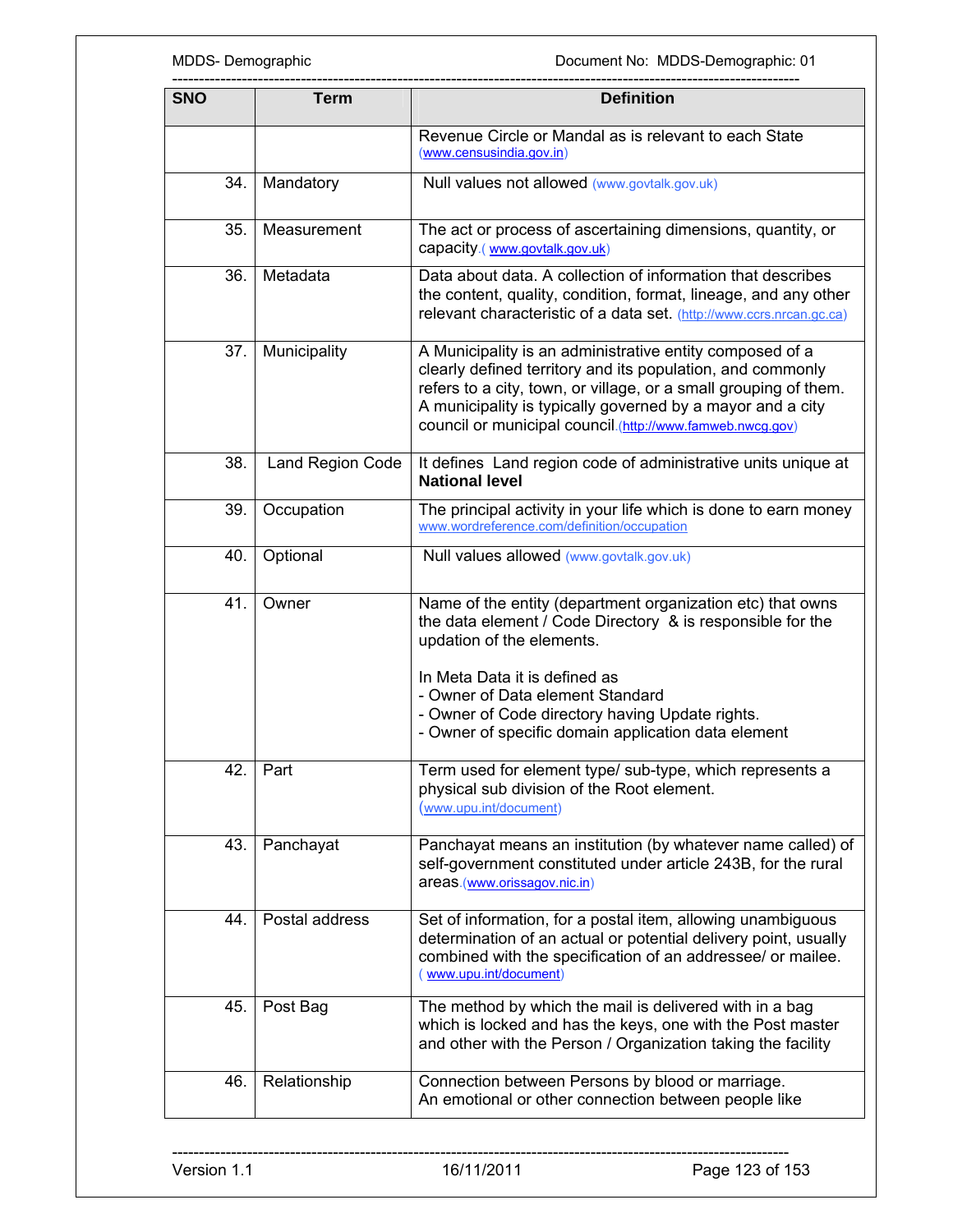| SNO | Term | Definition |
|---|---|---|
| | | Revenue Circle or Mandal as is relevant to each State (www.censusindia.gov.in) |
| 34. | Mandatory | Null values not allowed (www.govtalk.gov.uk) |
| 35. | Measurement | The act or process of ascertaining dimensions, quantity, or capacity.( www.govtalk.gov.uk) |
| 36. | Metadata | Data about data. A collection of information that describes the content, quality, condition, format, lineage, and any other relevant characteristic of a data set. (http://www.ccrs.nrcan.gc.ca) |
| 37. | Municipality | A Municipality is an administrative entity composed of a clearly defined territory and its population, and commonly refers to a city, town, or village, or a small grouping of them. A municipality is typically governed by a mayor and a city council or municipal council.(http://www.famweb.nwcg.gov) |
| 38. | Land Region Code | It defines Land region code of administrative units unique at **National level** |
| 39. | Occupation | The principal activity in your life which is done to earn money www.wordreference.com/definition/occupation |
| 40. | Optional | Null values allowed (www.govtalk.gov.uk) |
| 41. | Owner | Name of the entity (department organization etc) that owns the data element / Code Directory & is responsible for the updation of the elements.<br><br>In Meta Data it is defined as<br>- Owner of Data element Standard<br>- Owner of Code directory having Update rights.<br>- Owner of specific domain application data element |
| 42. | Part | Term used for element type/ sub-type, which represents a physical sub division of the Root element. (www.upu.int/document) |
| 43. | Panchayat | Panchayat means an institution (by whatever name called) of self-government constituted under article 243B, for the rural areas.(www.orissagov.nic.in) |
| 44. | Postal address | Set of information, for a postal item, allowing unambiguous determination of an actual or potential delivery point, usually combined with the specification of an addressee/ or mailee. ( www.upu.int/document) |
| 45. | Post Bag | The method by which the mail is delivered with in a bag which is locked and has the keys, one with the Post master and other with the Person / Organization taking the facility |
| 46. | Relationship | Connection between Persons by blood or marriage.<br>An emotional or other connection between people like |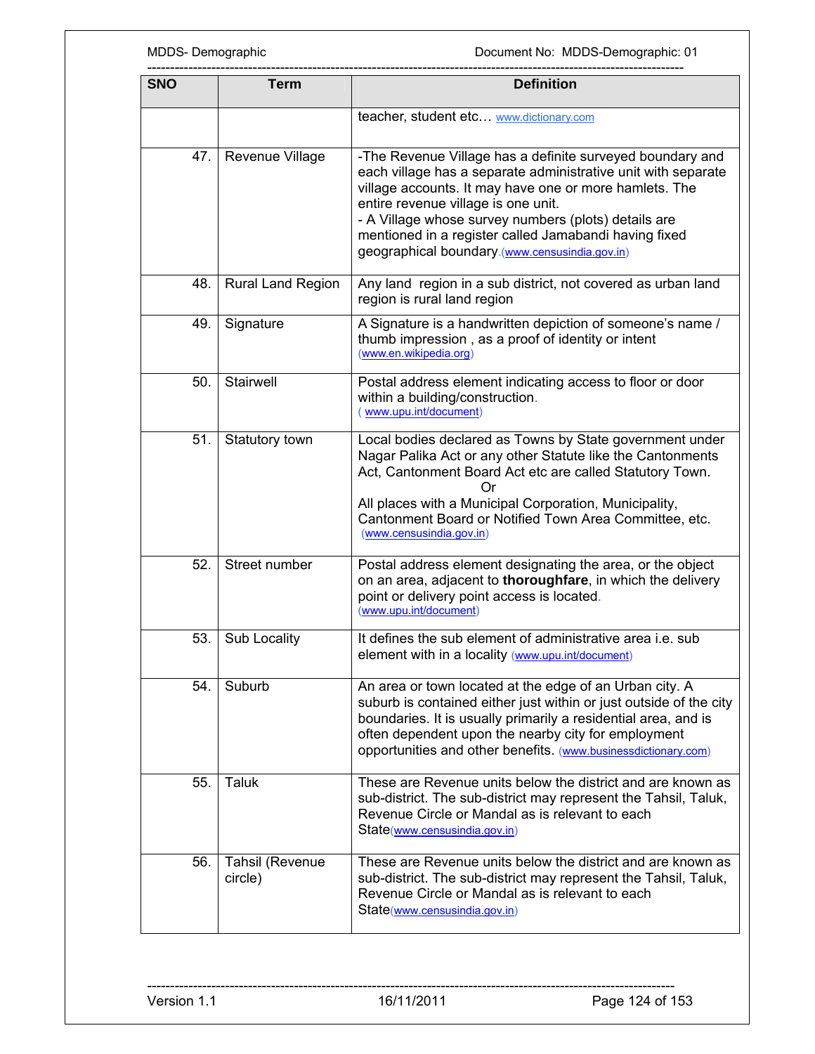| SNO | Term | Definition |
|---|---|---|
| | | teacher, student etc… www.dictionary.com |
| 47. | Revenue Village | -The Revenue Village has a definite surveyed boundary and each village has a separate administrative unit with separate village accounts. It may have one or more hamlets. The entire revenue village is one unit.<br>- A Village whose survey numbers (plots) details are mentioned in a register called Jamabandi having fixed geographical boundary.(www.censusindia.gov.in) |
| 48. | Rural Land Region | Any land region in a sub district, not covered as urban land region is rural land region |
| 49. | Signature | A Signature is a handwritten depiction of someone's name / thumb impression , as a proof of identity or intent (www.en.wikipedia.org) |
| 50. | Stairwell | Postal address element indicating access to floor or door within a building/construction.<br>( www.upu.int/document) |
| 51. | Statutory town | Local bodies declared as Towns by State government under Nagar Palika Act or any other Statute like the Cantonments Act, Cantonment Board Act etc are called Statutory Town.<br>Or<br>All places with a Municipal Corporation, Municipality, Cantonment Board or Notified Town Area Committee, etc. (www.censusindia.gov.in) |
| 52. | Street number | Postal address element designating the area, or the object on an area, adjacent to **thoroughfare**, in which the delivery point or delivery point access is located.<br>(www.upu.int/document) |
| 53. | Sub Locality | It defines the sub element of administrative area i.e. sub element with in a locality (www.upu.int/document) |
| 54. | Suburb | An area or town located at the edge of an Urban city. A suburb is contained either just within or just outside of the city boundaries. It is usually primarily a residential area, and is often dependent upon the nearby city for employment opportunities and other benefits. (www.businessdictionary.com) |
| 55. | Taluk | These are Revenue units below the district and are known as sub-district. The sub-district may represent the Tahsil, Taluk, Revenue Circle or Mandal as is relevant to each State(www.censusindia.gov.in) |
| 56. | Tahsil (Revenue circle) | These are Revenue units below the district and are known as sub-district. The sub-district may represent the Tahsil, Taluk, Revenue Circle or Mandal as is relevant to each State(www.censusindia.gov.in) |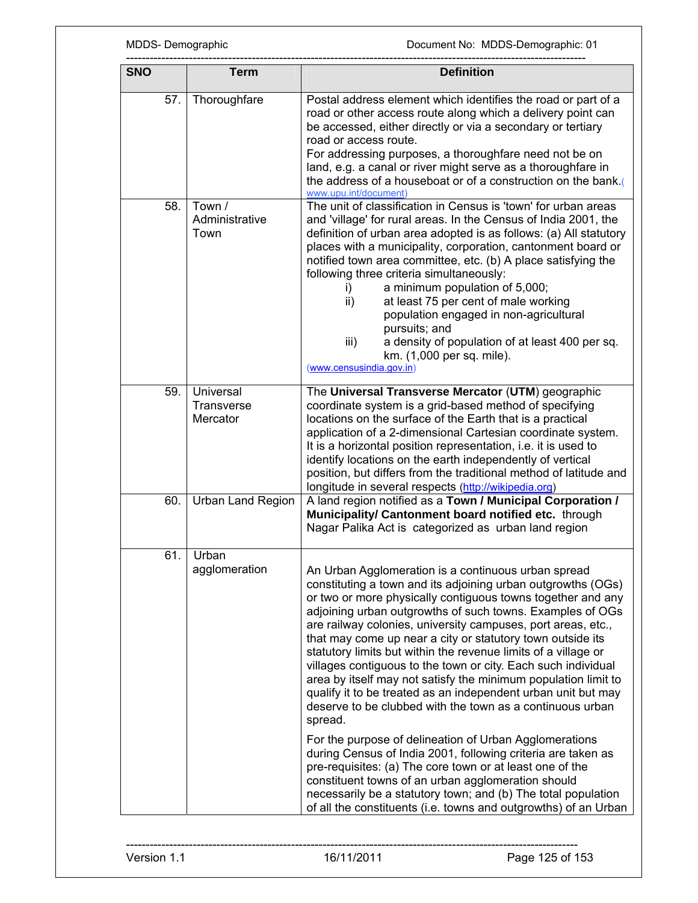| SNO | Term | Definition |
|---|---|---|
| 57. | Thoroughfare | Postal address element which identifies the road or part of a road or other access route along which a delivery point can be accessed, either directly or via a secondary or tertiary road or access route.<br>For addressing purposes, a thoroughfare need not be on land, e.g. a canal or river might serve as a thoroughfare in the address of a houseboat or of a construction on the bank.(www.upu.int/document) |
| 58. | Town / Administrative Town | The unit of classification in Census is 'town' for urban areas and 'village' for rural areas. In the Census of India 2001, the definition of urban area adopted is as follows: (a) All statutory places with a municipality, corporation, cantonment board or notified town area committee, etc. (b) A place satisfying the following three criteria simultaneously:<br>i) a minimum population of 5,000;<br>ii) at least 75 per cent of male working population engaged in non-agricultural pursuits; and<br>iii) a density of population of at least 400 per sq. km. (1,000 per sq. mile).<br>(www.censusindia.gov.in) |
| 59. | Universal Transverse Mercator | The **Universal Transverse Mercator** (**UTM**) geographic coordinate system is a grid-based method of specifying locations on the surface of the Earth that is a practical application of a 2-dimensional Cartesian coordinate system. It is a horizontal position representation, i.e. it is used to identify locations on the earth independently of vertical position, but differs from the traditional method of latitude and longitude in several respects (http://wikipedia.org) |
| 60. | Urban Land Region | A land region notified as a **Town / Municipal Corporation / Municipality/ Cantonment board notified etc.** through Nagar Palika Act is categorized as urban land region |
| 61. | Urban agglomeration | An Urban Agglomeration is a continuous urban spread constituting a town and its adjoining urban outgrowths (OGs) or two or more physically contiguous towns together and any adjoining urban outgrowths of such towns. Examples of OGs are railway colonies, university campuses, port areas, etc., that may come up near a city or statutory town outside its statutory limits but within the revenue limits of a village or villages contiguous to the town or city. Each such individual area by itself may not satisfy the minimum population limit to qualify it to be treated as an independent urban unit but may deserve to be clubbed with the town as a continuous urban spread.<br><br>For the purpose of delineation of Urban Agglomerations during Census of India 2001, following criteria are taken as pre-requisites: (a) The core town or at least one of the constituent towns of an urban agglomeration should necessarily be a statutory town; and (b) The total population of all the constituents (i.e. towns and outgrowths) of an Urban |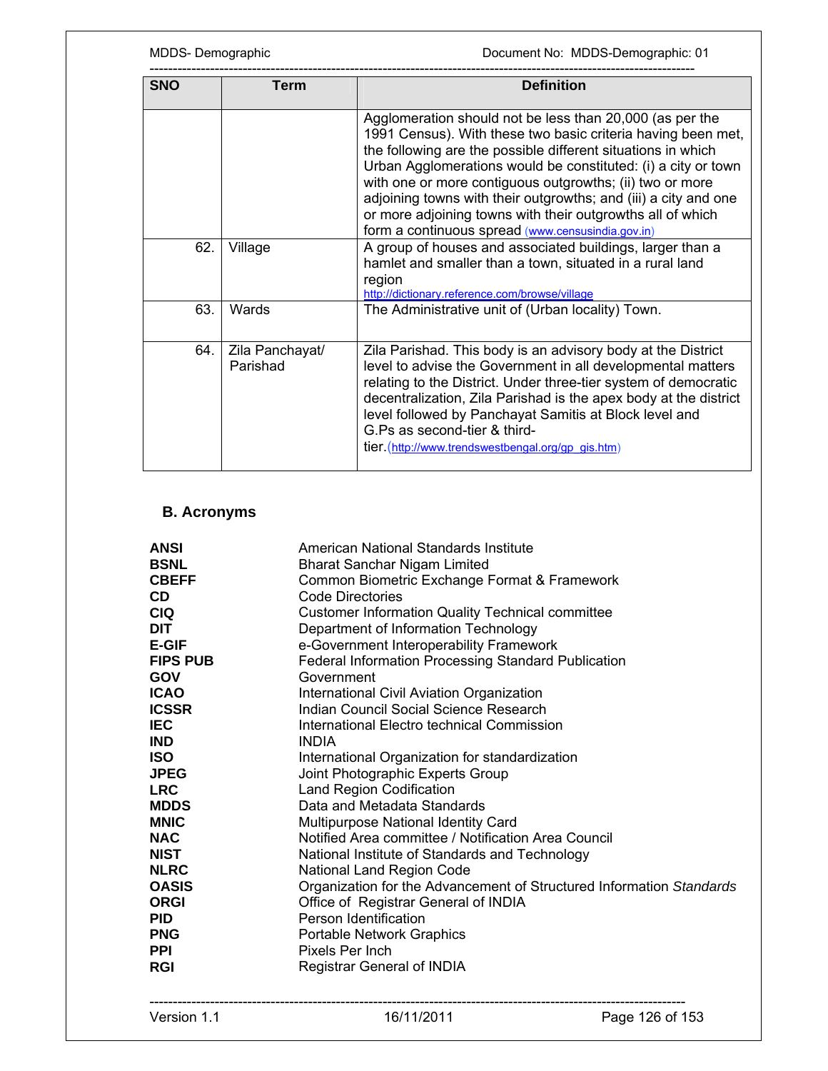| SNO | Term | Definition |
|---|---|---|
| | | Agglomeration should not be less than 20,000 (as per the 1991 Census). With these two basic criteria having been met, the following are the possible different situations in which Urban Agglomerations would be constituted: (i) a city or town with one or more contiguous outgrowths; (ii) two or more adjoining towns with their outgrowths; and (iii) a city and one or more adjoining towns with their outgrowths all of which form a continuous spread (www.censusindia.gov.in) |
| 62. | Village | A group of houses and associated buildings, larger than a hamlet and smaller than a town, situated in a rural land region http://dictionary.reference.com/browse/village |
| 63. | Wards | The Administrative unit of (Urban locality) Town. |
| 64. | Zila Panchayat/ Parishad | Zila Parishad. This body is an advisory body at the District level to advise the Government in all developmental matters relating to the District. Under three-tier system of democratic decentralization, Zila Parishad is the apex body at the district level followed by Panchayat Samitis at Block level and G.Ps as second-tier & third-tier.(http://www.trendswestbengal.org/gp_gis.htm) |

## B. Acronyms

| | |
|---|---|
| **ANSI** | American National Standards Institute |
| **BSNL** | Bharat Sanchar Nigam Limited |
| **CBEFF** | Common Biometric Exchange Format & Framework |
| **CD** | Code Directories |
| **CIQ** | Customer Information Quality Technical committee |
| **DIT** | Department of Information Technology |
| **E-GIF** | e-Government Interoperability Framework |
| **FIPS PUB** | Federal Information Processing Standard Publication |
| **GOV** | Government |
| **ICAO** | International Civil Aviation Organization |
| **ICSSR** | Indian Council Social Science Research |
| **IEC** | International Electro technical Commission |
| **IND** | INDIA |
| **ISO** | International Organization for standardization |
| **JPEG** | Joint Photographic Experts Group |
| **LRC** | Land Region Codification |
| **MDDS** | Data and Metadata Standards |
| **MNIC** | Multipurpose National Identity Card |
| **NAC** | Notified Area committee / Notification Area Council |
| **NIST** | National Institute of Standards and Technology |
| **NLRC** | National Land Region Code |
| **OASIS** | Organization for the Advancement of Structured Information *Standards* |
| **ORGI** | Office of Registrar General of INDIA |
| **PID** | Person Identification |
| **PNG** | Portable Network Graphics |
| **PPI** | Pixels Per Inch |
| **RGI** | Registrar General of INDIA |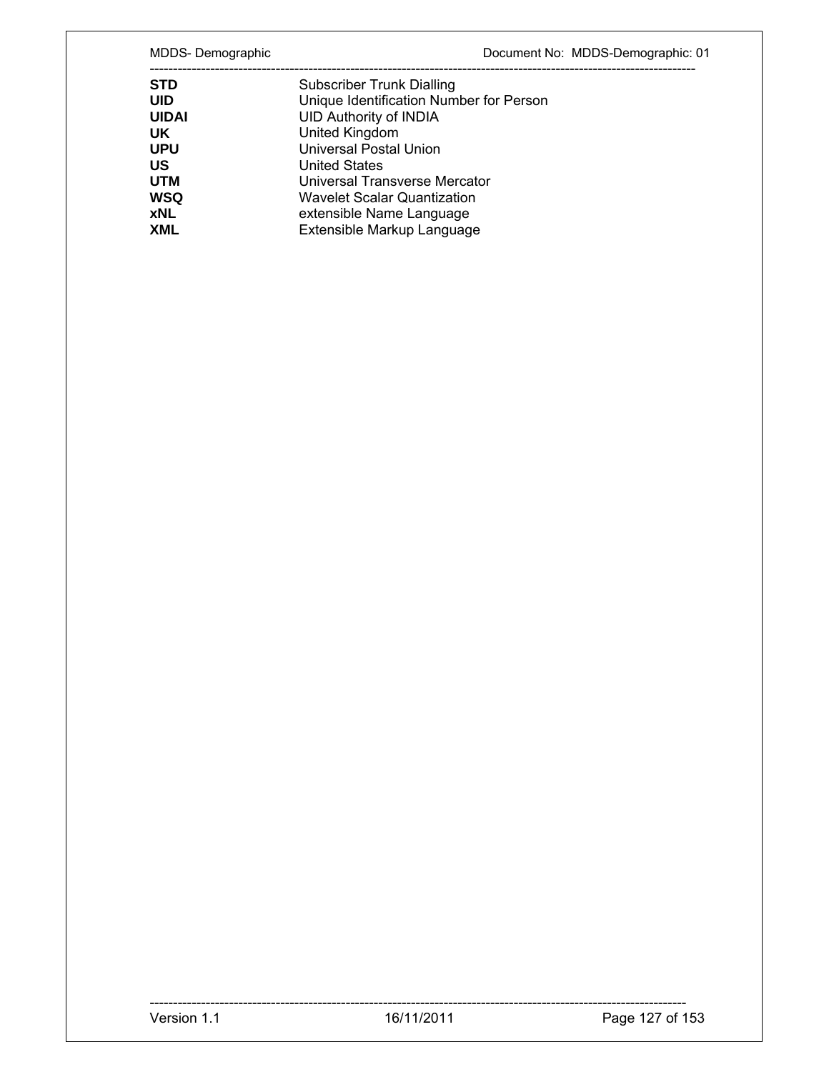| | |
|---|---|
| **STD** | Subscriber Trunk Dialling |
| **UID** | Unique Identification Number for Person |
| **UIDAI** | UID Authority of INDIA |
| **UK** | United Kingdom |
| **UPU** | Universal Postal Union |
| **US** | United States |
| **UTM** | Universal Transverse Mercator |
| **WSQ** | Wavelet Scalar Quantization |
| **xNL** | extensible Name Language |
| **XML** | Extensible Markup Language |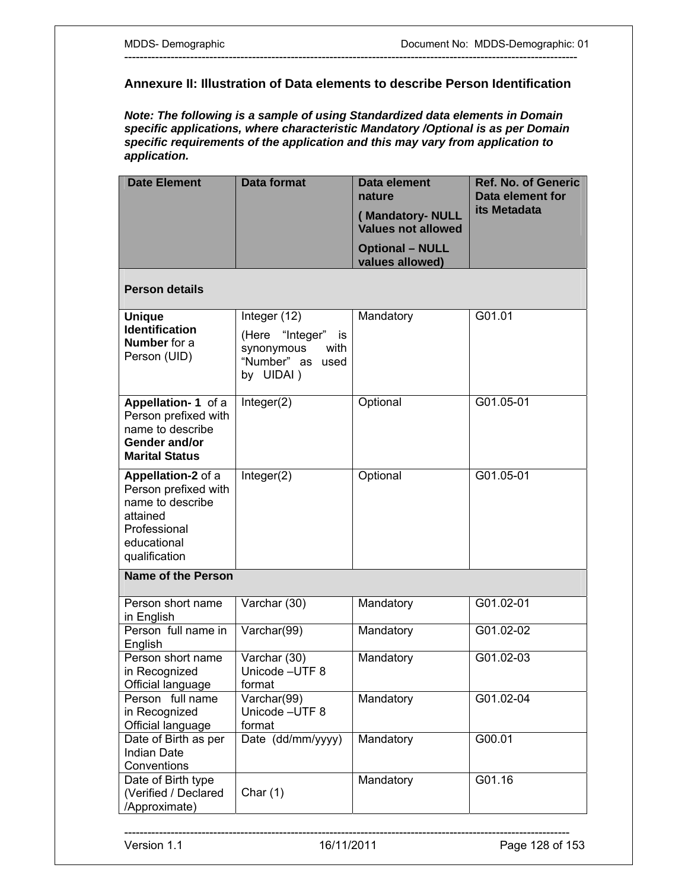## Annexure II: Illustration of Data elements to describe Person Identification

***Note: The following is a sample of using Standardized data elements in Domain specific applications, where characteristic Mandatory /Optional is as per Domain specific requirements of the application and this may vary from application to application.***

| Date Element | Data format | Data element nature ( Mandatory- NULL Values not allowed Optional – NULL values allowed) | Ref. No. of Generic Data element for its Metadata |
|---|---|---|---|
| **Person details** | | | |
| **Unique Identification Number** for a Person (UID) | Integer (12) (Here "Integer" is synonymous with "Number" as used by UIDAI ) | Mandatory | G01.01 |
| **Appellation- 1** of a Person prefixed with name to describe **Gender and/or Marital Status** | Integer(2) | Optional | G01.05-01 |
| **Appellation-2** of a Person prefixed with name to describe attained Professional educational qualification | Integer(2) | Optional | G01.05-01 |
| **Name of the Person** | | | |
| Person short name in English | Varchar (30) | Mandatory | G01.02-01 |
| Person full name in English | Varchar(99) | Mandatory | G01.02-02 |
| Person short name in Recognized Official language | Varchar (30) Unicode –UTF 8 format | Mandatory | G01.02-03 |
| Person full name in Recognized Official language | Varchar(99) Unicode –UTF 8 format | Mandatory | G01.02-04 |
| Date of Birth as per Indian Date Conventions | Date (dd/mm/yyyy) | Mandatory | G00.01 |
| Date of Birth type (Verified / Declared /Approximate) | Char (1) | Mandatory | G01.16 |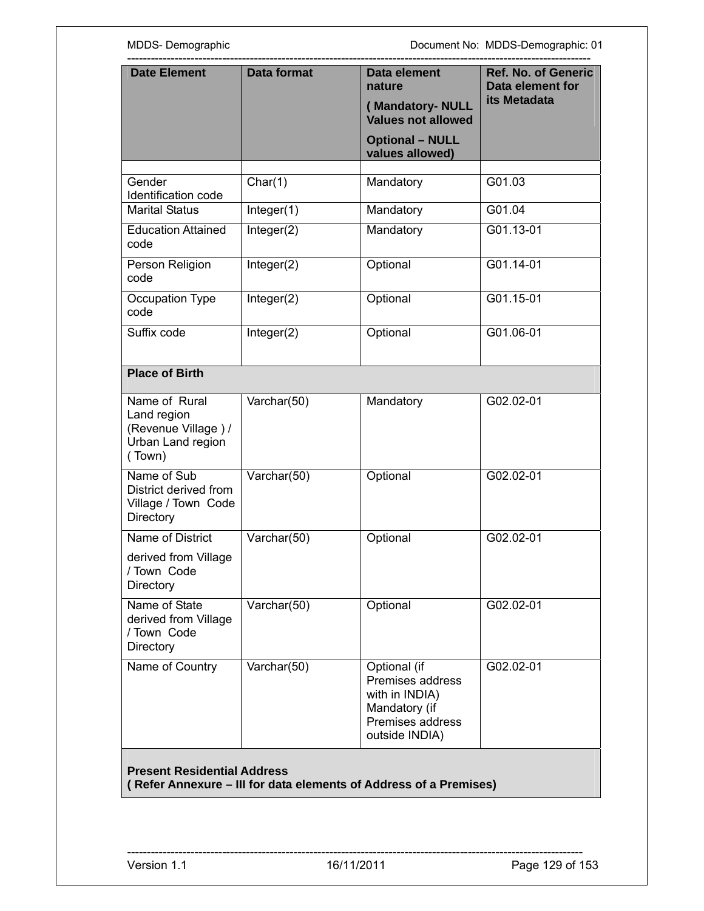| Date Element | Data format | Data element nature ( Mandatory- NULL Values not allowed Optional – NULL values allowed) | Ref. No. of Generic Data element for its Metadata |
|---|---|---|---|
| | | | |
| Gender Identification code | Char(1) | Mandatory | G01.03 |
| Marital Status | Integer(1) | Mandatory | G01.04 |
| Education Attained code | Integer(2) | Mandatory | G01.13-01 |
| Person Religion code | Integer(2) | Optional | G01.14-01 |
| Occupation Type code | Integer(2) | Optional | G01.15-01 |
| Suffix code | Integer(2) | Optional | G01.06-01 |
| **Place of Birth** | | | |
| Name of Rural Land region (Revenue Village ) / Urban Land region ( Town) | Varchar(50) | Mandatory | G02.02-01 |
| Name of Sub District derived from Village / Town Code Directory | Varchar(50) | Optional | G02.02-01 |
| Name of District derived from Village / Town Code Directory | Varchar(50) | Optional | G02.02-01 |
| Name of State derived from Village / Town Code Directory | Varchar(50) | Optional | G02.02-01 |
| Name of Country | Varchar(50) | Optional (if Premises address with in INDIA) Mandatory (if Premises address outside INDIA) | G02.02-01 |
| **Present Residential Address ( Refer Annexure – III for data elements of Address of a Premises)** | | | |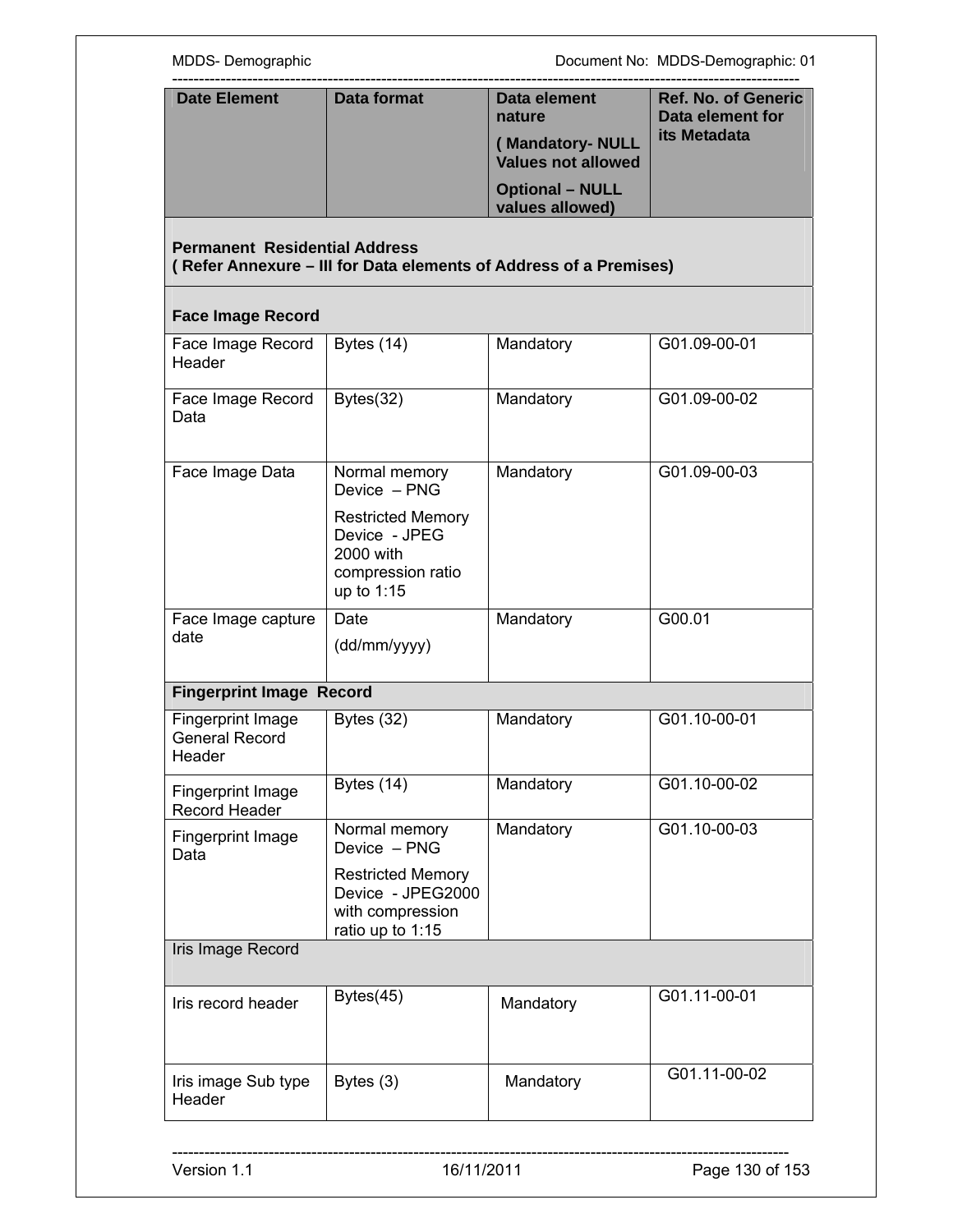| Date Element | Data format | Data element nature ( Mandatory- NULL Values not allowed Optional – NULL values allowed) | Ref. No. of Generic Data element for its Metadata |
|---|---|---|---|
| **Permanent Residential Address ( Refer Annexure – III for Data elements of Address of a Premises)** | | | |
| **Face Image Record** | | | |
| Face Image Record Header | Bytes (14) | Mandatory | G01.09-00-01 |
| Face Image Record Data | Bytes(32) | Mandatory | G01.09-00-02 |
| Face Image Data | Normal memory Device – PNG Restricted Memory Device - JPEG 2000 with compression ratio up to 1:15 | Mandatory | G01.09-00-03 |
| Face Image capture date | Date (dd/mm/yyyy) | Mandatory | G00.01 |
| **Fingerprint Image Record** | | | |
| Fingerprint Image General Record Header | Bytes (32) | Mandatory | G01.10-00-01 |
| Fingerprint Image Record Header | Bytes (14) | Mandatory | G01.10-00-02 |
| Fingerprint Image Data | Normal memory Device – PNG Restricted Memory Device - JPEG2000 with compression ratio up to 1:15 | Mandatory | G01.10-00-03 |
| Iris Image Record | | | |
| Iris record header | Bytes(45) | Mandatory | G01.11-00-01 |
| Iris image Sub type Header | Bytes (3) | Mandatory | G01.11-00-02 |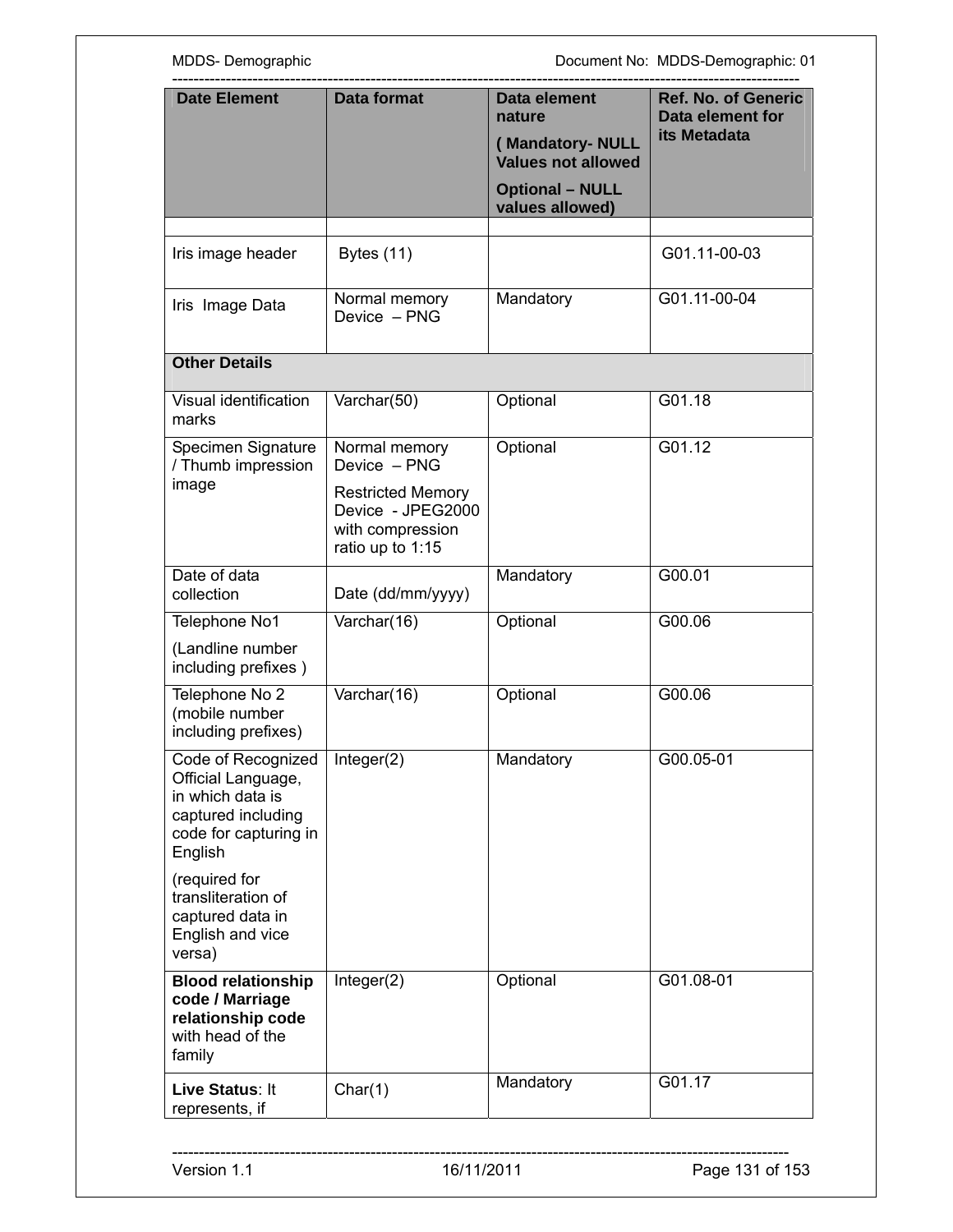| Date Element | Data format | Data element nature ( Mandatory- NULL Values not allowed Optional – NULL values allowed) | Ref. No. of Generic Data element for its Metadata |
|---|---|---|---|
| | | | |
| Iris image header | Bytes (11) | | G01.11-00-03 |
| Iris Image Data | Normal memory Device – PNG | Mandatory | G01.11-00-04 |
| **Other Details** | | | |
| Visual identification marks | Varchar(50) | Optional | G01.18 |
| Specimen Signature / Thumb impression image | Normal memory Device – PNG<br>Restricted Memory Device - JPEG2000 with compression ratio up to 1:15 | Optional | G01.12 |
| Date of data collection | Date (dd/mm/yyyy) | Mandatory | G00.01 |
| Telephone No1<br>(Landline number including prefixes ) | Varchar(16) | Optional | G00.06 |
| Telephone No 2 (mobile number including prefixes) | Varchar(16) | Optional | G00.06 |
| Code of Recognized Official Language, in which data is captured including code for capturing in English<br>(required for transliteration of captured data in English and vice versa) | Integer(2) | Mandatory | G00.05-01 |
| **Blood relationship code / Marriage relationship code** with head of the family | Integer(2) | Optional | G01.08-01 |
| **Live Status**: It represents, if | Char(1) | Mandatory | G01.17 |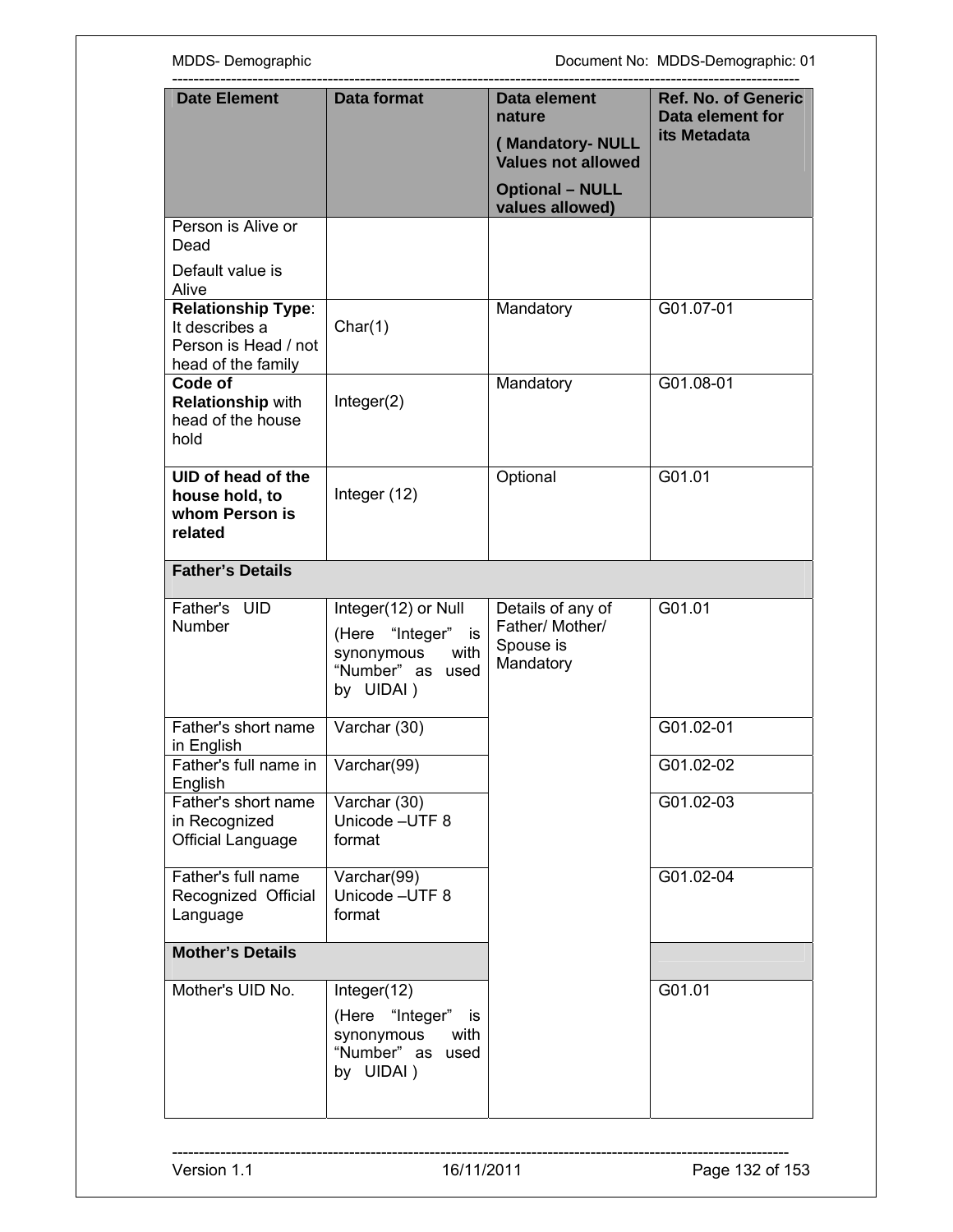| Date Element | Data format | Data element nature ( Mandatory- NULL Values not allowed Optional – NULL values allowed) | Ref. No. of Generic Data element for its Metadata |
|---|---|---|---|
| Person is Alive or Dead Default value is Alive | | | |
| **Relationship Type**: It describes a Person is Head / not head of the family | Char(1) | Mandatory | G01.07-01 |
| **Code of Relationship** with head of the house hold | Integer(2) | Mandatory | G01.08-01 |
| **UID of head of the house hold, to whom Person is related** | Integer (12) | Optional | G01.01 |
| **Father's Details** | | | |
| Father's UID Number | Integer(12) or Null (Here "Integer" is synonymous with "Number" as used by UIDAI ) | Details of any of Father/ Mother/ Spouse is Mandatory | G01.01 |
| Father's short name in English | Varchar (30) | | G01.02-01 |
| Father's full name in English | Varchar(99) | | G01.02-02 |
| Father's short name in Recognized Official Language | Varchar (30) Unicode –UTF 8 format | | G01.02-03 |
| Father's full name Recognized Official Language | Varchar(99) Unicode –UTF 8 format | | G01.02-04 |
| **Mother's Details** | | | |
| Mother's UID No. | Integer(12) (Here "Integer" is synonymous with "Number" as used by UIDAI ) | | G01.01 |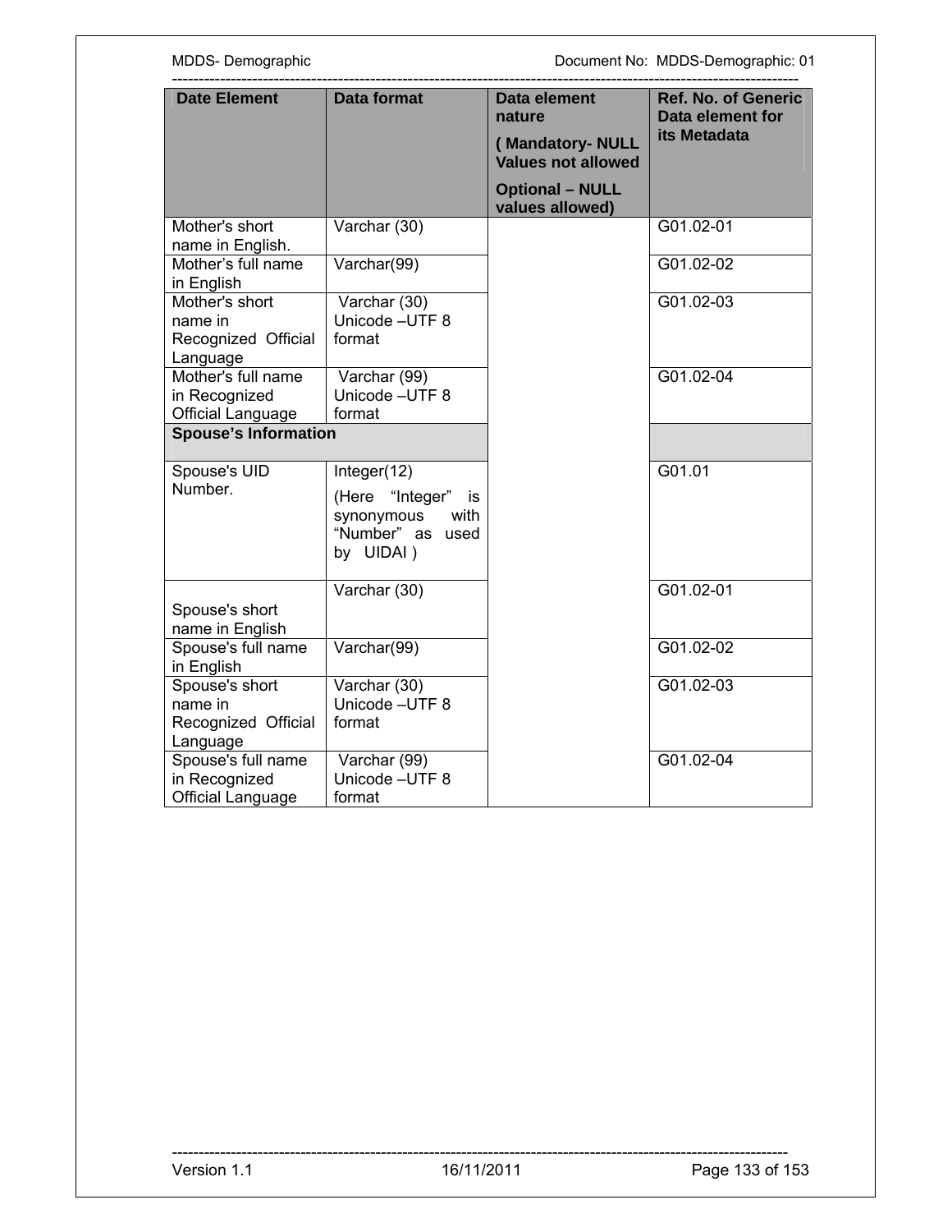| Date Element | Data format | Data element nature ( Mandatory- NULL Values not allowed Optional – NULL values allowed) | Ref. No. of Generic Data element for its Metadata |
|---|---|---|---|
| Mother's short name in English. | Varchar (30) | | G01.02-01 |
| Mother's full name in English | Varchar(99) | | G01.02-02 |
| Mother's short name in Recognized Official Language | Varchar (30) Unicode –UTF 8 format | | G01.02-03 |
| Mother's full name in Recognized Official Language | Varchar (99) Unicode –UTF 8 format | | G01.02-04 |
| **Spouse's Information** | | | |
| Spouse's UID Number. | Integer(12) (Here "Integer" is synonymous with "Number" as used by UIDAI ) | | G01.01 |
| Spouse's short name in English | Varchar (30) | | G01.02-01 |
| Spouse's full name in English | Varchar(99) | | G01.02-02 |
| Spouse's short name in Recognized Official Language | Varchar (30) Unicode –UTF 8 format | | G01.02-03 |
| Spouse's full name in Recognized Official Language | Varchar (99) Unicode –UTF 8 format | | G01.02-04 |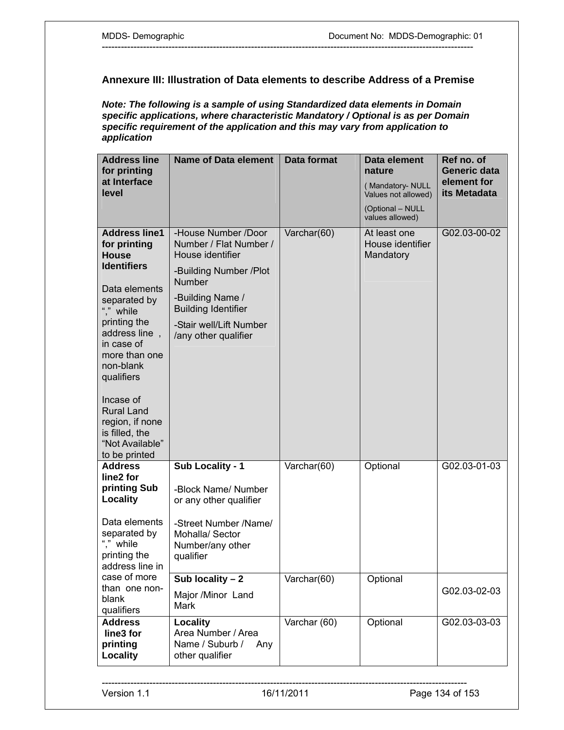## Annexure III: Illustration of Data elements to describe Address of a Premise

***Note: The following is a sample of using Standardized data elements in Domain specific applications, where characteristic Mandatory / Optional is as per Domain specific requirement of the application and this may vary from application to application***

| Address line for printing at Interface level | Name of Data element | Data format | Data element nature ( Mandatory- NULL Values not allowed) (Optional – NULL values allowed) | Ref no. of Generic data element for its Metadata |
|---|---|---|---|---|
| **Address line1 for printing House Identifiers**<br><br>Data elements separated by “,” while printing the address line , in case of more than one non-blank qualifiers<br><br>Incase of Rural Land region, if none is filled, the “Not Available” to be printed | -House Number /Door Number / Flat Number / House identifier<br>-Building Number /Plot Number<br>-Building Name / Building Identifier<br>-Stair well/Lift Number /any other qualifier | Varchar(60) | At least one House identifier Mandatory | G02.03-00-02 |
| **Address line2 for printing Sub Locality**<br><br>Data elements separated by “,” while printing the address line in case of more than one non-blank qualifiers | **Sub Locality - 1**<br><br>-Block Name/ Number or any other qualifier<br><br>-Street Number /Name/ Mohalla/ Sector Number/any other qualifier | Varchar(60) | Optional | G02.03-01-03 |
| | **Sub locality – 2**<br>Major /Minor Land Mark | Varchar(60) | Optional | G02.03-02-03 |
| **Address line3 for printing Locality** | **Locality**<br>Area Number / Area Name / Suburb / Any other qualifier | Varchar (60) | Optional | G02.03-03-03 |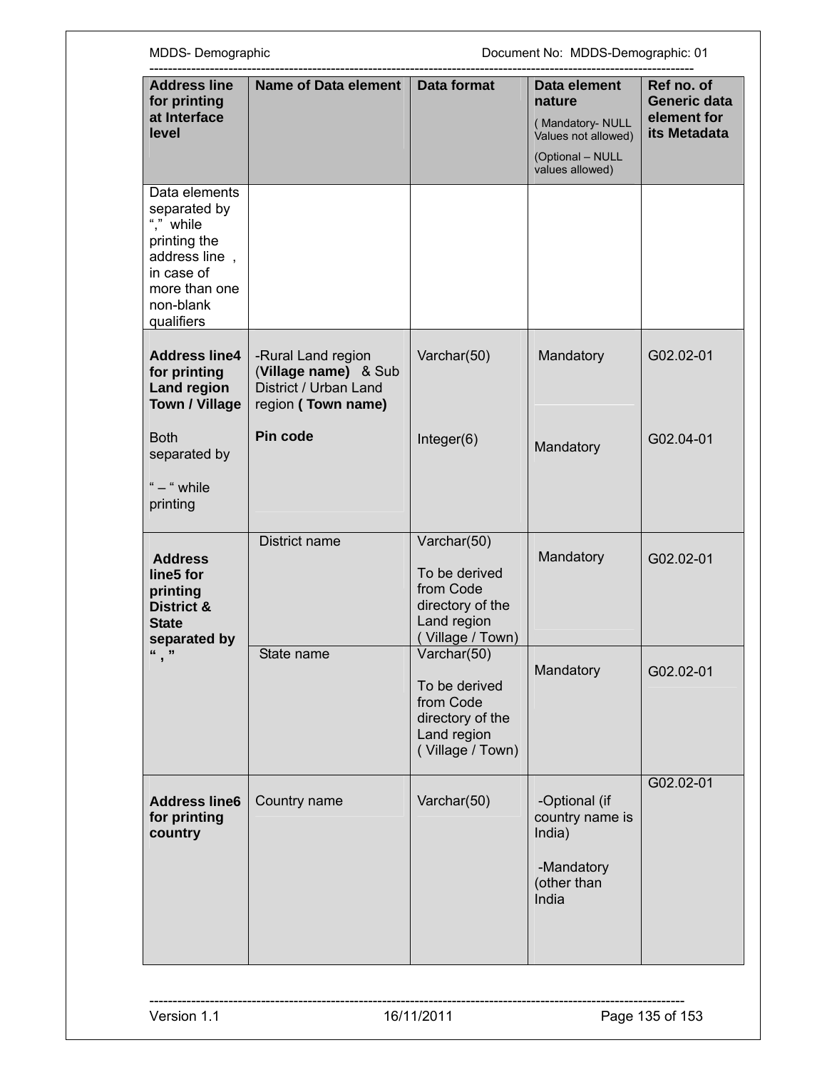| Address line for printing at Interface level | Name of Data element | Data format | Data element nature ( Mandatory- NULL Values not allowed) (Optional – NULL values allowed) | Ref no. of Generic data element for its Metadata |
|---|---|---|---|---|
| Data elements separated by "," while printing the address line , in case of more than one non-blank qualifiers | | | | |
| **Address line4 for printing Land region Town / Village** Both separated by " – " while printing | -Rural Land region (**Village name**) & Sub District / Urban Land region **( Town name)** | Varchar(50) | Mandatory | G02.02-01 |
| | **Pin code** | Integer(6) | Mandatory | G02.04-01 |
| **Address line5 for printing District & State separated by " , "** | District name | Varchar(50) To be derived from Code directory of the Land region ( Village / Town) | Mandatory | G02.02-01 |
| | State name | Varchar(50) To be derived from Code directory of the Land region ( Village / Town) | Mandatory | G02.02-01 |
| **Address line6 for printing country** | Country name | Varchar(50) | -Optional (if country name is India) -Mandatory (other than India | G02.02-01 |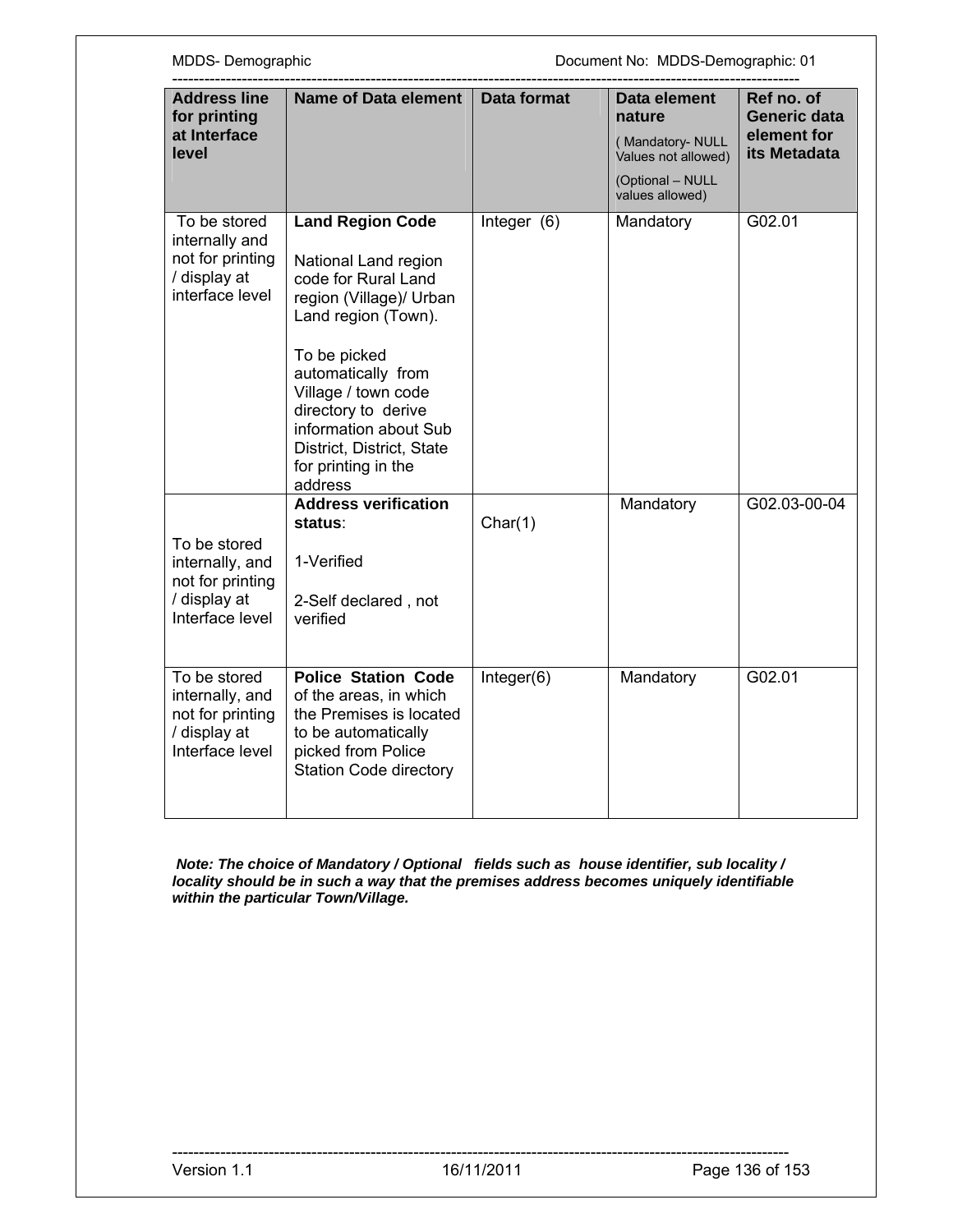| Address line for printing at Interface level | Name of Data element | Data format | Data element nature ( Mandatory- NULL Values not allowed) (Optional – NULL values allowed) | Ref no. of Generic data element for its Metadata |
|---|---|---|---|---|
| To be stored internally and not for printing / display at interface level | **Land Region Code** National Land region code for Rural Land region (Village)/ Urban Land region (Town). To be picked automatically from Village / town code directory to derive information about Sub District, District, State for printing in the address | Integer (6) | Mandatory | G02.01 |
| To be stored internally, and not for printing / display at Interface level | **Address verification status**: 1-Verified 2-Self declared , not verified | Char(1) | Mandatory | G02.03-00-04 |
| To be stored internally, and not for printing / display at Interface level | **Police Station Code** of the areas, in which the Premises is located to be automatically picked from Police Station Code directory | Integer(6) | Mandatory | G02.01 |

***Note: The choice of Mandatory / Optional fields such as house identifier, sub locality / locality should be in such a way that the premises address becomes uniquely identifiable within the particular Town/Village.***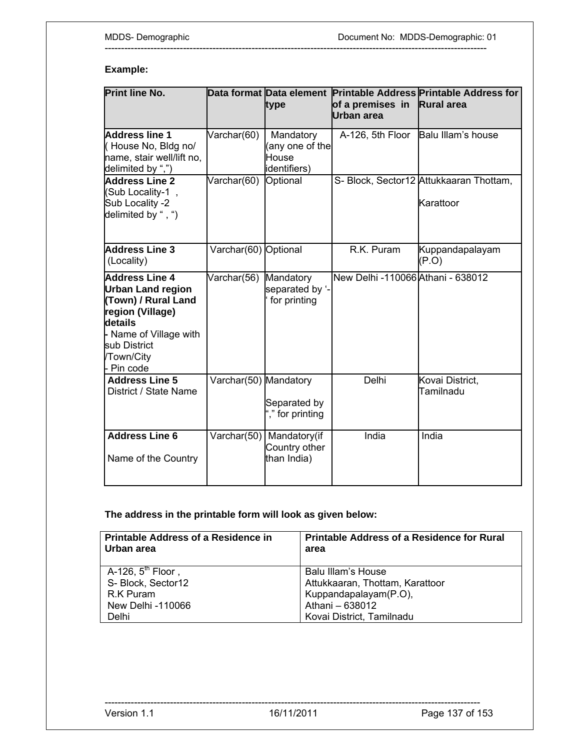**Example:**

| Print line No. | Data format | Data element type | Printable Address of a premises in Urban area | Printable Address for Rural area |
|---|---|---|---|---|
| **Address line 1** ( House No, Bldg no/ name, stair well/lift no, delimited by ",") | Varchar(60) | Mandatory (any one of the House identifiers) | A-126, 5th Floor | Balu Illam's house |
| **Address Line 2** (Sub Locality-1 , Sub Locality -2 delimited by " , ") | Varchar(60) | Optional | S- Block, Sector12 | Attukkaaran Thottam, Karattoor |
| **Address Line 3** (Locality) | Varchar(60) | Optional | R.K. Puram | Kuppandapalayam (P.O) |
| **Address Line 4 Urban Land region (Town) / Rural Land region (Village) details** - Name of Village with sub District /Town/City - Pin code | Varchar(56) | Mandatory separated by '-' for printing | New Delhi -110066 | Athani - 638012 |
| **Address Line 5** District / State Name | Varchar(50) | Mandatory Separated by "," for printing | Delhi | Kovai District, Tamilnadu |
| **Address Line 6** Name of the Country | Varchar(50) | Mandatory(if Country other than India) | India | India |

**The address in the printable form will look as given below:**

| Printable Address of a Residence in Urban area | Printable Address of a Residence for Rural area |
|---|---|
| A-126, $5^{th}$ Floor ,<br>S- Block, Sector12<br>R.K Puram<br>New Delhi -110066<br>Delhi | Balu Illam's House<br>Attukkaaran, Thottam, Karattoor<br>Kuppandapalayam(P.O),<br>Athani – 638012<br>Kovai District, Tamilnadu |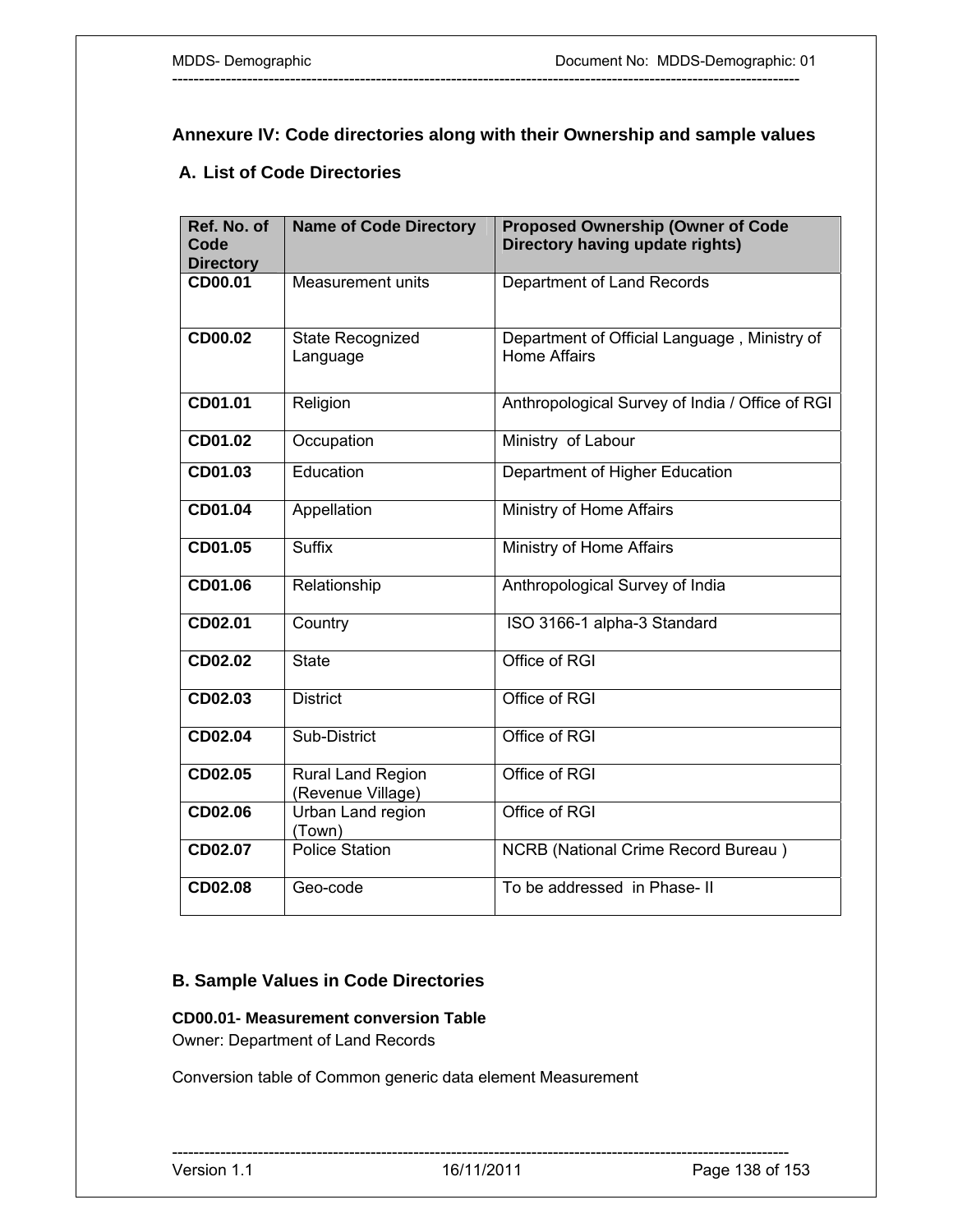## Annexure IV: Code directories along with their Ownership and sample values

### A. List of Code Directories

| Ref. No. of Code Directory | Name of Code Directory | Proposed Ownership (Owner of Code Directory having update rights) |
|---|---|---|
| **CD00.01** | Measurement units | Department of Land Records |
| **CD00.02** | State Recognized Language | Department of Official Language , Ministry of Home Affairs |
| **CD01.01** | Religion | Anthropological Survey of India / Office of RGI |
| **CD01.02** | Occupation | Ministry of Labour |
| **CD01.03** | Education | Department of Higher Education |
| **CD01.04** | Appellation | Ministry of Home Affairs |
| **CD01.05** | Suffix | Ministry of Home Affairs |
| **CD01.06** | Relationship | Anthropological Survey of India |
| **CD02.01** | Country | ISO 3166-1 alpha-3 Standard |
| **CD02.02** | State | Office of RGI |
| **CD02.03** | District | Office of RGI |
| **CD02.04** | Sub-District | Office of RGI |
| **CD02.05** | Rural Land Region (Revenue Village) | Office of RGI |
| **CD02.06** | Urban Land region (Town) | Office of RGI |
| **CD02.07** | Police Station | NCRB (National Crime Record Bureau ) |
| **CD02.08** | Geo-code | To be addressed in Phase- II |

### B. Sample Values in Code Directories

**CD00.01- Measurement conversion Table**

Owner: Department of Land Records

Conversion table of Common generic data element Measurement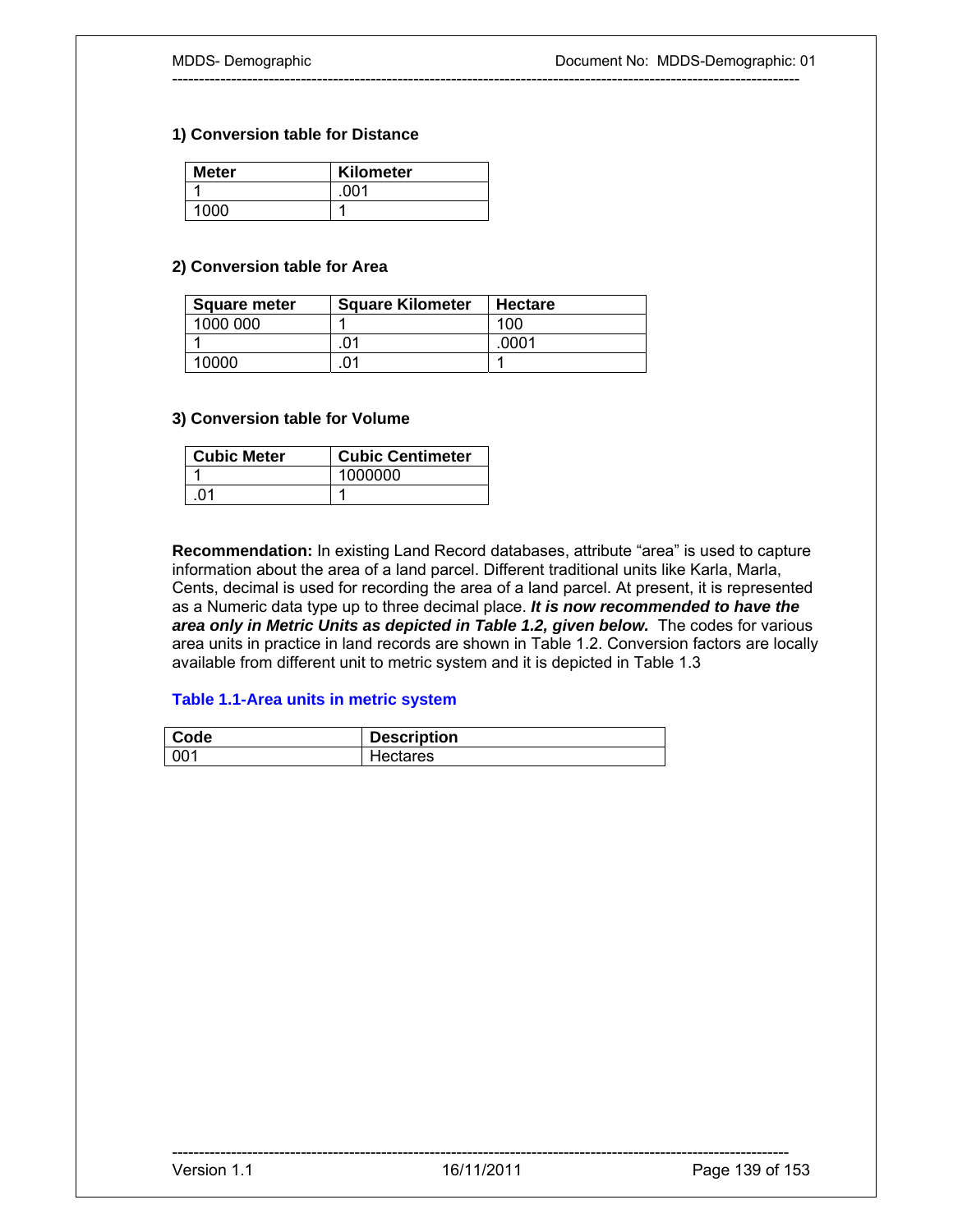**1) Conversion table for Distance**

| Meter | Kilometer |
|---|---|
| 1 | .001 |
| 1000 | 1 |

**2) Conversion table for Area**

| Square meter | Square Kilometer | Hectare |
|---|---|---|
| 1000 000 | 1 | 100 |
| 1 | .01 | .0001 |
| 10000 | .01 | 1 |

**3) Conversion table for Volume**

| Cubic Meter | Cubic Centimeter |
|---|---|
| 1 | 1000000 |
| .01 | 1 |

**Recommendation:** In existing Land Record databases, attribute "area" is used to capture information about the area of a land parcel. Different traditional units like Karla, Marla, Cents, decimal is used for recording the area of a land parcel. At present, it is represented as a Numeric data type up to three decimal place. ***It is now recommended to have the area only in Metric Units as depicted in Table 1.2, given below.*** The codes for various area units in practice in land records are shown in Table 1.2. Conversion factors are locally available from different unit to metric system and it is depicted in Table 1.3

**Table 1.1-Area units in metric system**

| Code | Description |
|---|---|
| 001 | Hectares |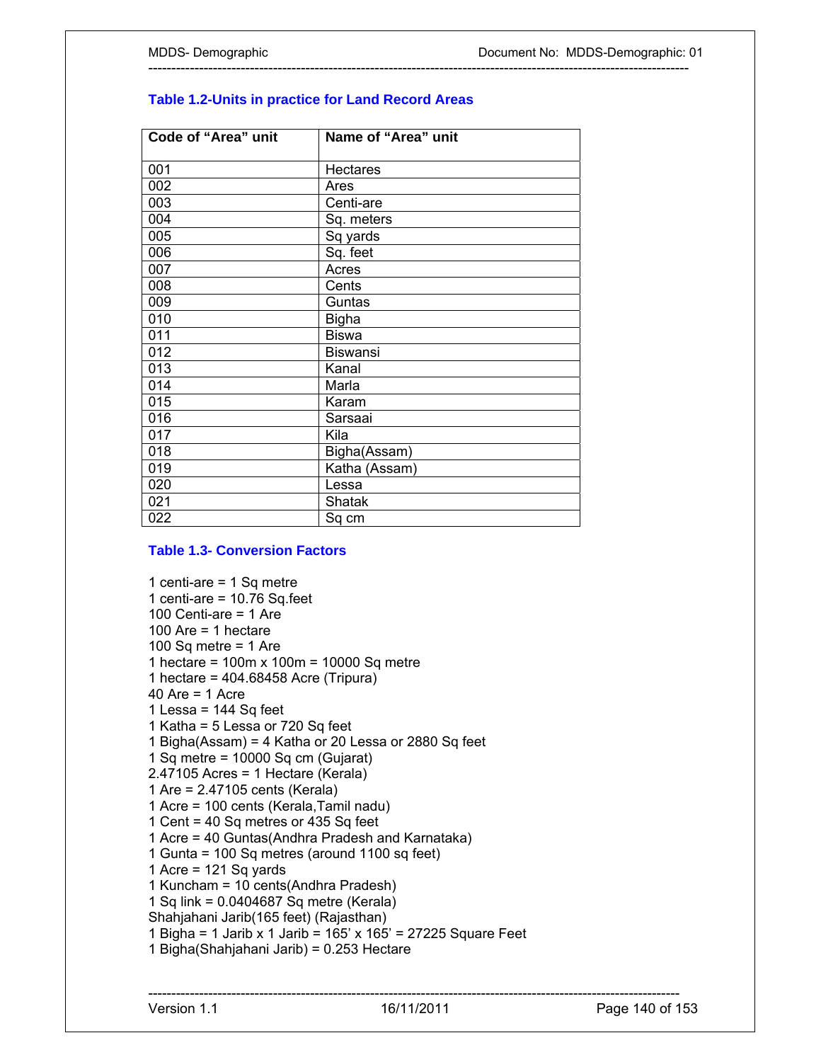### Table 1.2-Units in practice for Land Record Areas

| Code of "Area" unit | Name of "Area" unit |
|---|---|
| 001 | Hectares |
| 002 | Ares |
| 003 | Centi-are |
| 004 | Sq. meters |
| 005 | Sq yards |
| 006 | Sq. feet |
| 007 | Acres |
| 008 | Cents |
| 009 | Guntas |
| 010 | Bigha |
| 011 | Biswa |
| 012 | Biswansi |
| 013 | Kanal |
| 014 | Marla |
| 015 | Karam |
| 016 | Sarsaai |
| 017 | Kila |
| 018 | Bigha(Assam) |
| 019 | Katha (Assam) |
| 020 | Lessa |
| 021 | Shatak |
| 022 | Sq cm |

### Table 1.3- Conversion Factors

1 centi-are = 1 Sq metre
1 centi-are = 10.76 Sq.feet
100 Centi-are = 1 Are
100 Are = 1 hectare
100 Sq metre = 1 Are
1 hectare = 100m x 100m = 10000 Sq metre
1 hectare = 404.68458 Acre (Tripura)
40 Are = 1 Acre
1 Lessa = 144 Sq feet
1 Katha = 5 Lessa or 720 Sq feet
1 Bigha(Assam) = 4 Katha or 20 Lessa or 2880 Sq feet
1 Sq metre = 10000 Sq cm (Gujarat)
2.47105 Acres = 1 Hectare (Kerala)
1 Are = 2.47105 cents (Kerala)
1 Acre = 100 cents (Kerala,Tamil nadu)
1 Cent = 40 Sq metres or 435 Sq feet
1 Acre = 40 Guntas(Andhra Pradesh and Karnataka)
1 Gunta = 100 Sq metres (around 1100 sq feet)
1 Acre = 121 Sq yards
1 Kuncham = 10 cents(Andhra Pradesh)
1 Sq link = 0.0404687 Sq metre (Kerala)
Shahjahani Jarib(165 feet) (Rajasthan)
1 Bigha = 1 Jarib x 1 Jarib = 165' x 165' = 27225 Square Feet
1 Bigha(Shahjahani Jarib) = 0.253 Hectare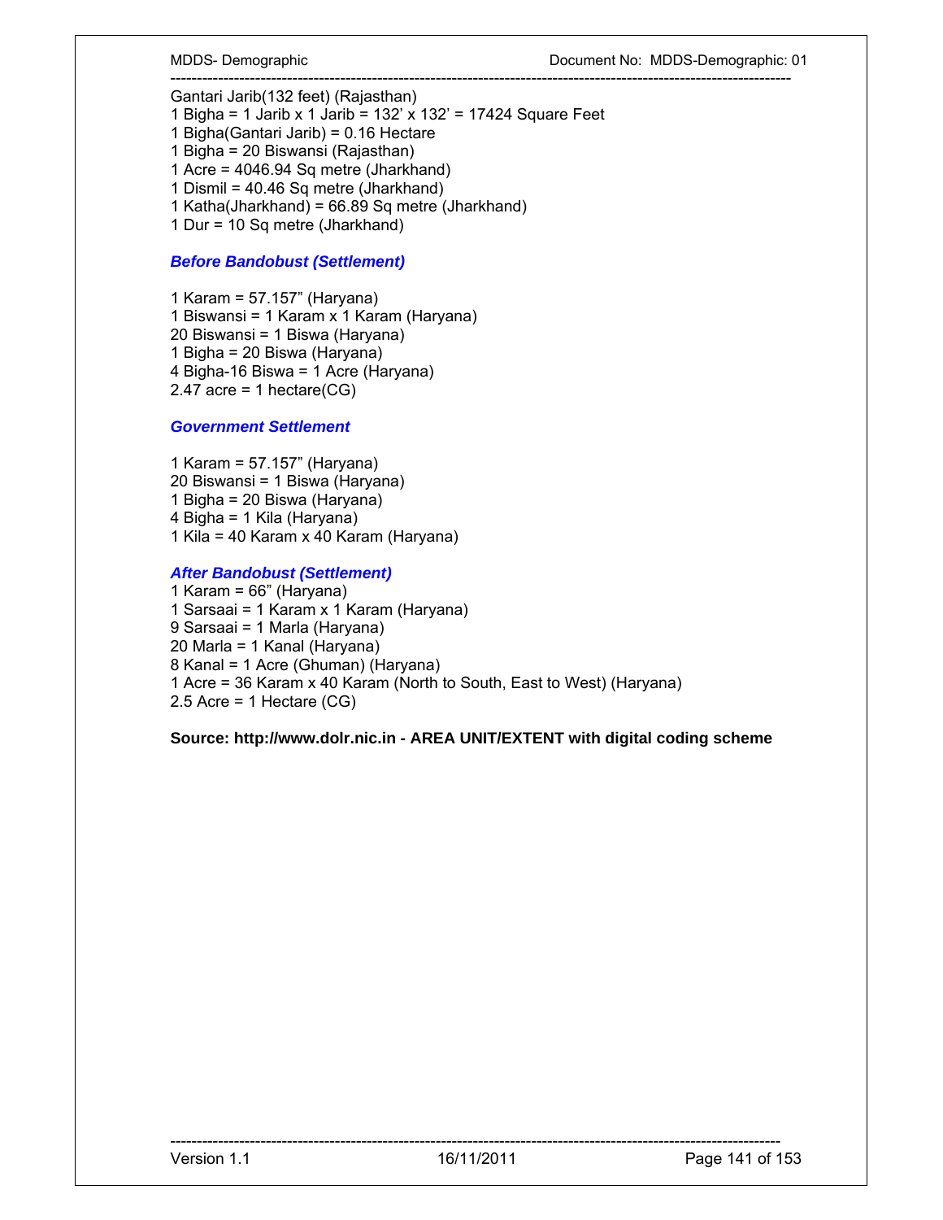Gantari Jarib(132 feet) (Rajasthan)
1 Bigha = 1 Jarib x 1 Jarib = 132’ x 132’ = 17424 Square Feet
1 Bigha(Gantari Jarib) = 0.16 Hectare
1 Bigha = 20 Biswansi (Rajasthan)
1 Acre = 4046.94 Sq metre (Jharkhand)
1 Dismil = 40.46 Sq metre (Jharkhand)
1 Katha(Jharkhand) = 66.89 Sq metre (Jharkhand)
1 Dur = 10 Sq metre (Jharkhand)

***Before Bandobust (Settlement)***

1 Karam = 57.157” (Haryana)
1 Biswansi = 1 Karam x 1 Karam (Haryana)
20 Biswansi = 1 Biswa (Haryana)
1 Bigha = 20 Biswa (Haryana)
4 Bigha-16 Biswa = 1 Acre (Haryana)
2.47 acre = 1 hectare(CG)

***Government Settlement***

1 Karam = 57.157” (Haryana)
20 Biswansi = 1 Biswa (Haryana)
1 Bigha = 20 Biswa (Haryana)
4 Bigha = 1 Kila (Haryana)
1 Kila = 40 Karam x 40 Karam (Haryana)

***After Bandobust (Settlement)***

1 Karam = 66” (Haryana)
1 Sarsaai = 1 Karam x 1 Karam (Haryana)
9 Sarsaai = 1 Marla (Haryana)
20 Marla = 1 Kanal (Haryana)
8 Kanal = 1 Acre (Ghuman) (Haryana)
1 Acre = 36 Karam x 40 Karam (North to South, East to West) (Haryana)
2.5 Acre = 1 Hectare (CG)

**Source: http://www.dolr.nic.in - AREA UNIT/EXTENT with digital coding scheme**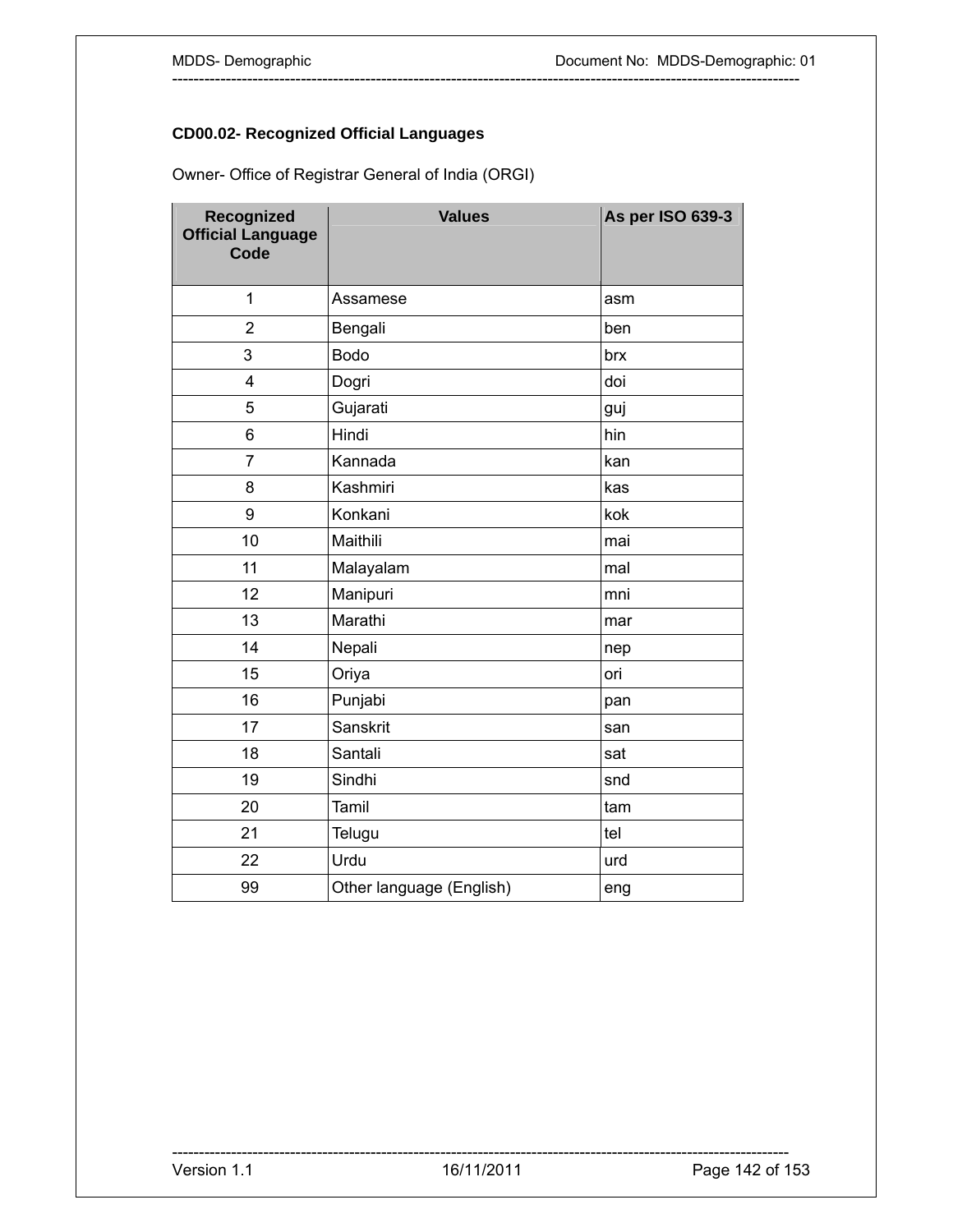### CD00.02- Recognized Official Languages

Owner- Office of Registrar General of India (ORGI)

| Recognized Official Language Code | Values | As per ISO 639-3 |
|---|---|---|
| 1 | Assamese | asm |
| 2 | Bengali | ben |
| 3 | Bodo | brx |
| 4 | Dogri | doi |
| 5 | Gujarati | guj |
| 6 | Hindi | hin |
| 7 | Kannada | kan |
| 8 | Kashmiri | kas |
| 9 | Konkani | kok |
| 10 | Maithili | mai |
| 11 | Malayalam | mal |
| 12 | Manipuri | mni |
| 13 | Marathi | mar |
| 14 | Nepali | nep |
| 15 | Oriya | ori |
| 16 | Punjabi | pan |
| 17 | Sanskrit | san |
| 18 | Santali | sat |
| 19 | Sindhi | snd |
| 20 | Tamil | tam |
| 21 | Telugu | tel |
| 22 | Urdu | urd |
| 99 | Other language (English) | eng |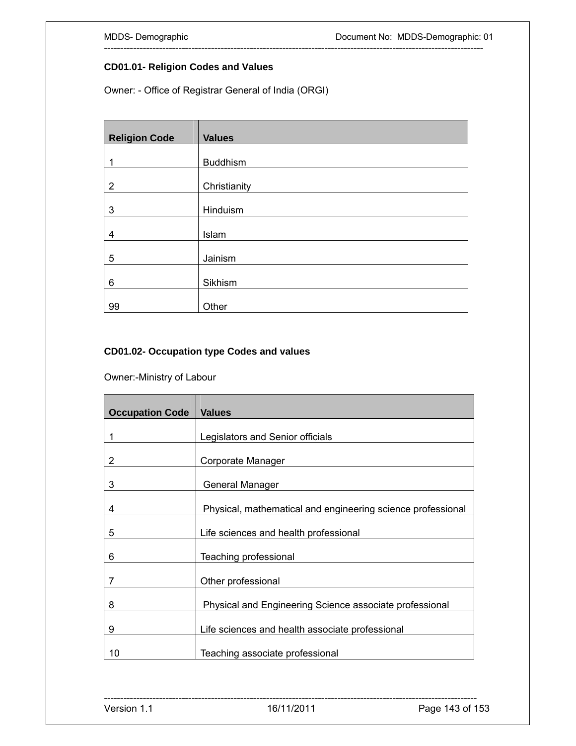### CD01.01- Religion Codes and Values

Owner: - Office of Registrar General of India (ORGI)

| Religion Code | Values |
|---|---|
| 1 | Buddhism |
| 2 | Christianity |
| 3 | Hinduism |
| 4 | Islam |
| 5 | Jainism |
| 6 | Sikhism |
| 99 | Other |

### CD01.02- Occupation type Codes and values

Owner:-Ministry of Labour

| Occupation Code | Values |
|---|---|
| 1 | Legislators and Senior officials |
| 2 | Corporate Manager |
| 3 | General Manager |
| 4 | Physical, mathematical and engineering science professional |
| 5 | Life sciences and health professional |
| 6 | Teaching professional |
| 7 | Other professional |
| 8 | Physical and Engineering Science associate professional |
| 9 | Life sciences and health associate professional |
| 10 | Teaching associate professional |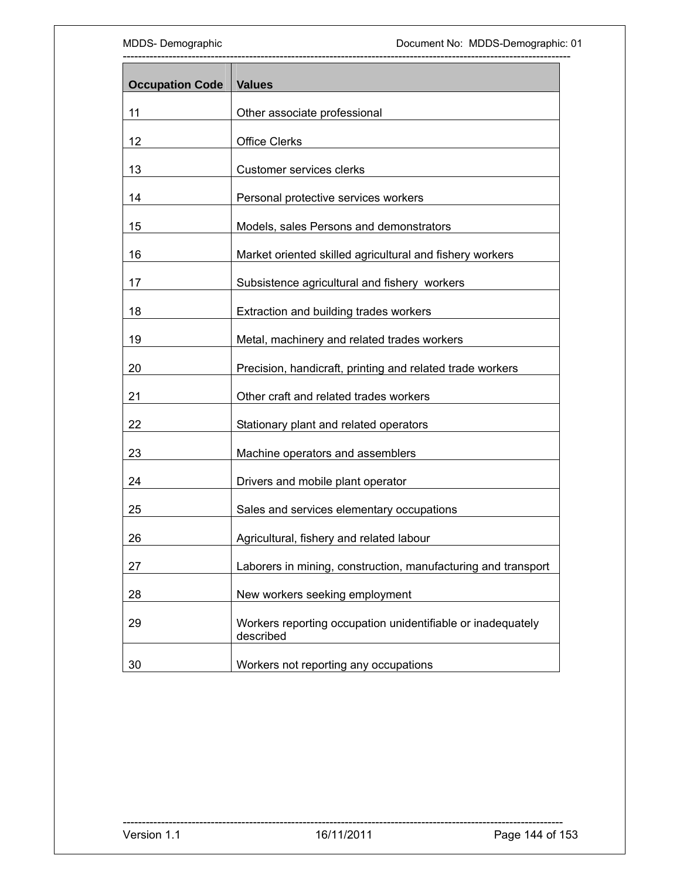| Occupation Code | Values |
|---|---|
| 11 | Other associate professional |
| 12 | Office Clerks |
| 13 | Customer services clerks |
| 14 | Personal protective services workers |
| 15 | Models, sales Persons and demonstrators |
| 16 | Market oriented skilled agricultural and fishery workers |
| 17 | Subsistence agricultural and fishery  workers |
| 18 | Extraction and building trades workers |
| 19 | Metal, machinery and related trades workers |
| 20 | Precision, handicraft, printing and related trade workers |
| 21 | Other craft and related trades workers |
| 22 | Stationary plant and related operators |
| 23 | Machine operators and assemblers |
| 24 | Drivers and mobile plant operator |
| 25 | Sales and services elementary occupations |
| 26 | Agricultural, fishery and related labour |
| 27 | Laborers in mining, construction, manufacturing and transport |
| 28 | New workers seeking employment |
| 29 | Workers reporting occupation unidentifiable or inadequately described |
| 30 | Workers not reporting any occupations |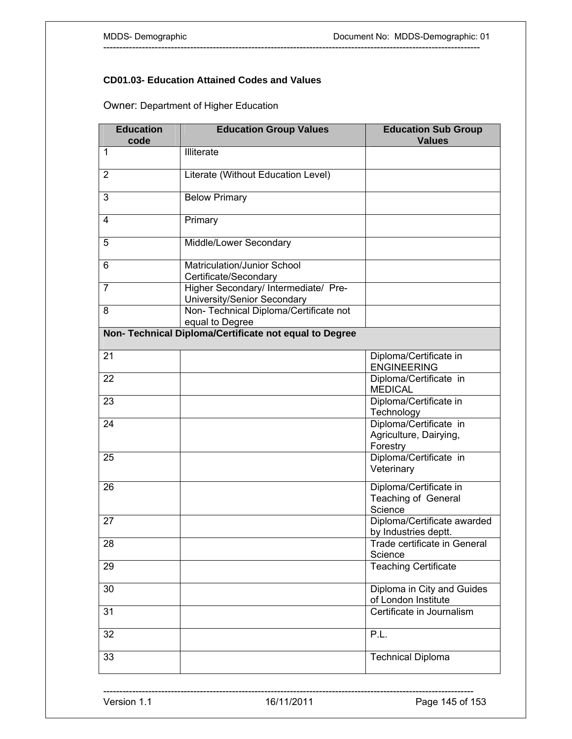### CD01.03- Education Attained Codes and Values

Owner: Department of Higher Education

| Education code | Education Group Values | Education Sub Group Values |
|---|---|---|
| 1 | Illiterate | |
| 2 | Literate (Without Education Level) | |
| 3 | Below Primary | |
| 4 | Primary | |
| 5 | Middle/Lower Secondary | |
| 6 | Matriculation/Junior School Certificate/Secondary | |
| 7 | Higher Secondary/ Intermediate/ Pre-University/Senior Secondary | |
| 8 | Non- Technical Diploma/Certificate not equal to Degree | |
| **Non- Technical Diploma/Certificate not equal to Degree** | | |
| 21 | | Diploma/Certificate in ENGINEERING |
| 22 | | Diploma/Certificate in MEDICAL |
| 23 | | Diploma/Certificate in Technology |
| 24 | | Diploma/Certificate in Agriculture, Dairying, Forestry |
| 25 | | Diploma/Certificate in Veterinary |
| 26 | | Diploma/Certificate in Teaching of General Science |
| 27 | | Diploma/Certificate awarded by Industries deptt. |
| 28 | | Trade certificate in General Science |
| 29 | | Teaching Certificate |
| 30 | | Diploma in City and Guides of London Institute |
| 31 | | Certificate in Journalism |
| 32 | | P.L. |
| 33 | | Technical Diploma |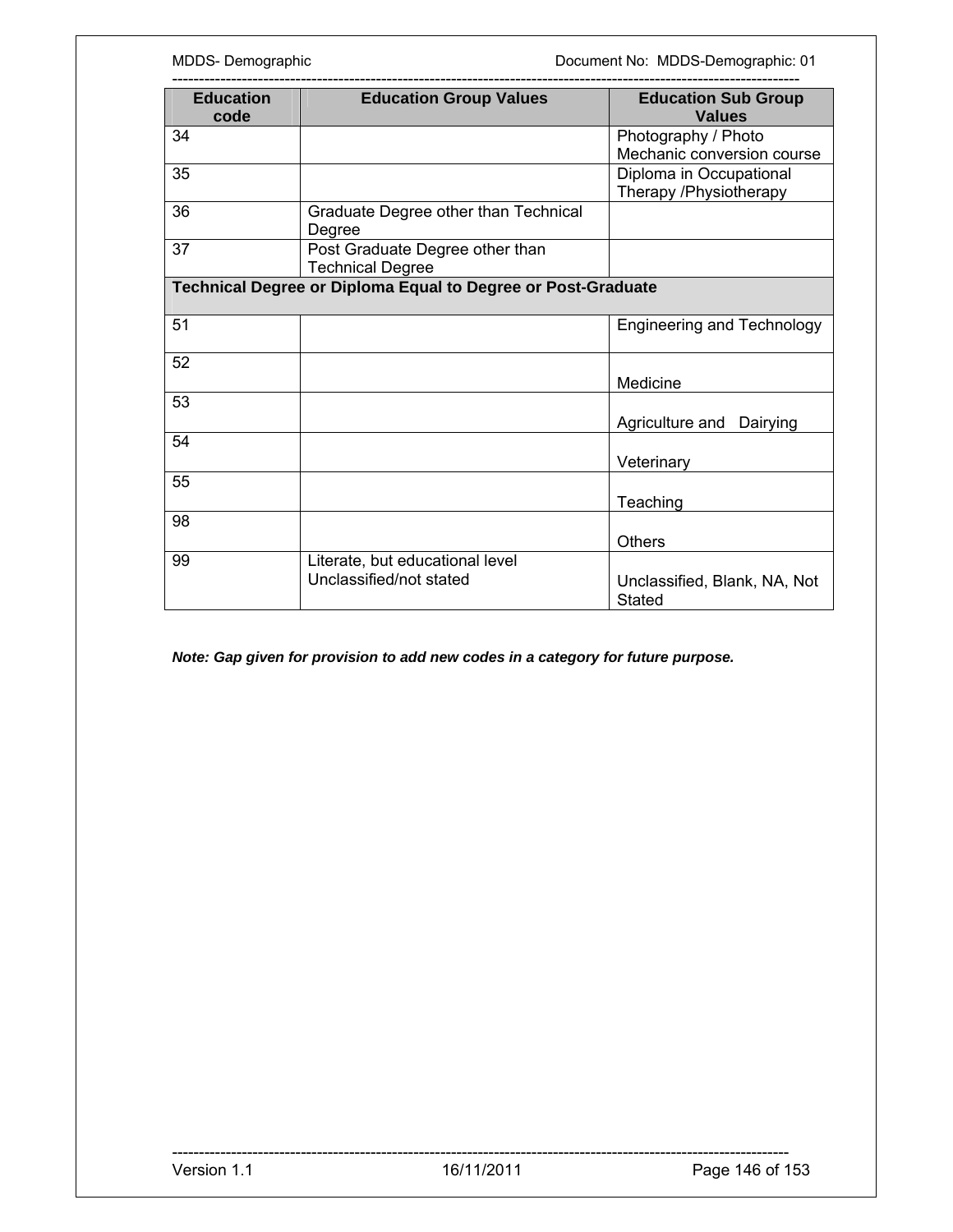| Education code | Education Group Values | Education Sub Group Values |
|---|---|---|
| 34 | | Photography / Photo Mechanic conversion course |
| 35 | | Diploma in Occupational Therapy /Physiotherapy |
| 36 | Graduate Degree other than Technical Degree | |
| 37 | Post Graduate Degree other than Technical Degree | |
| **Technical Degree or Diploma Equal to Degree or Post-Graduate** | | |
| 51 | | Engineering and Technology |
| 52 | | Medicine |
| 53 | | Agriculture and Dairying |
| 54 | | Veterinary |
| 55 | | Teaching |
| 98 | | Others |
| 99 | Literate, but educational level Unclassified/not stated | Unclassified, Blank, NA, Not Stated |

***Note: Gap given for provision to add new codes in a category for future purpose.***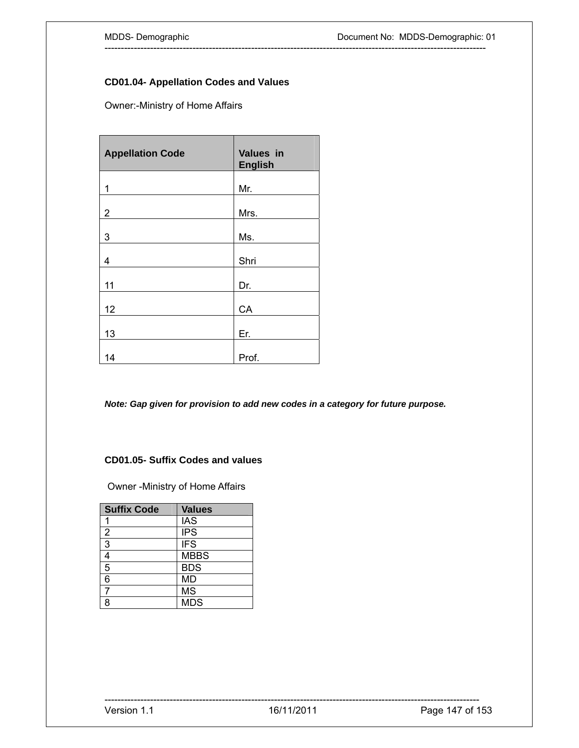### CD01.04- Appellation Codes and Values

Owner:-Ministry of Home Affairs

| Appellation Code | Values in English |
|---|---|
| 1 | Mr. |
| 2 | Mrs. |
| 3 | Ms. |
| 4 | Shri |
| 11 | Dr. |
| 12 | CA |
| 13 | Er. |
| 14 | Prof. |

***Note: Gap given for provision to add new codes in a category for future purpose.***

### CD01.05- Suffix Codes and values

Owner -Ministry of Home Affairs

| Suffix Code | Values |
|---|---|
| 1 | IAS |
| 2 | IPS |
| 3 | IFS |
| 4 | MBBS |
| 5 | BDS |
| 6 | MD |
| 7 | MS |
| 8 | MDS |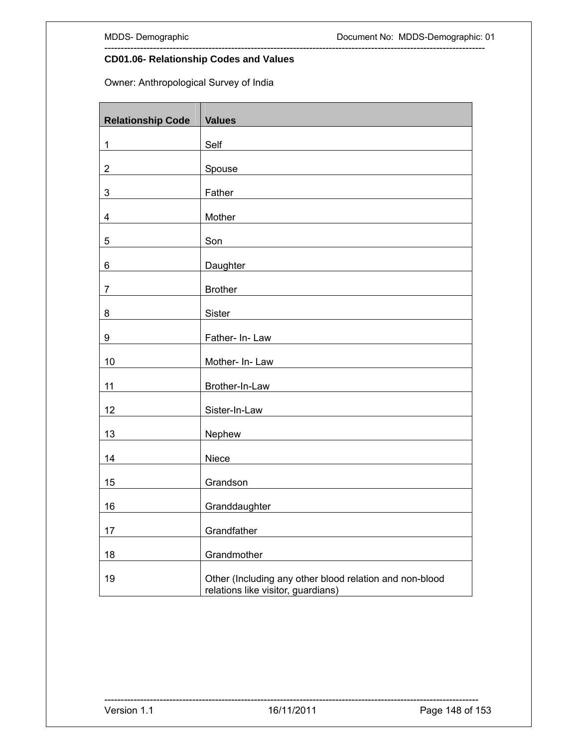### CD01.06- Relationship Codes and Values

Owner: Anthropological Survey of India

| Relationship Code | Values |
|---|---|
| 1 | Self |
| 2 | Spouse |
| 3 | Father |
| 4 | Mother |
| 5 | Son |
| 6 | Daughter |
| 7 | Brother |
| 8 | Sister |
| 9 | Father- In- Law |
| 10 | Mother- In- Law |
| 11 | Brother-In-Law |
| 12 | Sister-In-Law |
| 13 | Nephew |
| 14 | Niece |
| 15 | Grandson |
| 16 | Granddaughter |
| 17 | Grandfather |
| 18 | Grandmother |
| 19 | Other (Including any other blood relation and non-blood relations like visitor, guardians) |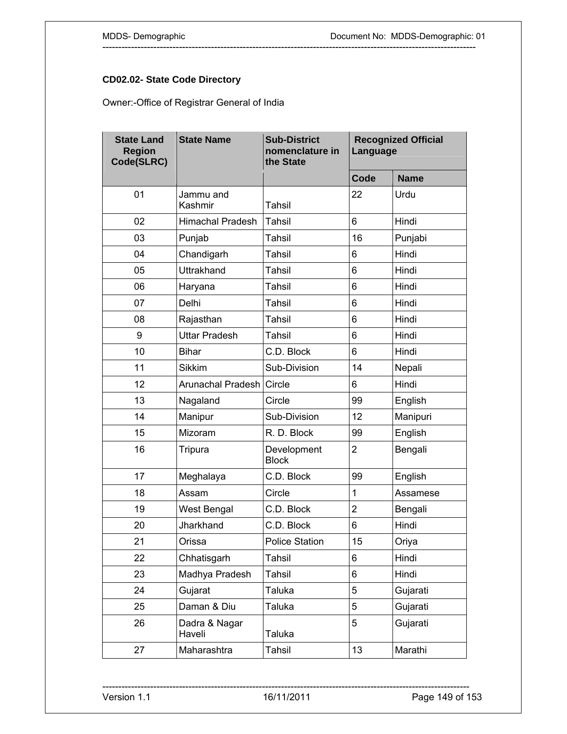**CD02.02- State Code Directory**

Owner:-Office of Registrar General of India

| State Land Region Code(SLRC) | State Name | Sub-District nomenclature in the State | Recognized Official Language | |
|---|---|---|---|---|
| | | | Code | Name |
| 01 | Jammu and Kashmir | Tahsil | 22 | Urdu |
| 02 | Himachal Pradesh | Tahsil | 6 | Hindi |
| 03 | Punjab | Tahsil | 16 | Punjabi |
| 04 | Chandigarh | Tahsil | 6 | Hindi |
| 05 | Uttrakhand | Tahsil | 6 | Hindi |
| 06 | Haryana | Tahsil | 6 | Hindi |
| 07 | Delhi | Tahsil | 6 | Hindi |
| 08 | Rajasthan | Tahsil | 6 | Hindi |
| 9 | Uttar Pradesh | Tahsil | 6 | Hindi |
| 10 | Bihar | C.D. Block | 6 | Hindi |
| 11 | Sikkim | Sub-Division | 14 | Nepali |
| 12 | Arunachal Pradesh | Circle | 6 | Hindi |
| 13 | Nagaland | Circle | 99 | English |
| 14 | Manipur | Sub-Division | 12 | Manipuri |
| 15 | Mizoram | R. D. Block | 99 | English |
| 16 | Tripura | Development Block | 2 | Bengali |
| 17 | Meghalaya | C.D. Block | 99 | English |
| 18 | Assam | Circle | 1 | Assamese |
| 19 | West Bengal | C.D. Block | 2 | Bengali |
| 20 | Jharkhand | C.D. Block | 6 | Hindi |
| 21 | Orissa | Police Station | 15 | Oriya |
| 22 | Chhatisgarh | Tahsil | 6 | Hindi |
| 23 | Madhya Pradesh | Tahsil | 6 | Hindi |
| 24 | Gujarat | Taluka | 5 | Gujarati |
| 25 | Daman & Diu | Taluka | 5 | Gujarati |
| 26 | Dadra & Nagar Haveli | Taluka | 5 | Gujarati |
| 27 | Maharashtra | Tahsil | 13 | Marathi |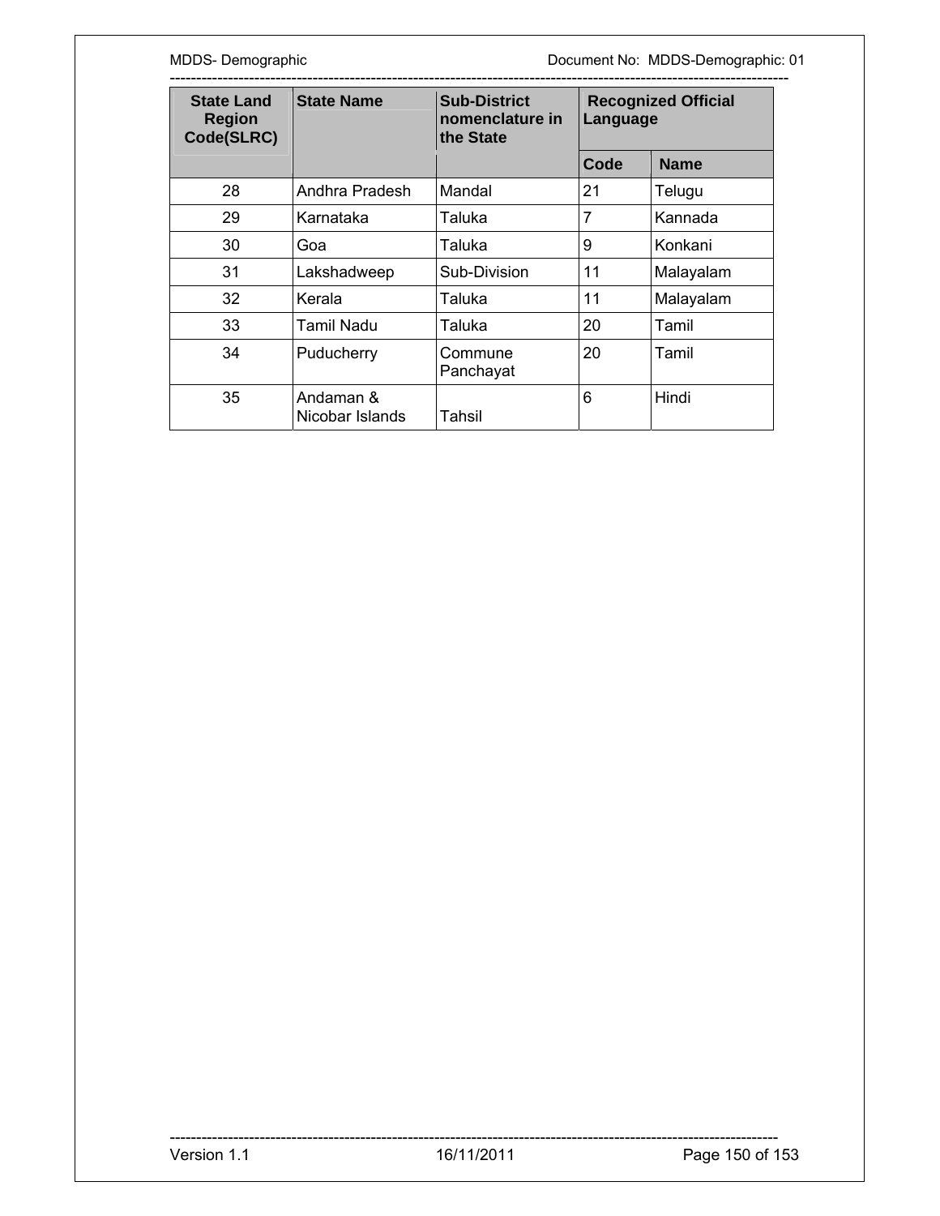| State Land Region Code(SLRC) | State Name | Sub-District nomenclature in the State | Recognized Official Language | |
|---|---|---|---|---|
| | | | Code | Name |
| 28 | Andhra Pradesh | Mandal | 21 | Telugu |
| 29 | Karnataka | Taluka | 7 | Kannada |
| 30 | Goa | Taluka | 9 | Konkani |
| 31 | Lakshadweep | Sub-Division | 11 | Malayalam |
| 32 | Kerala | Taluka | 11 | Malayalam |
| 33 | Tamil Nadu | Taluka | 20 | Tamil |
| 34 | Puducherry | Commune Panchayat | 20 | Tamil |
| 35 | Andaman & Nicobar Islands | Tahsil | 6 | Hindi |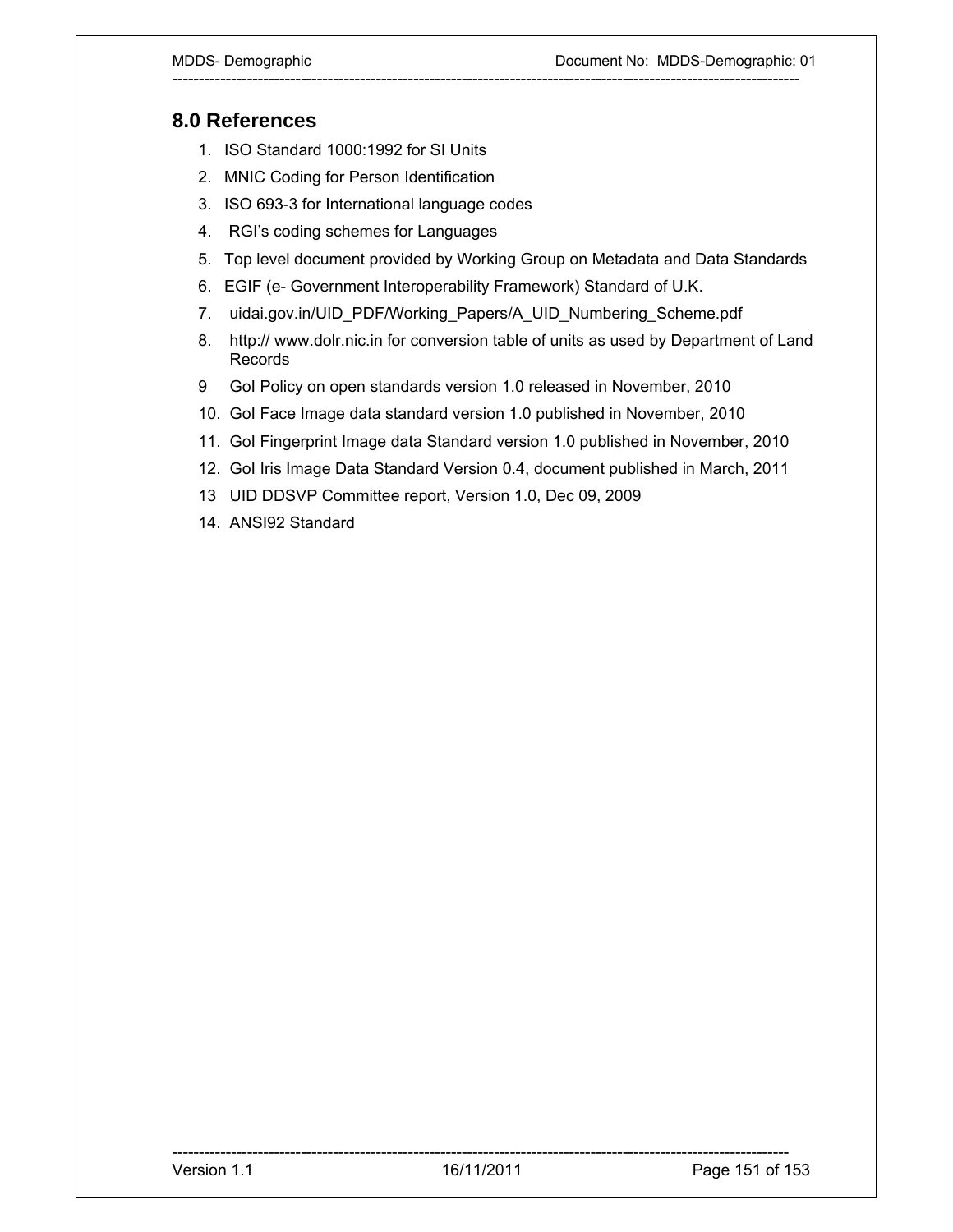## 8.0 References

1. ISO Standard 1000:1992 for SI Units
2. MNIC Coding for Person Identification
3. ISO 693-3 for International language codes
4. RGI's coding schemes for Languages
5. Top level document provided by Working Group on Metadata and Data Standards
6. EGIF (e- Government Interoperability Framework) Standard of U.K.
7. uidai.gov.in/UID_PDF/Working_Papers/A_UID_Numbering_Scheme.pdf
8. http:// www.dolr.nic.in for conversion table of units as used by Department of Land Records
9. GoI Policy on open standards version 1.0 released in November, 2010
10. GoI Face Image data standard version 1.0 published in November, 2010
11. GoI Fingerprint Image data Standard version 1.0 published in November, 2010
12. GoI Iris Image Data Standard Version 0.4, document published in March, 2011
13. UID DDSVP Committee report, Version 1.0, Dec 09, 2009
14. ANSI92 Standard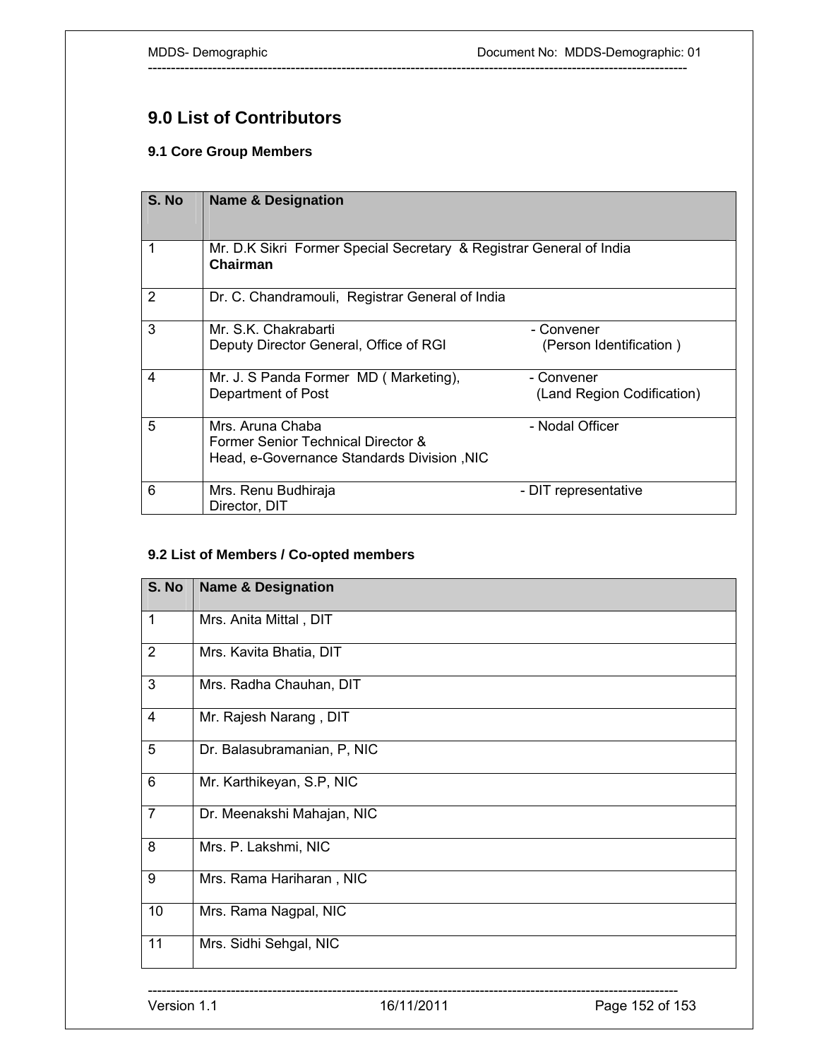# 9.0 List of Contributors

## 9.1 Core Group Members

| S. No | Name & Designation | |
|---|---|---|
| 1 | Mr. D.K Sikri Former Special Secretary & Registrar General of India **Chairman** | |
| 2 | Dr. C. Chandramouli, Registrar General of India | |
| 3 | Mr. S.K. Chakrabarti<br>Deputy Director General, Office of RGI | - Convener<br>(Person Identification ) |
| 4 | Mr. J. S Panda Former MD ( Marketing),<br>Department of Post | - Convener<br>(Land Region Codification) |
| 5 | Mrs. Aruna Chaba<br>Former Senior Technical Director &<br>Head, e-Governance Standards Division ,NIC | - Nodal Officer |
| 6 | Mrs. Renu Budhiraja<br>Director, DIT | - DIT representative |

## 9.2 List of Members / Co-opted members

| S. No | Name & Designation |
|---|---|
| 1 | Mrs. Anita Mittal , DIT |
| 2 | Mrs. Kavita Bhatia, DIT |
| 3 | Mrs. Radha Chauhan, DIT |
| 4 | Mr. Rajesh Narang , DIT |
| 5 | Dr. Balasubramanian, P, NIC |
| 6 | Mr. Karthikeyan, S.P, NIC |
| 7 | Dr. Meenakshi Mahajan, NIC |
| 8 | Mrs. P. Lakshmi, NIC |
| 9 | Mrs. Rama Hariharan , NIC |
| 10 | Mrs. Rama Nagpal, NIC |
| 11 | Mrs. Sidhi Sehgal, NIC |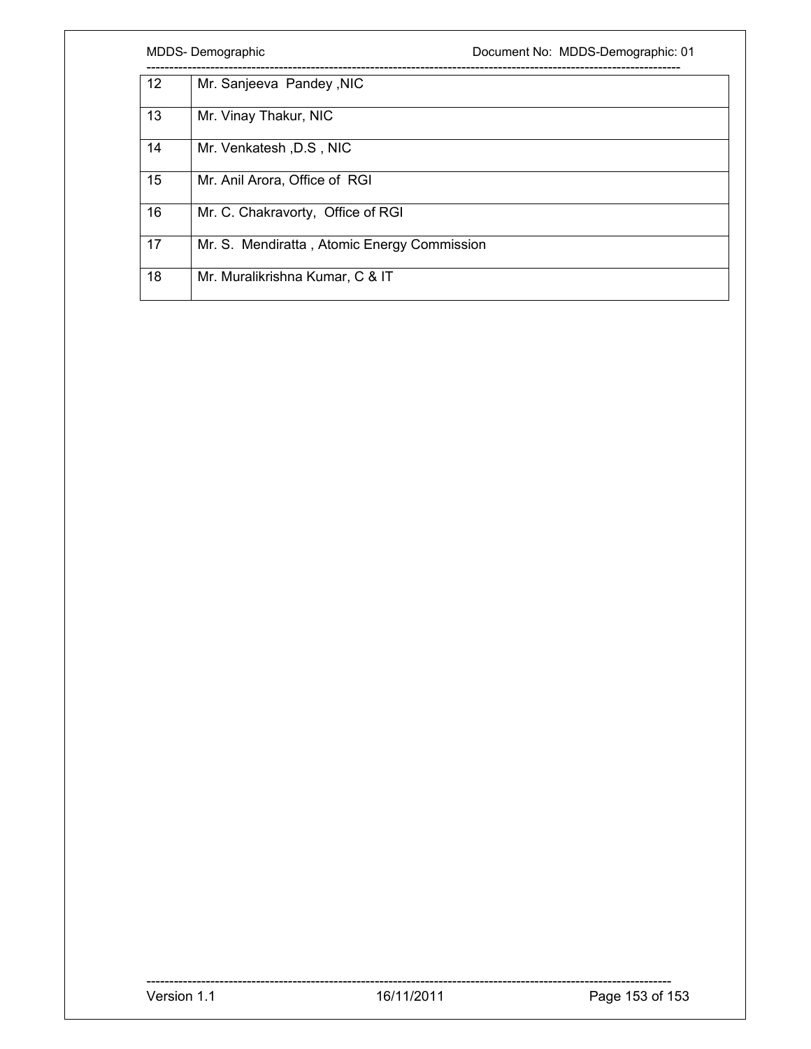| | |
|---|---|
| 12 | Mr. Sanjeeva Pandey ,NIC |
| 13 | Mr. Vinay Thakur, NIC |
| 14 | Mr. Venkatesh ,D.S , NIC |
| 15 | Mr. Anil Arora, Office of RGI |
| 16 | Mr. C. Chakravorty, Office of RGI |
| 17 | Mr. S. Mendiratta , Atomic Energy Commission |
| 18 | Mr. Muralikrishna Kumar, C & IT |